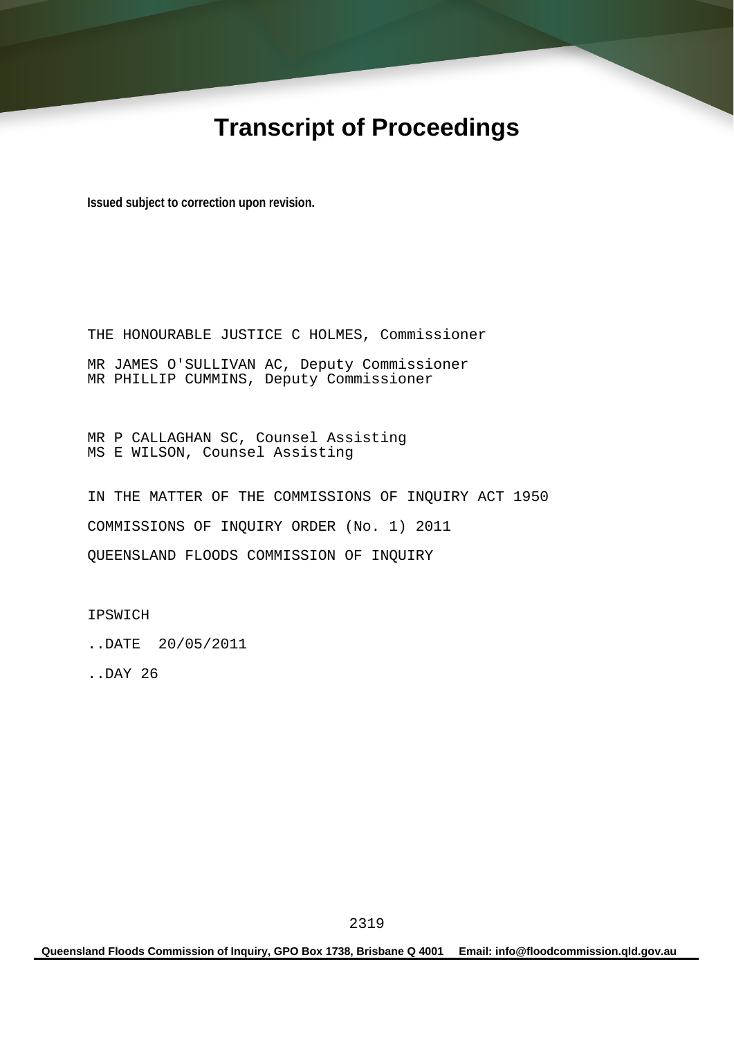# Transcript of Proceedings

**Issued subject to correction upon revision.**

THE HONOURABLE JUSTICE C HOLMES, Commissioner

MR JAMES O'SULLIVAN AC, Deputy Commissioner
MR PHILLIP CUMMINS, Deputy Commissioner

MR P CALLAGHAN SC, Counsel Assisting
MS E WILSON, Counsel Assisting

IN THE MATTER OF THE COMMISSIONS OF INQUIRY ACT 1950

COMMISSIONS OF INQUIRY ORDER (No. 1) 2011

QUEENSLAND FLOODS COMMISSION OF INQUIRY

IPSWICH

..DATE 20/05/2011

..DAY 26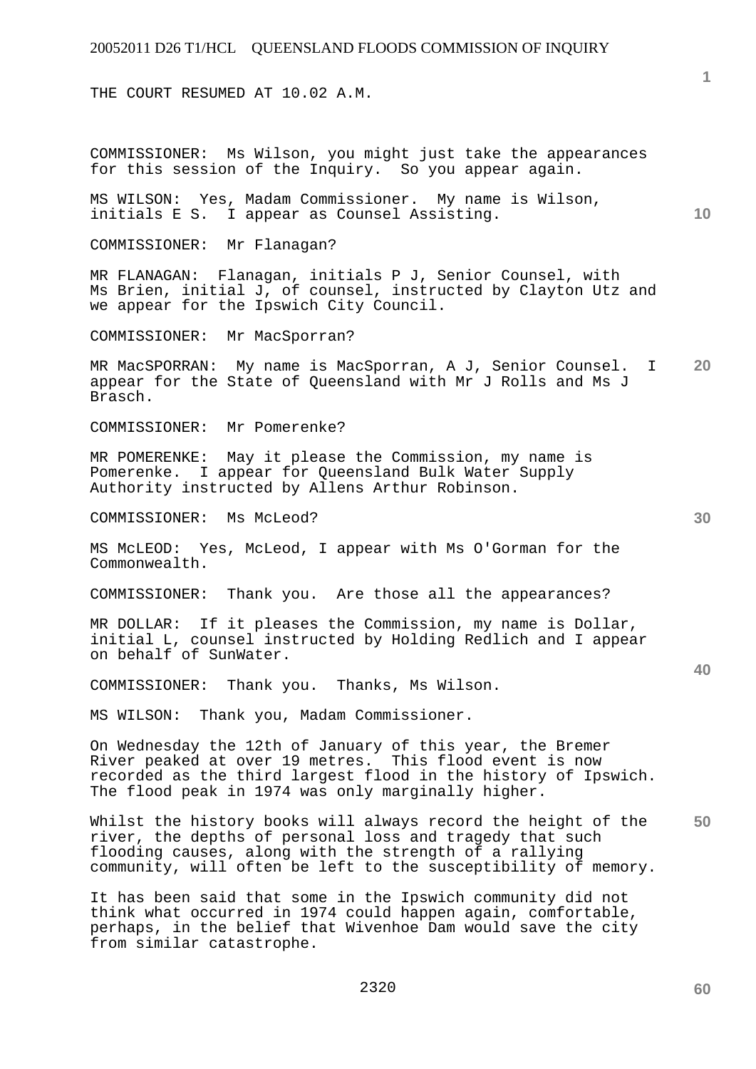THE COURT RESUMED AT 10.02 A.M.

COMMISSIONER: Ms Wilson, you might just take the appearances for this session of the Inquiry. So you appear again.

MS WILSON: Yes, Madam Commissioner. My name is Wilson, initials E S. I appear as Counsel Assisting.

COMMISSIONER: Mr Flanagan?

MR FLANAGAN: Flanagan, initials P J, Senior Counsel, with Ms Brien, initial J, of counsel, instructed by Clayton Utz and we appear for the Ipswich City Council.

COMMISSIONER: Mr MacSporran?

MR MacSPORRAN: My name is MacSporran, A J, Senior Counsel. I appear for the State of Queensland with Mr J Rolls and Ms J Brasch.

COMMISSIONER: Mr Pomerenke?

MR POMERENKE: May it please the Commission, my name is Pomerenke. I appear for Queensland Bulk Water Supply Authority instructed by Allens Arthur Robinson.

COMMISSIONER: Ms McLeod?

MS McLEOD: Yes, McLeod, I appear with Ms O'Gorman for the Commonwealth.

COMMISSIONER: Thank you. Are those all the appearances?

MR DOLLAR: If it pleases the Commission, my name is Dollar, initial L, counsel instructed by Holding Redlich and I appear on behalf of SunWater.

COMMISSIONER: Thank you. Thanks, Ms Wilson.

MS WILSON: Thank you, Madam Commissioner.

On Wednesday the 12th of January of this year, the Bremer River peaked at over 19 metres. This flood event is now recorded as the third largest flood in the history of Ipswich. The flood peak in 1974 was only marginally higher.

Whilst the history books will always record the height of the river, the depths of personal loss and tragedy that such flooding causes, along with the strength of a rallying community, will often be left to the susceptibility of memory.

It has been said that some in the Ipswich community did not think what occurred in 1974 could happen again, comfortable, perhaps, in the belief that Wivenhoe Dam would save the city from similar catastrophe.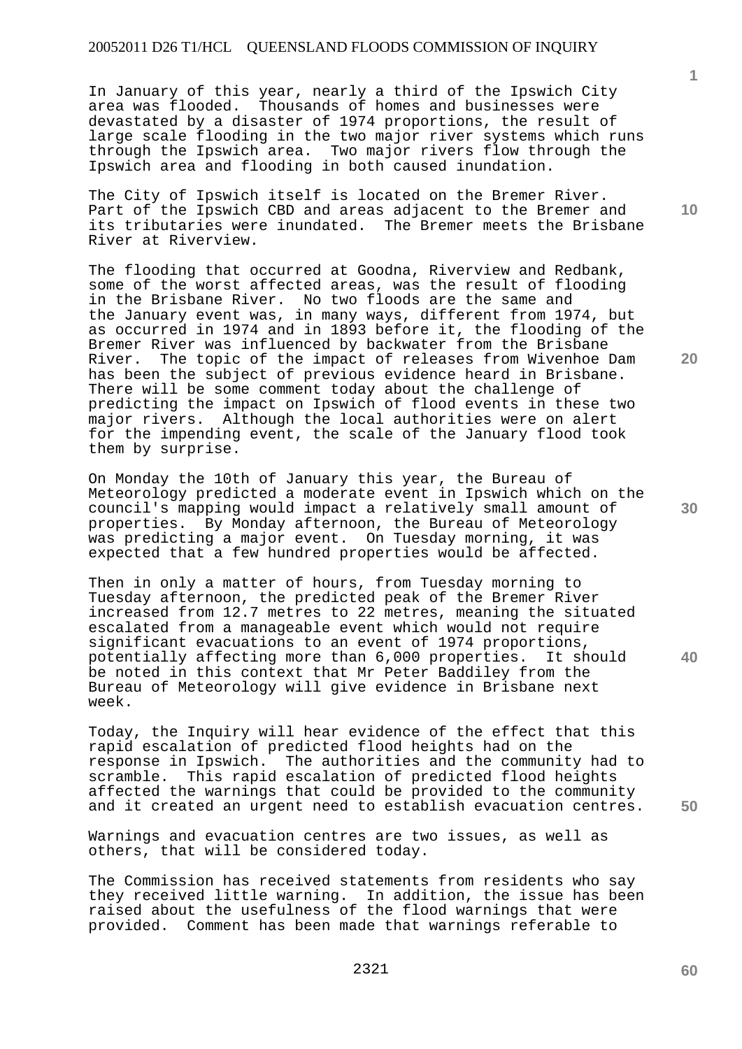In January of this year, nearly a third of the Ipswich City area was flooded. Thousands of homes and businesses were devastated by a disaster of 1974 proportions, the result of large scale flooding in the two major river systems which runs through the Ipswich area. Two major rivers flow through the Ipswich area and flooding in both caused inundation.

The City of Ipswich itself is located on the Bremer River. Part of the Ipswich CBD and areas adjacent to the Bremer and its tributaries were inundated. The Bremer meets the Brisbane River at Riverview.

The flooding that occurred at Goodna, Riverview and Redbank, some of the worst affected areas, was the result of flooding in the Brisbane River. No two floods are the same and the January event was, in many ways, different from 1974, but as occurred in 1974 and in 1893 before it, the flooding of the Bremer River was influenced by backwater from the Brisbane River. The topic of the impact of releases from Wivenhoe Dam has been the subject of previous evidence heard in Brisbane. There will be some comment today about the challenge of predicting the impact on Ipswich of flood events in these two major rivers. Although the local authorities were on alert for the impending event, the scale of the January flood took them by surprise.

On Monday the 10th of January this year, the Bureau of Meteorology predicted a moderate event in Ipswich which on the council's mapping would impact a relatively small amount of properties. By Monday afternoon, the Bureau of Meteorology was predicting a major event. On Tuesday morning, it was expected that a few hundred properties would be affected.

Then in only a matter of hours, from Tuesday morning to Tuesday afternoon, the predicted peak of the Bremer River increased from 12.7 metres to 22 metres, meaning the situated escalated from a manageable event which would not require significant evacuations to an event of 1974 proportions, potentially affecting more than 6,000 properties. It should be noted in this context that Mr Peter Baddiley from the Bureau of Meteorology will give evidence in Brisbane next week.

Today, the Inquiry will hear evidence of the effect that this rapid escalation of predicted flood heights had on the response in Ipswich. The authorities and the community had to scramble. This rapid escalation of predicted flood heights affected the warnings that could be provided to the community and it created an urgent need to establish evacuation centres.

Warnings and evacuation centres are two issues, as well as others, that will be considered today.

The Commission has received statements from residents who say they received little warning. In addition, the issue has been raised about the usefulness of the flood warnings that were provided. Comment has been made that warnings referable to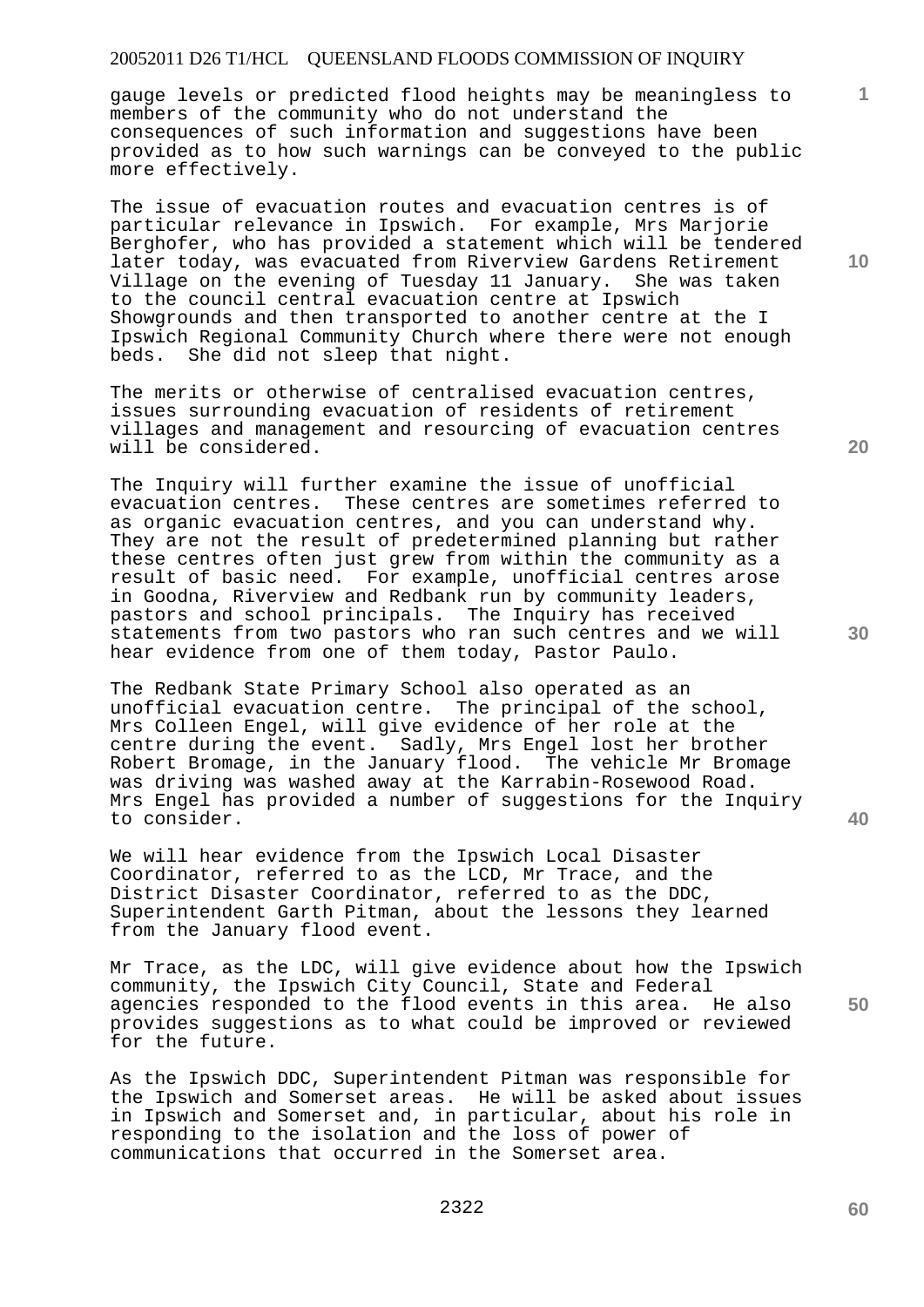gauge levels or predicted flood heights may be meaningless to members of the community who do not understand the consequences of such information and suggestions have been provided as to how such warnings can be conveyed to the public more effectively.

The issue of evacuation routes and evacuation centres is of particular relevance in Ipswich. For example, Mrs Marjorie Berghofer, who has provided a statement which will be tendered later today, was evacuated from Riverview Gardens Retirement Village on the evening of Tuesday 11 January. She was taken to the council central evacuation centre at Ipswich Showgrounds and then transported to another centre at the I Ipswich Regional Community Church where there were not enough beds. She did not sleep that night.

The merits or otherwise of centralised evacuation centres, issues surrounding evacuation of residents of retirement villages and management and resourcing of evacuation centres will be considered.

The Inquiry will further examine the issue of unofficial evacuation centres. These centres are sometimes referred to as organic evacuation centres, and you can understand why. They are not the result of predetermined planning but rather these centres often just grew from within the community as a result of basic need. For example, unofficial centres arose in Goodna, Riverview and Redbank run by community leaders, pastors and school principals. The Inquiry has received statements from two pastors who ran such centres and we will hear evidence from one of them today, Pastor Paulo.

The Redbank State Primary School also operated as an unofficial evacuation centre. The principal of the school, Mrs Colleen Engel, will give evidence of her role at the centre during the event. Sadly, Mrs Engel lost her brother Robert Bromage, in the January flood. The vehicle Mr Bromage was driving was washed away at the Karrabin-Rosewood Road. Mrs Engel has provided a number of suggestions for the Inquiry to consider.

We will hear evidence from the Ipswich Local Disaster Coordinator, referred to as the LCD, Mr Trace, and the District Disaster Coordinator, referred to as the DDC, Superintendent Garth Pitman, about the lessons they learned from the January flood event.

Mr Trace, as the LDC, will give evidence about how the Ipswich community, the Ipswich City Council, State and Federal agencies responded to the flood events in this area. He also provides suggestions as to what could be improved or reviewed for the future.

As the Ipswich DDC, Superintendent Pitman was responsible for the Ipswich and Somerset areas. He will be asked about issues in Ipswich and Somerset and, in particular, about his role in responding to the isolation and the loss of power of communications that occurred in the Somerset area.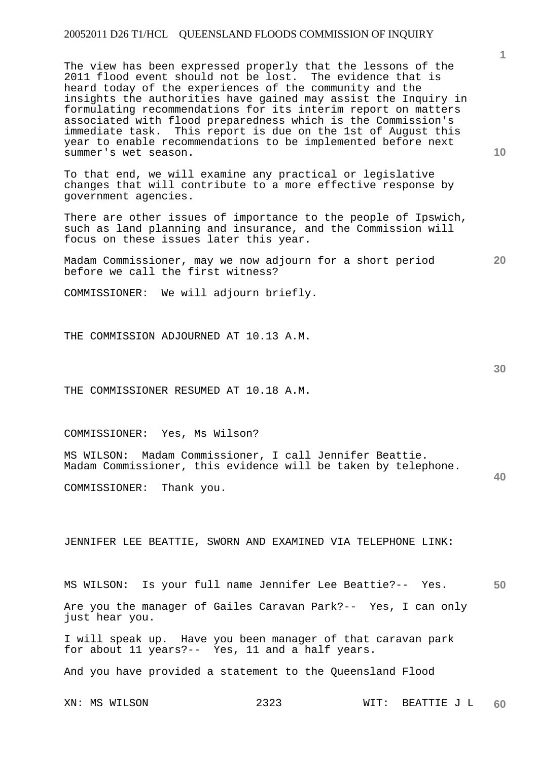The view has been expressed properly that the lessons of the 2011 flood event should not be lost. The evidence that is heard today of the experiences of the community and the insights the authorities have gained may assist the Inquiry in formulating recommendations for its interim report on matters associated with flood preparedness which is the Commission's immediate task. This report is due on the 1st of August this year to enable recommendations to be implemented before next summer's wet season.

To that end, we will examine any practical or legislative changes that will contribute to a more effective response by government agencies.

There are other issues of importance to the people of Ipswich, such as land planning and insurance, and the Commission will focus on these issues later this year.

Madam Commissioner, may we now adjourn for a short period before we call the first witness?

COMMISSIONER: We will adjourn briefly.

THE COMMISSION ADJOURNED AT 10.13 A.M.

THE COMMISSIONER RESUMED AT 10.18 A.M.

COMMISSIONER: Yes, Ms Wilson?

MS WILSON: Madam Commissioner, I call Jennifer Beattie. Madam Commissioner, this evidence will be taken by telephone.

COMMISSIONER: Thank you.

JENNIFER LEE BEATTIE, SWORN AND EXAMINED VIA TELEPHONE LINK:

MS WILSON: Is your full name Jennifer Lee Beattie?-- Yes.

Are you the manager of Gailes Caravan Park?-- Yes, I can only just hear you.

I will speak up. Have you been manager of that caravan park for about 11 years?-- Yes, 11 and a half years.

And you have provided a statement to the Queensland Flood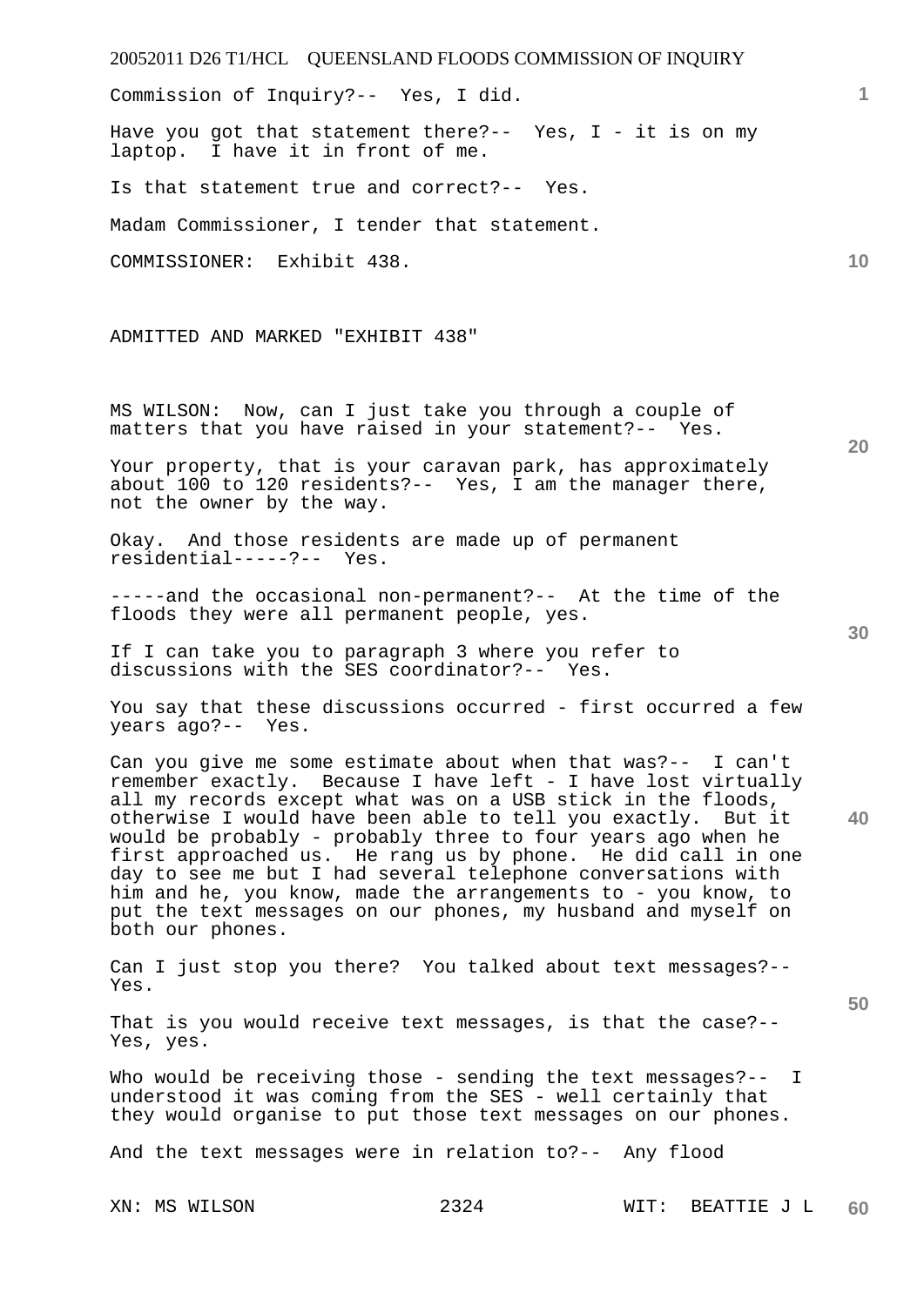Commission of Inquiry?-- Yes, I did.

Have you got that statement there?-- Yes, I - it is on my laptop. I have it in front of me.

Is that statement true and correct?-- Yes.

Madam Commissioner, I tender that statement.

COMMISSIONER: Exhibit 438.

ADMITTED AND MARKED "EXHIBIT 438"

MS WILSON: Now, can I just take you through a couple of matters that you have raised in your statement?-- Yes.

Your property, that is your caravan park, has approximately about 100 to 120 residents?-- Yes, I am the manager there, not the owner by the way.

Okay. And those residents are made up of permanent residential-----?-- Yes.

-----and the occasional non-permanent?-- At the time of the floods they were all permanent people, yes.

If I can take you to paragraph 3 where you refer to discussions with the SES coordinator?-- Yes.

You say that these discussions occurred - first occurred a few years ago?-- Yes.

Can you give me some estimate about when that was?-- I can't remember exactly. Because I have left - I have lost virtually all my records except what was on a USB stick in the floods, otherwise I would have been able to tell you exactly. But it would be probably - probably three to four years ago when he first approached us. He rang us by phone. He did call in one day to see me but I had several telephone conversations with him and he, you know, made the arrangements to - you know, to put the text messages on our phones, my husband and myself on both our phones.

Can I just stop you there? You talked about text messages?-- Yes.

That is you would receive text messages, is that the case?-- Yes, yes.

Who would be receiving those - sending the text messages?-- I understood it was coming from the SES - well certainly that they would organise to put those text messages on our phones.

And the text messages were in relation to?-- Any flood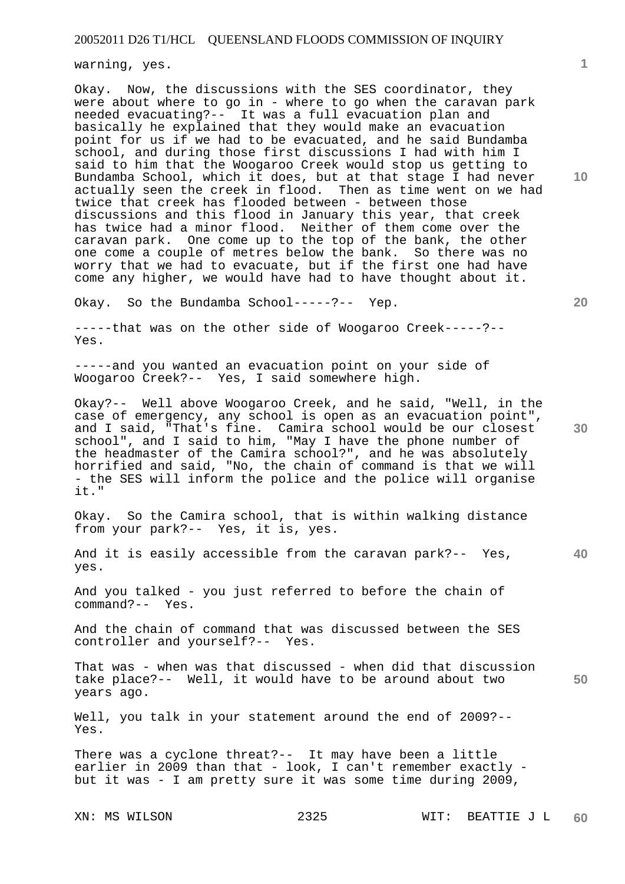warning, yes.

Okay. Now, the discussions with the SES coordinator, they were about where to go in - where to go when the caravan park needed evacuating?-- It was a full evacuation plan and basically he explained that they would make an evacuation point for us if we had to be evacuated, and he said Bundamba school, and during those first discussions I had with him I said to him that the Woogaroo Creek would stop us getting to Bundamba School, which it does, but at that stage I had never actually seen the creek in flood. Then as time went on we had twice that creek has flooded between - between those discussions and this flood in January this year, that creek has twice had a minor flood. Neither of them come over the caravan park. One come up to the top of the bank, the other one come a couple of metres below the bank. So there was no worry that we had to evacuate, but if the first one had have come any higher, we would have had to have thought about it.

Okay. So the Bundamba School-----?-- Yep.

-----that was on the other side of Woogaroo Creek-----?-- Yes.

-----and you wanted an evacuation point on your side of Woogaroo Creek?-- Yes, I said somewhere high.

Okay?-- Well above Woogaroo Creek, and he said, "Well, in the case of emergency, any school is open as an evacuation point", and I said, "That's fine. Camira school would be our closest school", and I said to him, "May I have the phone number of the headmaster of the Camira school?", and he was absolutely horrified and said, "No, the chain of command is that we will - the SES will inform the police and the police will organise it."

Okay. So the Camira school, that is within walking distance from your park?-- Yes, it is, yes.

And it is easily accessible from the caravan park?-- Yes, yes.

And you talked - you just referred to before the chain of command?-- Yes.

And the chain of command that was discussed between the SES controller and yourself?-- Yes.

That was - when was that discussed - when did that discussion take place?-- Well, it would have to be around about two years ago.

Well, you talk in your statement around the end of 2009?-- Yes.

There was a cyclone threat?-- It may have been a little earlier in 2009 than that - look, I can't remember exactly - but it was - I am pretty sure it was some time during 2009,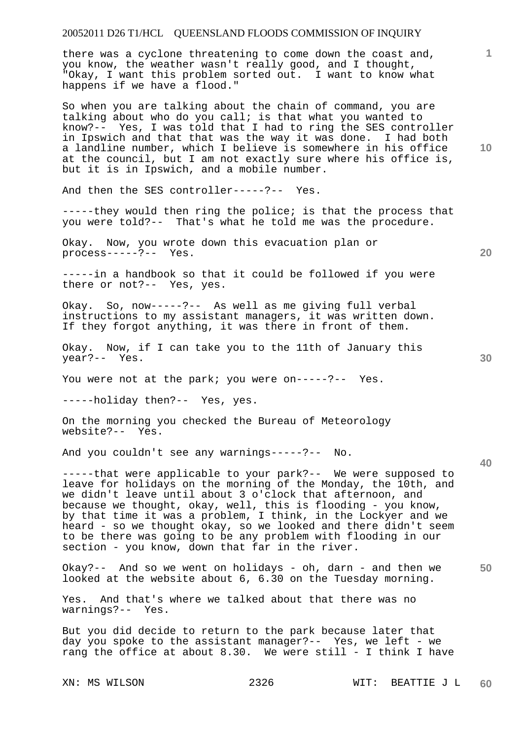there was a cyclone threatening to come down the coast and, you know, the weather wasn't really good, and I thought, "Okay, I want this problem sorted out. I want to know what happens if we have a flood."

So when you are talking about the chain of command, you are talking about who do you call; is that what you wanted to know?-- Yes, I was told that I had to ring the SES controller in Ipswich and that that was the way it was done. I had both a landline number, which I believe is somewhere in his office at the council, but I am not exactly sure where his office is, but it is in Ipswich, and a mobile number.

And then the SES controller-----?-- Yes.

-----they would then ring the police; is that the process that you were told?-- That's what he told me was the procedure.

Okay. Now, you wrote down this evacuation plan or process-----?-- Yes.

-----in a handbook so that it could be followed if you were there or not?-- Yes, yes.

Okay. So, now-----?-- As well as me giving full verbal instructions to my assistant managers, it was written down. If they forgot anything, it was there in front of them.

Okay. Now, if I can take you to the 11th of January this year?-- Yes.

You were not at the park; you were on-----?-- Yes.

-----holiday then?-- Yes, yes.

On the morning you checked the Bureau of Meteorology website?-- Yes.

And you couldn't see any warnings-----?-- No.

-----that were applicable to your park?-- We were supposed to leave for holidays on the morning of the Monday, the 10th, and we didn't leave until about 3 o'clock that afternoon, and because we thought, okay, well, this is flooding - you know, by that time it was a problem, I think, in the Lockyer and we heard - so we thought okay, so we looked and there didn't seem to be there was going to be any problem with flooding in our section - you know, down that far in the river.

Okay?-- And so we went on holidays - oh, darn - and then we looked at the website about 6, 6.30 on the Tuesday morning.

Yes. And that's where we talked about that there was no warnings?-- Yes.

But you did decide to return to the park because later that day you spoke to the assistant manager?-- Yes, we left - we rang the office at about 8.30. We were still - I think I have

XN: MS WILSON WIT: BEATTIE J L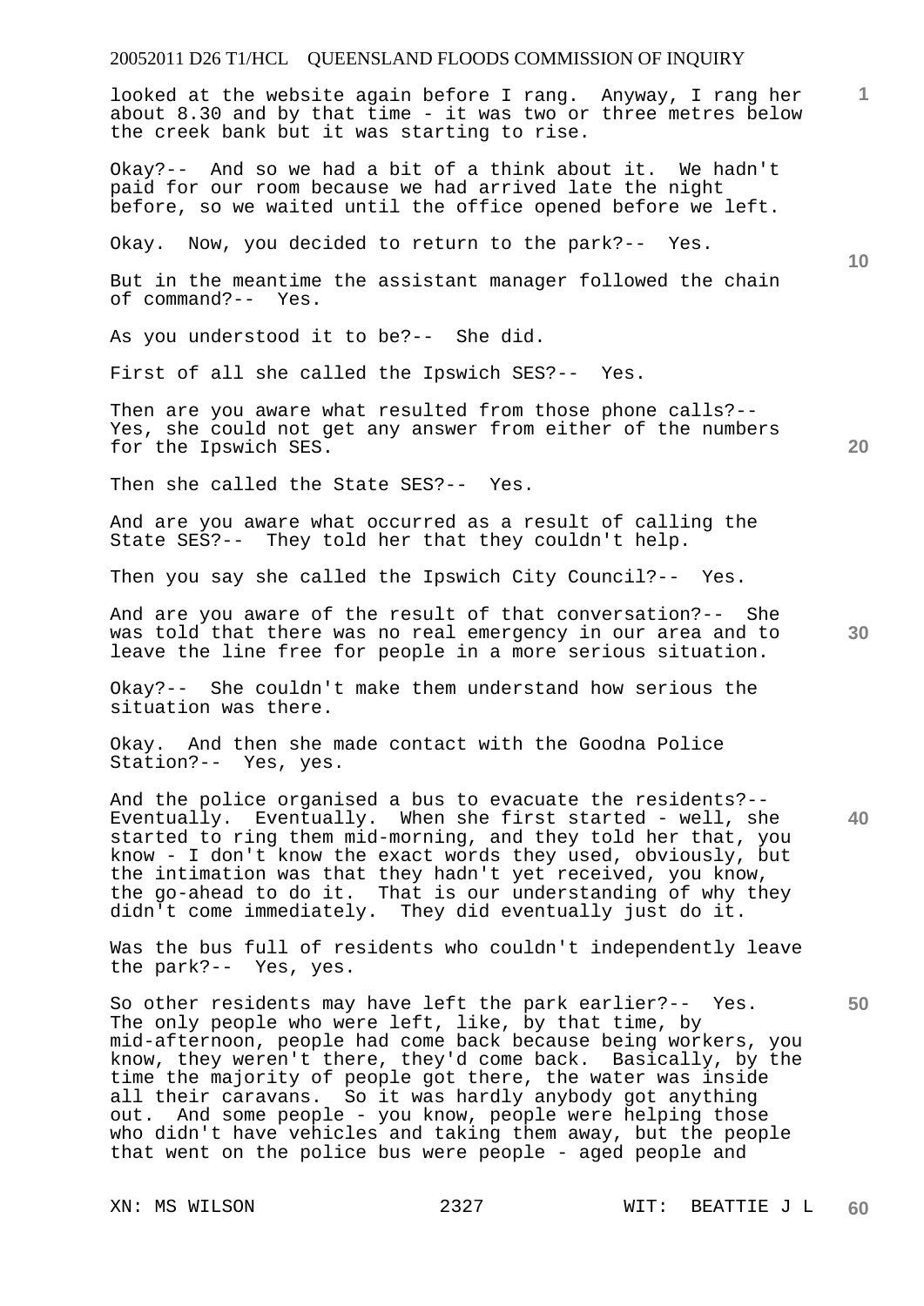looked at the website again before I rang. Anyway, I rang her about 8.30 and by that time - it was two or three metres below the creek bank but it was starting to rise.

Okay?-- And so we had a bit of a think about it. We hadn't paid for our room because we had arrived late the night before, so we waited until the office opened before we left.

Okay. Now, you decided to return to the park?-- Yes.

But in the meantime the assistant manager followed the chain of command?-- Yes.

As you understood it to be?-- She did.

First of all she called the Ipswich SES?-- Yes.

Then are you aware what resulted from those phone calls?-- Yes, she could not get any answer from either of the numbers for the Ipswich SES.

Then she called the State SES?-- Yes.

And are you aware what occurred as a result of calling the State SES?-- They told her that they couldn't help.

Then you say she called the Ipswich City Council?-- Yes.

And are you aware of the result of that conversation?-- She was told that there was no real emergency in our area and to leave the line free for people in a more serious situation.

Okay?-- She couldn't make them understand how serious the situation was there.

Okay. And then she made contact with the Goodna Police Station?-- Yes, yes.

And the police organised a bus to evacuate the residents?-- Eventually. Eventually. When she first started - well, she started to ring them mid-morning, and they told her that, you know - I don't know the exact words they used, obviously, but the intimation was that they hadn't yet received, you know, the go-ahead to do it. That is our understanding of why they didn't come immediately. They did eventually just do it.

Was the bus full of residents who couldn't independently leave the park?-- Yes, yes.

So other residents may have left the park earlier?-- Yes. The only people who were left, like, by that time, by mid-afternoon, people had come back because being workers, you know, they weren't there, they'd come back. Basically, by the time the majority of people got there, the water was inside all their caravans. So it was hardly anybody got anything out. And some people - you know, people were helping those who didn't have vehicles and taking them away, but the people that went on the police bus were people - aged people and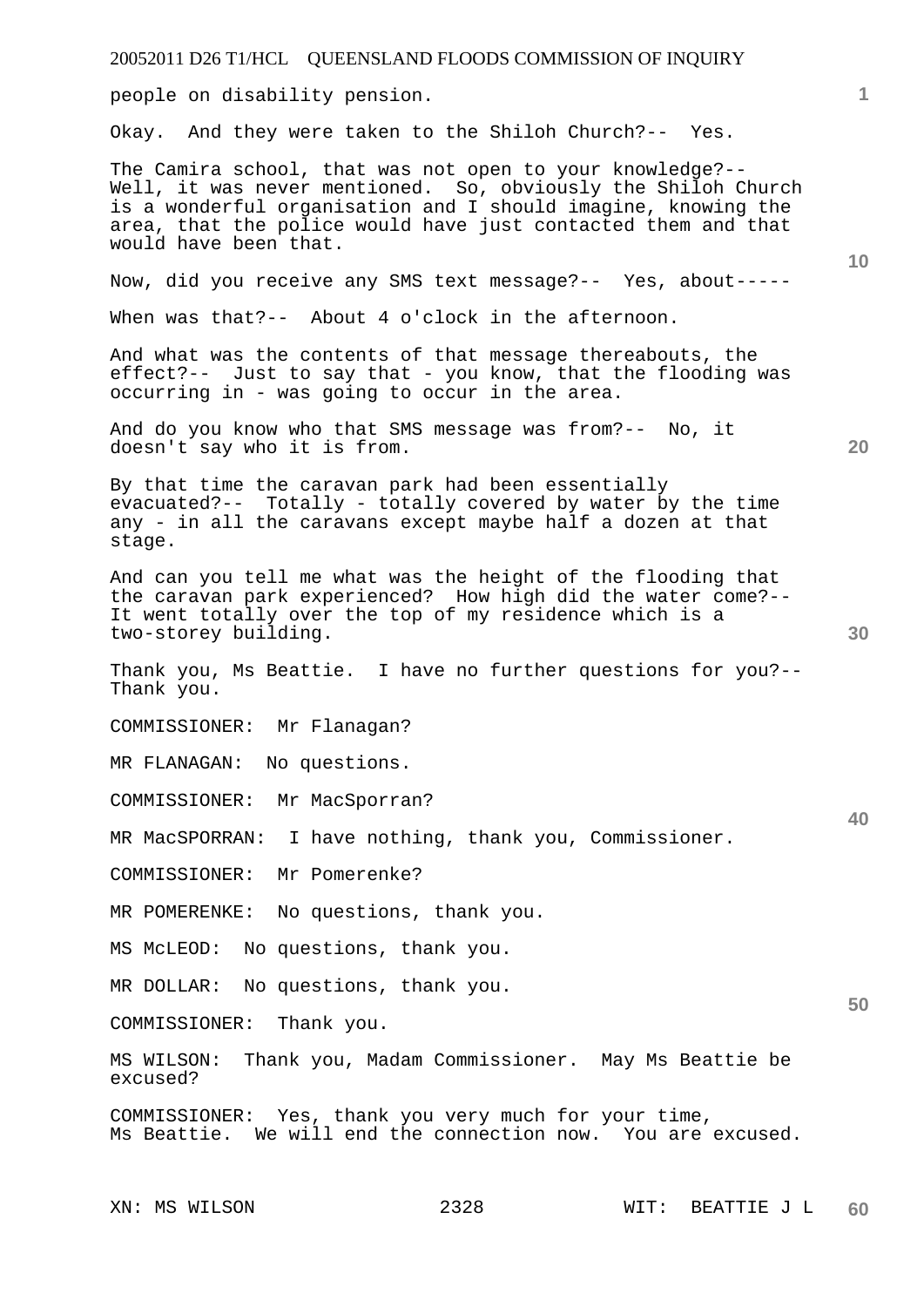people on disability pension.

Okay. And they were taken to the Shiloh Church?-- Yes.

The Camira school, that was not open to your knowledge?-- Well, it was never mentioned. So, obviously the Shiloh Church is a wonderful organisation and I should imagine, knowing the area, that the police would have just contacted them and that would have been that.

Now, did you receive any SMS text message?-- Yes, about-----

When was that?-- About 4 o'clock in the afternoon.

And what was the contents of that message thereabouts, the effect?-- Just to say that - you know, that the flooding was occurring in - was going to occur in the area.

And do you know who that SMS message was from?-- No, it doesn't say who it is from.

By that time the caravan park had been essentially evacuated?-- Totally - totally covered by water by the time any - in all the caravans except maybe half a dozen at that stage.

And can you tell me what was the height of the flooding that the caravan park experienced? How high did the water come?-- It went totally over the top of my residence which is a two-storey building.

Thank you, Ms Beattie. I have no further questions for you?-- Thank you.

COMMISSIONER: Mr Flanagan?

MR FLANAGAN: No questions.

COMMISSIONER: Mr MacSporran?

MR MacSPORRAN: I have nothing, thank you, Commissioner.

COMMISSIONER: Mr Pomerenke?

MR POMERENKE: No questions, thank you.

MS McLEOD: No questions, thank you.

MR DOLLAR: No questions, thank you.

COMMISSIONER: Thank you.

MS WILSON: Thank you, Madam Commissioner. May Ms Beattie be excused?

COMMISSIONER: Yes, thank you very much for your time, Ms Beattie. We will end the connection now. You are excused.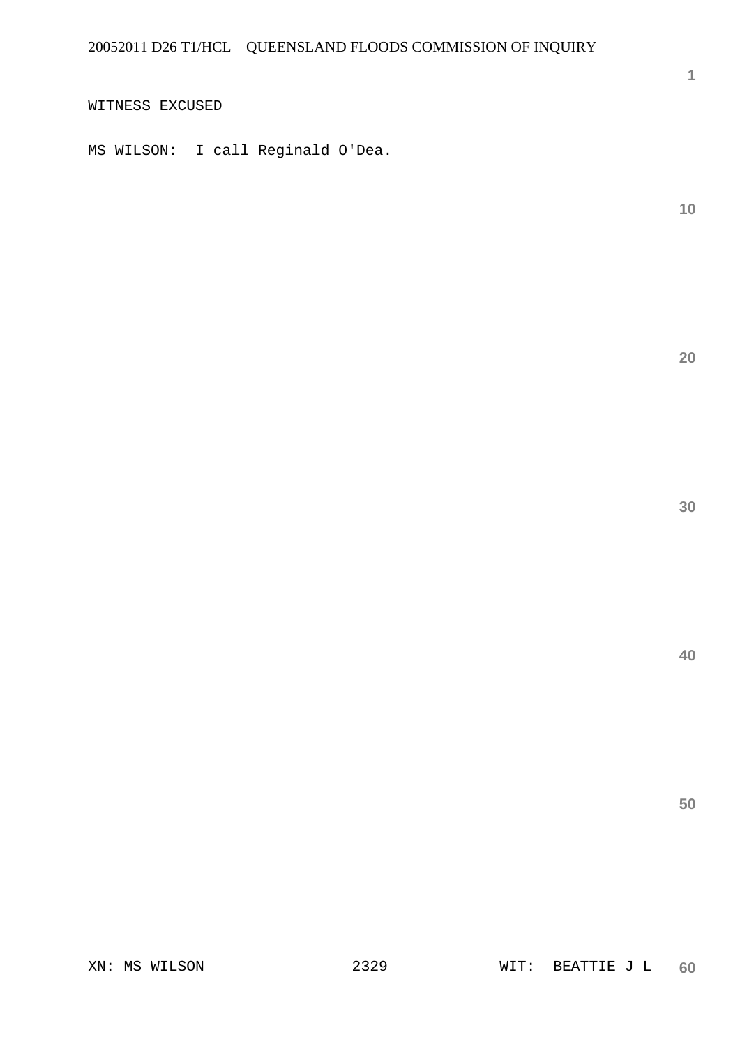WITNESS EXCUSED

MS WILSON:  I call Reginald O'Dea.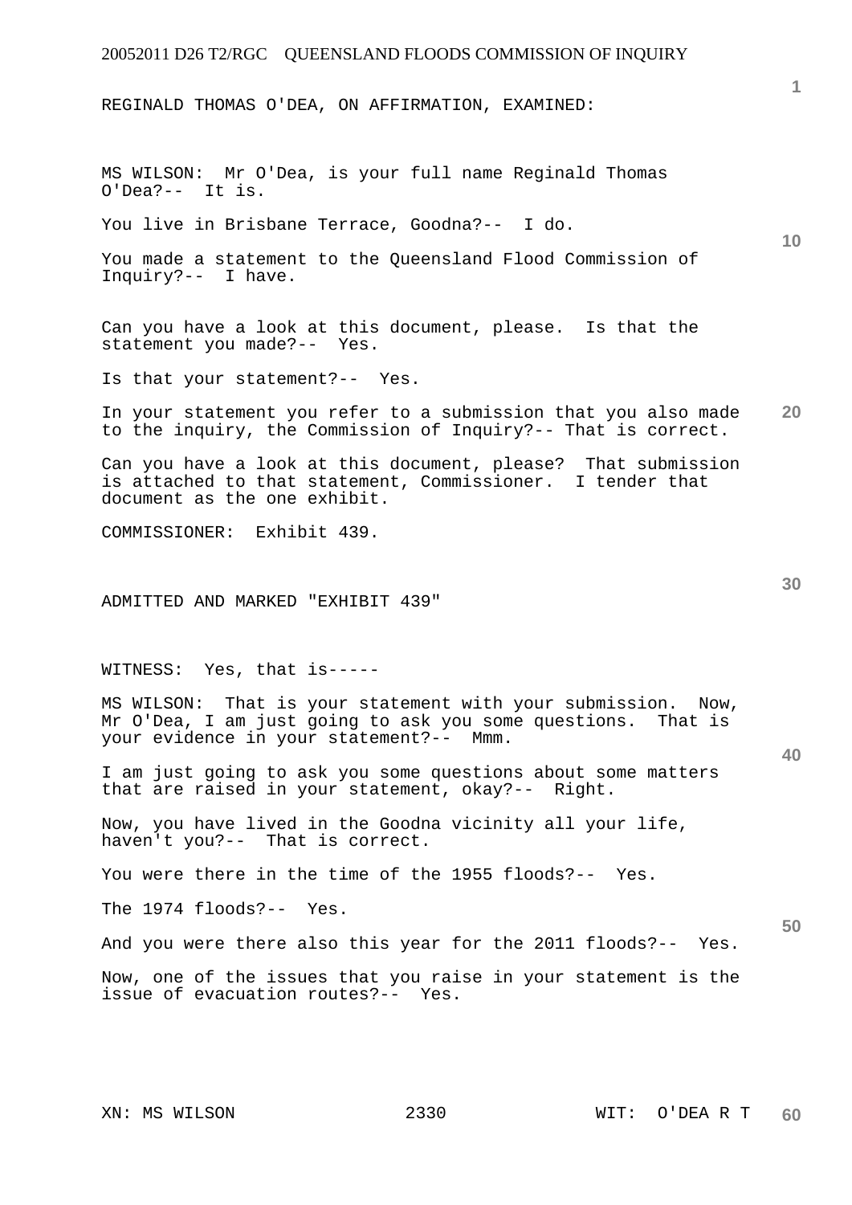REGINALD THOMAS O'DEA, ON AFFIRMATION, EXAMINED:

MS WILSON: Mr O'Dea, is your full name Reginald Thomas O'Dea?-- It is.

You live in Brisbane Terrace, Goodna?-- I do.

You made a statement to the Queensland Flood Commission of Inquiry?-- I have.

Can you have a look at this document, please. Is that the statement you made?-- Yes.

Is that your statement?-- Yes.

In your statement you refer to a submission that you also made to the inquiry, the Commission of Inquiry?-- That is correct.

Can you have a look at this document, please? That submission is attached to that statement, Commissioner. I tender that document as the one exhibit.

COMMISSIONER: Exhibit 439.

ADMITTED AND MARKED "EXHIBIT 439"

WITNESS: Yes, that is-----

MS WILSON: That is your statement with your submission. Now, Mr O'Dea, I am just going to ask you some questions. That is your evidence in your statement?-- Mmm.

I am just going to ask you some questions about some matters that are raised in your statement, okay?-- Right.

Now, you have lived in the Goodna vicinity all your life, haven't you?-- That is correct.

You were there in the time of the 1955 floods?-- Yes.

The 1974 floods?-- Yes.

And you were there also this year for the 2011 floods?-- Yes.

Now, one of the issues that you raise in your statement is the issue of evacuation routes?-- Yes.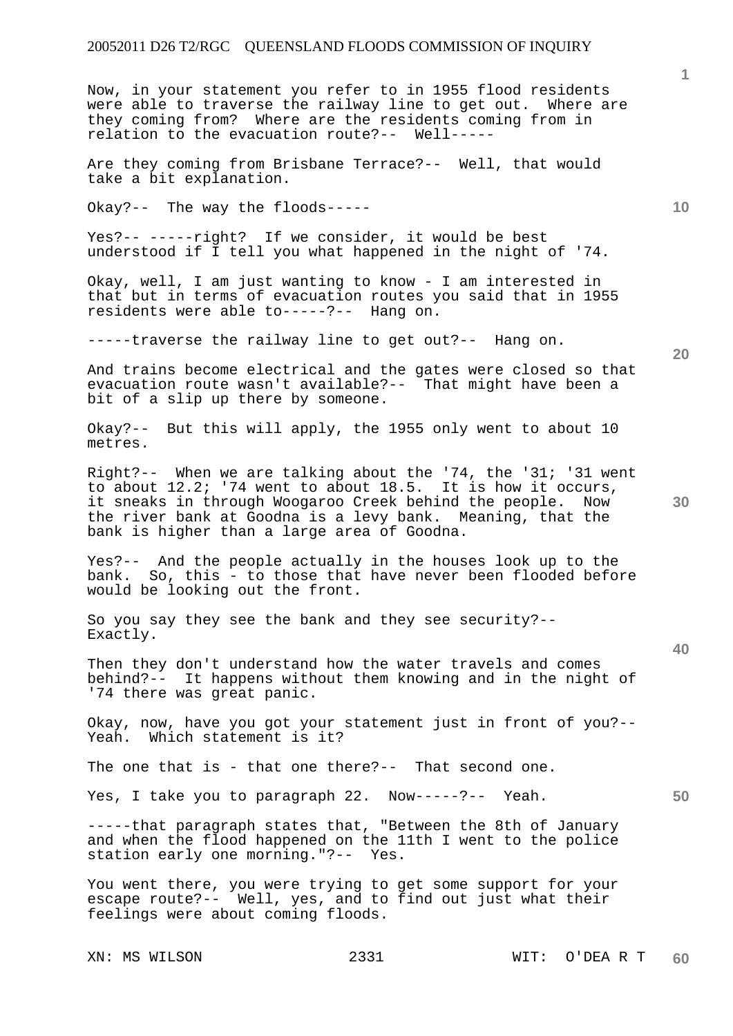Now, in your statement you refer to in 1955 flood residents were able to traverse the railway line to get out. Where are they coming from? Where are the residents coming from in relation to the evacuation route?-- Well-----

Are they coming from Brisbane Terrace?-- Well, that would take a bit explanation.

Okay?-- The way the floods-----

Yes?-- -----right? If we consider, it would be best understood if I tell you what happened in the night of '74.

Okay, well, I am just wanting to know - I am interested in that but in terms of evacuation routes you said that in 1955 residents were able to-----?-- Hang on.

-----traverse the railway line to get out?-- Hang on.

And trains become electrical and the gates were closed so that evacuation route wasn't available?-- That might have been a bit of a slip up there by someone.

Okay?-- But this will apply, the 1955 only went to about 10 metres.

Right?-- When we are talking about the '74, the '31; '31 went to about 12.2; '74 went to about 18.5. It is how it occurs, it sneaks in through Woogaroo Creek behind the people. Now the river bank at Goodna is a levy bank. Meaning, that the bank is higher than a large area of Goodna.

Yes?-- And the people actually in the houses look up to the bank. So, this - to those that have never been flooded before would be looking out the front.

So you say they see the bank and they see security?-- Exactly.

Then they don't understand how the water travels and comes behind?-- It happens without them knowing and in the night of '74 there was great panic.

Okay, now, have you got your statement just in front of you?-- Yeah. Which statement is it?

The one that is - that one there?-- That second one.

Yes, I take you to paragraph 22. Now-----?-- Yeah.

-----that paragraph states that, "Between the 8th of January and when the flood happened on the 11th I went to the police station early one morning."?-- Yes.

You went there, you were trying to get some support for your escape route?-- Well, yes, and to find out just what their feelings were about coming floods.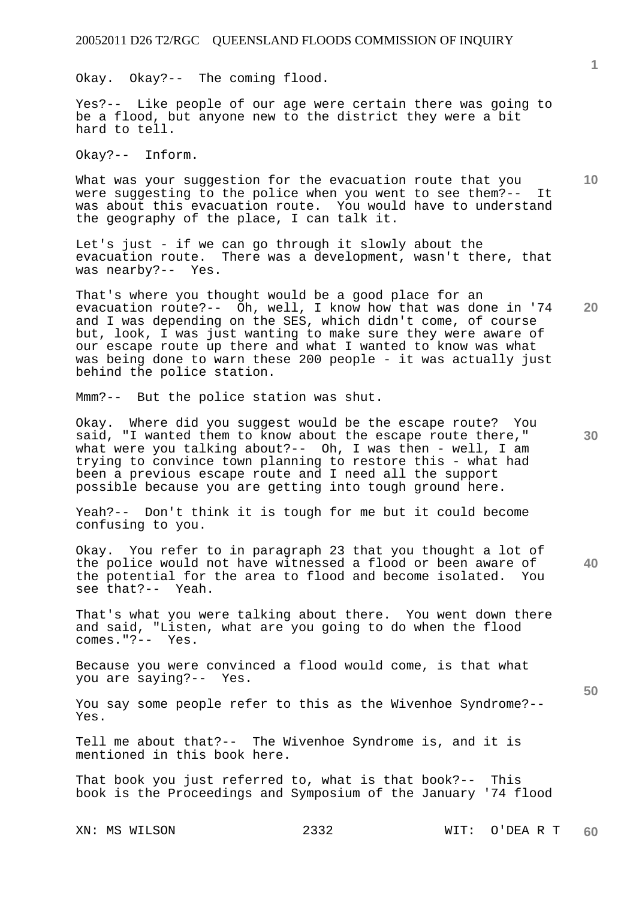Okay. Okay?-- The coming flood.

Yes?-- Like people of our age were certain there was going to be a flood, but anyone new to the district they were a bit hard to tell.

Okay?-- Inform.

What was your suggestion for the evacuation route that you were suggesting to the police when you went to see them?-- It was about this evacuation route. You would have to understand the geography of the place, I can talk it.

Let's just - if we can go through it slowly about the evacuation route. There was a development, wasn't there, that was nearby?-- Yes.

That's where you thought would be a good place for an evacuation route?-- Oh, well, I know how that was done in '74 and I was depending on the SES, which didn't come, of course but, look, I was just wanting to make sure they were aware of our escape route up there and what I wanted to know was what was being done to warn these 200 people - it was actually just behind the police station.

Mmm?-- But the police station was shut.

Okay. Where did you suggest would be the escape route? You said, "I wanted them to know about the escape route there," what were you talking about?-- Oh, I was then - well, I am trying to convince town planning to restore this - what had been a previous escape route and I need all the support possible because you are getting into tough ground here.

Yeah?-- Don't think it is tough for me but it could become confusing to you.

Okay. You refer to in paragraph 23 that you thought a lot of the police would not have witnessed a flood or been aware of the potential for the area to flood and become isolated. You see that?-- Yeah.

That's what you were talking about there. You went down there and said, "Listen, what are you going to do when the flood comes."?-- Yes.

Because you were convinced a flood would come, is that what you are saying?-- Yes.

You say some people refer to this as the Wivenhoe Syndrome?-- Yes.

Tell me about that?-- The Wivenhoe Syndrome is, and it is mentioned in this book here.

That book you just referred to, what is that book?-- This book is the Proceedings and Symposium of the January '74 flood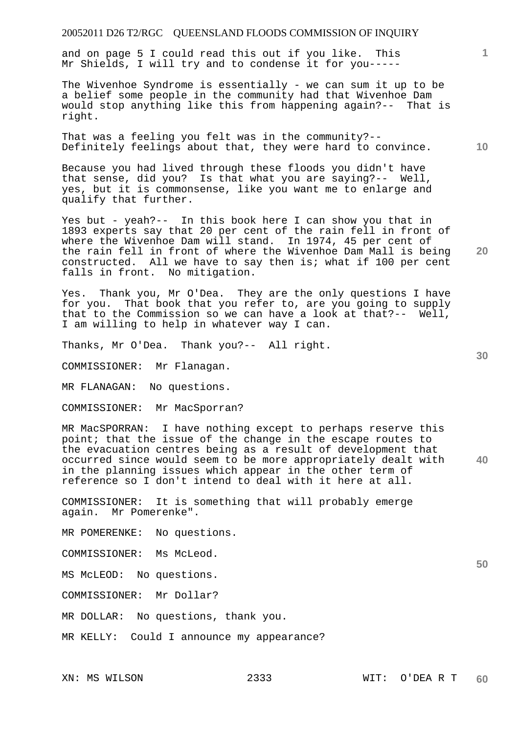and on page 5 I could read this out if you like. This Mr Shields, I will try and to condense it for you-----

The Wivenhoe Syndrome is essentially - we can sum it up to be a belief some people in the community had that Wivenhoe Dam would stop anything like this from happening again?-- That is right.

That was a feeling you felt was in the community?-- Definitely feelings about that, they were hard to convince.

Because you had lived through these floods you didn't have that sense, did you? Is that what you are saying?-- Well, yes, but it is commonsense, like you want me to enlarge and qualify that further.

Yes but - yeah?-- In this book here I can show you that in 1893 experts say that 20 per cent of the rain fell in front of where the Wivenhoe Dam will stand. In 1974, 45 per cent of the rain fell in front of where the Wivenhoe Dam Mall is being constructed. All we have to say then is; what if 100 per cent falls in front. No mitigation.

Yes. Thank you, Mr O'Dea. They are the only questions I have for you. That book that you refer to, are you going to supply that to the Commission so we can have a look at that?-- Well, I am willing to help in whatever way I can.

Thanks, Mr O'Dea. Thank you?-- All right.

COMMISSIONER: Mr Flanagan.

MR FLANAGAN: No questions.

COMMISSIONER: Mr MacSporran?

MR MacSPORRAN: I have nothing except to perhaps reserve this point; that the issue of the change in the escape routes to the evacuation centres being as a result of development that occurred since would seem to be more appropriately dealt with in the planning issues which appear in the other term of reference so I don't intend to deal with it here at all.

COMMISSIONER: It is something that will probably emerge again. Mr Pomerenke".

MR POMERENKE: No questions.

COMMISSIONER: Ms McLeod.

MS McLEOD: No questions.

COMMISSIONER: Mr Dollar?

MR DOLLAR: No questions, thank you.

MR KELLY: Could I announce my appearance?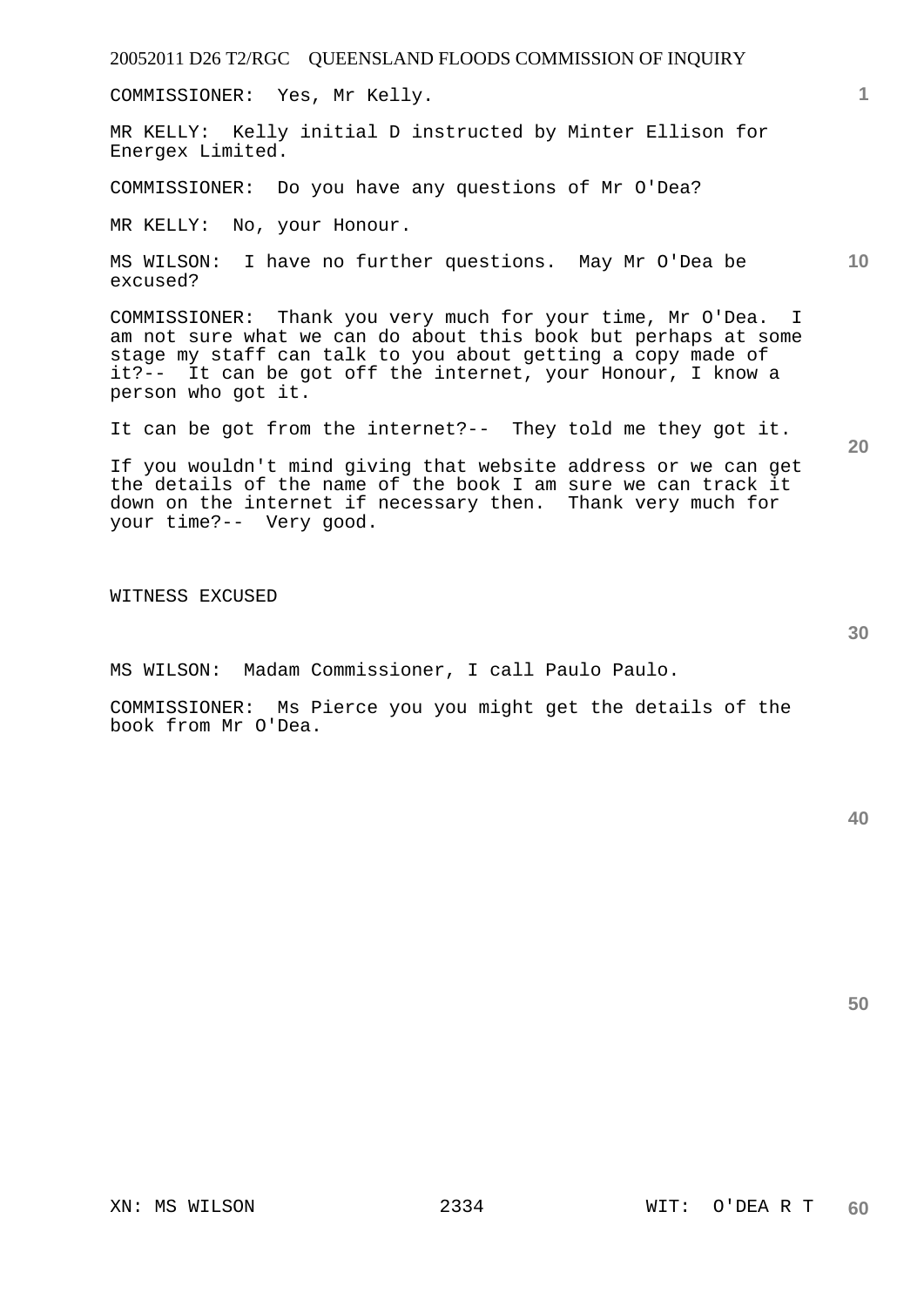COMMISSIONER: Yes, Mr Kelly.

MR KELLY: Kelly initial D instructed by Minter Ellison for Energex Limited.

COMMISSIONER: Do you have any questions of Mr O'Dea?

MR KELLY: No, your Honour.

MS WILSON: I have no further questions. May Mr O'Dea be excused?

COMMISSIONER: Thank you very much for your time, Mr O'Dea. I am not sure what we can do about this book but perhaps at some stage my staff can talk to you about getting a copy made of it?-- It can be got off the internet, your Honour, I know a person who got it.

It can be got from the internet?-- They told me they got it.

If you wouldn't mind giving that website address or we can get the details of the name of the book I am sure we can track it down on the internet if necessary then. Thank very much for your time?-- Very good.

WITNESS EXCUSED

MS WILSON: Madam Commissioner, I call Paulo Paulo.

COMMISSIONER: Ms Pierce you you might get the details of the book from Mr O'Dea.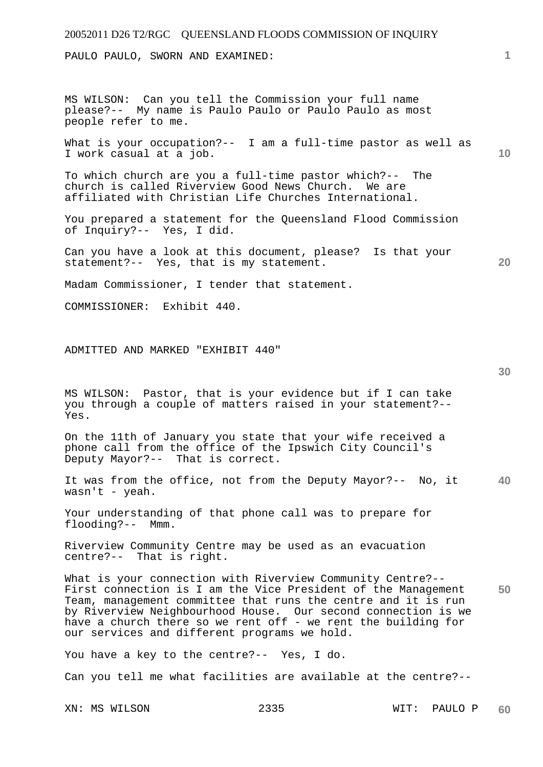PAULO PAULO, SWORN AND EXAMINED:

MS WILSON: Can you tell the Commission your full name please?-- My name is Paulo Paulo or Paulo Paulo as most people refer to me.

What is your occupation?-- I am a full-time pastor as well as I work casual at a job.

To which church are you a full-time pastor which?-- The church is called Riverview Good News Church. We are affiliated with Christian Life Churches International.

You prepared a statement for the Queensland Flood Commission of Inquiry?-- Yes, I did.

Can you have a look at this document, please? Is that your statement?-- Yes, that is my statement.

Madam Commissioner, I tender that statement.

COMMISSIONER: Exhibit 440.

ADMITTED AND MARKED "EXHIBIT 440"

MS WILSON: Pastor, that is your evidence but if I can take you through a couple of matters raised in your statement?-- Yes.

On the 11th of January you state that your wife received a phone call from the office of the Ipswich City Council's Deputy Mayor?-- That is correct.

It was from the office, not from the Deputy Mayor?-- No, it wasn't - yeah.

Your understanding of that phone call was to prepare for flooding?-- Mmm.

Riverview Community Centre may be used as an evacuation centre?-- That is right.

What is your connection with Riverview Community Centre?-- First connection is I am the Vice President of the Management Team, management committee that runs the centre and it is run by Riverview Neighbourhood House. Our second connection is we have a church there so we rent off - we rent the building for our services and different programs we hold.

You have a key to the centre?-- Yes, I do.

Can you tell me what facilities are available at the centre?--

XN: MS WILSON WIT: PAULO P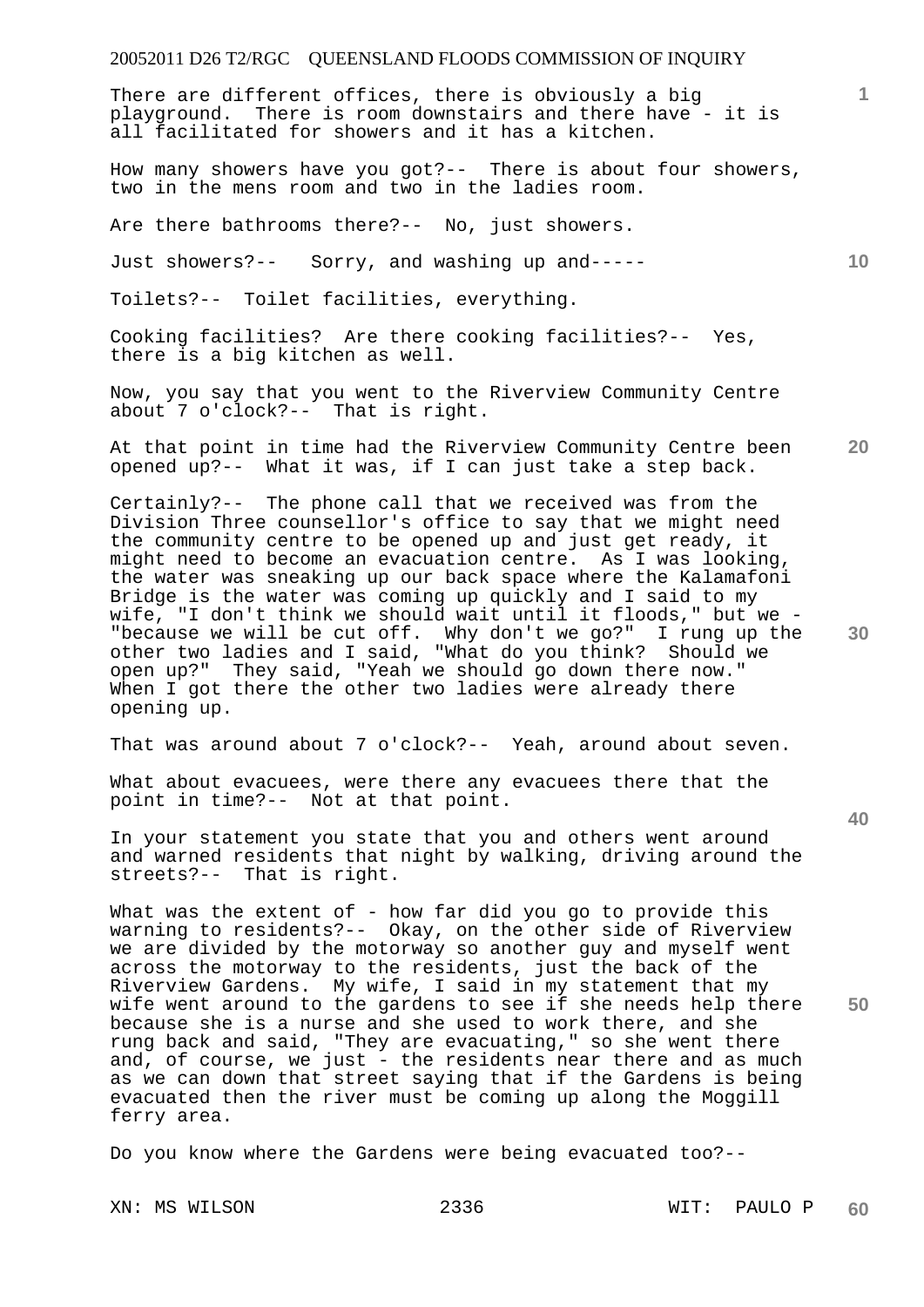There are different offices, there is obviously a big playground. There is room downstairs and there have - it is all facilitated for showers and it has a kitchen.

How many showers have you got?-- There is about four showers, two in the mens room and two in the ladies room.

Are there bathrooms there?-- No, just showers.

Just showers?-- Sorry, and washing up and-----

Toilets?-- Toilet facilities, everything.

Cooking facilities? Are there cooking facilities?-- Yes, there is a big kitchen as well.

Now, you say that you went to the Riverview Community Centre about 7 o'clock?-- That is right.

At that point in time had the Riverview Community Centre been opened up?-- What it was, if I can just take a step back.

Certainly?-- The phone call that we received was from the Division Three counsellor's office to say that we might need the community centre to be opened up and just get ready, it might need to become an evacuation centre. As I was looking, the water was sneaking up our back space where the Kalamafoni Bridge is the water was coming up quickly and I said to my wife, "I don't think we should wait until it floods," but we - "because we will be cut off. Why don't we go?" I rung up the other two ladies and I said, "What do you think? Should we open up?" They said, "Yeah we should go down there now." When I got there the other two ladies were already there opening up.

That was around about 7 o'clock?-- Yeah, around about seven.

What about evacuees, were there any evacuees there that the point in time?-- Not at that point.

In your statement you state that you and others went around and warned residents that night by walking, driving around the streets?-- That is right.

What was the extent of - how far did you go to provide this warning to residents?-- Okay, on the other side of Riverview we are divided by the motorway so another guy and myself went across the motorway to the residents, just the back of the Riverview Gardens. My wife, I said in my statement that my wife went around to the gardens to see if she needs help there because she is a nurse and she used to work there, and she rung back and said, "They are evacuating," so she went there and, of course, we just - the residents near there and as much as we can down that street saying that if the Gardens is being evacuated then the river must be coming up along the Moggill ferry area.

Do you know where the Gardens were being evacuated too?--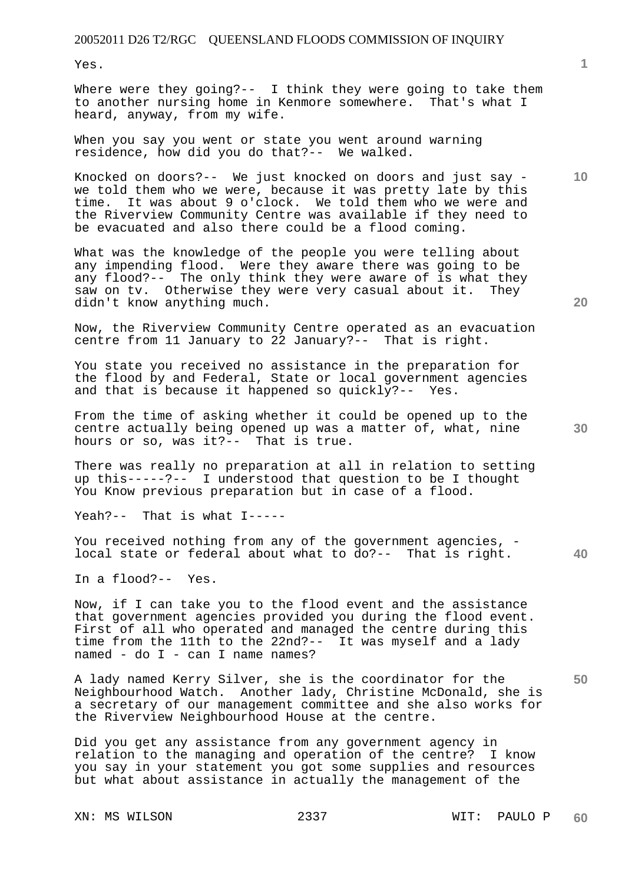Yes.

Where were they going?-- I think they were going to take them to another nursing home in Kenmore somewhere. That's what I heard, anyway, from my wife.

When you say you went or state you went around warning residence, how did you do that?-- We walked.

Knocked on doors?-- We just knocked on doors and just say - we told them who we were, because it was pretty late by this time. It was about 9 o'clock. We told them who we were and the Riverview Community Centre was available if they need to be evacuated and also there could be a flood coming.

What was the knowledge of the people you were telling about any impending flood. Were they aware there was going to be any flood?-- The only think they were aware of is what they saw on tv. Otherwise they were very casual about it. They didn't know anything much.

Now, the Riverview Community Centre operated as an evacuation centre from 11 January to 22 January?-- That is right.

You state you received no assistance in the preparation for the flood by and Federal, State or local government agencies and that is because it happened so quickly?-- Yes.

From the time of asking whether it could be opened up to the centre actually being opened up was a matter of, what, nine hours or so, was it?-- That is true.

There was really no preparation at all in relation to setting up this-----?-- I understood that question to be I thought You Know previous preparation but in case of a flood.

Yeah?-- That is what I-----

You received nothing from any of the government agencies, - local state or federal about what to do?-- That is right.

In a flood?-- Yes.

Now, if I can take you to the flood event and the assistance that government agencies provided you during the flood event. First of all who operated and managed the centre during this time from the 11th to the 22nd?-- It was myself and a lady named - do I - can I name names?

A lady named Kerry Silver, she is the coordinator for the Neighbourhood Watch. Another lady, Christine McDonald, she is a secretary of our management committee and she also works for the Riverview Neighbourhood House at the centre.

Did you get any assistance from any government agency in relation to the managing and operation of the centre? I know you say in your statement you got some supplies and resources but what about assistance in actually the management of the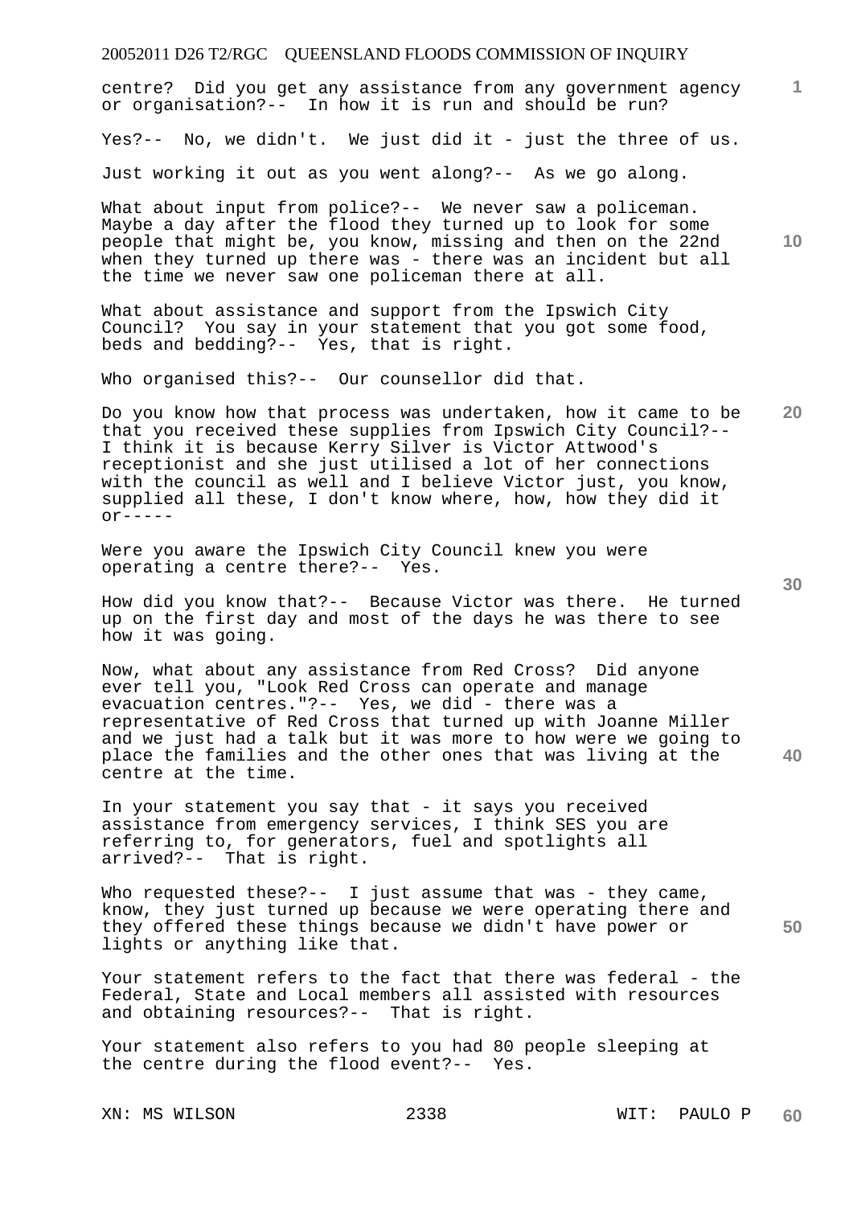centre? Did you get any assistance from any government agency or organisation?-- In how it is run and should be run?

Yes?-- No, we didn't. We just did it - just the three of us.

Just working it out as you went along?-- As we go along.

What about input from police?-- We never saw a policeman. Maybe a day after the flood they turned up to look for some people that might be, you know, missing and then on the 22nd when they turned up there was - there was an incident but all the time we never saw one policeman there at all.

What about assistance and support from the Ipswich City Council? You say in your statement that you got some food, beds and bedding?-- Yes, that is right.

Who organised this?-- Our counsellor did that.

Do you know how that process was undertaken, how it came to be that you received these supplies from Ipswich City Council?-- I think it is because Kerry Silver is Victor Attwood's receptionist and she just utilised a lot of her connections with the council as well and I believe Victor just, you know, supplied all these, I don't know where, how, how they did it or-----

Were you aware the Ipswich City Council knew you were operating a centre there?-- Yes.

How did you know that?-- Because Victor was there. He turned up on the first day and most of the days he was there to see how it was going.

Now, what about any assistance from Red Cross? Did anyone ever tell you, "Look Red Cross can operate and manage evacuation centres."?-- Yes, we did - there was a representative of Red Cross that turned up with Joanne Miller and we just had a talk but it was more to how were we going to place the families and the other ones that was living at the centre at the time.

In your statement you say that - it says you received assistance from emergency services, I think SES you are referring to, for generators, fuel and spotlights all arrived?-- That is right.

Who requested these?-- I just assume that was - they came, know, they just turned up because we were operating there and they offered these things because we didn't have power or lights or anything like that.

Your statement refers to the fact that there was federal - the Federal, State and Local members all assisted with resources and obtaining resources?-- That is right.

Your statement also refers to you had 80 people sleeping at the centre during the flood event?-- Yes.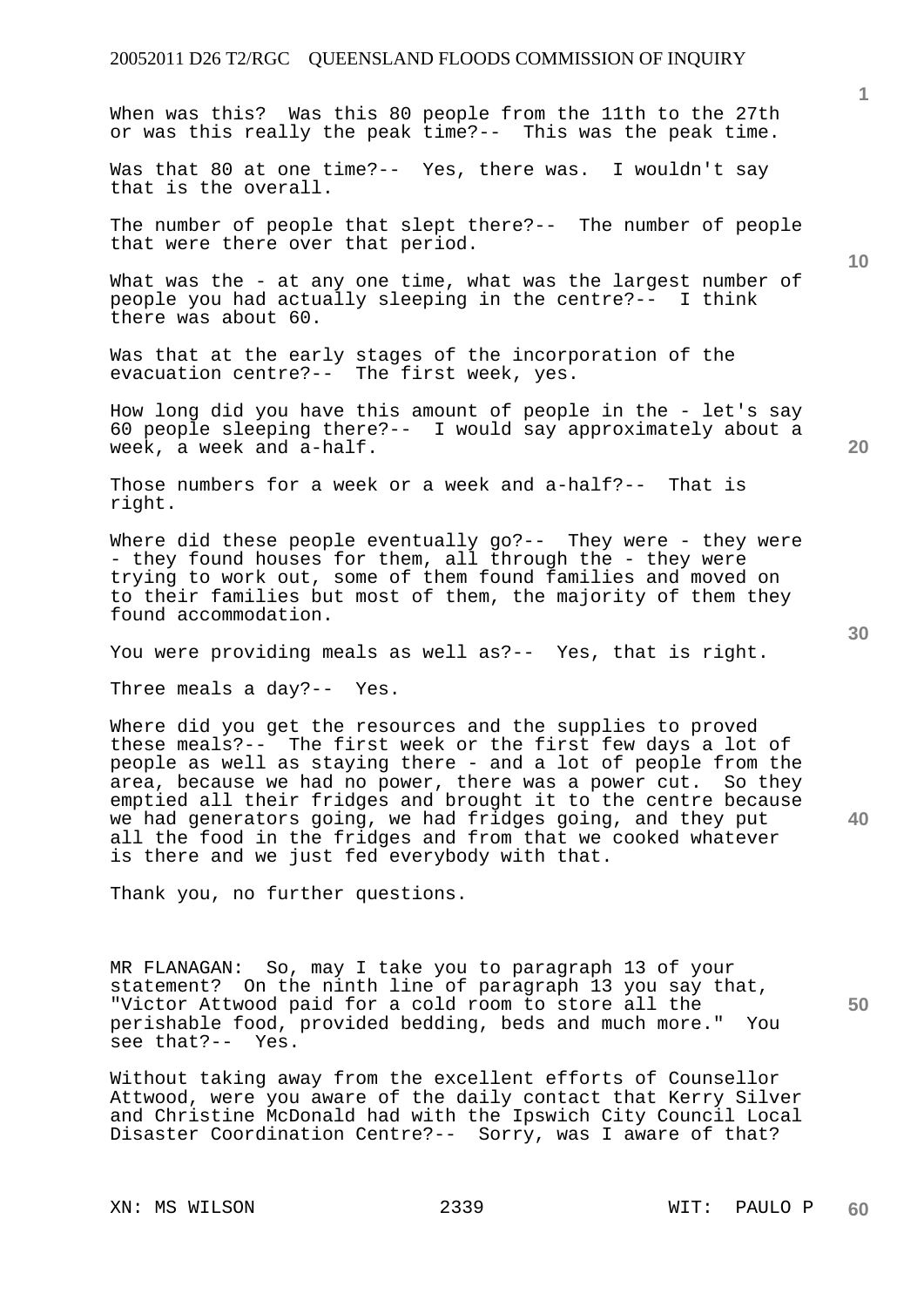When was this? Was this 80 people from the 11th to the 27th or was this really the peak time?-- This was the peak time.

Was that 80 at one time?-- Yes, there was. I wouldn't say that is the overall.

The number of people that slept there?-- The number of people that were there over that period.

What was the - at any one time, what was the largest number of people you had actually sleeping in the centre?-- I think there was about 60.

Was that at the early stages of the incorporation of the evacuation centre?-- The first week, yes.

How long did you have this amount of people in the - let's say 60 people sleeping there?-- I would say approximately about a week, a week and a-half.

Those numbers for a week or a week and a-half?-- That is right.

Where did these people eventually go?-- They were - they were - they found houses for them, all through the - they were trying to work out, some of them found families and moved on to their families but most of them, the majority of them they found accommodation.

You were providing meals as well as?-- Yes, that is right.

Three meals a day?-- Yes.

Where did you get the resources and the supplies to proved these meals?-- The first week or the first few days a lot of people as well as staying there - and a lot of people from the area, because we had no power, there was a power cut. So they emptied all their fridges and brought it to the centre because we had generators going, we had fridges going, and they put all the food in the fridges and from that we cooked whatever is there and we just fed everybody with that.

Thank you, no further questions.

MR FLANAGAN: So, may I take you to paragraph 13 of your statement? On the ninth line of paragraph 13 you say that, "Victor Attwood paid for a cold room to store all the perishable food, provided bedding, beds and much more." You see that?-- Yes.

Without taking away from the excellent efforts of Counsellor Attwood, were you aware of the daily contact that Kerry Silver and Christine McDonald had with the Ipswich City Council Local Disaster Coordination Centre?-- Sorry, was I aware of that?

XN: MS WILSON WIT: PAULO P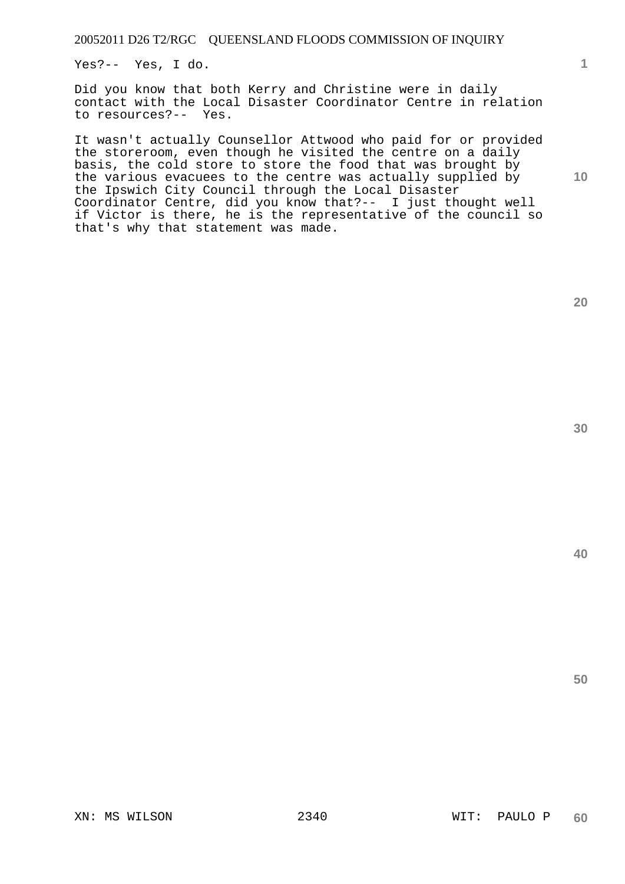Yes?-- Yes, I do.

Did you know that both Kerry and Christine were in daily contact with the Local Disaster Coordinator Centre in relation to resources?-- Yes.

It wasn't actually Counsellor Attwood who paid for or provided the storeroom, even though he visited the centre on a daily basis, the cold store to store the food that was brought by the various evacuees to the centre was actually supplied by the Ipswich City Council through the Local Disaster Coordinator Centre, did you know that?-- I just thought well if Victor is there, he is the representative of the council so that's why that statement was made.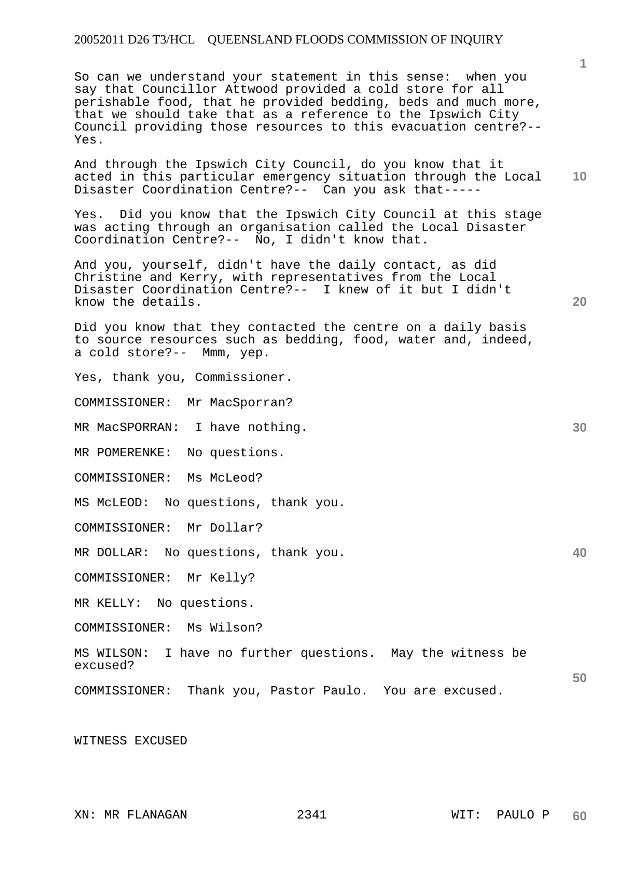So can we understand your statement in this sense: when you say that Councillor Attwood provided a cold store for all perishable food, that he provided bedding, beds and much more, that we should take that as a reference to the Ipswich City Council providing those resources to this evacuation centre?-- Yes.

And through the Ipswich City Council, do you know that it acted in this particular emergency situation through the Local Disaster Coordination Centre?-- Can you ask that-----

Yes. Did you know that the Ipswich City Council at this stage was acting through an organisation called the Local Disaster Coordination Centre?-- No, I didn't know that.

And you, yourself, didn't have the daily contact, as did Christine and Kerry, with representatives from the Local Disaster Coordination Centre?-- I knew of it but I didn't know the details.

Did you know that they contacted the centre on a daily basis to source resources such as bedding, food, water and, indeed, a cold store?-- Mmm, yep.

Yes, thank you, Commissioner.

COMMISSIONER: Mr MacSporran?

MR MacSPORRAN: I have nothing.

MR POMERENKE: No questions.

COMMISSIONER: Ms McLeod?

MS McLEOD: No questions, thank you.

COMMISSIONER: Mr Dollar?

MR DOLLAR: No questions, thank you.

COMMISSIONER: Mr Kelly?

MR KELLY: No questions.

COMMISSIONER: Ms Wilson?

MS WILSON: I have no further questions. May the witness be excused?

COMMISSIONER: Thank you, Pastor Paulo. You are excused.

WITNESS EXCUSED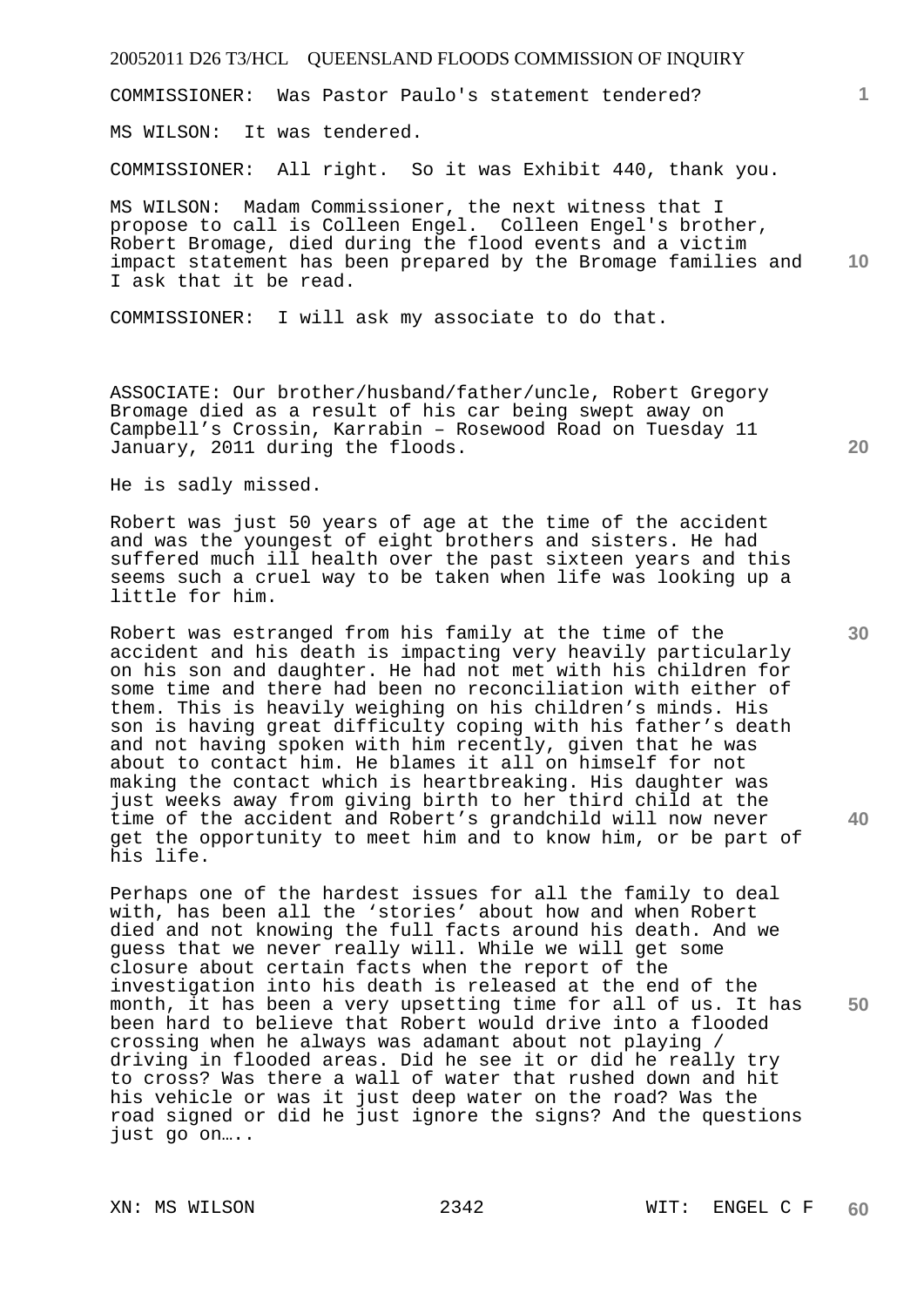COMMISSIONER: Was Pastor Paulo's statement tendered?

MS WILSON: It was tendered.

COMMISSIONER: All right. So it was Exhibit 440, thank you.

MS WILSON: Madam Commissioner, the next witness that I propose to call is Colleen Engel. Colleen Engel's brother, Robert Bromage, died during the flood events and a victim impact statement has been prepared by the Bromage families and I ask that it be read.

COMMISSIONER: I will ask my associate to do that.

ASSOCIATE: Our brother/husband/father/uncle, Robert Gregory Bromage died as a result of his car being swept away on Campbell's Crossin, Karrabin – Rosewood Road on Tuesday 11 January, 2011 during the floods.

He is sadly missed.

Robert was just 50 years of age at the time of the accident and was the youngest of eight brothers and sisters. He had suffered much ill health over the past sixteen years and this seems such a cruel way to be taken when life was looking up a little for him.

Robert was estranged from his family at the time of the accident and his death is impacting very heavily particularly on his son and daughter. He had not met with his children for some time and there had been no reconciliation with either of them. This is heavily weighing on his children's minds. His son is having great difficulty coping with his father's death and not having spoken with him recently, given that he was about to contact him. He blames it all on himself for not making the contact which is heartbreaking. His daughter was just weeks away from giving birth to her third child at the time of the accident and Robert's grandchild will now never get the opportunity to meet him and to know him, or be part of his life.

Perhaps one of the hardest issues for all the family to deal with, has been all the 'stories' about how and when Robert died and not knowing the full facts around his death. And we guess that we never really will. While we will get some closure about certain facts when the report of the investigation into his death is released at the end of the month, it has been a very upsetting time for all of us. It has been hard to believe that Robert would drive into a flooded crossing when he always was adamant about not playing / driving in flooded areas. Did he see it or did he really try to cross? Was there a wall of water that rushed down and hit his vehicle or was it just deep water on the road? Was the road signed or did he just ignore the signs? And the questions just go on…..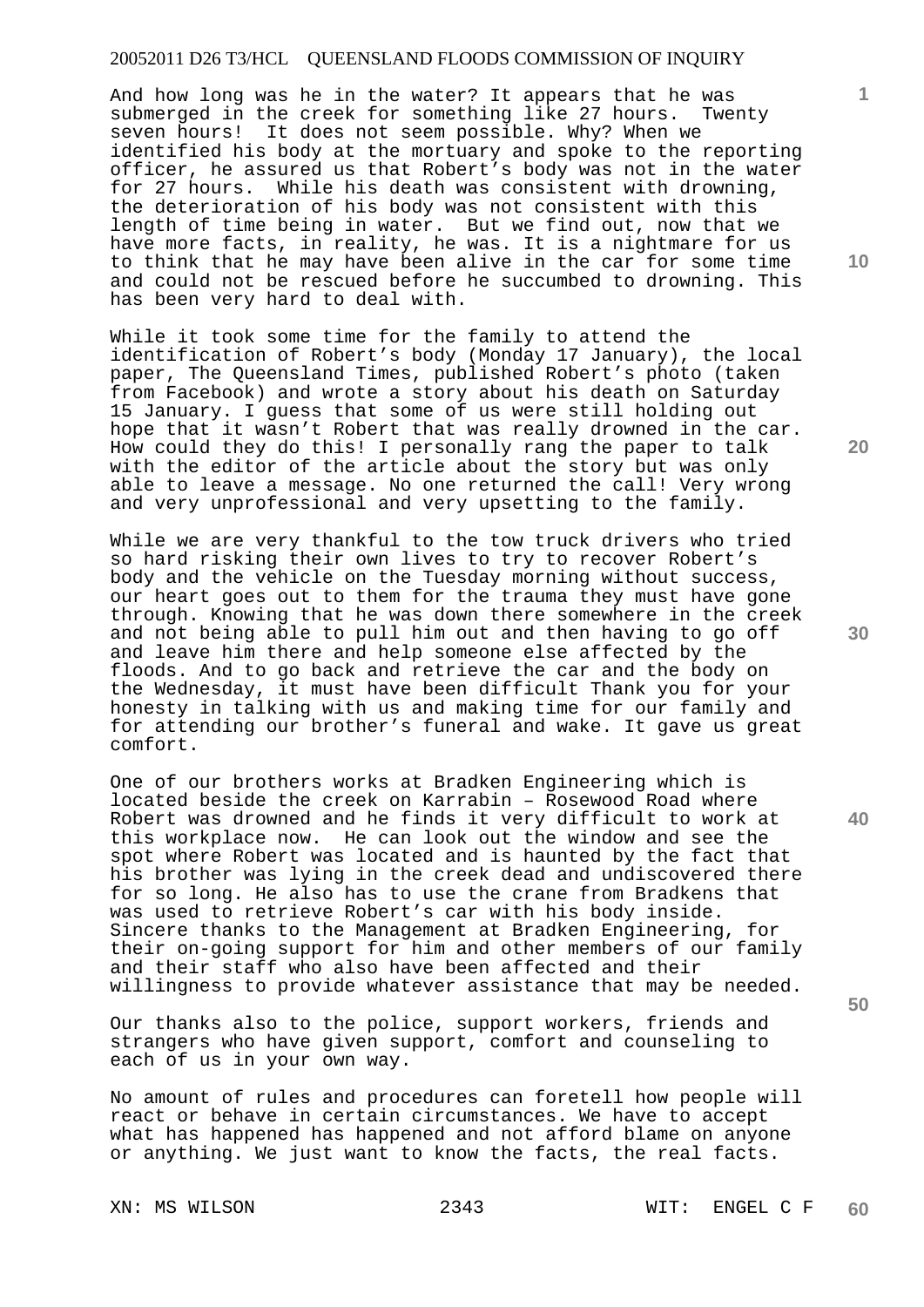And how long was he in the water? It appears that he was submerged in the creek for something like 27 hours. Twenty seven hours! It does not seem possible. Why? When we identified his body at the mortuary and spoke to the reporting officer, he assured us that Robert's body was not in the water for 27 hours. While his death was consistent with drowning, the deterioration of his body was not consistent with this length of time being in water. But we find out, now that we have more facts, in reality, he was. It is a nightmare for us to think that he may have been alive in the car for some time and could not be rescued before he succumbed to drowning. This has been very hard to deal with.

While it took some time for the family to attend the identification of Robert's body (Monday 17 January), the local paper, The Queensland Times, published Robert's photo (taken from Facebook) and wrote a story about his death on Saturday 15 January. I guess that some of us were still holding out hope that it wasn't Robert that was really drowned in the car. How could they do this! I personally rang the paper to talk with the editor of the article about the story but was only able to leave a message. No one returned the call! Very wrong and very unprofessional and very upsetting to the family.

While we are very thankful to the tow truck drivers who tried so hard risking their own lives to try to recover Robert's body and the vehicle on the Tuesday morning without success, our heart goes out to them for the trauma they must have gone through. Knowing that he was down there somewhere in the creek and not being able to pull him out and then having to go off and leave him there and help someone else affected by the floods. And to go back and retrieve the car and the body on the Wednesday, it must have been difficult Thank you for your honesty in talking with us and making time for our family and for attending our brother's funeral and wake. It gave us great comfort.

One of our brothers works at Bradken Engineering which is located beside the creek on Karrabin – Rosewood Road where Robert was drowned and he finds it very difficult to work at this workplace now. He can look out the window and see the spot where Robert was located and is haunted by the fact that his brother was lying in the creek dead and undiscovered there for so long. He also has to use the crane from Bradkens that was used to retrieve Robert's car with his body inside. Sincere thanks to the Management at Bradken Engineering, for their on-going support for him and other members of our family and their staff who also have been affected and their willingness to provide whatever assistance that may be needed.

Our thanks also to the police, support workers, friends and strangers who have given support, comfort and counseling to each of us in your own way.

No amount of rules and procedures can foretell how people will react or behave in certain circumstances. We have to accept what has happened has happened and not afford blame on anyone or anything. We just want to know the facts, the real facts.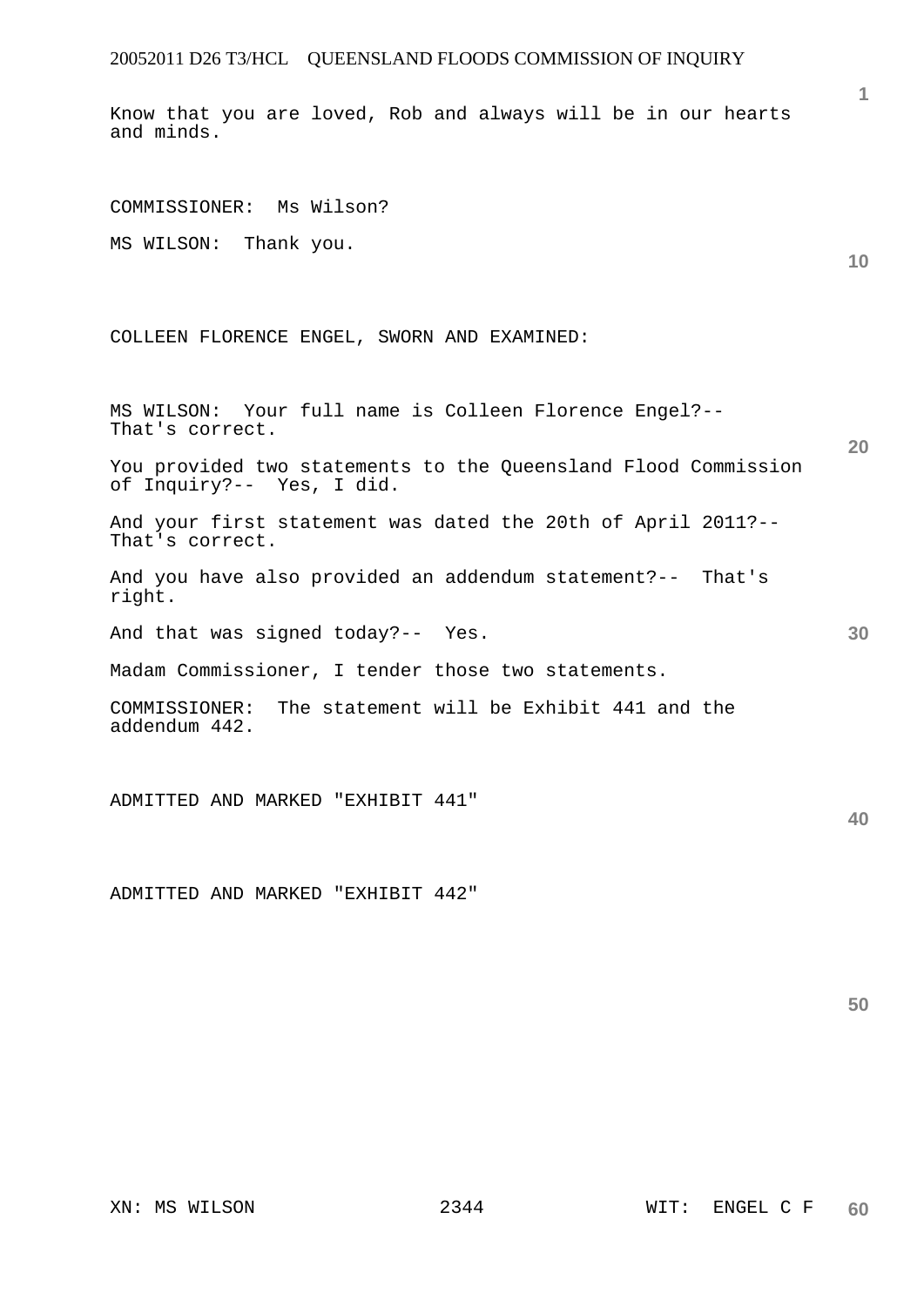Know that you are loved, Rob and always will be in our hearts and minds.

COMMISSIONER: Ms Wilson?

MS WILSON: Thank you.

COLLEEN FLORENCE ENGEL, SWORN AND EXAMINED:

MS WILSON: Your full name is Colleen Florence Engel?-- That's correct.

You provided two statements to the Queensland Flood Commission of Inquiry?-- Yes, I did.

And your first statement was dated the 20th of April 2011?-- That's correct.

And you have also provided an addendum statement?-- That's right.

And that was signed today?-- Yes.

Madam Commissioner, I tender those two statements.

COMMISSIONER: The statement will be Exhibit 441 and the addendum 442.

ADMITTED AND MARKED "EXHIBIT 441"

ADMITTED AND MARKED "EXHIBIT 442"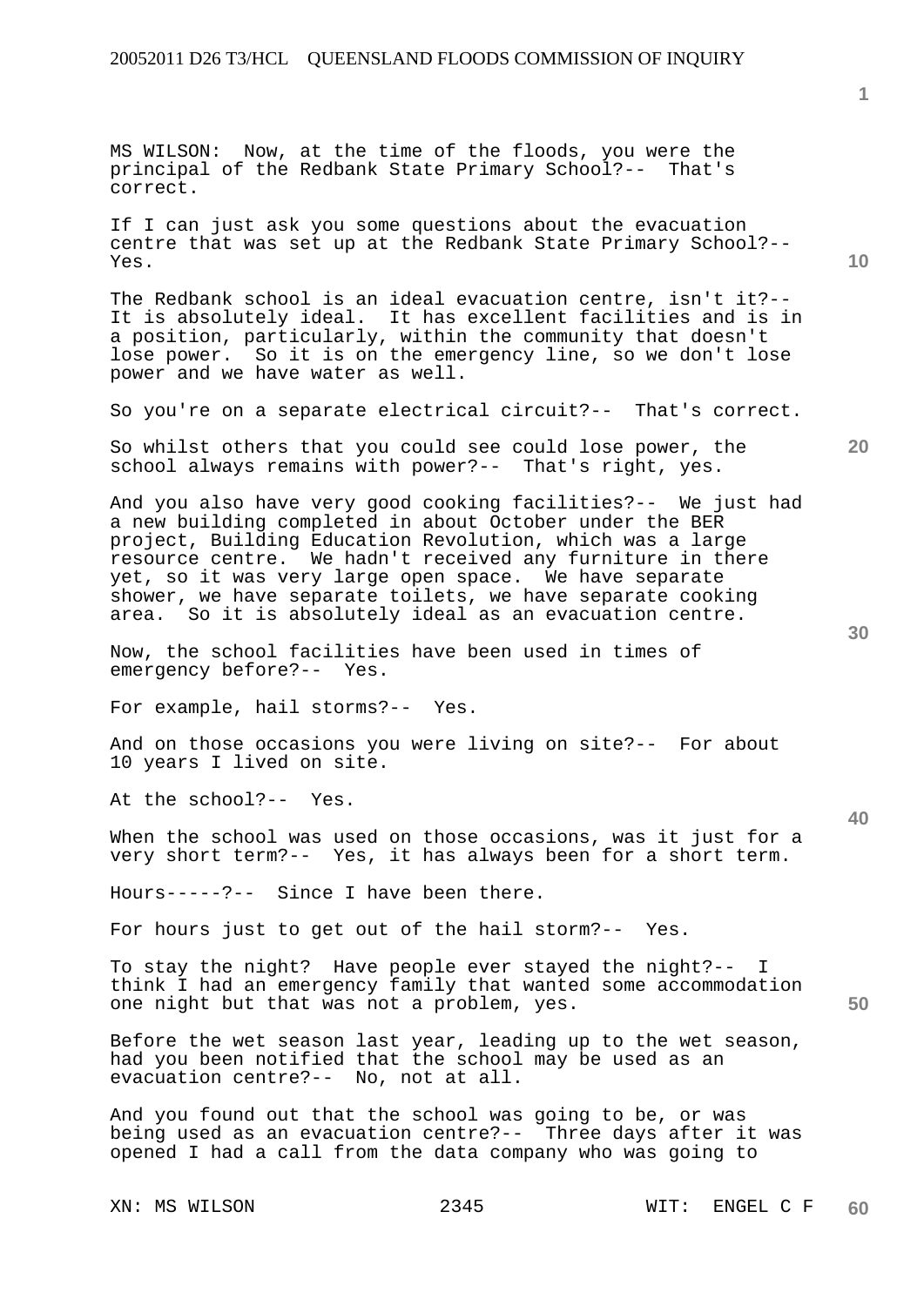MS WILSON: Now, at the time of the floods, you were the principal of the Redbank State Primary School?-- That's correct.

If I can just ask you some questions about the evacuation centre that was set up at the Redbank State Primary School?-- Yes.

The Redbank school is an ideal evacuation centre, isn't it?-- It is absolutely ideal. It has excellent facilities and is in a position, particularly, within the community that doesn't lose power. So it is on the emergency line, so we don't lose power and we have water as well.

So you're on a separate electrical circuit?-- That's correct.

So whilst others that you could see could lose power, the school always remains with power?-- That's right, yes.

And you also have very good cooking facilities?-- We just had a new building completed in about October under the BER project, Building Education Revolution, which was a large resource centre. We hadn't received any furniture in there yet, so it was very large open space. We have separate shower, we have separate toilets, we have separate cooking area. So it is absolutely ideal as an evacuation centre.

Now, the school facilities have been used in times of emergency before?-- Yes.

For example, hail storms?-- Yes.

And on those occasions you were living on site?-- For about 10 years I lived on site.

At the school?-- Yes.

When the school was used on those occasions, was it just for a very short term?-- Yes, it has always been for a short term.

Hours-----?-- Since I have been there.

For hours just to get out of the hail storm?-- Yes.

To stay the night? Have people ever stayed the night?-- I think I had an emergency family that wanted some accommodation one night but that was not a problem, yes.

Before the wet season last year, leading up to the wet season, had you been notified that the school may be used as an evacuation centre?-- No, not at all.

And you found out that the school was going to be, or was being used as an evacuation centre?-- Three days after it was opened I had a call from the data company who was going to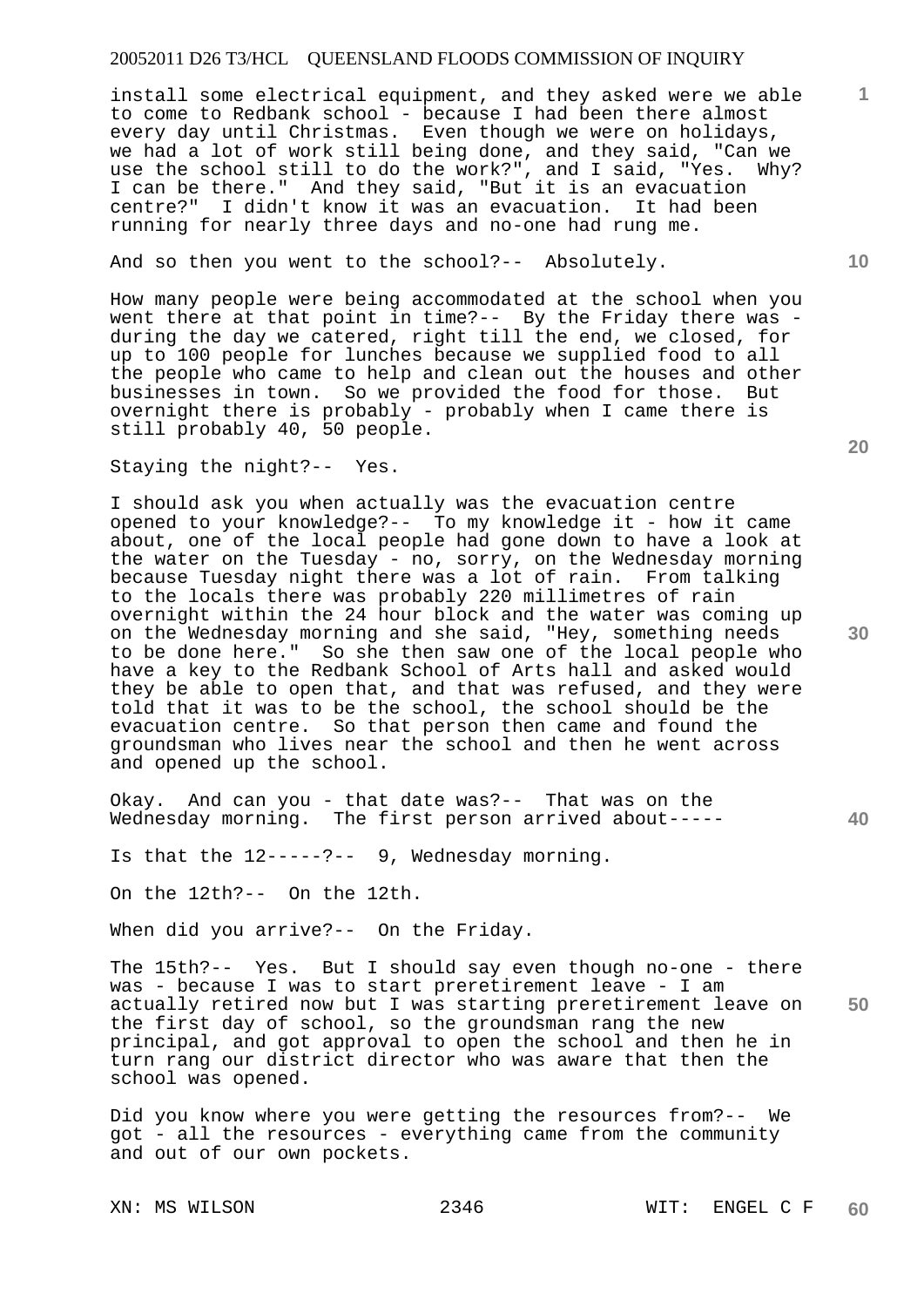install some electrical equipment, and they asked were we able to come to Redbank school - because I had been there almost every day until Christmas. Even though we were on holidays, we had a lot of work still being done, and they said, "Can we use the school still to do the work?", and I said, "Yes. Why? I can be there." And they said, "But it is an evacuation centre?" I didn't know it was an evacuation. It had been running for nearly three days and no-one had rung me.

And so then you went to the school?-- Absolutely.

How many people were being accommodated at the school when you went there at that point in time?-- By the Friday there was - during the day we catered, right till the end, we closed, for up to 100 people for lunches because we supplied food to all the people who came to help and clean out the houses and other businesses in town. So we provided the food for those. But overnight there is probably - probably when I came there is still probably 40, 50 people.

Staying the night?-- Yes.

I should ask you when actually was the evacuation centre opened to your knowledge?-- To my knowledge it - how it came about, one of the local people had gone down to have a look at the water on the Tuesday - no, sorry, on the Wednesday morning because Tuesday night there was a lot of rain. From talking to the locals there was probably 220 millimetres of rain overnight within the 24 hour block and the water was coming up on the Wednesday morning and she said, "Hey, something needs to be done here." So she then saw one of the local people who have a key to the Redbank School of Arts hall and asked would they be able to open that, and that was refused, and they were told that it was to be the school, the school should be the evacuation centre. So that person then came and found the groundsman who lives near the school and then he went across and opened up the school.

Okay. And can you - that date was?-- That was on the Wednesday morning. The first person arrived about-----

Is that the 12-----?-- 9, Wednesday morning.

On the 12th?-- On the 12th.

When did you arrive?-- On the Friday.

The 15th?-- Yes. But I should say even though no-one - there was - because I was to start preretirement leave - I am actually retired now but I was starting preretirement leave on the first day of school, so the groundsman rang the new principal, and got approval to open the school and then he in turn rang our district director who was aware that then the school was opened.

Did you know where you were getting the resources from?-- We got - all the resources - everything came from the community and out of our own pockets.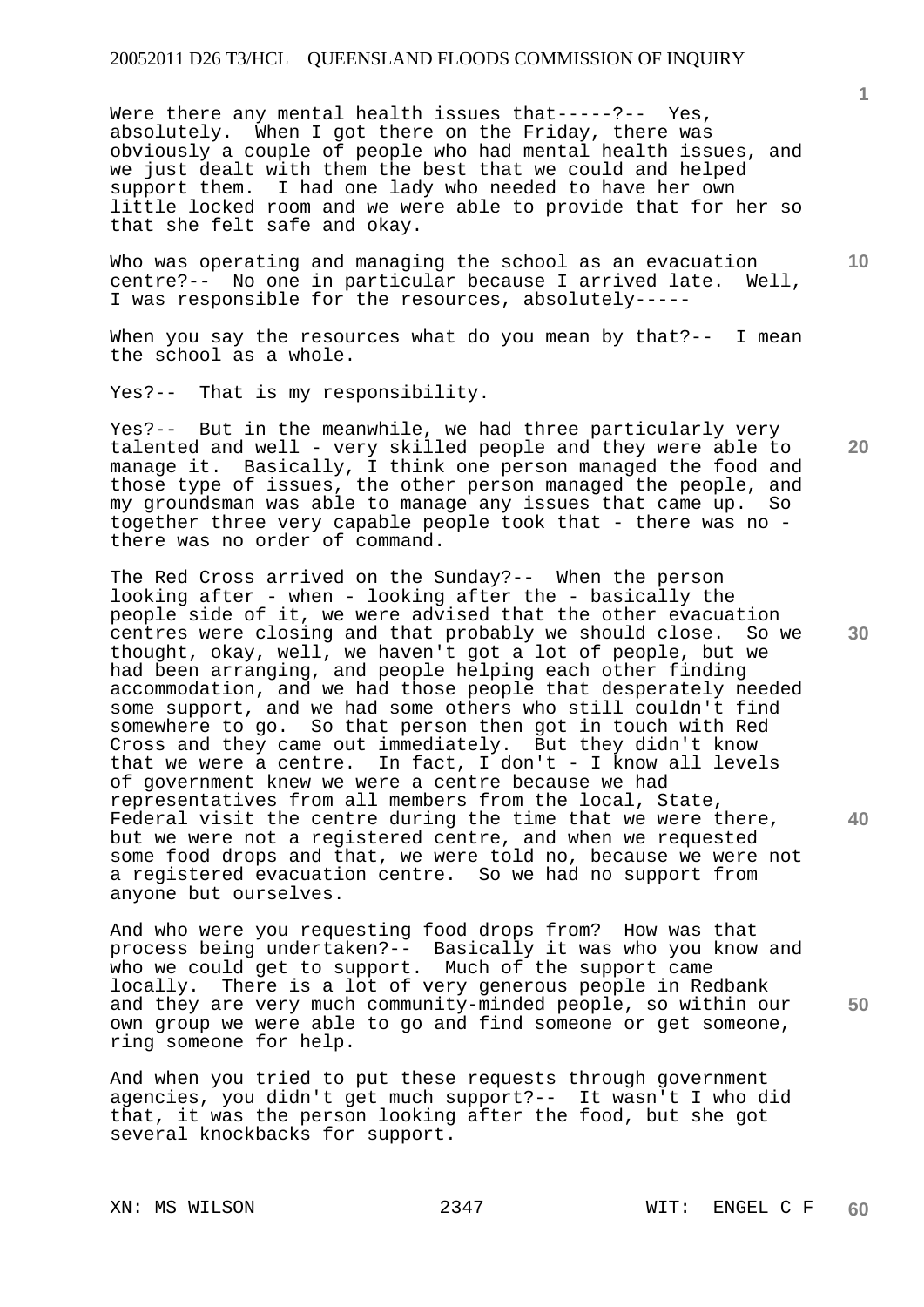Were there any mental health issues that-----?-- Yes, absolutely. When I got there on the Friday, there was obviously a couple of people who had mental health issues, and we just dealt with them the best that we could and helped support them. I had one lady who needed to have her own little locked room and we were able to provide that for her so that she felt safe and okay.

Who was operating and managing the school as an evacuation centre?-- No one in particular because I arrived late. Well, I was responsible for the resources, absolutely-----

When you say the resources what do you mean by that?-- I mean the school as a whole.

Yes?-- That is my responsibility.

Yes?-- But in the meanwhile, we had three particularly very talented and well - very skilled people and they were able to manage it. Basically, I think one person managed the food and those type of issues, the other person managed the people, and my groundsman was able to manage any issues that came up. So together three very capable people took that - there was no - there was no order of command.

The Red Cross arrived on the Sunday?-- When the person looking after - when - looking after the - basically the people side of it, we were advised that the other evacuation centres were closing and that probably we should close. So we thought, okay, well, we haven't got a lot of people, but we had been arranging, and people helping each other finding accommodation, and we had those people that desperately needed some support, and we had some others who still couldn't find somewhere to go. So that person then got in touch with Red Cross and they came out immediately. But they didn't know that we were a centre. In fact, I don't - I know all levels of government knew we were a centre because we had representatives from all members from the local, State, Federal visit the centre during the time that we were there, but we were not a registered centre, and when we requested some food drops and that, we were told no, because we were not a registered evacuation centre. So we had no support from anyone but ourselves.

And who were you requesting food drops from? How was that process being undertaken?-- Basically it was who you know and who we could get to support. Much of the support came locally. There is a lot of very generous people in Redbank and they are very much community-minded people, so within our own group we were able to go and find someone or get someone, ring someone for help.

And when you tried to put these requests through government agencies, you didn't get much support?-- It wasn't I who did that, it was the person looking after the food, but she got several knockbacks for support.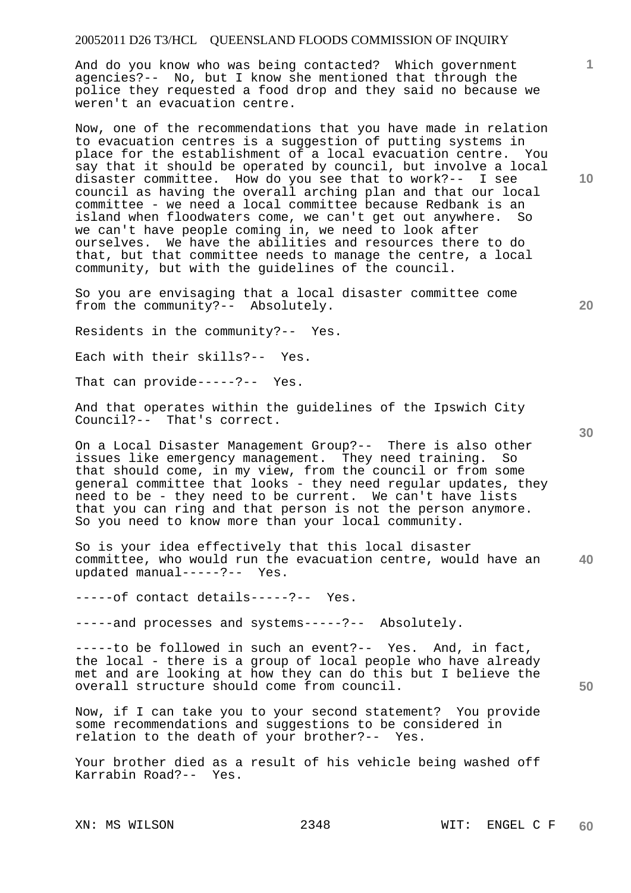And do you know who was being contacted? Which government agencies?-- No, but I know she mentioned that through the police they requested a food drop and they said no because we weren't an evacuation centre.

Now, one of the recommendations that you have made in relation to evacuation centres is a suggestion of putting systems in place for the establishment of a local evacuation centre. You say that it should be operated by council, but involve a local disaster committee. How do you see that to work?-- I see council as having the overall arching plan and that our local committee - we need a local committee because Redbank is an island when floodwaters come, we can't get out anywhere. So we can't have people coming in, we need to look after ourselves. We have the abilities and resources there to do that, but that committee needs to manage the centre, a local community, but with the guidelines of the council.

So you are envisaging that a local disaster committee come from the community?-- Absolutely.

Residents in the community?-- Yes.

Each with their skills?-- Yes.

That can provide-----?-- Yes.

And that operates within the guidelines of the Ipswich City Council?-- That's correct.

On a Local Disaster Management Group?-- There is also other issues like emergency management. They need training. So that should come, in my view, from the council or from some general committee that looks - they need regular updates, they need to be - they need to be current. We can't have lists that you can ring and that person is not the person anymore. So you need to know more than your local community.

So is your idea effectively that this local disaster committee, who would run the evacuation centre, would have an updated manual-----?-- Yes.

-----of contact details-----?-- Yes.

-----and processes and systems-----?-- Absolutely.

-----to be followed in such an event?-- Yes. And, in fact, the local - there is a group of local people who have already met and are looking at how they can do this but I believe the overall structure should come from council.

Now, if I can take you to your second statement? You provide some recommendations and suggestions to be considered in relation to the death of your brother?-- Yes.

Your brother died as a result of his vehicle being washed off Karrabin Road?-- Yes.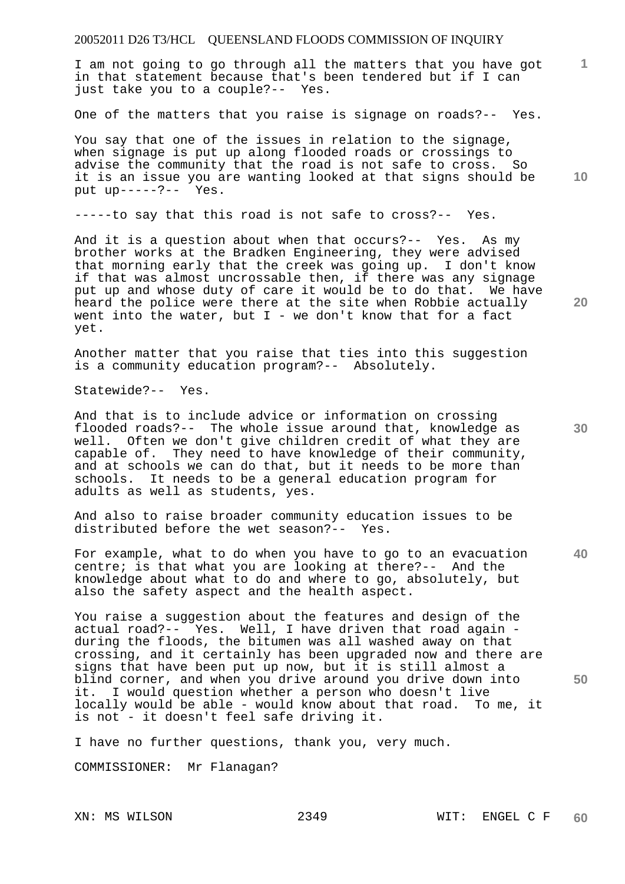I am not going to go through all the matters that you have got in that statement because that's been tendered but if I can just take you to a couple?-- Yes.

One of the matters that you raise is signage on roads?-- Yes.

You say that one of the issues in relation to the signage, when signage is put up along flooded roads or crossings to advise the community that the road is not safe to cross. So it is an issue you are wanting looked at that signs should be put up-----?-- Yes.

-----to say that this road is not safe to cross?-- Yes.

And it is a question about when that occurs?-- Yes. As my brother works at the Bradken Engineering, they were advised that morning early that the creek was going up. I don't know if that was almost uncrossable then, if there was any signage put up and whose duty of care it would be to do that. We have heard the police were there at the site when Robbie actually went into the water, but I - we don't know that for a fact yet.

Another matter that you raise that ties into this suggestion is a community education program?-- Absolutely.

Statewide?-- Yes.

And that is to include advice or information on crossing flooded roads?-- The whole issue around that, knowledge as well. Often we don't give children credit of what they are capable of. They need to have knowledge of their community, and at schools we can do that, but it needs to be more than schools. It needs to be a general education program for adults as well as students, yes.

And also to raise broader community education issues to be distributed before the wet season?-- Yes.

For example, what to do when you have to go to an evacuation centre; is that what you are looking at there?-- And the knowledge about what to do and where to go, absolutely, but also the safety aspect and the health aspect.

You raise a suggestion about the features and design of the actual road?-- Yes. Well, I have driven that road again - during the floods, the bitumen was all washed away on that crossing, and it certainly has been upgraded now and there are signs that have been put up now, but it is still almost a blind corner, and when you drive around you drive down into it. I would question whether a person who doesn't live locally would be able - would know about that road. To me, it is not - it doesn't feel safe driving it.

I have no further questions, thank you, very much.

COMMISSIONER: Mr Flanagan?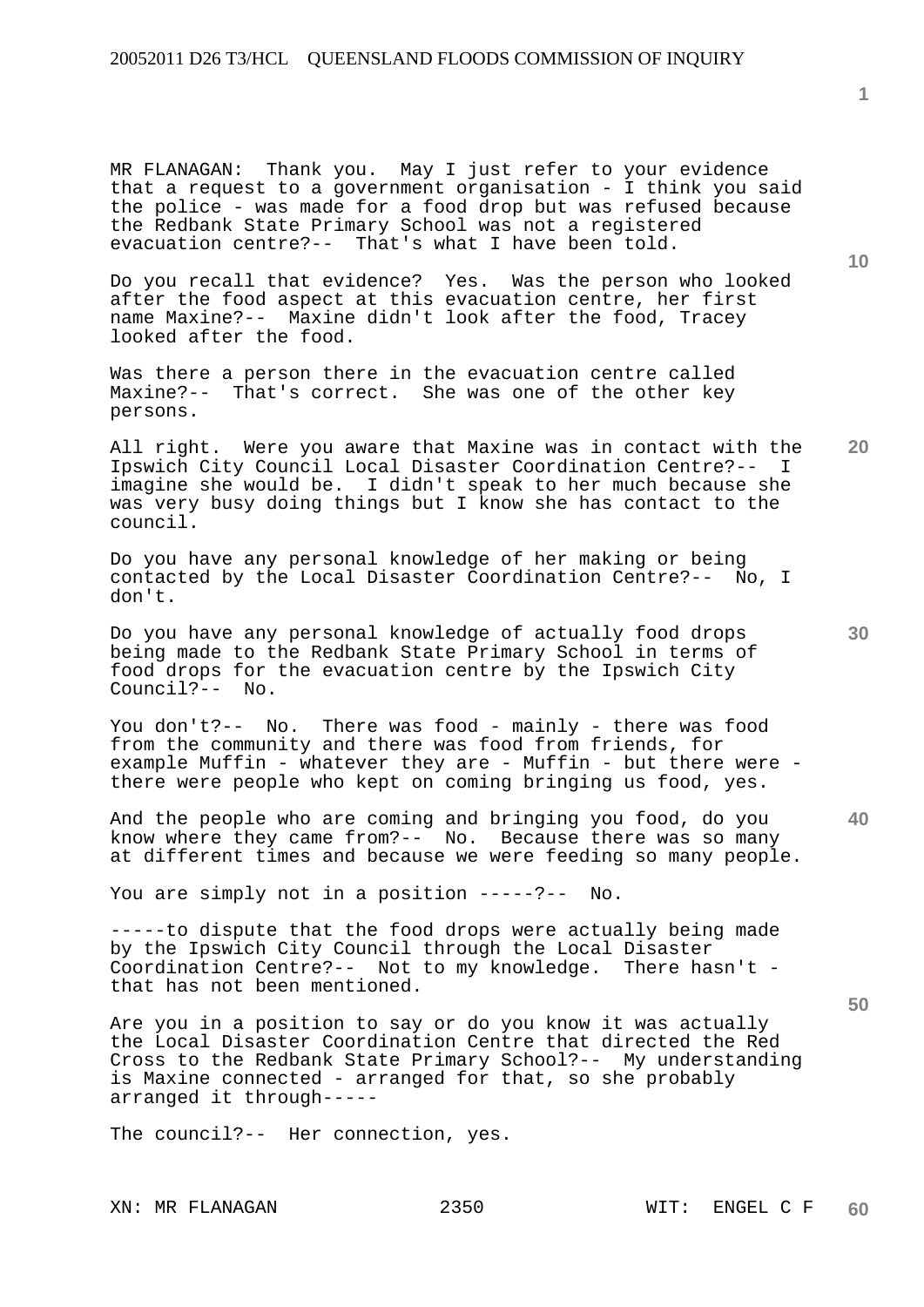MR FLANAGAN: Thank you. May I just refer to your evidence that a request to a government organisation - I think you said the police - was made for a food drop but was refused because the Redbank State Primary School was not a registered evacuation centre?-- That's what I have been told.

Do you recall that evidence? Yes. Was the person who looked after the food aspect at this evacuation centre, her first name Maxine?-- Maxine didn't look after the food, Tracey looked after the food.

Was there a person there in the evacuation centre called Maxine?-- That's correct. She was one of the other key persons.

All right. Were you aware that Maxine was in contact with the Ipswich City Council Local Disaster Coordination Centre?-- I imagine she would be. I didn't speak to her much because she was very busy doing things but I know she has contact to the council.

Do you have any personal knowledge of her making or being contacted by the Local Disaster Coordination Centre?-- No, I don't.

Do you have any personal knowledge of actually food drops being made to the Redbank State Primary School in terms of food drops for the evacuation centre by the Ipswich City Council?-- No.

You don't?-- No. There was food - mainly - there was food from the community and there was food from friends, for example Muffin - whatever they are - Muffin - but there were - there were people who kept on coming bringing us food, yes.

And the people who are coming and bringing you food, do you know where they came from?-- No. Because there was so many at different times and because we were feeding so many people.

You are simply not in a position -----?-- No.

-----to dispute that the food drops were actually being made by the Ipswich City Council through the Local Disaster Coordination Centre?-- Not to my knowledge. There hasn't - that has not been mentioned.

Are you in a position to say or do you know it was actually the Local Disaster Coordination Centre that directed the Red Cross to the Redbank State Primary School?-- My understanding is Maxine connected - arranged for that, so she probably arranged it through-----

The council?-- Her connection, yes.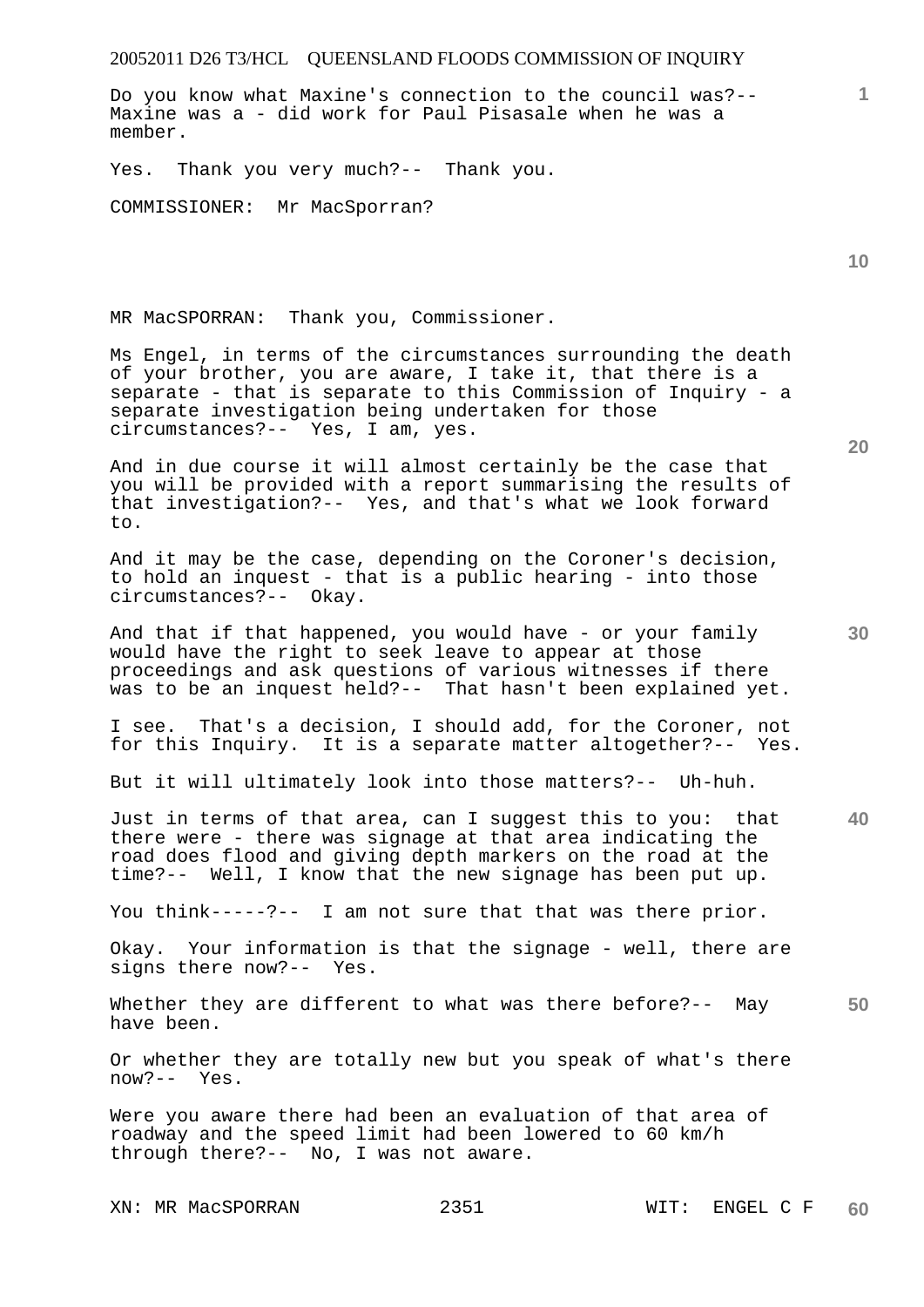Do you know what Maxine's connection to the council was?-- Maxine was a - did work for Paul Pisasale when he was a member.

Yes. Thank you very much?-- Thank you.

COMMISSIONER: Mr MacSporran?

MR MacSPORRAN: Thank you, Commissioner.

Ms Engel, in terms of the circumstances surrounding the death of your brother, you are aware, I take it, that there is a separate - that is separate to this Commission of Inquiry - a separate investigation being undertaken for those circumstances?-- Yes, I am, yes.

And in due course it will almost certainly be the case that you will be provided with a report summarising the results of that investigation?-- Yes, and that's what we look forward to.

And it may be the case, depending on the Coroner's decision, to hold an inquest - that is a public hearing - into those circumstances?-- Okay.

And that if that happened, you would have - or your family would have the right to seek leave to appear at those proceedings and ask questions of various witnesses if there was to be an inquest held?-- That hasn't been explained yet.

I see. That's a decision, I should add, for the Coroner, not for this Inquiry. It is a separate matter altogether?-- Yes.

But it will ultimately look into those matters?-- Uh-huh.

Just in terms of that area, can I suggest this to you: that there were - there was signage at that area indicating the road does flood and giving depth markers on the road at the time?-- Well, I know that the new signage has been put up.

You think-----?-- I am not sure that that was there prior.

Okay. Your information is that the signage - well, there are signs there now?-- Yes.

Whether they are different to what was there before?-- May have been.

Or whether they are totally new but you speak of what's there now?-- Yes.

Were you aware there had been an evaluation of that area of roadway and the speed limit had been lowered to 60 km/h through there?-- No, I was not aware.

XN: MR MacSPORRAN WIT: ENGEL C F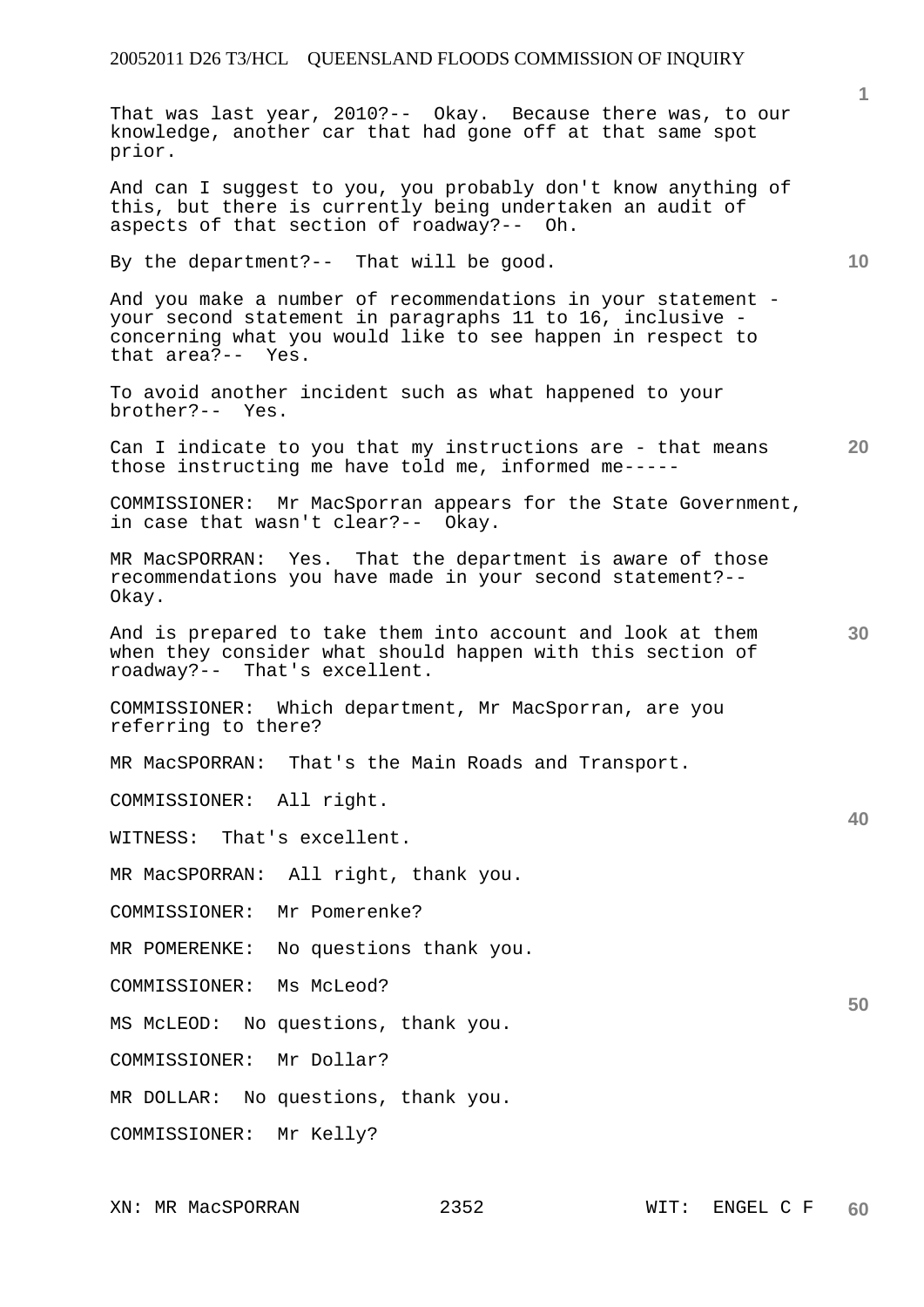That was last year, 2010?-- Okay. Because there was, to our knowledge, another car that had gone off at that same spot prior.

And can I suggest to you, you probably don't know anything of this, but there is currently being undertaken an audit of aspects of that section of roadway?-- Oh.

By the department?-- That will be good.

And you make a number of recommendations in your statement - your second statement in paragraphs 11 to 16, inclusive - concerning what you would like to see happen in respect to that area?-- Yes.

To avoid another incident such as what happened to your brother?-- Yes.

Can I indicate to you that my instructions are - that means those instructing me have told me, informed me-----

COMMISSIONER: Mr MacSporran appears for the State Government, in case that wasn't clear?-- Okay.

MR MacSPORRAN: Yes. That the department is aware of those recommendations you have made in your second statement?-- Okay.

And is prepared to take them into account and look at them when they consider what should happen with this section of roadway?-- That's excellent.

COMMISSIONER: Which department, Mr MacSporran, are you referring to there?

MR MacSPORRAN: That's the Main Roads and Transport.

COMMISSIONER: All right.

WITNESS: That's excellent.

MR MacSPORRAN: All right, thank you.

COMMISSIONER: Mr Pomerenke?

MR POMERENKE: No questions thank you.

COMMISSIONER: Ms McLeod?

MS McLEOD: No questions, thank you.

COMMISSIONER: Mr Dollar?

MR DOLLAR: No questions, thank you.

COMMISSIONER: Mr Kelly?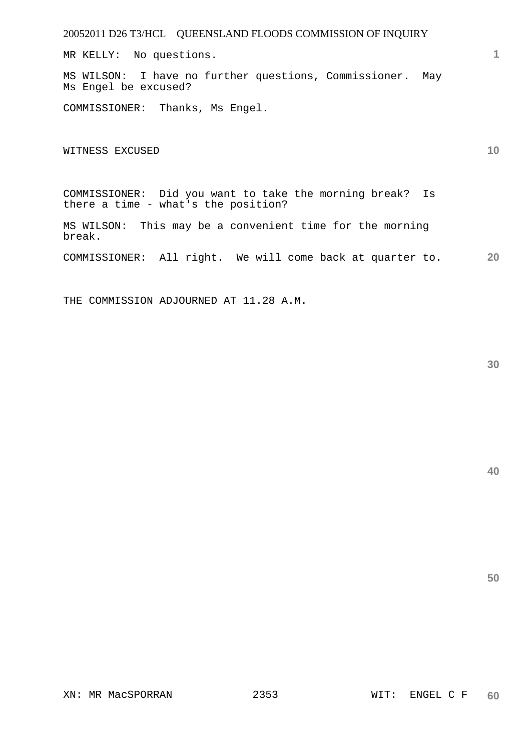MR KELLY: No questions.

MS WILSON: I have no further questions, Commissioner. May Ms Engel be excused?

COMMISSIONER: Thanks, Ms Engel.

WITNESS EXCUSED

COMMISSIONER: Did you want to take the morning break? Is there a time - what's the position?

MS WILSON: This may be a convenient time for the morning break.

COMMISSIONER: All right. We will come back at quarter to.

THE COMMISSION ADJOURNED AT 11.28 A.M.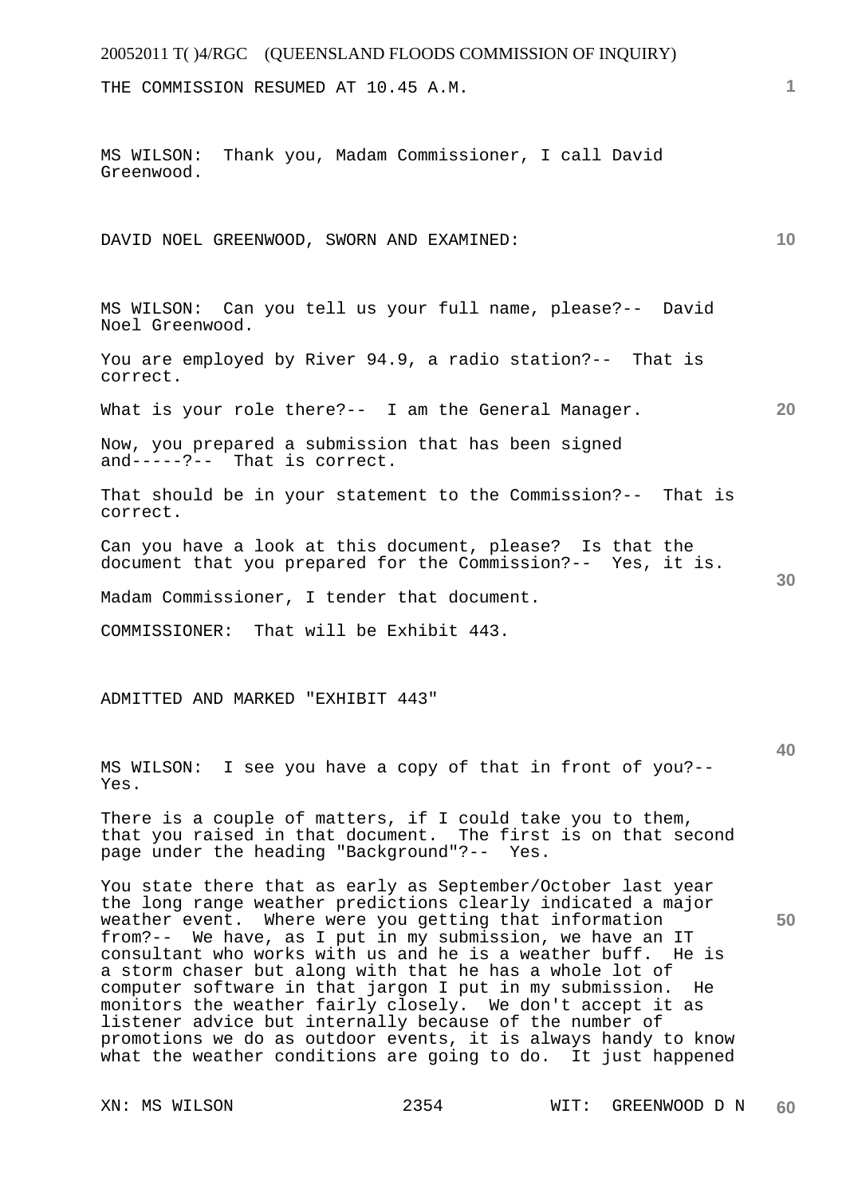THE COMMISSION RESUMED AT 10.45 A.M.

MS WILSON: Thank you, Madam Commissioner, I call David Greenwood.

DAVID NOEL GREENWOOD, SWORN AND EXAMINED:

MS WILSON: Can you tell us your full name, please?-- David Noel Greenwood.

You are employed by River 94.9, a radio station?-- That is correct.

What is your role there?-- I am the General Manager.

Now, you prepared a submission that has been signed and-----?-- That is correct.

That should be in your statement to the Commission?-- That is correct.

Can you have a look at this document, please? Is that the document that you prepared for the Commission?-- Yes, it is.

Madam Commissioner, I tender that document.

COMMISSIONER: That will be Exhibit 443.

ADMITTED AND MARKED "EXHIBIT 443"

MS WILSON: I see you have a copy of that in front of you?-- Yes.

There is a couple of matters, if I could take you to them, that you raised in that document. The first is on that second page under the heading "Background"?-- Yes.

You state there that as early as September/October last year the long range weather predictions clearly indicated a major weather event. Where were you getting that information from?-- We have, as I put in my submission, we have an IT consultant who works with us and he is a weather buff. He is a storm chaser but along with that he has a whole lot of computer software in that jargon I put in my submission. He monitors the weather fairly closely. We don't accept it as listener advice but internally because of the number of promotions we do as outdoor events, it is always handy to know what the weather conditions are going to do. It just happened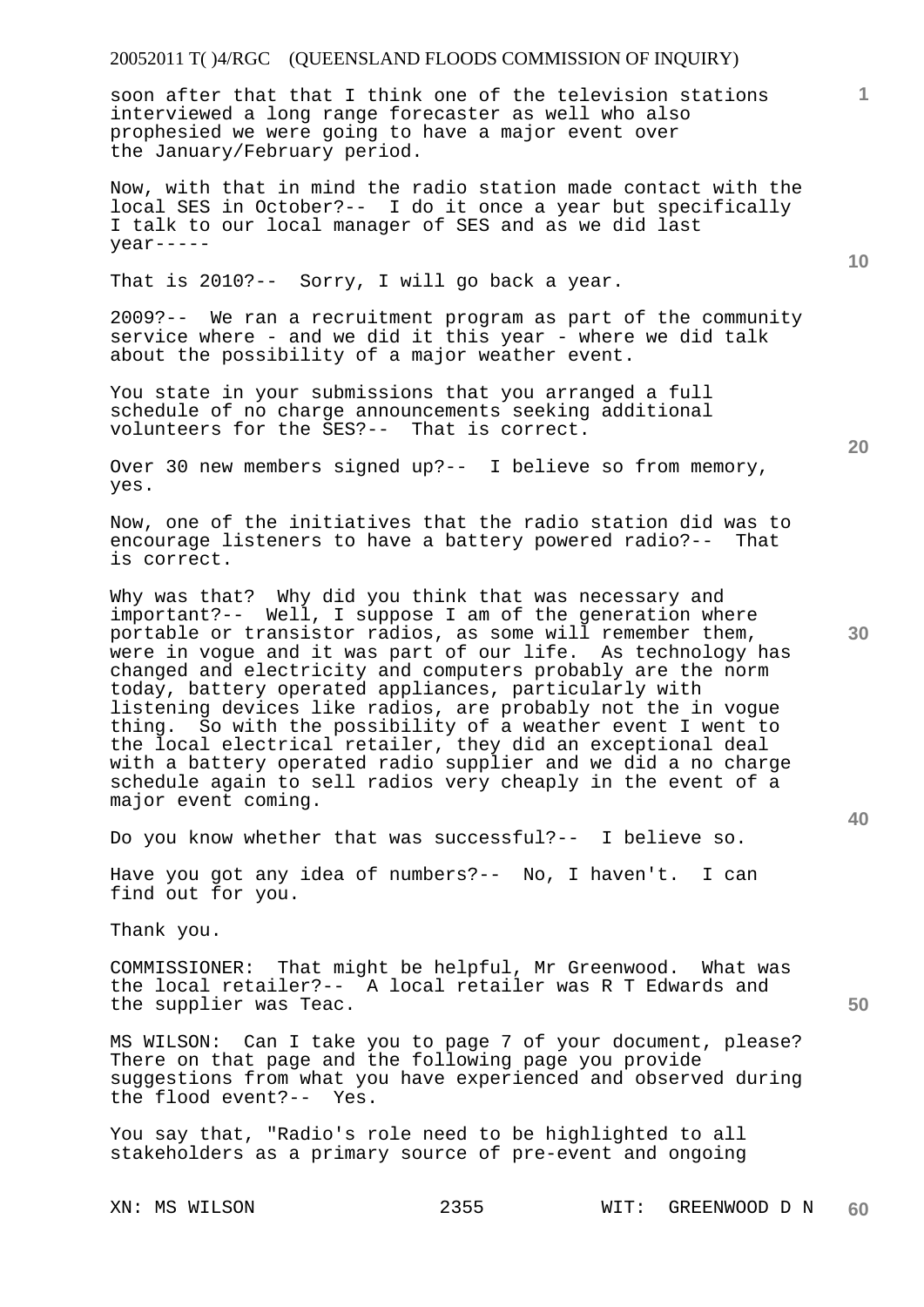soon after that that I think one of the television stations interviewed a long range forecaster as well who also prophesied we were going to have a major event over the January/February period.

Now, with that in mind the radio station made contact with the local SES in October?-- I do it once a year but specifically I talk to our local manager of SES and as we did last year-----

That is 2010?-- Sorry, I will go back a year.

2009?-- We ran a recruitment program as part of the community service where - and we did it this year - where we did talk about the possibility of a major weather event.

You state in your submissions that you arranged a full schedule of no charge announcements seeking additional volunteers for the SES?-- That is correct.

Over 30 new members signed up?-- I believe so from memory, yes.

Now, one of the initiatives that the radio station did was to encourage listeners to have a battery powered radio?-- That is correct.

Why was that? Why did you think that was necessary and important?-- Well, I suppose I am of the generation where portable or transistor radios, as some will remember them, were in vogue and it was part of our life. As technology has changed and electricity and computers probably are the norm today, battery operated appliances, particularly with listening devices like radios, are probably not the in vogue thing. So with the possibility of a weather event I went to the local electrical retailer, they did an exceptional deal with a battery operated radio supplier and we did a no charge schedule again to sell radios very cheaply in the event of a major event coming.

Do you know whether that was successful?-- I believe so.

Have you got any idea of numbers?-- No, I haven't. I can find out for you.

Thank you.

COMMISSIONER: That might be helpful, Mr Greenwood. What was the local retailer?-- A local retailer was R T Edwards and the supplier was Teac.

MS WILSON: Can I take you to page 7 of your document, please? There on that page and the following page you provide suggestions from what you have experienced and observed during the flood event?-- Yes.

You say that, "Radio's role need to be highlighted to all stakeholders as a primary source of pre-event and ongoing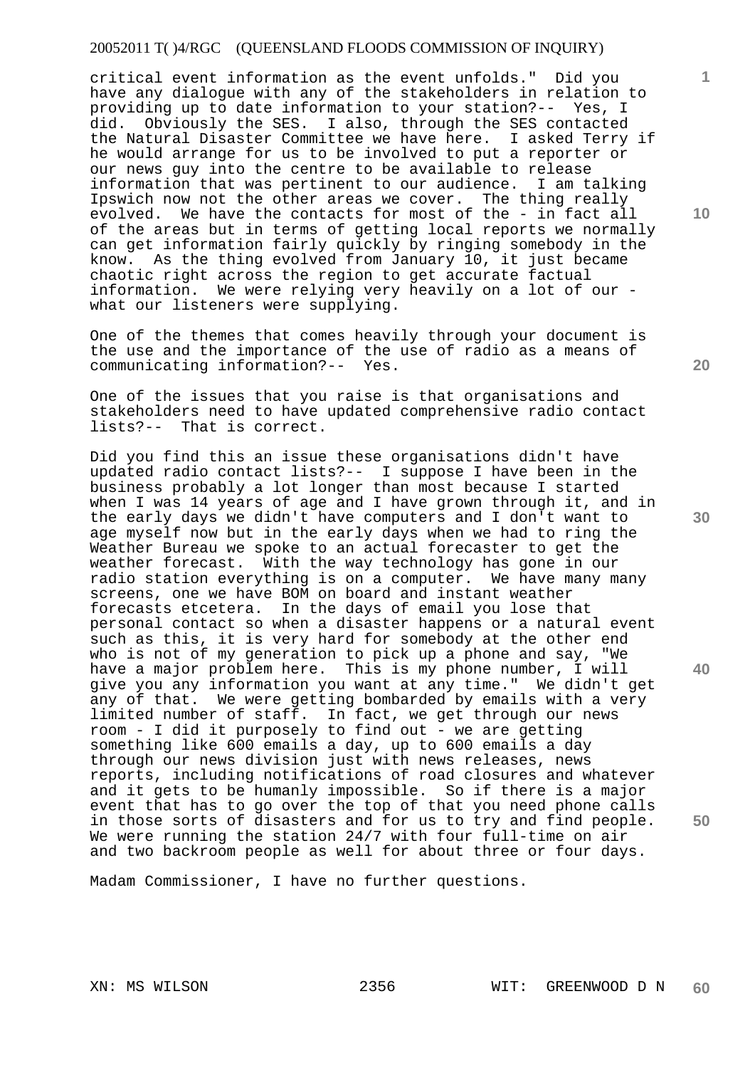critical event information as the event unfolds." Did you have any dialogue with any of the stakeholders in relation to providing up to date information to your station?-- Yes, I did. Obviously the SES. I also, through the SES contacted the Natural Disaster Committee we have here. I asked Terry if he would arrange for us to be involved to put a reporter or our news guy into the centre to be available to release information that was pertinent to our audience. I am talking Ipswich now not the other areas we cover. The thing really evolved. We have the contacts for most of the - in fact all of the areas but in terms of getting local reports we normally can get information fairly quickly by ringing somebody in the know. As the thing evolved from January 10, it just became chaotic right across the region to get accurate factual information. We were relying very heavily on a lot of our - what our listeners were supplying.

One of the themes that comes heavily through your document is the use and the importance of the use of radio as a means of communicating information?-- Yes.

One of the issues that you raise is that organisations and stakeholders need to have updated comprehensive radio contact lists?-- That is correct.

Did you find this an issue these organisations didn't have updated radio contact lists?-- I suppose I have been in the business probably a lot longer than most because I started when I was 14 years of age and I have grown through it, and in the early days we didn't have computers and I don't want to age myself now but in the early days when we had to ring the Weather Bureau we spoke to an actual forecaster to get the weather forecast. With the way technology has gone in our radio station everything is on a computer. We have many many screens, one we have BOM on board and instant weather forecasts etcetera. In the days of email you lose that personal contact so when a disaster happens or a natural event such as this, it is very hard for somebody at the other end who is not of my generation to pick up a phone and say, "We have a major problem here. This is my phone number, I will give you any information you want at any time." We didn't get any of that. We were getting bombarded by emails with a very limited number of staff. In fact, we get through our news room - I did it purposely to find out - we are getting something like 600 emails a day, up to 600 emails a day through our news division just with news releases, news reports, including notifications of road closures and whatever and it gets to be humanly impossible. So if there is a major event that has to go over the top of that you need phone calls in those sorts of disasters and for us to try and find people. We were running the station 24/7 with four full-time on air and two backroom people as well for about three or four days.

Madam Commissioner, I have no further questions.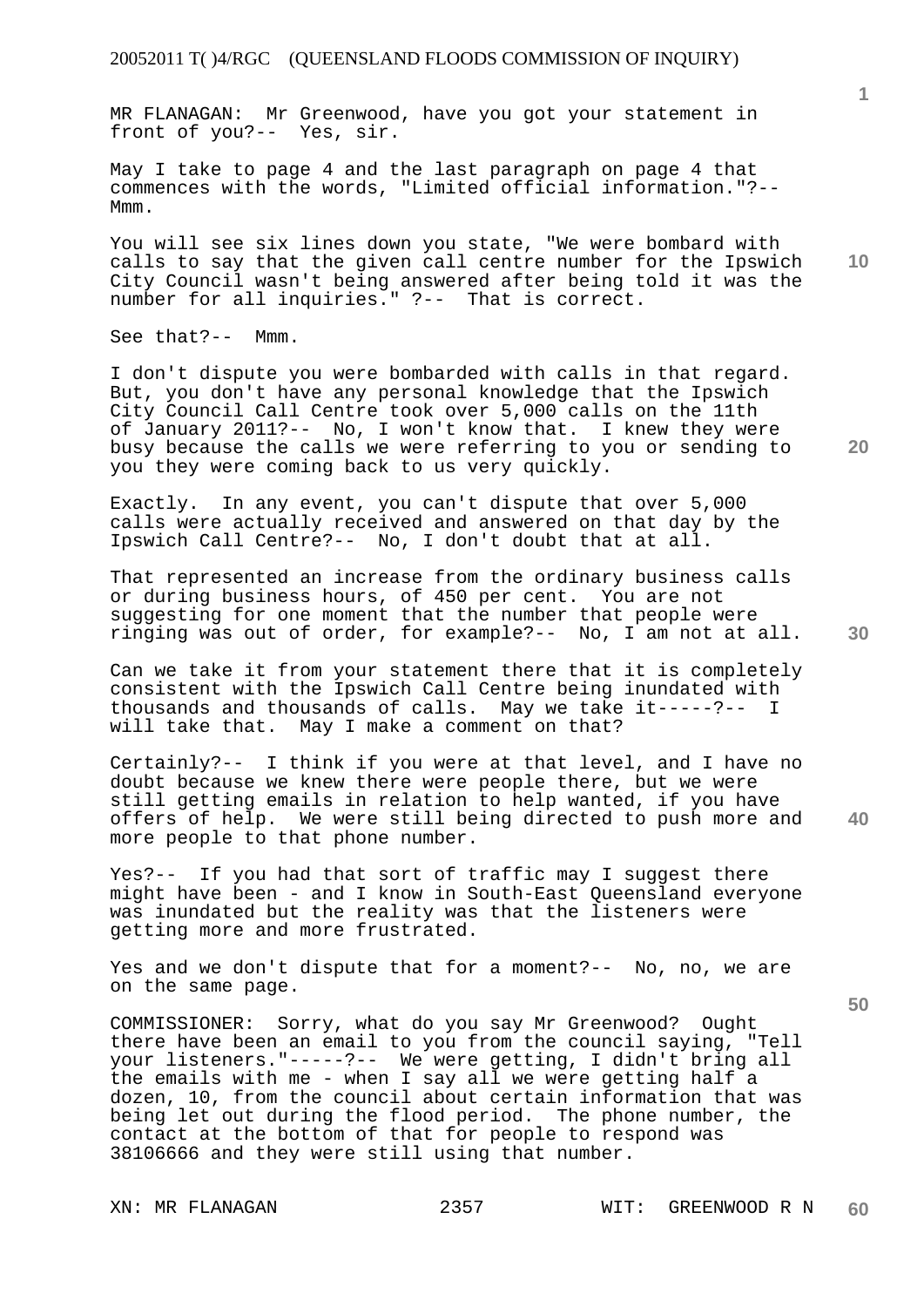MR FLANAGAN: Mr Greenwood, have you got your statement in front of you?-- Yes, sir.

May I take to page 4 and the last paragraph on page 4 that commences with the words, "Limited official information."?-- Mmm.

You will see six lines down you state, "We were bombard with calls to say that the given call centre number for the Ipswich City Council wasn't being answered after being told it was the number for all inquiries." ?-- That is correct.

See that?-- Mmm.

I don't dispute you were bombarded with calls in that regard. But, you don't have any personal knowledge that the Ipswich City Council Call Centre took over 5,000 calls on the 11th of January 2011?-- No, I won't know that. I knew they were busy because the calls we were referring to you or sending to you they were coming back to us very quickly.

Exactly. In any event, you can't dispute that over 5,000 calls were actually received and answered on that day by the Ipswich Call Centre?-- No, I don't doubt that at all.

That represented an increase from the ordinary business calls or during business hours, of 450 per cent. You are not suggesting for one moment that the number that people were ringing was out of order, for example?-- No, I am not at all.

Can we take it from your statement there that it is completely consistent with the Ipswich Call Centre being inundated with thousands and thousands of calls. May we take it-----?-- I will take that. May I make a comment on that?

Certainly?-- I think if you were at that level, and I have no doubt because we knew there were people there, but we were still getting emails in relation to help wanted, if you have offers of help. We were still being directed to push more and more people to that phone number.

Yes?-- If you had that sort of traffic may I suggest there might have been - and I know in South-East Queensland everyone was inundated but the reality was that the listeners were getting more and more frustrated.

Yes and we don't dispute that for a moment?-- No, no, we are on the same page.

COMMISSIONER: Sorry, what do you say Mr Greenwood? Ought there have been an email to you from the council saying, "Tell your listeners."-----?-- We were getting, I didn't bring all the emails with me - when I say all we were getting half a dozen, 10, from the council about certain information that was being let out during the flood period. The phone number, the contact at the bottom of that for people to respond was 38106666 and they were still using that number.

XN: MR FLANAGAN WIT: GREENWOOD R N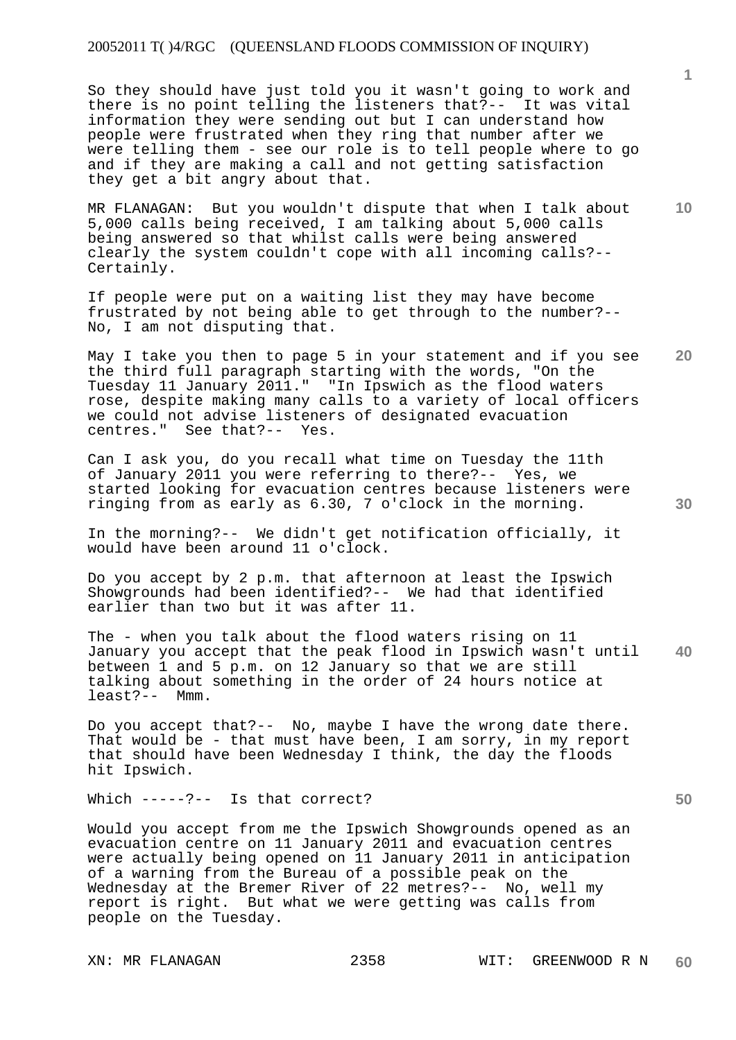So they should have just told you it wasn't going to work and there is no point telling the listeners that?-- It was vital information they were sending out but I can understand how people were frustrated when they ring that number after we were telling them - see our role is to tell people where to go and if they are making a call and not getting satisfaction they get a bit angry about that.

MR FLANAGAN: But you wouldn't dispute that when I talk about 5,000 calls being received, I am talking about 5,000 calls being answered so that whilst calls were being answered clearly the system couldn't cope with all incoming calls?-- Certainly.

If people were put on a waiting list they may have become frustrated by not being able to get through to the number?-- No, I am not disputing that.

May I take you then to page 5 in your statement and if you see the third full paragraph starting with the words, "On the Tuesday 11 January 2011." "In Ipswich as the flood waters rose, despite making many calls to a variety of local officers we could not advise listeners of designated evacuation centres." See that?-- Yes.

Can I ask you, do you recall what time on Tuesday the 11th of January 2011 you were referring to there?-- Yes, we started looking for evacuation centres because listeners were ringing from as early as 6.30, 7 o'clock in the morning.

In the morning?-- We didn't get notification officially, it would have been around 11 o'clock.

Do you accept by 2 p.m. that afternoon at least the Ipswich Showgrounds had been identified?-- We had that identified earlier than two but it was after 11.

The - when you talk about the flood waters rising on 11 January you accept that the peak flood in Ipswich wasn't until between 1 and 5 p.m. on 12 January so that we are still talking about something in the order of 24 hours notice at least?-- Mmm.

Do you accept that?-- No, maybe I have the wrong date there. That would be - that must have been, I am sorry, in my report that should have been Wednesday I think, the day the floods hit Ipswich.

Which -----?-- Is that correct?

Would you accept from me the Ipswich Showgrounds opened as an evacuation centre on 11 January 2011 and evacuation centres were actually being opened on 11 January 2011 in anticipation of a warning from the Bureau of a possible peak on the Wednesday at the Bremer River of 22 metres?-- No, well my report is right. But what we were getting was calls from people on the Tuesday.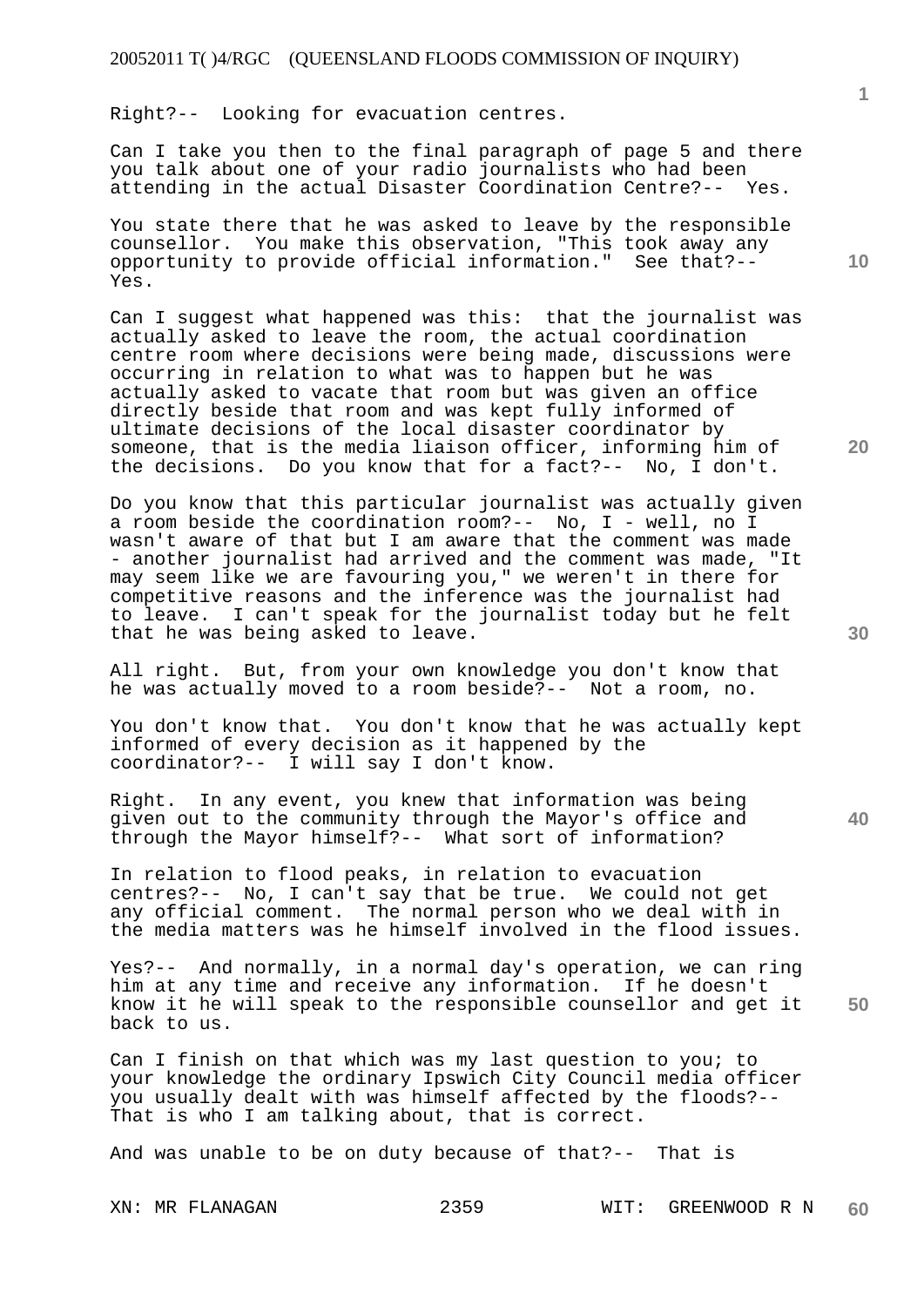Right?-- Looking for evacuation centres.

Can I take you then to the final paragraph of page 5 and there you talk about one of your radio journalists who had been attending in the actual Disaster Coordination Centre?-- Yes.

You state there that he was asked to leave by the responsible counsellor. You make this observation, "This took away any opportunity to provide official information." See that?-- Yes.

Can I suggest what happened was this: that the journalist was actually asked to leave the room, the actual coordination centre room where decisions were being made, discussions were occurring in relation to what was to happen but he was actually asked to vacate that room but was given an office directly beside that room and was kept fully informed of ultimate decisions of the local disaster coordinator by someone, that is the media liaison officer, informing him of the decisions. Do you know that for a fact?-- No, I don't.

Do you know that this particular journalist was actually given a room beside the coordination room?-- No, I - well, no I wasn't aware of that but I am aware that the comment was made - another journalist had arrived and the comment was made, "It may seem like we are favouring you," we weren't in there for competitive reasons and the inference was the journalist had to leave. I can't speak for the journalist today but he felt that he was being asked to leave.

All right. But, from your own knowledge you don't know that he was actually moved to a room beside?-- Not a room, no.

You don't know that. You don't know that he was actually kept informed of every decision as it happened by the coordinator?-- I will say I don't know.

Right. In any event, you knew that information was being given out to the community through the Mayor's office and through the Mayor himself?-- What sort of information?

In relation to flood peaks, in relation to evacuation centres?-- No, I can't say that be true. We could not get any official comment. The normal person who we deal with in the media matters was he himself involved in the flood issues.

Yes?-- And normally, in a normal day's operation, we can ring him at any time and receive any information. If he doesn't know it he will speak to the responsible counsellor and get it back to us.

Can I finish on that which was my last question to you; to your knowledge the ordinary Ipswich City Council media officer you usually dealt with was himself affected by the floods?-- That is who I am talking about, that is correct.

And was unable to be on duty because of that?-- That is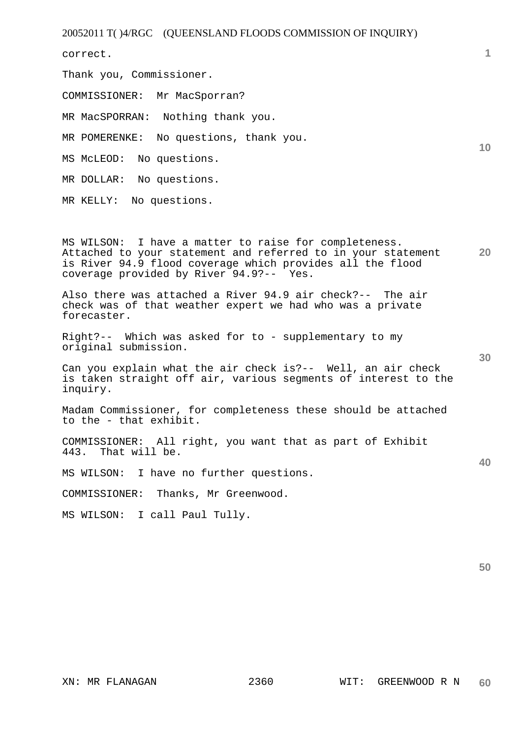correct.

Thank you, Commissioner.

COMMISSIONER: Mr MacSporran?

MR MacSPORRAN: Nothing thank you.

MR POMERENKE: No questions, thank you.

MS McLEOD: No questions.

MR DOLLAR: No questions.

MR KELLY: No questions.

MS WILSON: I have a matter to raise for completeness. Attached to your statement and referred to in your statement is River 94.9 flood coverage which provides all the flood coverage provided by River 94.9?-- Yes.

Also there was attached a River 94.9 air check?-- The air check was of that weather expert we had who was a private forecaster.

Right?-- Which was asked for to - supplementary to my original submission.

Can you explain what the air check is?-- Well, an air check is taken straight off air, various segments of interest to the inquiry.

Madam Commissioner, for completeness these should be attached to the - that exhibit.

COMMISSIONER: All right, you want that as part of Exhibit 443. That will be.

MS WILSON: I have no further questions.

COMMISSIONER: Thanks, Mr Greenwood.

MS WILSON: I call Paul Tully.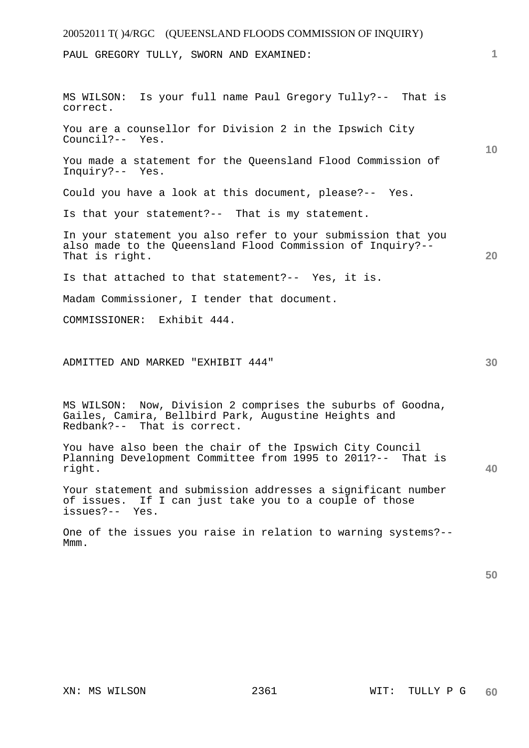PAUL GREGORY TULLY, SWORN AND EXAMINED:

MS WILSON: Is your full name Paul Gregory Tully?-- That is correct.

You are a counsellor for Division 2 in the Ipswich City Council?-- Yes.

You made a statement for the Queensland Flood Commission of Inquiry?-- Yes.

Could you have a look at this document, please?-- Yes.

Is that your statement?-- That is my statement.

In your statement you also refer to your submission that you also made to the Queensland Flood Commission of Inquiry?-- That is right.

Is that attached to that statement?-- Yes, it is.

Madam Commissioner, I tender that document.

COMMISSIONER: Exhibit 444.

ADMITTED AND MARKED "EXHIBIT 444"

MS WILSON: Now, Division 2 comprises the suburbs of Goodna, Gailes, Camira, Bellbird Park, Augustine Heights and Redbank?-- That is correct.

You have also been the chair of the Ipswich City Council Planning Development Committee from 1995 to 2011?-- That is right.

Your statement and submission addresses a significant number of issues. If I can just take you to a couple of those issues?-- Yes.

One of the issues you raise in relation to warning systems?-- Mmm.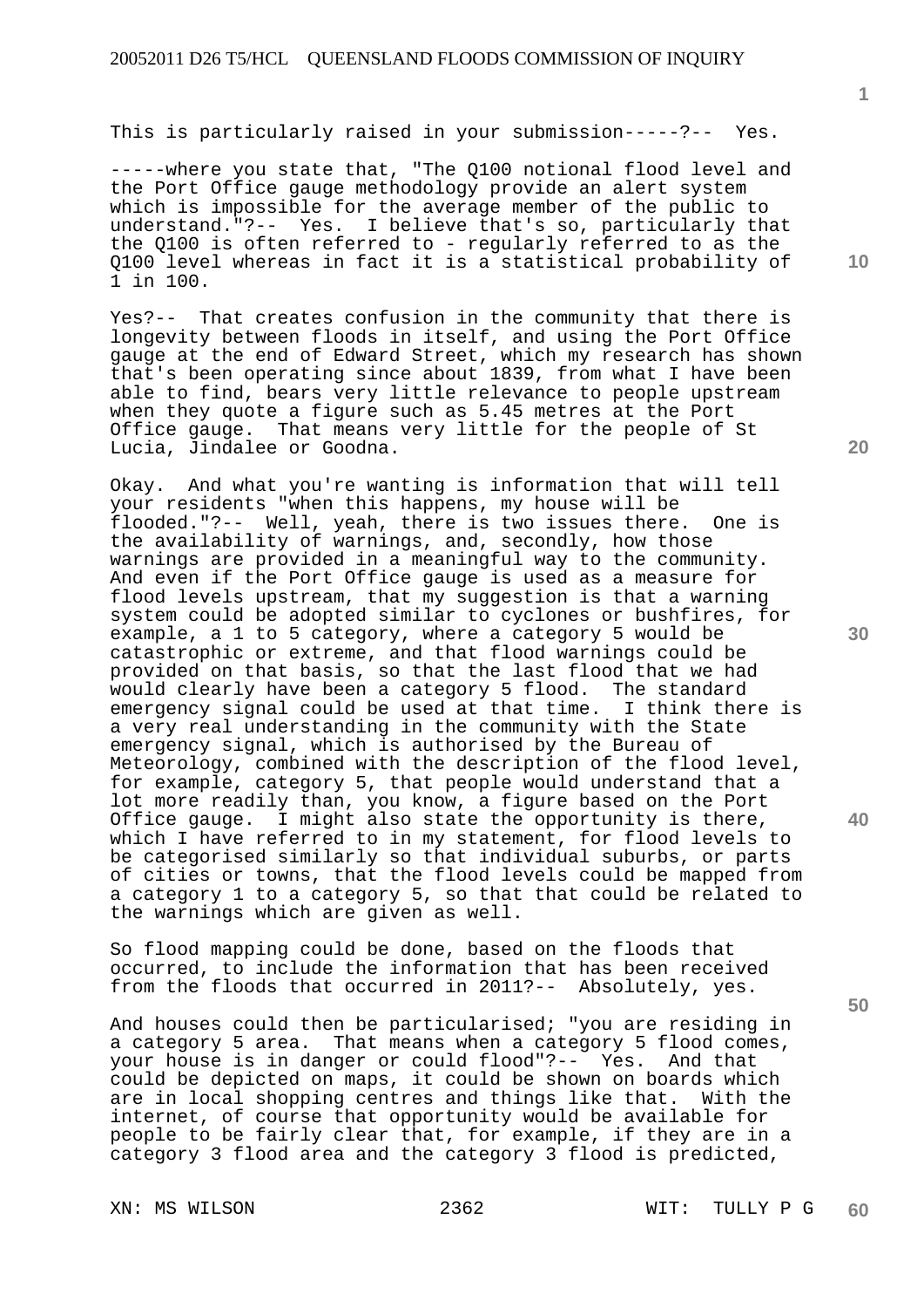This is particularly raised in your submission-----?-- Yes.

-----where you state that, "The Q100 notional flood level and the Port Office gauge methodology provide an alert system which is impossible for the average member of the public to understand."?-- Yes. I believe that's so, particularly that the Q100 is often referred to - regularly referred to as the Q100 level whereas in fact it is a statistical probability of 1 in 100.

Yes?-- That creates confusion in the community that there is longevity between floods in itself, and using the Port Office gauge at the end of Edward Street, which my research has shown that's been operating since about 1839, from what I have been able to find, bears very little relevance to people upstream when they quote a figure such as 5.45 metres at the Port Office gauge. That means very little for the people of St Lucia, Jindalee or Goodna.

Okay. And what you're wanting is information that will tell your residents "when this happens, my house will be flooded."?-- Well, yeah, there is two issues there. One is the availability of warnings, and, secondly, how those warnings are provided in a meaningful way to the community. And even if the Port Office gauge is used as a measure for flood levels upstream, that my suggestion is that a warning system could be adopted similar to cyclones or bushfires, for example, a 1 to 5 category, where a category 5 would be catastrophic or extreme, and that flood warnings could be provided on that basis, so that the last flood that we had would clearly have been a category 5 flood. The standard emergency signal could be used at that time. I think there is a very real understanding in the community with the State emergency signal, which is authorised by the Bureau of Meteorology, combined with the description of the flood level, for example, category 5, that people would understand that a lot more readily than, you know, a figure based on the Port Office gauge. I might also state the opportunity is there, which I have referred to in my statement, for flood levels to be categorised similarly so that individual suburbs, or parts of cities or towns, that the flood levels could be mapped from a category 1 to a category 5, so that that could be related to the warnings which are given as well.

So flood mapping could be done, based on the floods that occurred, to include the information that has been received from the floods that occurred in 2011?-- Absolutely, yes.

And houses could then be particularised; "you are residing in a category 5 area. That means when a category 5 flood comes, your house is in danger or could flood"?-- Yes. And that could be depicted on maps, it could be shown on boards which are in local shopping centres and things like that. With the internet, of course that opportunity would be available for people to be fairly clear that, for example, if they are in a category 3 flood area and the category 3 flood is predicted,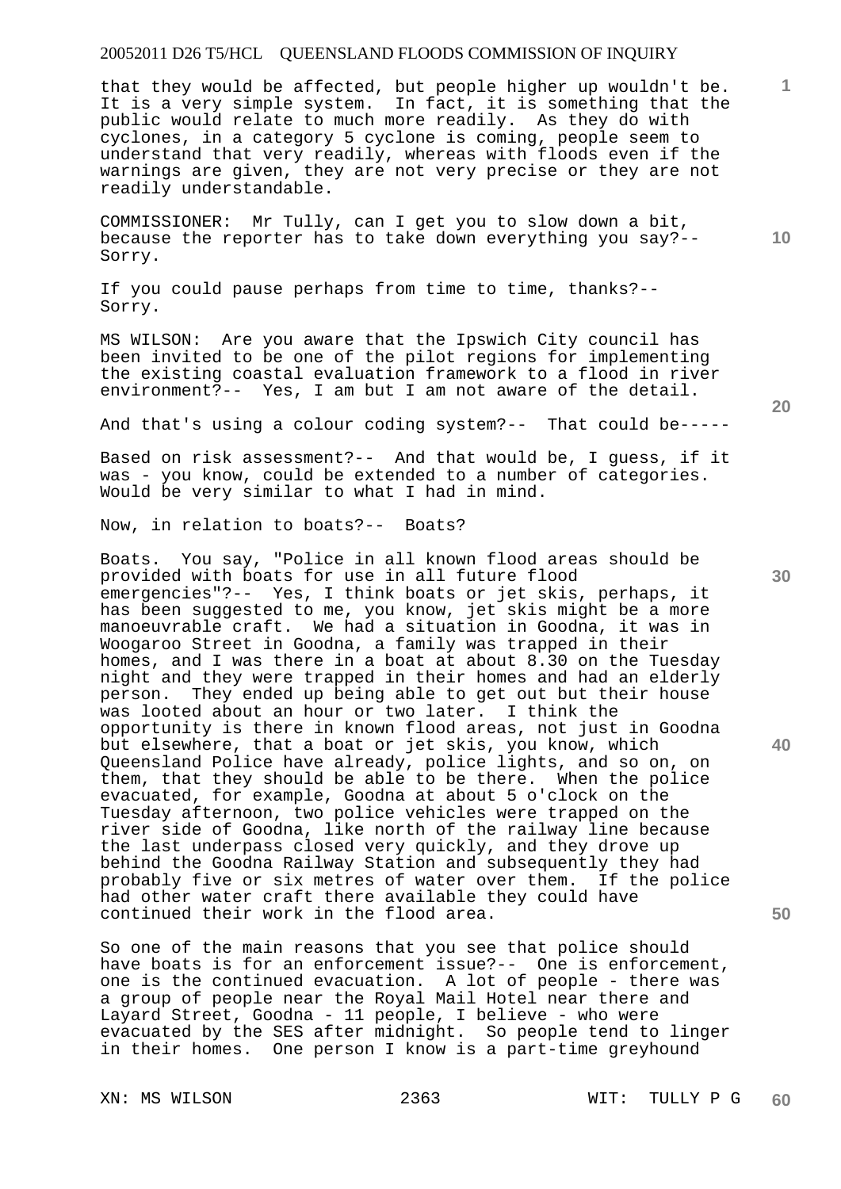that they would be affected, but people higher up wouldn't be. It is a very simple system. In fact, it is something that the public would relate to much more readily. As they do with cyclones, in a category 5 cyclone is coming, people seem to understand that very readily, whereas with floods even if the warnings are given, they are not very precise or they are not readily understandable.

COMMISSIONER: Mr Tully, can I get you to slow down a bit, because the reporter has to take down everything you say?-- Sorry.

If you could pause perhaps from time to time, thanks?-- Sorry.

MS WILSON: Are you aware that the Ipswich City council has been invited to be one of the pilot regions for implementing the existing coastal evaluation framework to a flood in river environment?-- Yes, I am but I am not aware of the detail.

And that's using a colour coding system?-- That could be-----

Based on risk assessment?-- And that would be, I guess, if it was - you know, could be extended to a number of categories. Would be very similar to what I had in mind.

Now, in relation to boats?-- Boats?

Boats. You say, "Police in all known flood areas should be provided with boats for use in all future flood emergencies"?-- Yes, I think boats or jet skis, perhaps, it has been suggested to me, you know, jet skis might be a more manoeuvrable craft. We had a situation in Goodna, it was in Woogaroo Street in Goodna, a family was trapped in their homes, and I was there in a boat at about 8.30 on the Tuesday night and they were trapped in their homes and had an elderly person. They ended up being able to get out but their house was looted about an hour or two later. I think the opportunity is there in known flood areas, not just in Goodna but elsewhere, that a boat or jet skis, you know, which Queensland Police have already, police lights, and so on, on them, that they should be able to be there. When the police evacuated, for example, Goodna at about 5 o'clock on the Tuesday afternoon, two police vehicles were trapped on the river side of Goodna, like north of the railway line because the last underpass closed very quickly, and they drove up behind the Goodna Railway Station and subsequently they had probably five or six metres of water over them. If the police had other water craft there available they could have continued their work in the flood area.

So one of the main reasons that you see that police should have boats is for an enforcement issue?-- One is enforcement, one is the continued evacuation. A lot of people - there was a group of people near the Royal Mail Hotel near there and Layard Street, Goodna - 11 people, I believe - who were evacuated by the SES after midnight. So people tend to linger in their homes. One person I know is a part-time greyhound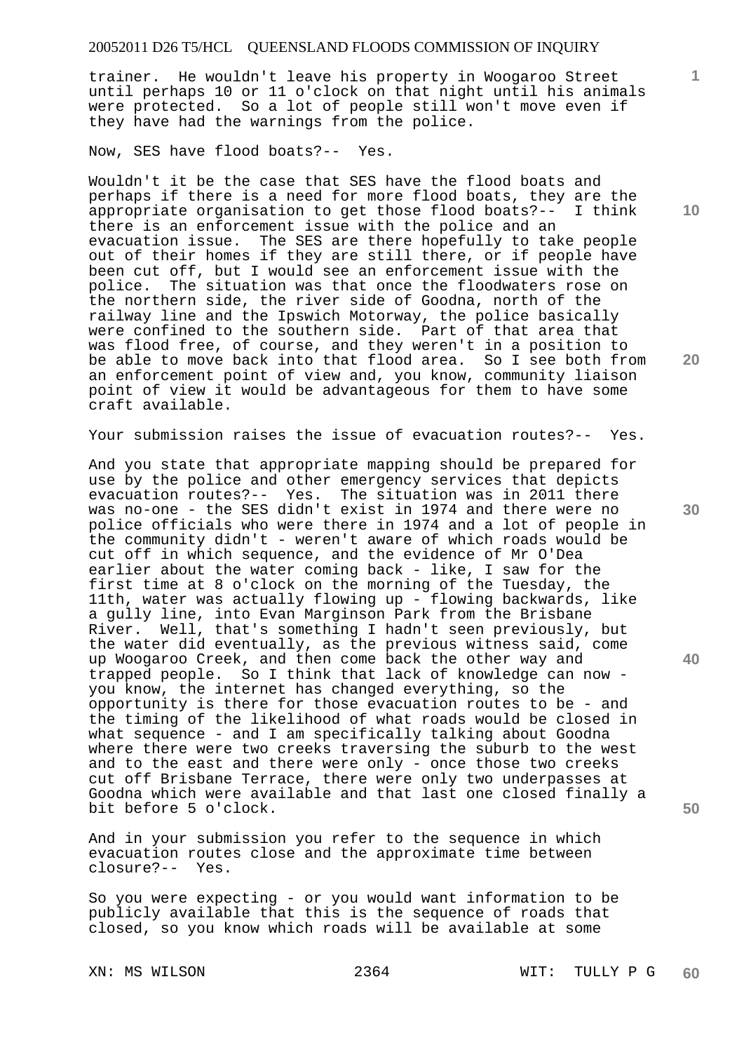trainer. He wouldn't leave his property in Woogaroo Street until perhaps 10 or 11 o'clock on that night until his animals were protected. So a lot of people still won't move even if they have had the warnings from the police.

Now, SES have flood boats?-- Yes.

Wouldn't it be the case that SES have the flood boats and perhaps if there is a need for more flood boats, they are the appropriate organisation to get those flood boats?-- I think there is an enforcement issue with the police and an evacuation issue. The SES are there hopefully to take people out of their homes if they are still there, or if people have been cut off, but I would see an enforcement issue with the police. The situation was that once the floodwaters rose on the northern side, the river side of Goodna, north of the railway line and the Ipswich Motorway, the police basically were confined to the southern side. Part of that area that was flood free, of course, and they weren't in a position to be able to move back into that flood area. So I see both from an enforcement point of view and, you know, community liaison point of view it would be advantageous for them to have some craft available.

Your submission raises the issue of evacuation routes?-- Yes.

And you state that appropriate mapping should be prepared for use by the police and other emergency services that depicts evacuation routes?-- Yes. The situation was in 2011 there was no-one - the SES didn't exist in 1974 and there were no police officials who were there in 1974 and a lot of people in the community didn't - weren't aware of which roads would be cut off in which sequence, and the evidence of Mr O'Dea earlier about the water coming back - like, I saw for the first time at 8 o'clock on the morning of the Tuesday, the 11th, water was actually flowing up - flowing backwards, like a gully line, into Evan Marginson Park from the Brisbane River. Well, that's something I hadn't seen previously, but the water did eventually, as the previous witness said, come up Woogaroo Creek, and then come back the other way and trapped people. So I think that lack of knowledge can now - you know, the internet has changed everything, so the opportunity is there for those evacuation routes to be - and the timing of the likelihood of what roads would be closed in what sequence - and I am specifically talking about Goodna where there were two creeks traversing the suburb to the west and to the east and there were only - once those two creeks cut off Brisbane Terrace, there were only two underpasses at Goodna which were available and that last one closed finally a bit before 5 o'clock.

And in your submission you refer to the sequence in which evacuation routes close and the approximate time between closure?-- Yes.

So you were expecting - or you would want information to be publicly available that this is the sequence of roads that closed, so you know which roads will be available at some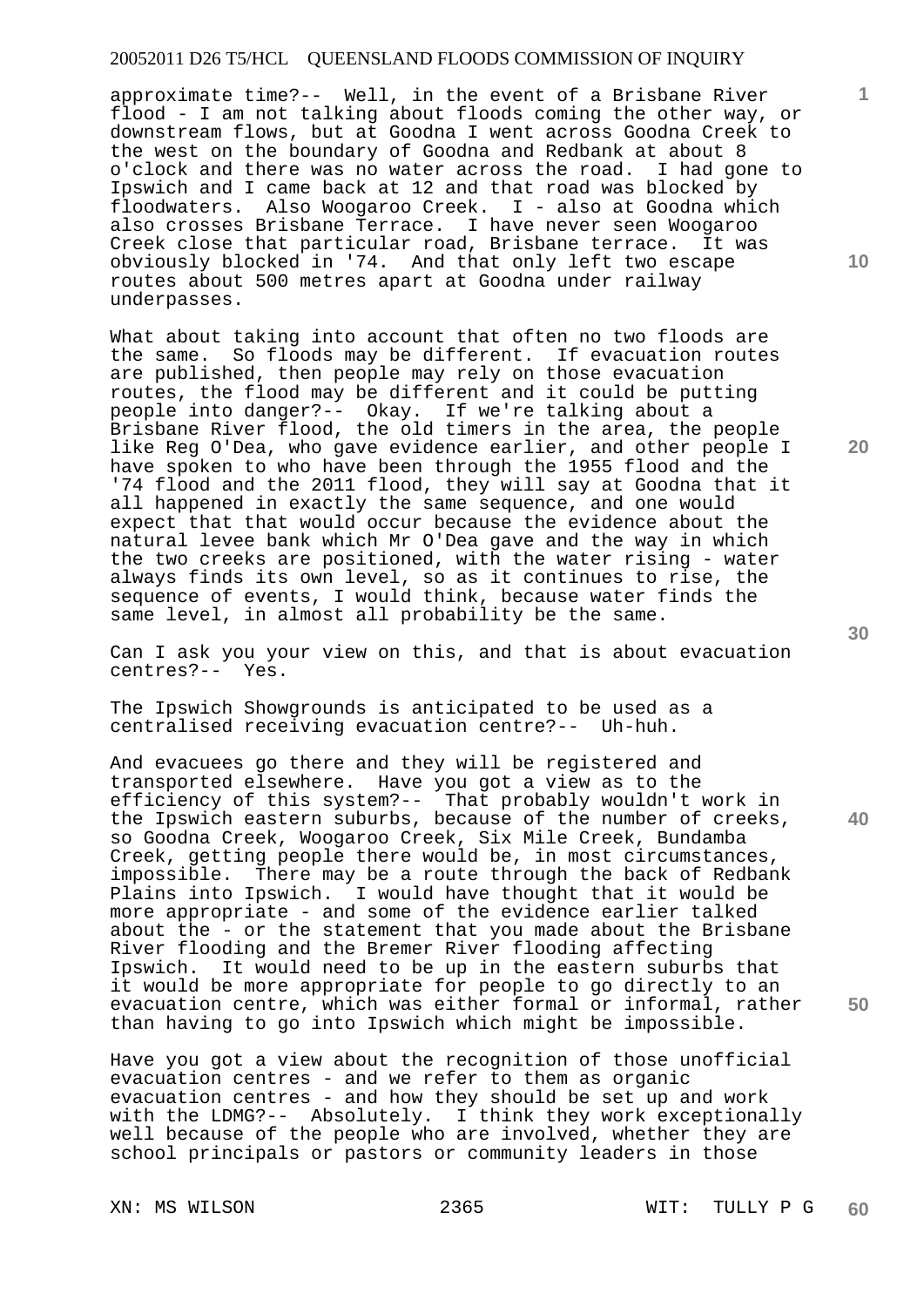approximate time?-- Well, in the event of a Brisbane River flood - I am not talking about floods coming the other way, or downstream flows, but at Goodna I went across Goodna Creek to the west on the boundary of Goodna and Redbank at about 8 o'clock and there was no water across the road. I had gone to Ipswich and I came back at 12 and that road was blocked by floodwaters. Also Woogaroo Creek. I - also at Goodna which also crosses Brisbane Terrace. I have never seen Woogaroo Creek close that particular road, Brisbane terrace. It was obviously blocked in '74. And that only left two escape routes about 500 metres apart at Goodna under railway underpasses.

What about taking into account that often no two floods are the same. So floods may be different. If evacuation routes are published, then people may rely on those evacuation routes, the flood may be different and it could be putting people into danger?-- Okay. If we're talking about a Brisbane River flood, the old timers in the area, the people like Reg O'Dea, who gave evidence earlier, and other people I have spoken to who have been through the 1955 flood and the '74 flood and the 2011 flood, they will say at Goodna that it all happened in exactly the same sequence, and one would expect that that would occur because the evidence about the natural levee bank which Mr O'Dea gave and the way in which the two creeks are positioned, with the water rising - water always finds its own level, so as it continues to rise, the sequence of events, I would think, because water finds the same level, in almost all probability be the same.

Can I ask you your view on this, and that is about evacuation centres?-- Yes.

The Ipswich Showgrounds is anticipated to be used as a centralised receiving evacuation centre?-- Uh-huh.

And evacuees go there and they will be registered and transported elsewhere. Have you got a view as to the efficiency of this system?-- That probably wouldn't work in the Ipswich eastern suburbs, because of the number of creeks, so Goodna Creek, Woogaroo Creek, Six Mile Creek, Bundamba Creek, getting people there would be, in most circumstances, impossible. There may be a route through the back of Redbank Plains into Ipswich. I would have thought that it would be more appropriate - and some of the evidence earlier talked about the - or the statement that you made about the Brisbane River flooding and the Bremer River flooding affecting Ipswich. It would need to be up in the eastern suburbs that it would be more appropriate for people to go directly to an evacuation centre, which was either formal or informal, rather than having to go into Ipswich which might be impossible.

Have you got a view about the recognition of those unofficial evacuation centres - and we refer to them as organic evacuation centres - and how they should be set up and work with the LDMG?-- Absolutely. I think they work exceptionally well because of the people who are involved, whether they are school principals or pastors or community leaders in those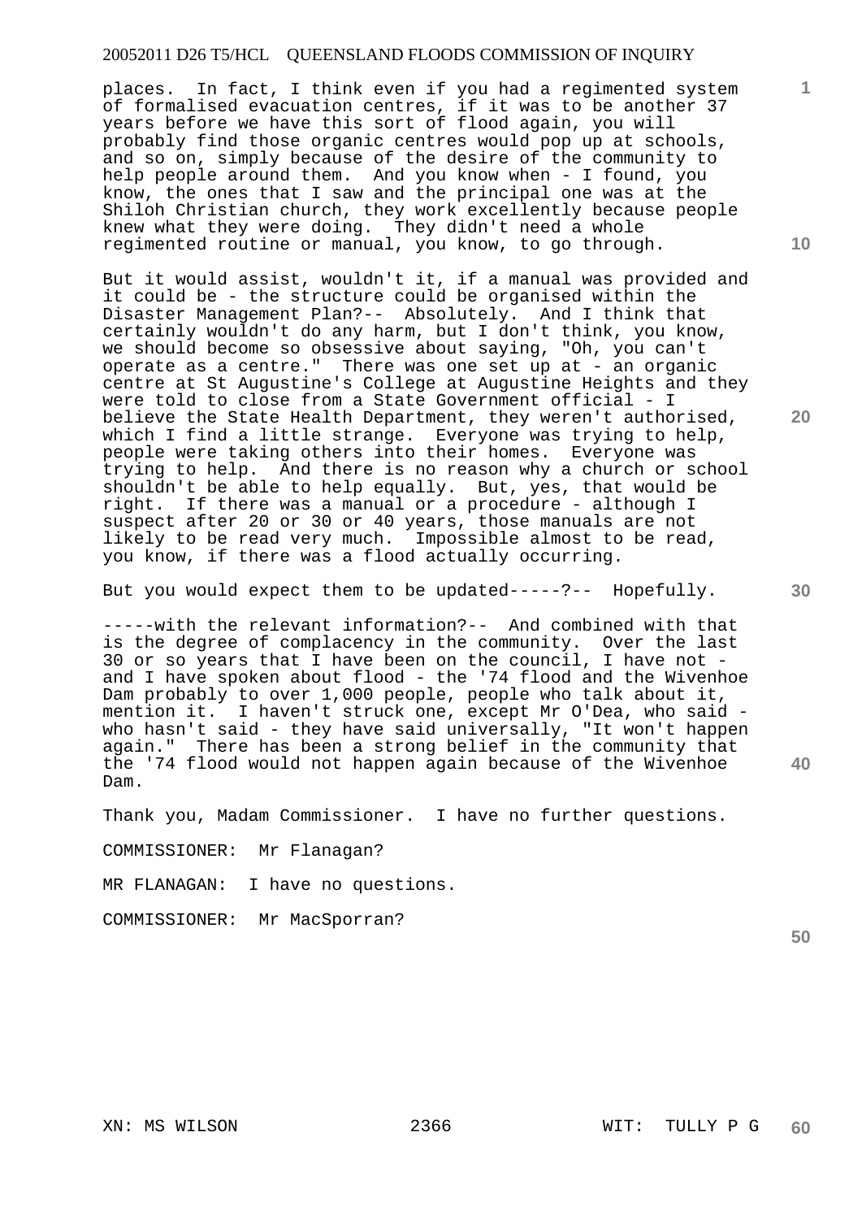places. In fact, I think even if you had a regimented system of formalised evacuation centres, if it was to be another 37 years before we have this sort of flood again, you will probably find those organic centres would pop up at schools, and so on, simply because of the desire of the community to help people around them. And you know when - I found, you know, the ones that I saw and the principal one was at the Shiloh Christian church, they work excellently because people knew what they were doing. They didn't need a whole regimented routine or manual, you know, to go through.

But it would assist, wouldn't it, if a manual was provided and it could be - the structure could be organised within the Disaster Management Plan?-- Absolutely. And I think that certainly wouldn't do any harm, but I don't think, you know, we should become so obsessive about saying, "Oh, you can't operate as a centre." There was one set up at - an organic centre at St Augustine's College at Augustine Heights and they were told to close from a State Government official - I believe the State Health Department, they weren't authorised, which I find a little strange. Everyone was trying to help, people were taking others into their homes. Everyone was trying to help. And there is no reason why a church or school shouldn't be able to help equally. But, yes, that would be right. If there was a manual or a procedure - although I suspect after 20 or 30 or 40 years, those manuals are not likely to be read very much. Impossible almost to be read, you know, if there was a flood actually occurring.

But you would expect them to be updated-----?-- Hopefully.

-----with the relevant information?-- And combined with that is the degree of complacency in the community. Over the last 30 or so years that I have been on the council, I have not - and I have spoken about flood - the '74 flood and the Wivenhoe Dam probably to over 1,000 people, people who talk about it, mention it. I haven't struck one, except Mr O'Dea, who said - who hasn't said - they have said universally, "It won't happen again." There has been a strong belief in the community that the '74 flood would not happen again because of the Wivenhoe Dam.

Thank you, Madam Commissioner. I have no further questions.

COMMISSIONER: Mr Flanagan?

MR FLANAGAN: I have no questions.

COMMISSIONER: Mr MacSporran?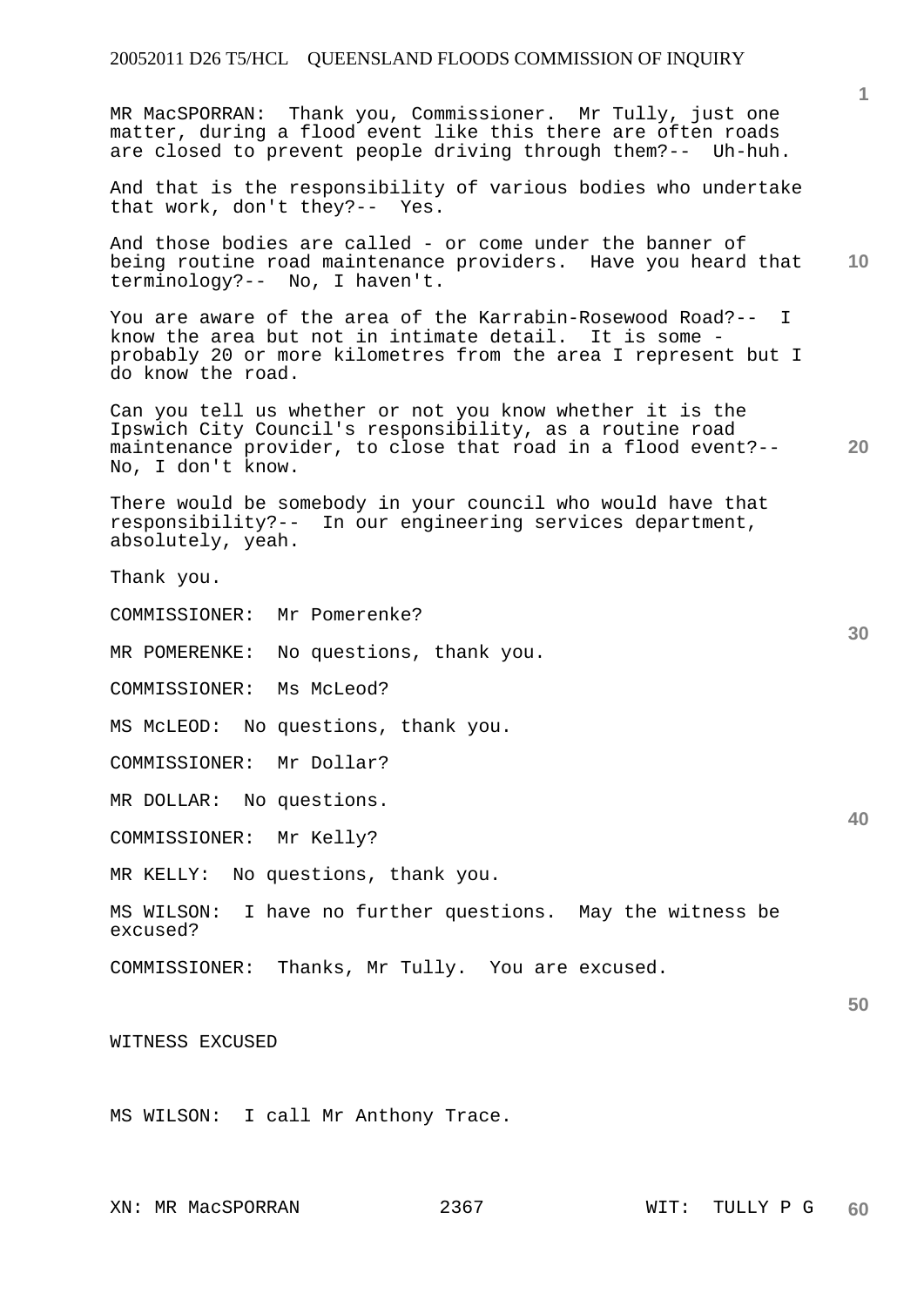MR MacSPORRAN: Thank you, Commissioner. Mr Tully, just one matter, during a flood event like this there are often roads are closed to prevent people driving through them?-- Uh-huh.

And that is the responsibility of various bodies who undertake that work, don't they?-- Yes.

And those bodies are called - or come under the banner of being routine road maintenance providers. Have you heard that terminology?-- No, I haven't.

You are aware of the area of the Karrabin-Rosewood Road?-- I know the area but not in intimate detail. It is some - probably 20 or more kilometres from the area I represent but I do know the road.

Can you tell us whether or not you know whether it is the Ipswich City Council's responsibility, as a routine road maintenance provider, to close that road in a flood event?-- No, I don't know.

There would be somebody in your council who would have that responsibility?-- In our engineering services department, absolutely, yeah.

Thank you.

COMMISSIONER: Mr Pomerenke?

MR POMERENKE: No questions, thank you.

COMMISSIONER: Ms McLeod?

MS McLEOD: No questions, thank you.

COMMISSIONER: Mr Dollar?

MR DOLLAR: No questions.

COMMISSIONER: Mr Kelly?

MR KELLY: No questions, thank you.

MS WILSON: I have no further questions. May the witness be excused?

COMMISSIONER: Thanks, Mr Tully. You are excused.

WITNESS EXCUSED

MS WILSON: I call Mr Anthony Trace.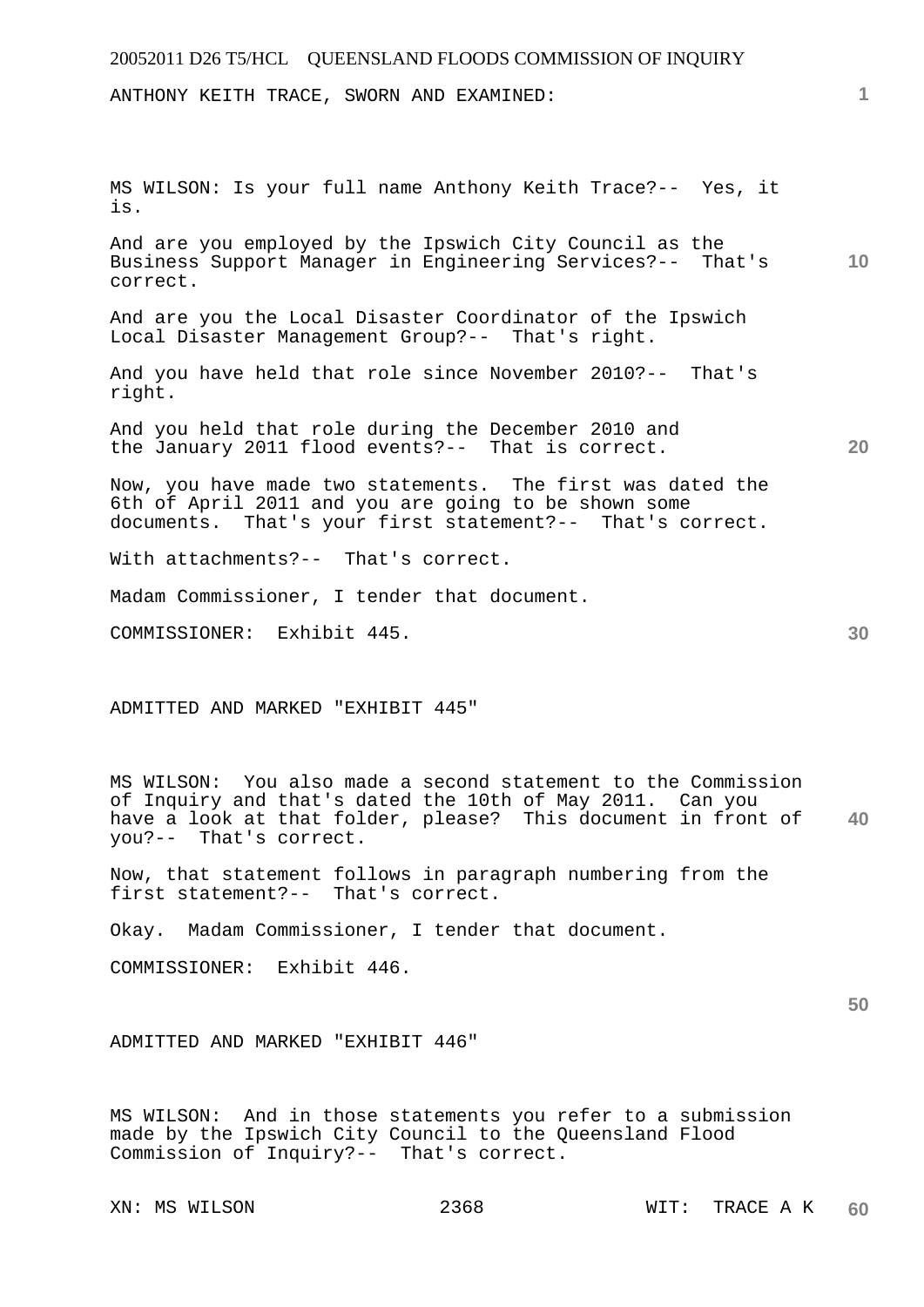ANTHONY KEITH TRACE, SWORN AND EXAMINED:

MS WILSON: Is your full name Anthony Keith Trace?-- Yes, it is.

And are you employed by the Ipswich City Council as the Business Support Manager in Engineering Services?-- That's correct.

And are you the Local Disaster Coordinator of the Ipswich Local Disaster Management Group?-- That's right.

And you have held that role since November 2010?-- That's right.

And you held that role during the December 2010 and the January 2011 flood events?-- That is correct.

Now, you have made two statements. The first was dated the 6th of April 2011 and you are going to be shown some documents. That's your first statement?-- That's correct.

With attachments?-- That's correct.

Madam Commissioner, I tender that document.

COMMISSIONER: Exhibit 445.

ADMITTED AND MARKED "EXHIBIT 445"

MS WILSON: You also made a second statement to the Commission of Inquiry and that's dated the 10th of May 2011. Can you have a look at that folder, please? This document in front of you?-- That's correct.

Now, that statement follows in paragraph numbering from the first statement?-- That's correct.

Okay. Madam Commissioner, I tender that document.

COMMISSIONER: Exhibit 446.

ADMITTED AND MARKED "EXHIBIT 446"

MS WILSON: And in those statements you refer to a submission made by the Ipswich City Council to the Queensland Flood Commission of Inquiry?-- That's correct.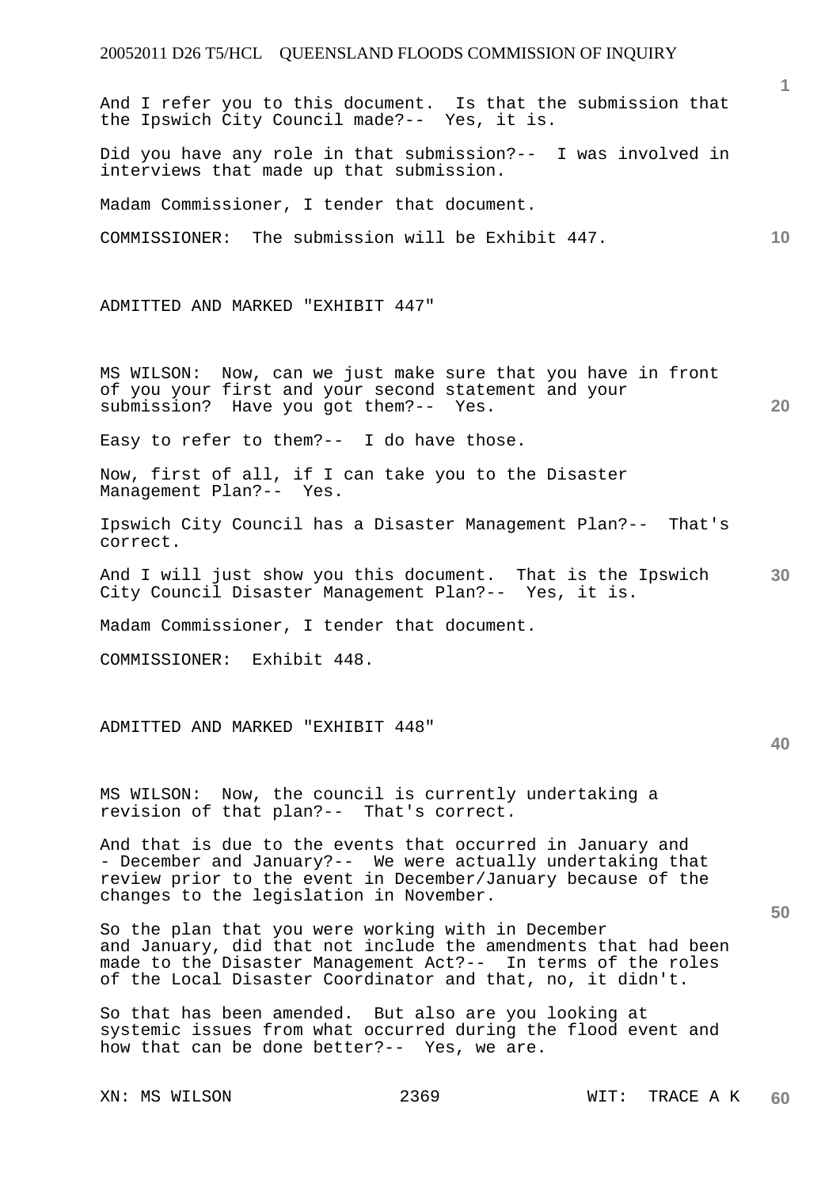And I refer you to this document. Is that the submission that the Ipswich City Council made?-- Yes, it is.

Did you have any role in that submission?-- I was involved in interviews that made up that submission.

Madam Commissioner, I tender that document.

COMMISSIONER: The submission will be Exhibit 447.

ADMITTED AND MARKED "EXHIBIT 447"

MS WILSON: Now, can we just make sure that you have in front of you your first and your second statement and your submission? Have you got them?-- Yes.

Easy to refer to them?-- I do have those.

Now, first of all, if I can take you to the Disaster Management Plan?-- Yes.

Ipswich City Council has a Disaster Management Plan?-- That's correct.

And I will just show you this document. That is the Ipswich City Council Disaster Management Plan?-- Yes, it is.

Madam Commissioner, I tender that document.

COMMISSIONER: Exhibit 448.

ADMITTED AND MARKED "EXHIBIT 448"

MS WILSON: Now, the council is currently undertaking a revision of that plan?-- That's correct.

And that is due to the events that occurred in January and - December and January?-- We were actually undertaking that review prior to the event in December/January because of the changes to the legislation in November.

So the plan that you were working with in December and January, did that not include the amendments that had been made to the Disaster Management Act?-- In terms of the roles of the Local Disaster Coordinator and that, no, it didn't.

So that has been amended. But also are you looking at systemic issues from what occurred during the flood event and how that can be done better?-- Yes, we are.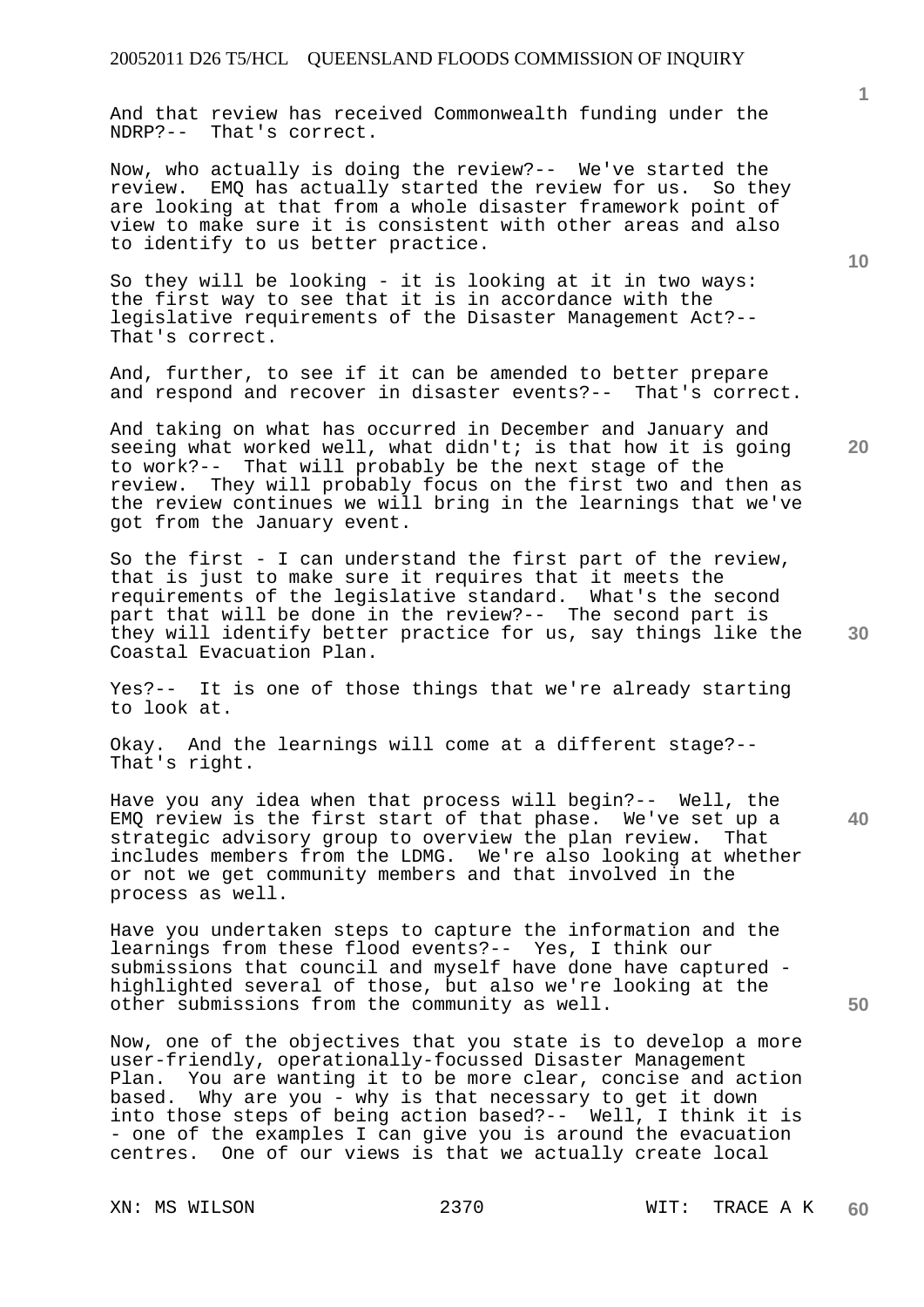And that review has received Commonwealth funding under the NDRP?-- That's correct.

Now, who actually is doing the review?-- We've started the review. EMQ has actually started the review for us. So they are looking at that from a whole disaster framework point of view to make sure it is consistent with other areas and also to identify to us better practice.

So they will be looking - it is looking at it in two ways: the first way to see that it is in accordance with the legislative requirements of the Disaster Management Act?-- That's correct.

And, further, to see if it can be amended to better prepare and respond and recover in disaster events?-- That's correct.

And taking on what has occurred in December and January and seeing what worked well, what didn't; is that how it is going to work?-- That will probably be the next stage of the review. They will probably focus on the first two and then as the review continues we will bring in the learnings that we've got from the January event.

So the first - I can understand the first part of the review, that is just to make sure it requires that it meets the requirements of the legislative standard. What's the second part that will be done in the review?-- The second part is they will identify better practice for us, say things like the Coastal Evacuation Plan.

Yes?-- It is one of those things that we're already starting to look at.

Okay. And the learnings will come at a different stage?-- That's right.

Have you any idea when that process will begin?-- Well, the EMQ review is the first start of that phase. We've set up a strategic advisory group to overview the plan review. That includes members from the LDMG. We're also looking at whether or not we get community members and that involved in the process as well.

Have you undertaken steps to capture the information and the learnings from these flood events?-- Yes, I think our submissions that council and myself have done have captured - highlighted several of those, but also we're looking at the other submissions from the community as well.

Now, one of the objectives that you state is to develop a more user-friendly, operationally-focussed Disaster Management Plan. You are wanting it to be more clear, concise and action based. Why are you - why is that necessary to get it down into those steps of being action based?-- Well, I think it is - one of the examples I can give you is around the evacuation centres. One of our views is that we actually create local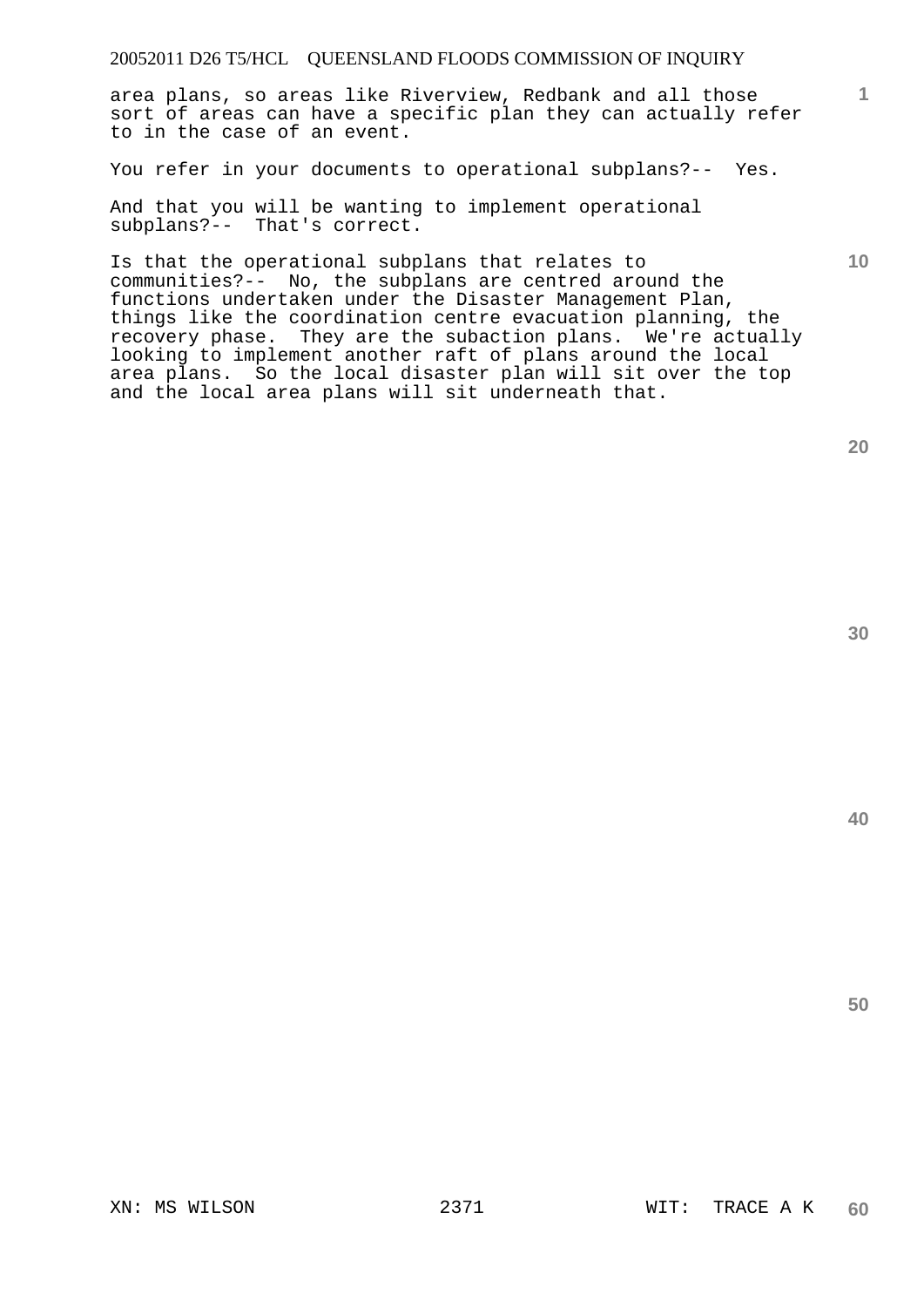area plans, so areas like Riverview, Redbank and all those sort of areas can have a specific plan they can actually refer to in the case of an event.

You refer in your documents to operational subplans?-- Yes.

And that you will be wanting to implement operational subplans?-- That's correct.

Is that the operational subplans that relates to communities?-- No, the subplans are centred around the functions undertaken under the Disaster Management Plan, things like the coordination centre evacuation planning, the recovery phase. They are the subaction plans. We're actually looking to implement another raft of plans around the local area plans. So the local disaster plan will sit over the top and the local area plans will sit underneath that.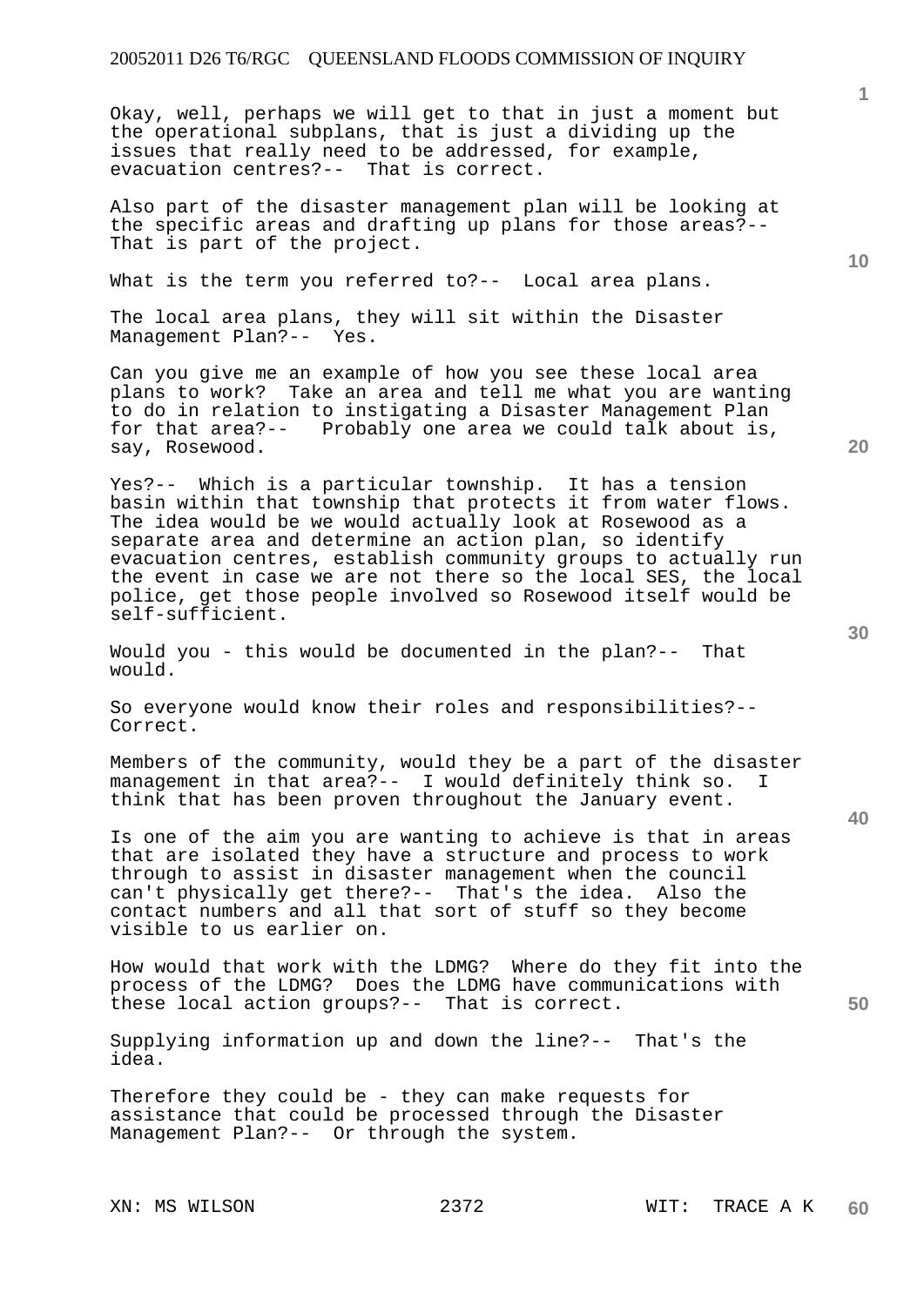Okay, well, perhaps we will get to that in just a moment but the operational subplans, that is just a dividing up the issues that really need to be addressed, for example, evacuation centres?-- That is correct.

Also part of the disaster management plan will be looking at the specific areas and drafting up plans for those areas?-- That is part of the project.

What is the term you referred to?-- Local area plans.

The local area plans, they will sit within the Disaster Management Plan?-- Yes.

Can you give me an example of how you see these local area plans to work? Take an area and tell me what you are wanting to do in relation to instigating a Disaster Management Plan for that area?-- Probably one area we could talk about is, say, Rosewood.

Yes?-- Which is a particular township. It has a tension basin within that township that protects it from water flows. The idea would be we would actually look at Rosewood as a separate area and determine an action plan, so identify evacuation centres, establish community groups to actually run the event in case we are not there so the local SES, the local police, get those people involved so Rosewood itself would be self-sufficient.

Would you - this would be documented in the plan?-- That would.

So everyone would know their roles and responsibilities?-- Correct.

Members of the community, would they be a part of the disaster management in that area?-- I would definitely think so. I think that has been proven throughout the January event.

Is one of the aim you are wanting to achieve is that in areas that are isolated they have a structure and process to work through to assist in disaster management when the council can't physically get there?-- That's the idea. Also the contact numbers and all that sort of stuff so they become visible to us earlier on.

How would that work with the LDMG? Where do they fit into the process of the LDMG? Does the LDMG have communications with these local action groups?-- That is correct.

Supplying information up and down the line?-- That's the idea.

Therefore they could be - they can make requests for assistance that could be processed through the Disaster Management Plan?-- Or through the system.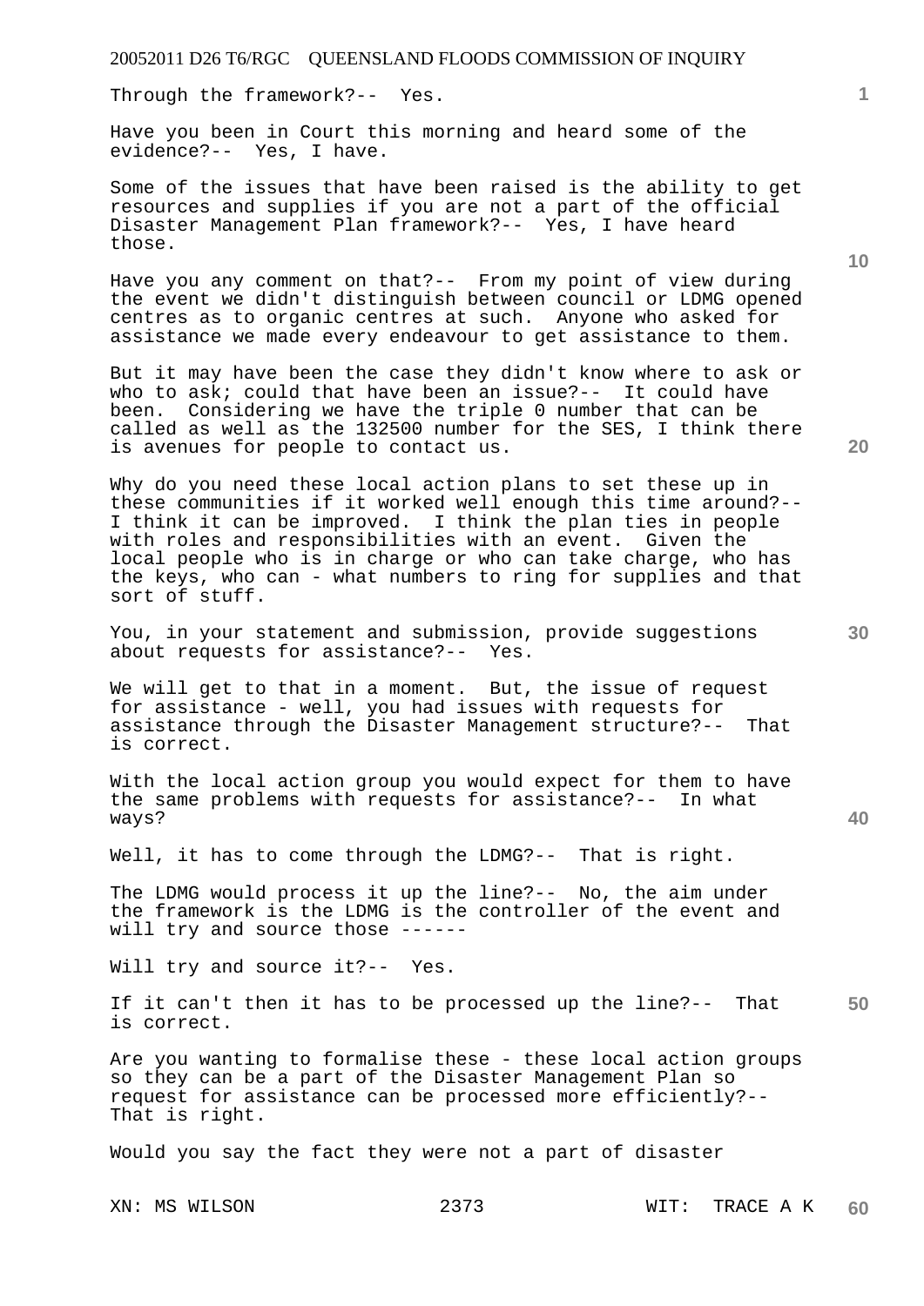Through the framework?-- Yes.

Have you been in Court this morning and heard some of the evidence?-- Yes, I have.

Some of the issues that have been raised is the ability to get resources and supplies if you are not a part of the official Disaster Management Plan framework?-- Yes, I have heard those.

Have you any comment on that?-- From my point of view during the event we didn't distinguish between council or LDMG opened centres as to organic centres at such. Anyone who asked for assistance we made every endeavour to get assistance to them.

But it may have been the case they didn't know where to ask or who to ask; could that have been an issue?-- It could have been. Considering we have the triple 0 number that can be called as well as the 132500 number for the SES, I think there is avenues for people to contact us.

Why do you need these local action plans to set these up in these communities if it worked well enough this time around?-- I think it can be improved. I think the plan ties in people with roles and responsibilities with an event. Given the local people who is in charge or who can take charge, who has the keys, who can - what numbers to ring for supplies and that sort of stuff.

You, in your statement and submission, provide suggestions about requests for assistance?-- Yes.

We will get to that in a moment. But, the issue of request for assistance - well, you had issues with requests for assistance through the Disaster Management structure?-- That is correct.

With the local action group you would expect for them to have the same problems with requests for assistance?-- In what ways?

Well, it has to come through the LDMG?-- That is right.

The LDMG would process it up the line?-- No, the aim under the framework is the LDMG is the controller of the event and will try and source those ------

Will try and source it?-- Yes.

If it can't then it has to be processed up the line?-- That is correct.

Are you wanting to formalise these - these local action groups so they can be a part of the Disaster Management Plan so request for assistance can be processed more efficiently?-- That is right.

Would you say the fact they were not a part of disaster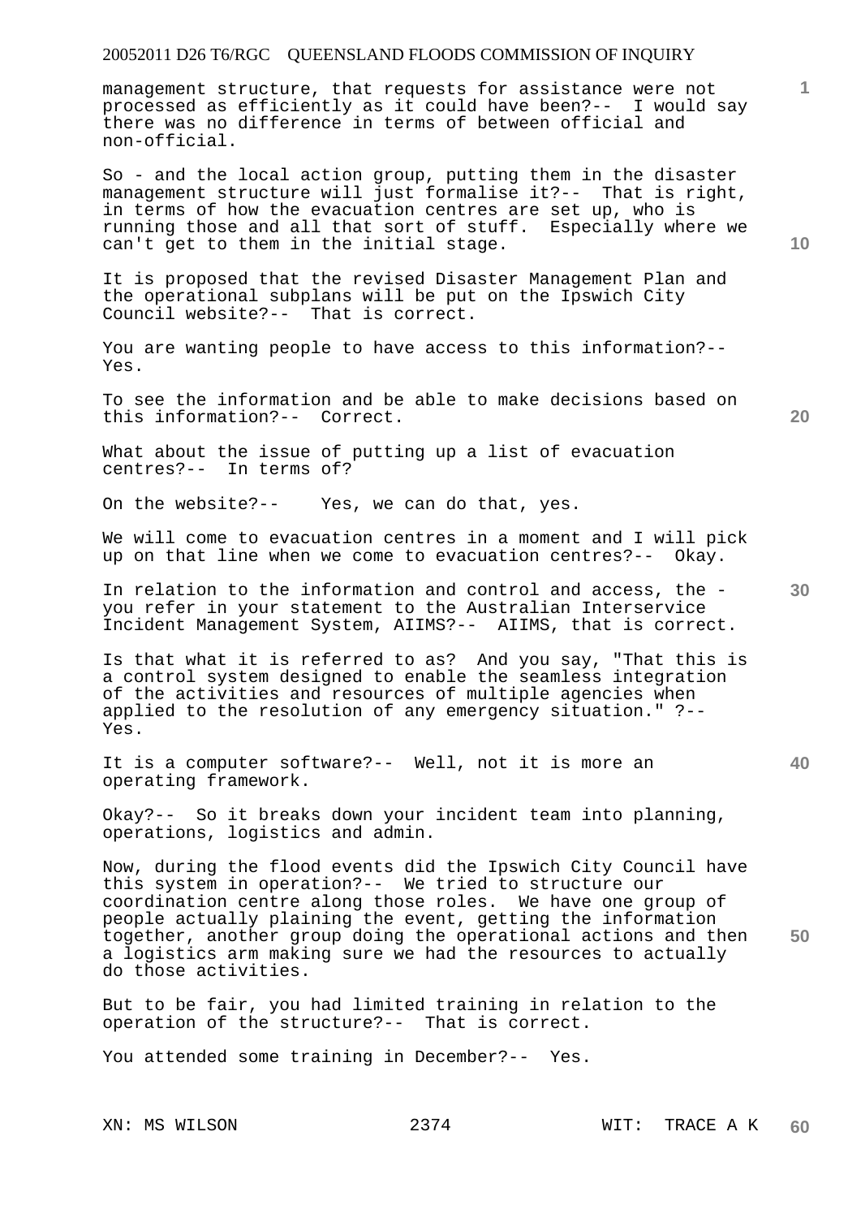management structure, that requests for assistance were not processed as efficiently as it could have been?-- I would say there was no difference in terms of between official and non-official.

So - and the local action group, putting them in the disaster management structure will just formalise it?-- That is right, in terms of how the evacuation centres are set up, who is running those and all that sort of stuff. Especially where we can't get to them in the initial stage.

It is proposed that the revised Disaster Management Plan and the operational subplans will be put on the Ipswich City Council website?-- That is correct.

You are wanting people to have access to this information?-- Yes.

To see the information and be able to make decisions based on this information?-- Correct.

What about the issue of putting up a list of evacuation centres?-- In terms of?

On the website?-- Yes, we can do that, yes.

We will come to evacuation centres in a moment and I will pick up on that line when we come to evacuation centres?-- Okay.

In relation to the information and control and access, the - you refer in your statement to the Australian Interservice Incident Management System, AIIMS?-- AIIMS, that is correct.

Is that what it is referred to as? And you say, "That this is a control system designed to enable the seamless integration of the activities and resources of multiple agencies when applied to the resolution of any emergency situation." ?-- Yes.

It is a computer software?-- Well, not it is more an operating framework.

Okay?-- So it breaks down your incident team into planning, operations, logistics and admin.

Now, during the flood events did the Ipswich City Council have this system in operation?-- We tried to structure our coordination centre along those roles. We have one group of people actually plaining the event, getting the information together, another group doing the operational actions and then a logistics arm making sure we had the resources to actually do those activities.

But to be fair, you had limited training in relation to the operation of the structure?-- That is correct.

You attended some training in December?-- Yes.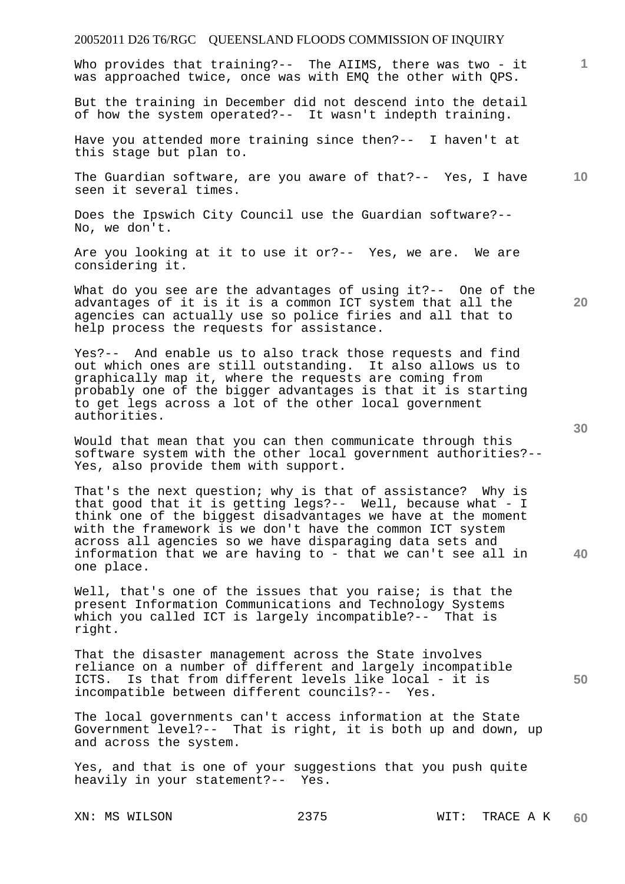Who provides that training?-- The AIIMS, there was two - it was approached twice, once was with EMQ the other with QPS.

But the training in December did not descend into the detail of how the system operated?-- It wasn't indepth training.

Have you attended more training since then?-- I haven't at this stage but plan to.

The Guardian software, are you aware of that?-- Yes, I have seen it several times.

Does the Ipswich City Council use the Guardian software?-- No, we don't.

Are you looking at it to use it or?-- Yes, we are. We are considering it.

What do you see are the advantages of using it?-- One of the advantages of it is it is a common ICT system that all the agencies can actually use so police firies and all that to help process the requests for assistance.

Yes?-- And enable us to also track those requests and find out which ones are still outstanding. It also allows us to graphically map it, where the requests are coming from probably one of the bigger advantages is that it is starting to get legs across a lot of the other local government authorities.

Would that mean that you can then communicate through this software system with the other local government authorities?-- Yes, also provide them with support.

That's the next question; why is that of assistance? Why is that good that it is getting legs?-- Well, because what - I think one of the biggest disadvantages we have at the moment with the framework is we don't have the common ICT system across all agencies so we have disparaging data sets and information that we are having to - that we can't see all in one place.

Well, that's one of the issues that you raise; is that the present Information Communications and Technology Systems which you called ICT is largely incompatible?-- That is right.

That the disaster management across the State involves reliance on a number of different and largely incompatible ICTS. Is that from different levels like local - it is incompatible between different councils?-- Yes.

The local governments can't access information at the State Government level?-- That is right, it is both up and down, up and across the system.

Yes, and that is one of your suggestions that you push quite heavily in your statement?-- Yes.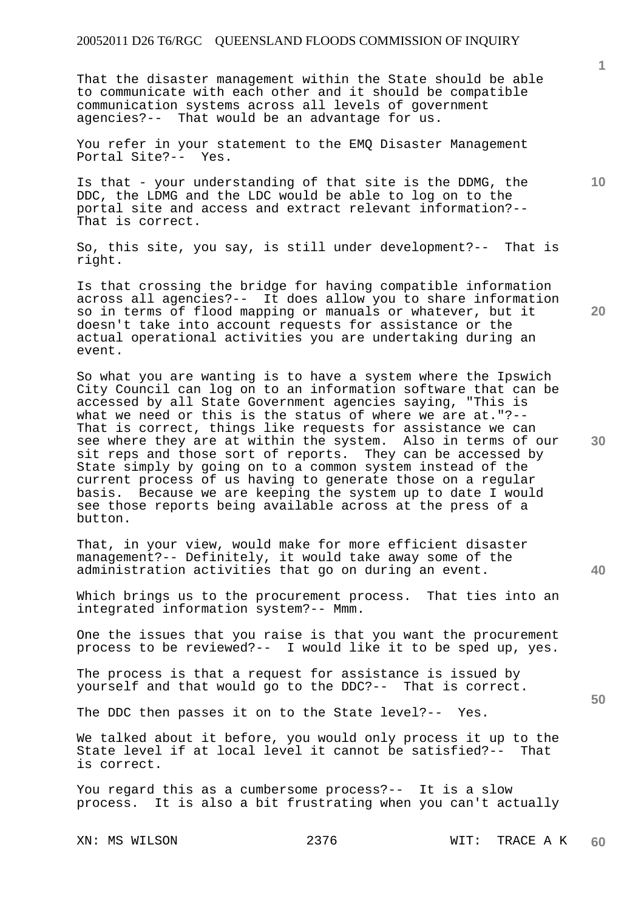That the disaster management within the State should be able to communicate with each other and it should be compatible communication systems across all levels of government agencies?-- That would be an advantage for us.

You refer in your statement to the EMQ Disaster Management Portal Site?-- Yes.

Is that - your understanding of that site is the DDMG, the DDC, the LDMG and the LDC would be able to log on to the portal site and access and extract relevant information?-- That is correct.

So, this site, you say, is still under development?-- That is right.

Is that crossing the bridge for having compatible information across all agencies?-- It does allow you to share information so in terms of flood mapping or manuals or whatever, but it doesn't take into account requests for assistance or the actual operational activities you are undertaking during an event.

So what you are wanting is to have a system where the Ipswich City Council can log on to an information software that can be accessed by all State Government agencies saying, "This is what we need or this is the status of where we are at."?-- That is correct, things like requests for assistance we can see where they are at within the system. Also in terms of our sit reps and those sort of reports. They can be accessed by State simply by going on to a common system instead of the current process of us having to generate those on a regular basis. Because we are keeping the system up to date I would see those reports being available across at the press of a button.

That, in your view, would make for more efficient disaster management?-- Definitely, it would take away some of the administration activities that go on during an event.

Which brings us to the procurement process. That ties into an integrated information system?-- Mmm.

One the issues that you raise is that you want the procurement process to be reviewed?-- I would like it to be sped up, yes.

The process is that a request for assistance is issued by yourself and that would go to the DDC?-- That is correct.

The DDC then passes it on to the State level?-- Yes.

We talked about it before, you would only process it up to the State level if at local level it cannot be satisfied?-- That is correct.

You regard this as a cumbersome process?-- It is a slow process. It is also a bit frustrating when you can't actually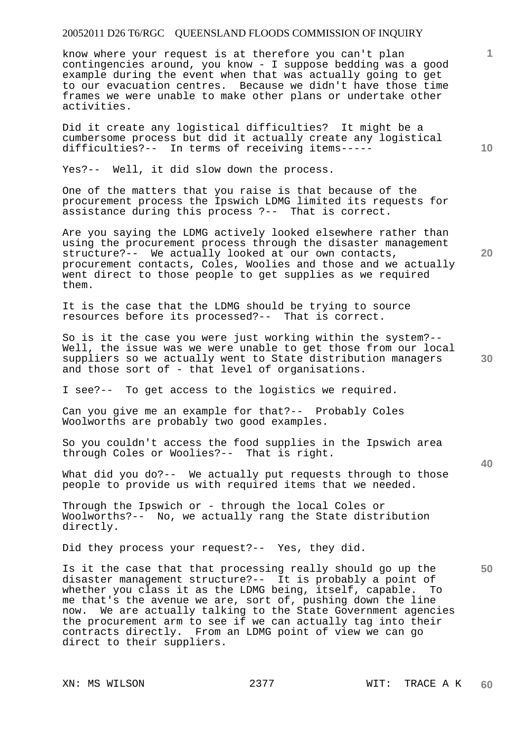know where your request is at therefore you can't plan contingencies around, you know - I suppose bedding was a good example during the event when that was actually going to get to our evacuation centres. Because we didn't have those time frames we were unable to make other plans or undertake other activities.

Did it create any logistical difficulties? It might be a cumbersome process but did it actually create any logistical difficulties?-- In terms of receiving items-----

Yes?-- Well, it did slow down the process.

One of the matters that you raise is that because of the procurement process the Ipswich LDMG limited its requests for assistance during this process ?-- That is correct.

Are you saying the LDMG actively looked elsewhere rather than using the procurement process through the disaster management structure?-- We actually looked at our own contacts, procurement contacts, Coles, Woolies and those and we actually went direct to those people to get supplies as we required them.

It is the case that the LDMG should be trying to source resources before its processed?-- That is correct.

So is it the case you were just working within the system?-- Well, the issue was we were unable to get those from our local suppliers so we actually went to State distribution managers and those sort of - that level of organisations.

I see?-- To get access to the logistics we required.

Can you give me an example for that?-- Probably Coles Woolworths are probably two good examples.

So you couldn't access the food supplies in the Ipswich area through Coles or Woolies?-- That is right.

What did you do?-- We actually put requests through to those people to provide us with required items that we needed.

Through the Ipswich or - through the local Coles or Woolworths?-- No, we actually rang the State distribution directly.

Did they process your request?-- Yes, they did.

Is it the case that that processing really should go up the disaster management structure?-- It is probably a point of whether you class it as the LDMG being, itself, capable. To me that's the avenue we are, sort of, pushing down the line now. We are actually talking to the State Government agencies the procurement arm to see if we can actually tag into their contracts directly. From an LDMG point of view we can go direct to their suppliers.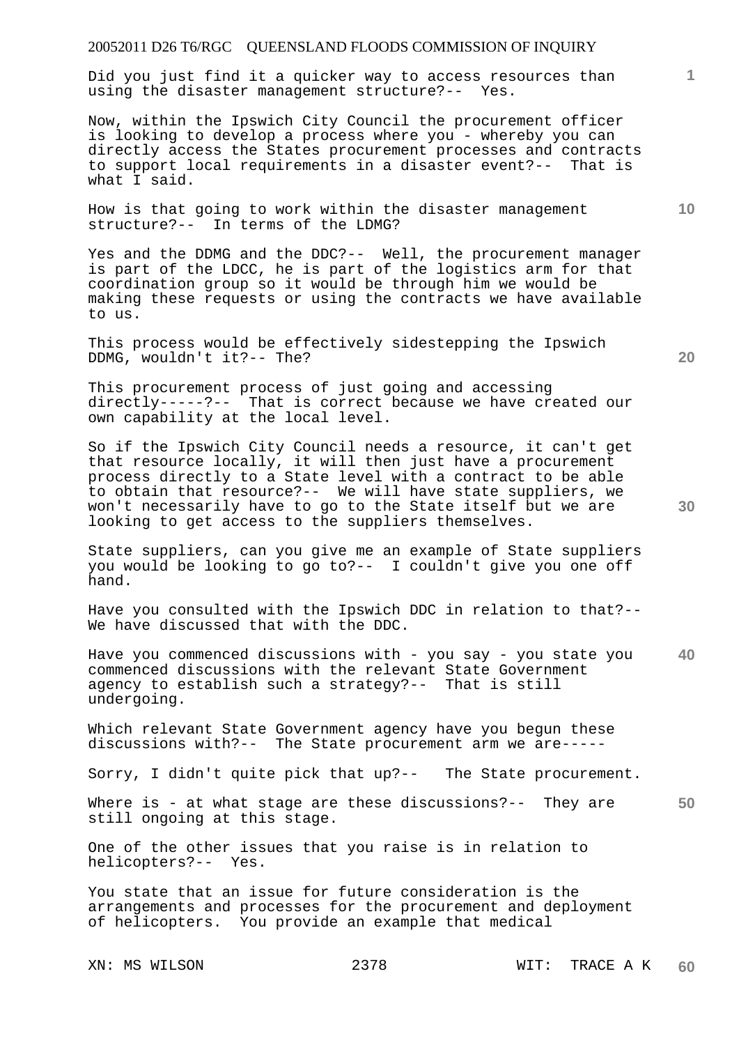Did you just find it a quicker way to access resources than using the disaster management structure?-- Yes.

Now, within the Ipswich City Council the procurement officer is looking to develop a process where you - whereby you can directly access the States procurement processes and contracts to support local requirements in a disaster event?-- That is what I said.

How is that going to work within the disaster management structure?-- In terms of the LDMG?

Yes and the DDMG and the DDC?-- Well, the procurement manager is part of the LDCC, he is part of the logistics arm for that coordination group so it would be through him we would be making these requests or using the contracts we have available to us.

This process would be effectively sidestepping the Ipswich DDMG, wouldn't it?-- The?

This procurement process of just going and accessing directly-----?-- That is correct because we have created our own capability at the local level.

So if the Ipswich City Council needs a resource, it can't get that resource locally, it will then just have a procurement process directly to a State level with a contract to be able to obtain that resource?-- We will have state suppliers, we won't necessarily have to go to the State itself but we are looking to get access to the suppliers themselves.

State suppliers, can you give me an example of State suppliers you would be looking to go to?-- I couldn't give you one off hand.

Have you consulted with the Ipswich DDC in relation to that?-- We have discussed that with the DDC.

Have you commenced discussions with - you say - you state you commenced discussions with the relevant State Government agency to establish such a strategy?-- That is still undergoing.

Which relevant State Government agency have you begun these discussions with?-- The State procurement arm we are-----

Sorry, I didn't quite pick that up?-- The State procurement.

Where is - at what stage are these discussions?-- They are still ongoing at this stage.

One of the other issues that you raise is in relation to helicopters?-- Yes.

You state that an issue for future consideration is the arrangements and processes for the procurement and deployment of helicopters. You provide an example that medical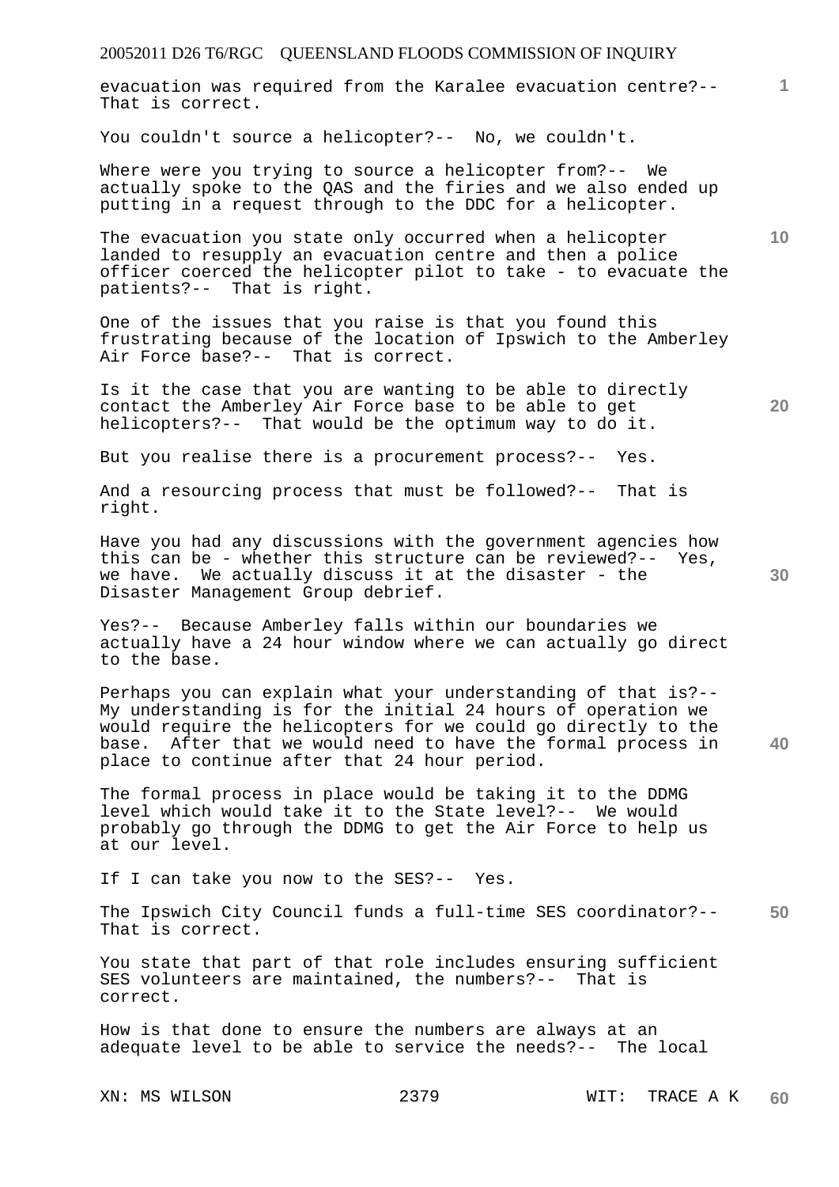evacuation was required from the Karalee evacuation centre?-- That is correct.

You couldn't source a helicopter?-- No, we couldn't.

Where were you trying to source a helicopter from?-- We actually spoke to the QAS and the firies and we also ended up putting in a request through to the DDC for a helicopter.

The evacuation you state only occurred when a helicopter landed to resupply an evacuation centre and then a police officer coerced the helicopter pilot to take - to evacuate the patients?-- That is right.

One of the issues that you raise is that you found this frustrating because of the location of Ipswich to the Amberley Air Force base?-- That is correct.

Is it the case that you are wanting to be able to directly contact the Amberley Air Force base to be able to get helicopters?-- That would be the optimum way to do it.

But you realise there is a procurement process?-- Yes.

And a resourcing process that must be followed?-- That is right.

Have you had any discussions with the government agencies how this can be - whether this structure can be reviewed?-- Yes, we have. We actually discuss it at the disaster - the Disaster Management Group debrief.

Yes?-- Because Amberley falls within our boundaries we actually have a 24 hour window where we can actually go direct to the base.

Perhaps you can explain what your understanding of that is?-- My understanding is for the initial 24 hours of operation we would require the helicopters for we could go directly to the base. After that we would need to have the formal process in place to continue after that 24 hour period.

The formal process in place would be taking it to the DDMG level which would take it to the State level?-- We would probably go through the DDMG to get the Air Force to help us at our level.

If I can take you now to the SES?-- Yes.

The Ipswich City Council funds a full-time SES coordinator?-- That is correct.

You state that part of that role includes ensuring sufficient SES volunteers are maintained, the numbers?-- That is correct.

How is that done to ensure the numbers are always at an adequate level to be able to service the needs?-- The local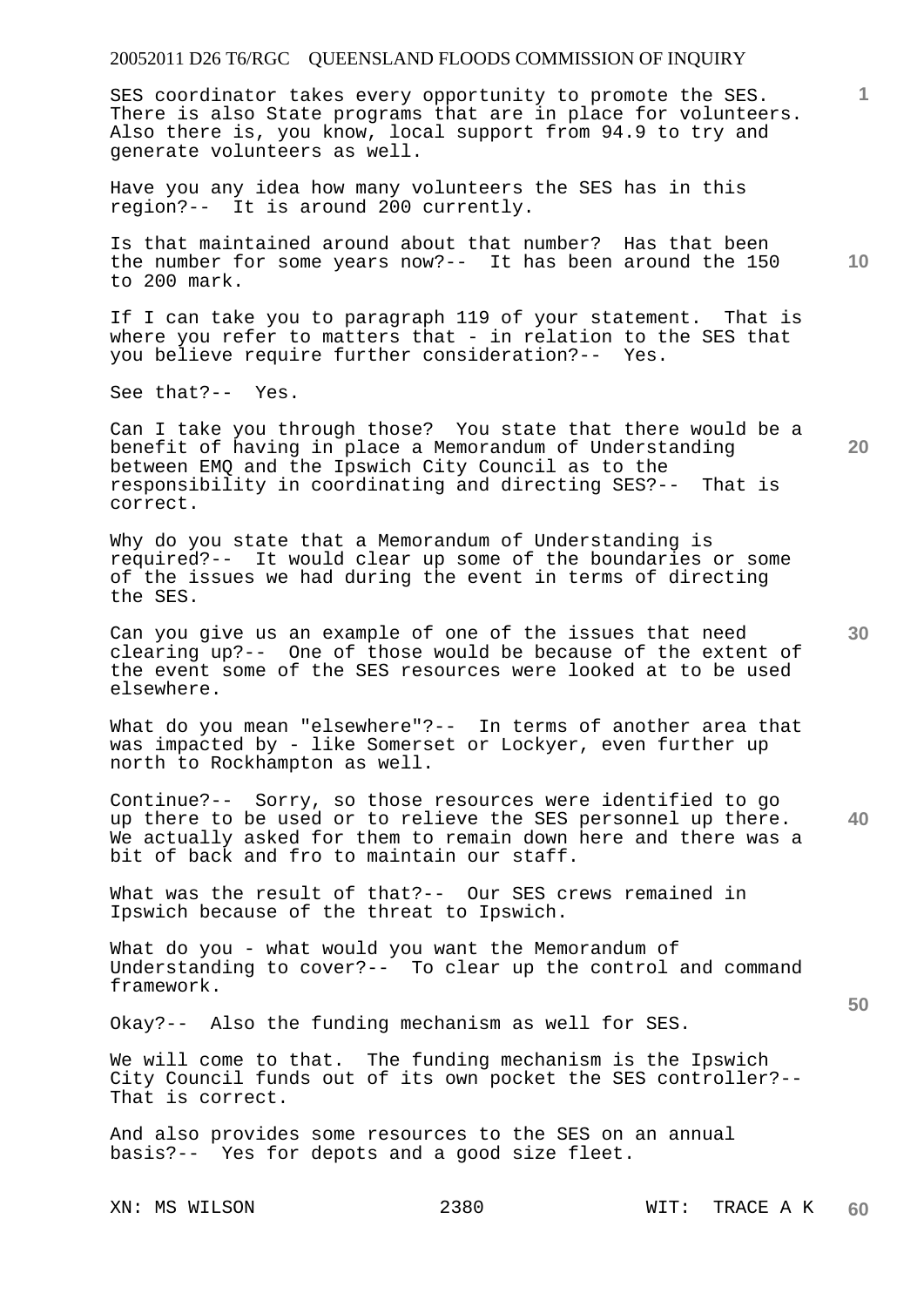SES coordinator takes every opportunity to promote the SES. There is also State programs that are in place for volunteers. Also there is, you know, local support from 94.9 to try and generate volunteers as well.

Have you any idea how many volunteers the SES has in this region?-- It is around 200 currently.

Is that maintained around about that number? Has that been the number for some years now?-- It has been around the 150 to 200 mark.

If I can take you to paragraph 119 of your statement. That is where you refer to matters that - in relation to the SES that you believe require further consideration?-- Yes.

See that?-- Yes.

Can I take you through those? You state that there would be a benefit of having in place a Memorandum of Understanding between EMQ and the Ipswich City Council as to the responsibility in coordinating and directing SES?-- That is correct.

Why do you state that a Memorandum of Understanding is required?-- It would clear up some of the boundaries or some of the issues we had during the event in terms of directing the SES.

Can you give us an example of one of the issues that need clearing up?-- One of those would be because of the extent of the event some of the SES resources were looked at to be used elsewhere.

What do you mean "elsewhere"?-- In terms of another area that was impacted by - like Somerset or Lockyer, even further up north to Rockhampton as well.

Continue?-- Sorry, so those resources were identified to go up there to be used or to relieve the SES personnel up there. We actually asked for them to remain down here and there was a bit of back and fro to maintain our staff.

What was the result of that?-- Our SES crews remained in Ipswich because of the threat to Ipswich.

What do you - what would you want the Memorandum of Understanding to cover?-- To clear up the control and command framework.

Okay?-- Also the funding mechanism as well for SES.

We will come to that. The funding mechanism is the Ipswich City Council funds out of its own pocket the SES controller?-- That is correct.

And also provides some resources to the SES on an annual basis?-- Yes for depots and a good size fleet.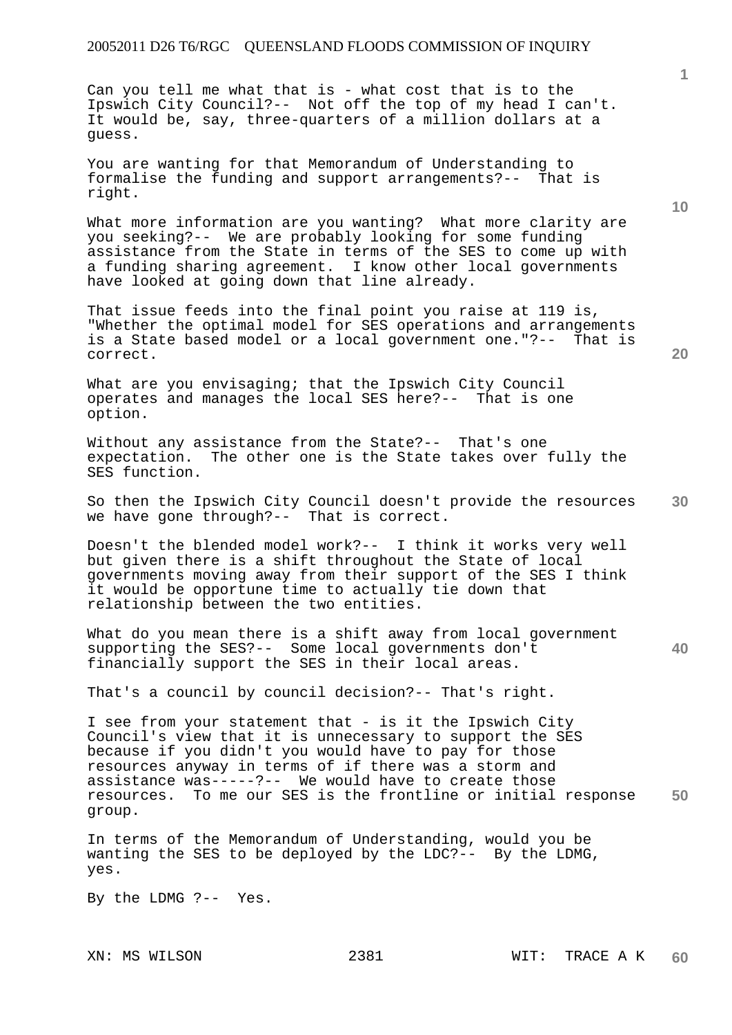Can you tell me what that is - what cost that is to the Ipswich City Council?-- Not off the top of my head I can't. It would be, say, three-quarters of a million dollars at a guess.

You are wanting for that Memorandum of Understanding to formalise the funding and support arrangements?-- That is right.

What more information are you wanting? What more clarity are you seeking?-- We are probably looking for some funding assistance from the State in terms of the SES to come up with a funding sharing agreement. I know other local governments have looked at going down that line already.

That issue feeds into the final point you raise at 119 is, "Whether the optimal model for SES operations and arrangements is a State based model or a local government one."?-- That is correct.

What are you envisaging; that the Ipswich City Council operates and manages the local SES here?-- That is one option.

Without any assistance from the State?-- That's one expectation. The other one is the State takes over fully the SES function.

So then the Ipswich City Council doesn't provide the resources we have gone through?-- That is correct.

Doesn't the blended model work?-- I think it works very well but given there is a shift throughout the State of local governments moving away from their support of the SES I think it would be opportune time to actually tie down that relationship between the two entities.

What do you mean there is a shift away from local government supporting the SES?-- Some local governments don't financially support the SES in their local areas.

That's a council by council decision?-- That's right.

I see from your statement that - is it the Ipswich City Council's view that it is unnecessary to support the SES because if you didn't you would have to pay for those resources anyway in terms of if there was a storm and assistance was-----?-- We would have to create those resources. To me our SES is the frontline or initial response group.

In terms of the Memorandum of Understanding, would you be wanting the SES to be deployed by the LDC?-- By the LDMG, yes.

By the LDMG ?-- Yes.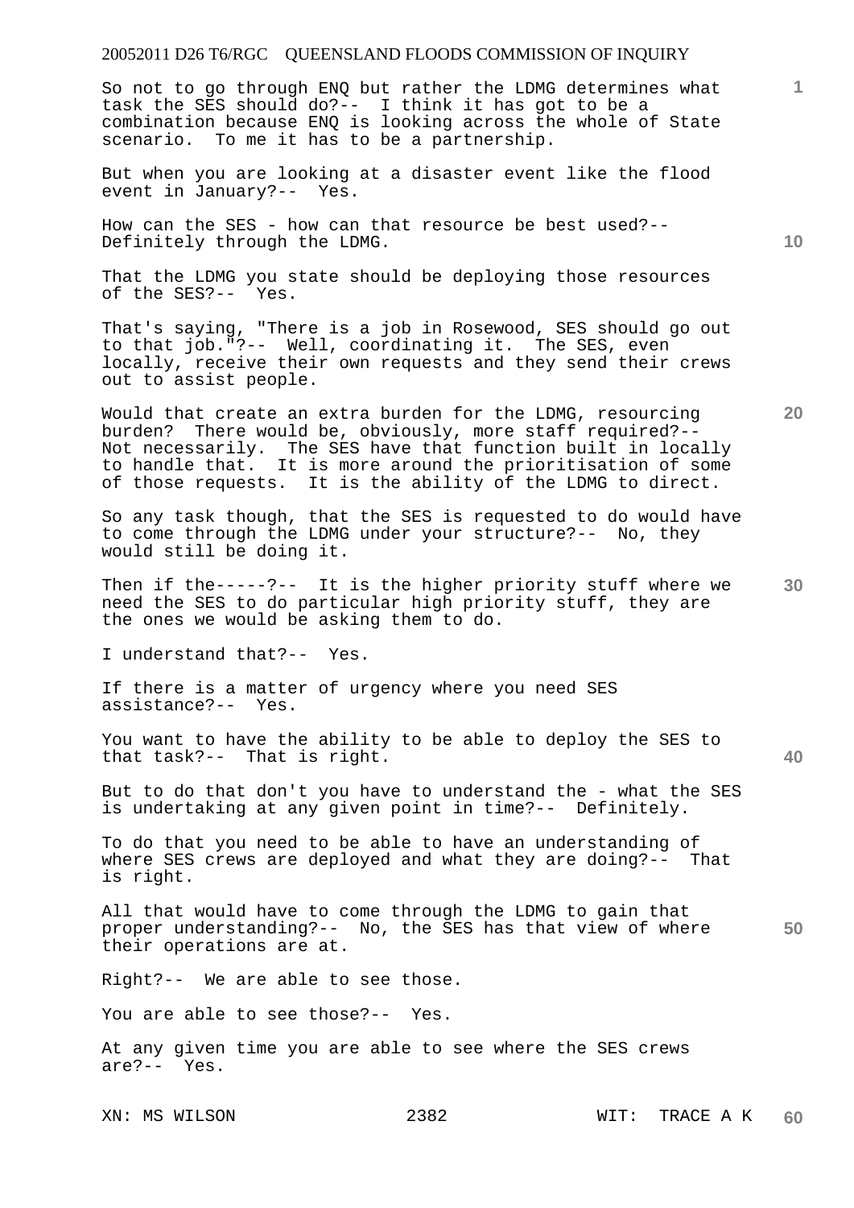So not to go through ENQ but rather the LDMG determines what task the SES should do?-- I think it has got to be a combination because ENQ is looking across the whole of State scenario. To me it has to be a partnership.

But when you are looking at a disaster event like the flood event in January?-- Yes.

How can the SES - how can that resource be best used?-- Definitely through the LDMG.

That the LDMG you state should be deploying those resources of the SES?-- Yes.

That's saying, "There is a job in Rosewood, SES should go out to that job."?-- Well, coordinating it. The SES, even locally, receive their own requests and they send their crews out to assist people.

Would that create an extra burden for the LDMG, resourcing burden? There would be, obviously, more staff required?-- Not necessarily. The SES have that function built in locally to handle that. It is more around the prioritisation of some of those requests. It is the ability of the LDMG to direct.

So any task though, that the SES is requested to do would have to come through the LDMG under your structure?-- No, they would still be doing it.

Then if the-----?-- It is the higher priority stuff where we need the SES to do particular high priority stuff, they are the ones we would be asking them to do.

I understand that?-- Yes.

If there is a matter of urgency where you need SES assistance?-- Yes.

You want to have the ability to be able to deploy the SES to that task?-- That is right.

But to do that don't you have to understand the - what the SES is undertaking at any given point in time?-- Definitely.

To do that you need to be able to have an understanding of where SES crews are deployed and what they are doing?-- That is right.

All that would have to come through the LDMG to gain that proper understanding?-- No, the SES has that view of where their operations are at.

Right?-- We are able to see those.

You are able to see those?-- Yes.

At any given time you are able to see where the SES crews are?-- Yes.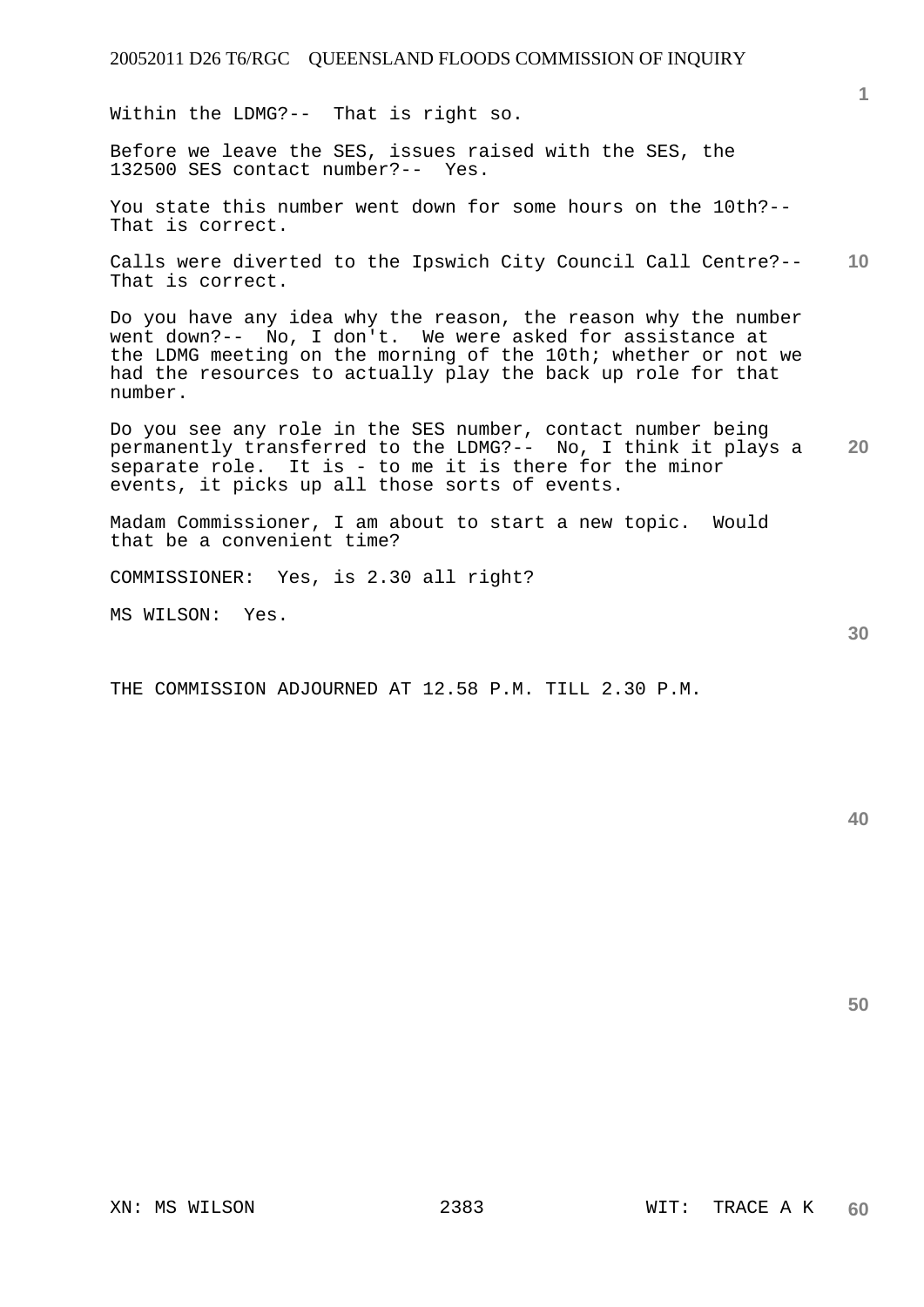Within the LDMG?-- That is right so.

Before we leave the SES, issues raised with the SES, the 132500 SES contact number?-- Yes.

You state this number went down for some hours on the 10th?-- That is correct.

Calls were diverted to the Ipswich City Council Call Centre?-- That is correct.

Do you have any idea why the reason, the reason why the number went down?-- No, I don't. We were asked for assistance at the LDMG meeting on the morning of the 10th; whether or not we had the resources to actually play the back up role for that number.

Do you see any role in the SES number, contact number being permanently transferred to the LDMG?-- No, I think it plays a separate role. It is - to me it is there for the minor events, it picks up all those sorts of events.

Madam Commissioner, I am about to start a new topic. Would that be a convenient time?

COMMISSIONER: Yes, is 2.30 all right?

MS WILSON: Yes.

THE COMMISSION ADJOURNED AT 12.58 P.M. TILL 2.30 P.M.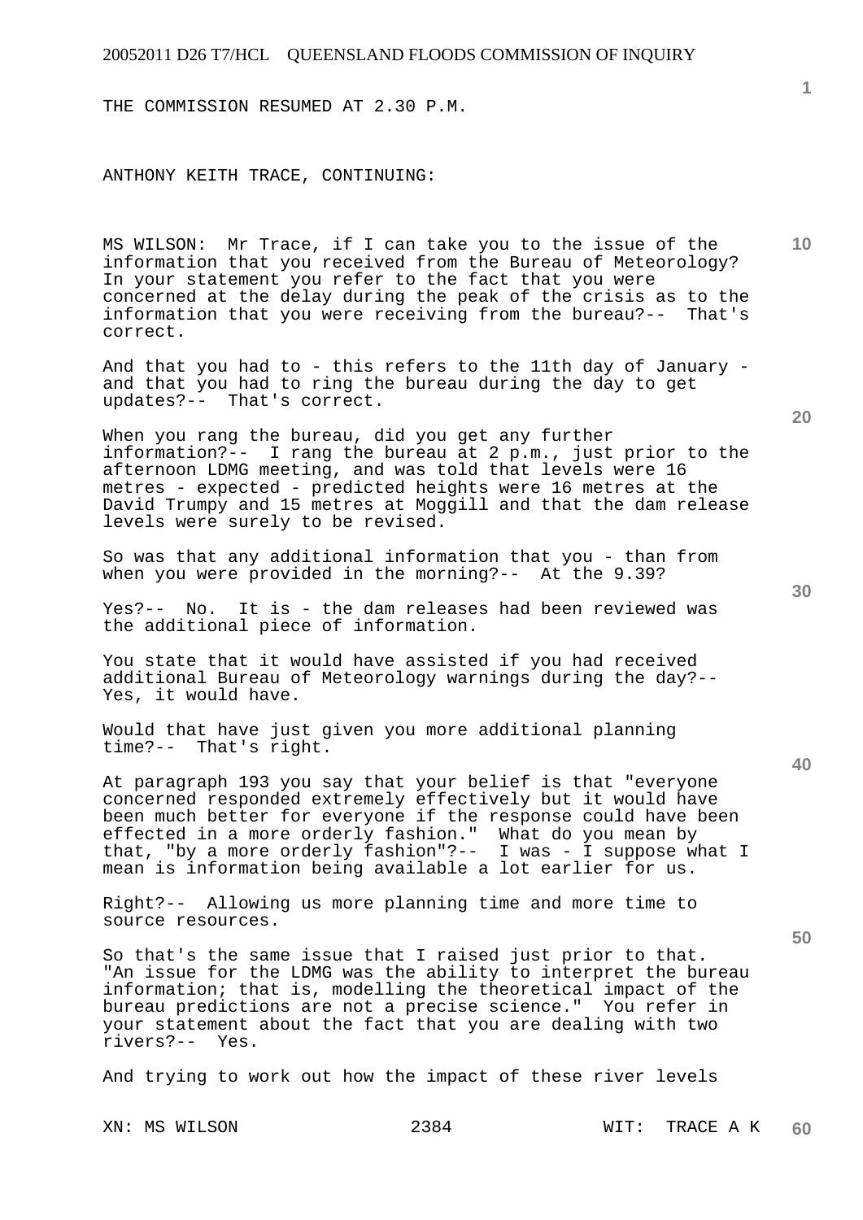THE COMMISSION RESUMED AT 2.30 P.M.

ANTHONY KEITH TRACE, CONTINUING:

MS WILSON: Mr Trace, if I can take you to the issue of the information that you received from the Bureau of Meteorology? In your statement you refer to the fact that you were concerned at the delay during the peak of the crisis as to the information that you were receiving from the bureau?-- That's correct.

And that you had to - this refers to the 11th day of January - and that you had to ring the bureau during the day to get updates?-- That's correct.

When you rang the bureau, did you get any further information?-- I rang the bureau at 2 p.m., just prior to the afternoon LDMG meeting, and was told that levels were 16 metres - expected - predicted heights were 16 metres at the David Trumpy and 15 metres at Moggill and that the dam release levels were surely to be revised.

So was that any additional information that you - than from when you were provided in the morning?-- At the 9.39?

Yes?-- No. It is - the dam releases had been reviewed was the additional piece of information.

You state that it would have assisted if you had received additional Bureau of Meteorology warnings during the day?-- Yes, it would have.

Would that have just given you more additional planning time?-- That's right.

At paragraph 193 you say that your belief is that "everyone concerned responded extremely effectively but it would have been much better for everyone if the response could have been effected in a more orderly fashion." What do you mean by that, "by a more orderly fashion"?-- I was - I suppose what I mean is information being available a lot earlier for us.

Right?-- Allowing us more planning time and more time to source resources.

So that's the same issue that I raised just prior to that. "An issue for the LDMG was the ability to interpret the bureau information; that is, modelling the theoretical impact of the bureau predictions are not a precise science." You refer in your statement about the fact that you are dealing with two rivers?-- Yes.

And trying to work out how the impact of these river levels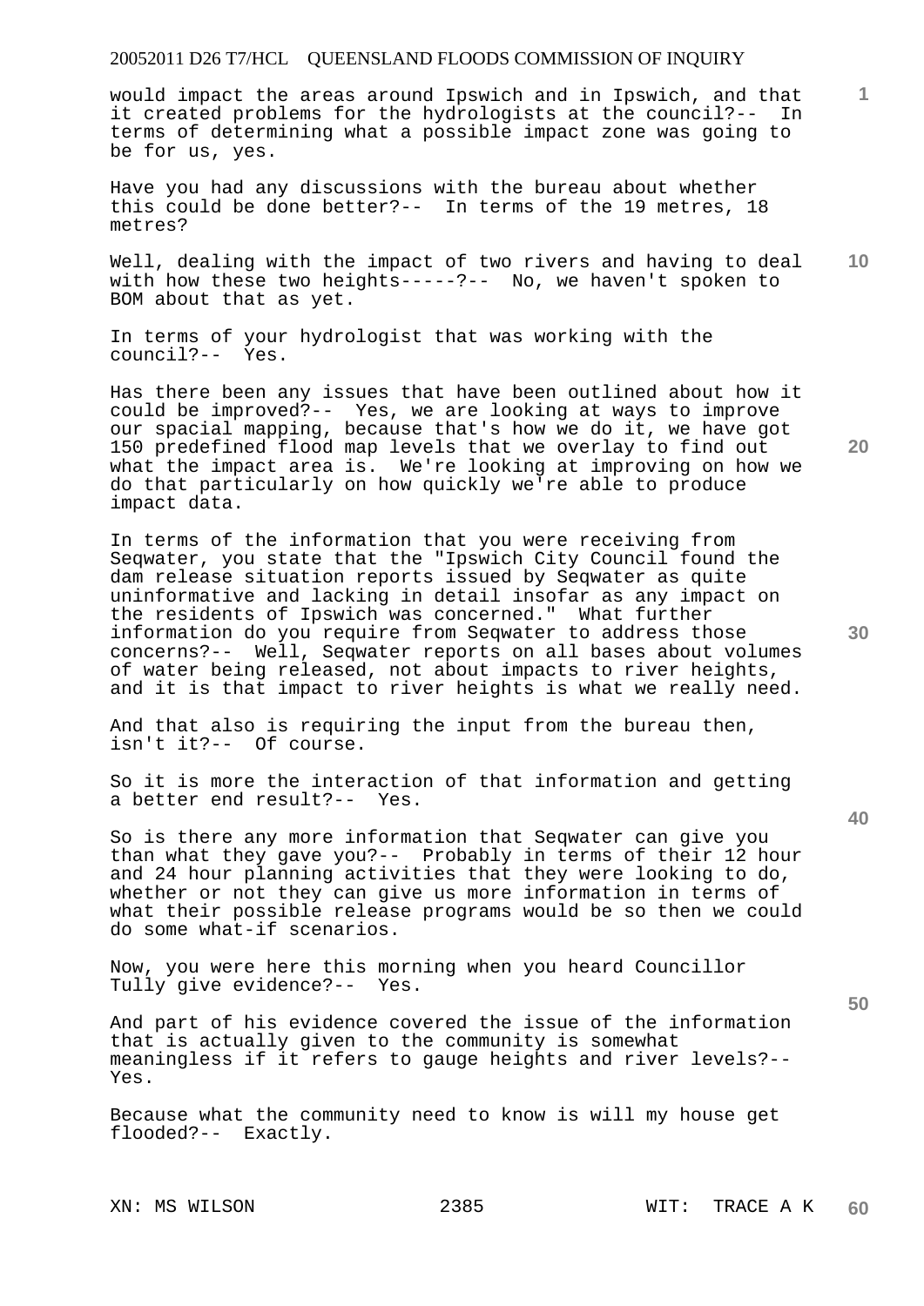would impact the areas around Ipswich and in Ipswich, and that it created problems for the hydrologists at the council?-- In terms of determining what a possible impact zone was going to be for us, yes.

Have you had any discussions with the bureau about whether this could be done better?-- In terms of the 19 metres, 18 metres?

Well, dealing with the impact of two rivers and having to deal with how these two heights-----?-- No, we haven't spoken to BOM about that as yet.

In terms of your hydrologist that was working with the council?-- Yes.

Has there been any issues that have been outlined about how it could be improved?-- Yes, we are looking at ways to improve our spacial mapping, because that's how we do it, we have got 150 predefined flood map levels that we overlay to find out what the impact area is. We're looking at improving on how we do that particularly on how quickly we're able to produce impact data.

In terms of the information that you were receiving from Seqwater, you state that the "Ipswich City Council found the dam release situation reports issued by Seqwater as quite uninformative and lacking in detail insofar as any impact on the residents of Ipswich was concerned." What further information do you require from Seqwater to address those concerns?-- Well, Seqwater reports on all bases about volumes of water being released, not about impacts to river heights, and it is that impact to river heights is what we really need.

And that also is requiring the input from the bureau then, isn't it?-- Of course.

So it is more the interaction of that information and getting a better end result?-- Yes.

So is there any more information that Seqwater can give you than what they gave you?-- Probably in terms of their 12 hour and 24 hour planning activities that they were looking to do, whether or not they can give us more information in terms of what their possible release programs would be so then we could do some what-if scenarios.

Now, you were here this morning when you heard Councillor Tully give evidence?-- Yes.

And part of his evidence covered the issue of the information that is actually given to the community is somewhat meaningless if it refers to gauge heights and river levels?-- Yes.

Because what the community need to know is will my house get flooded?-- Exactly.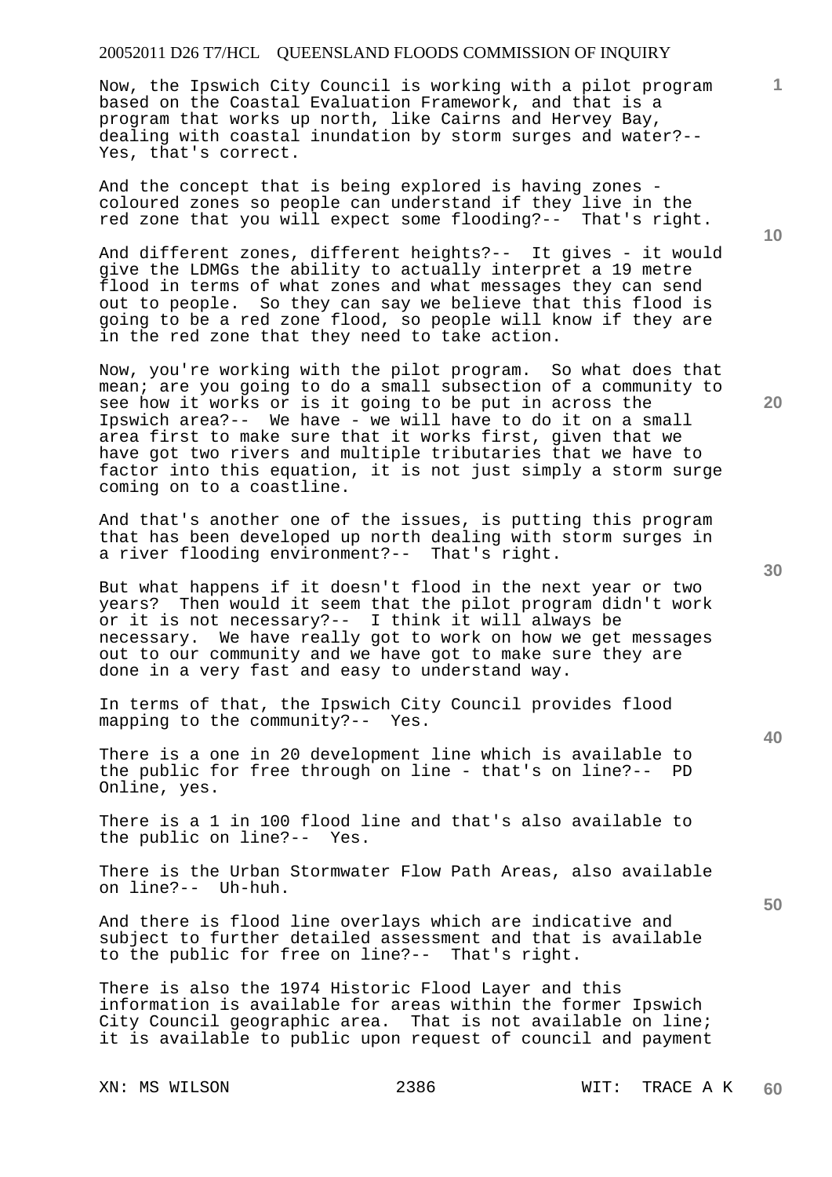Now, the Ipswich City Council is working with a pilot program based on the Coastal Evaluation Framework, and that is a program that works up north, like Cairns and Hervey Bay, dealing with coastal inundation by storm surges and water?-- Yes, that's correct.

And the concept that is being explored is having zones - coloured zones so people can understand if they live in the red zone that you will expect some flooding?-- That's right.

And different zones, different heights?-- It gives - it would give the LDMGs the ability to actually interpret a 19 metre flood in terms of what zones and what messages they can send out to people. So they can say we believe that this flood is going to be a red zone flood, so people will know if they are in the red zone that they need to take action.

Now, you're working with the pilot program. So what does that mean; are you going to do a small subsection of a community to see how it works or is it going to be put in across the Ipswich area?-- We have - we will have to do it on a small area first to make sure that it works first, given that we have got two rivers and multiple tributaries that we have to factor into this equation, it is not just simply a storm surge coming on to a coastline.

And that's another one of the issues, is putting this program that has been developed up north dealing with storm surges in a river flooding environment?-- That's right.

But what happens if it doesn't flood in the next year or two years? Then would it seem that the pilot program didn't work or it is not necessary?-- I think it will always be necessary. We have really got to work on how we get messages out to our community and we have got to make sure they are done in a very fast and easy to understand way.

In terms of that, the Ipswich City Council provides flood mapping to the community?-- Yes.

There is a one in 20 development line which is available to the public for free through on line - that's on line?-- PD Online, yes.

There is a 1 in 100 flood line and that's also available to the public on line?-- Yes.

There is the Urban Stormwater Flow Path Areas, also available on line?-- Uh-huh.

And there is flood line overlays which are indicative and subject to further detailed assessment and that is available to the public for free on line?-- That's right.

There is also the 1974 Historic Flood Layer and this information is available for areas within the former Ipswich City Council geographic area. That is not available on line; it is available to public upon request of council and payment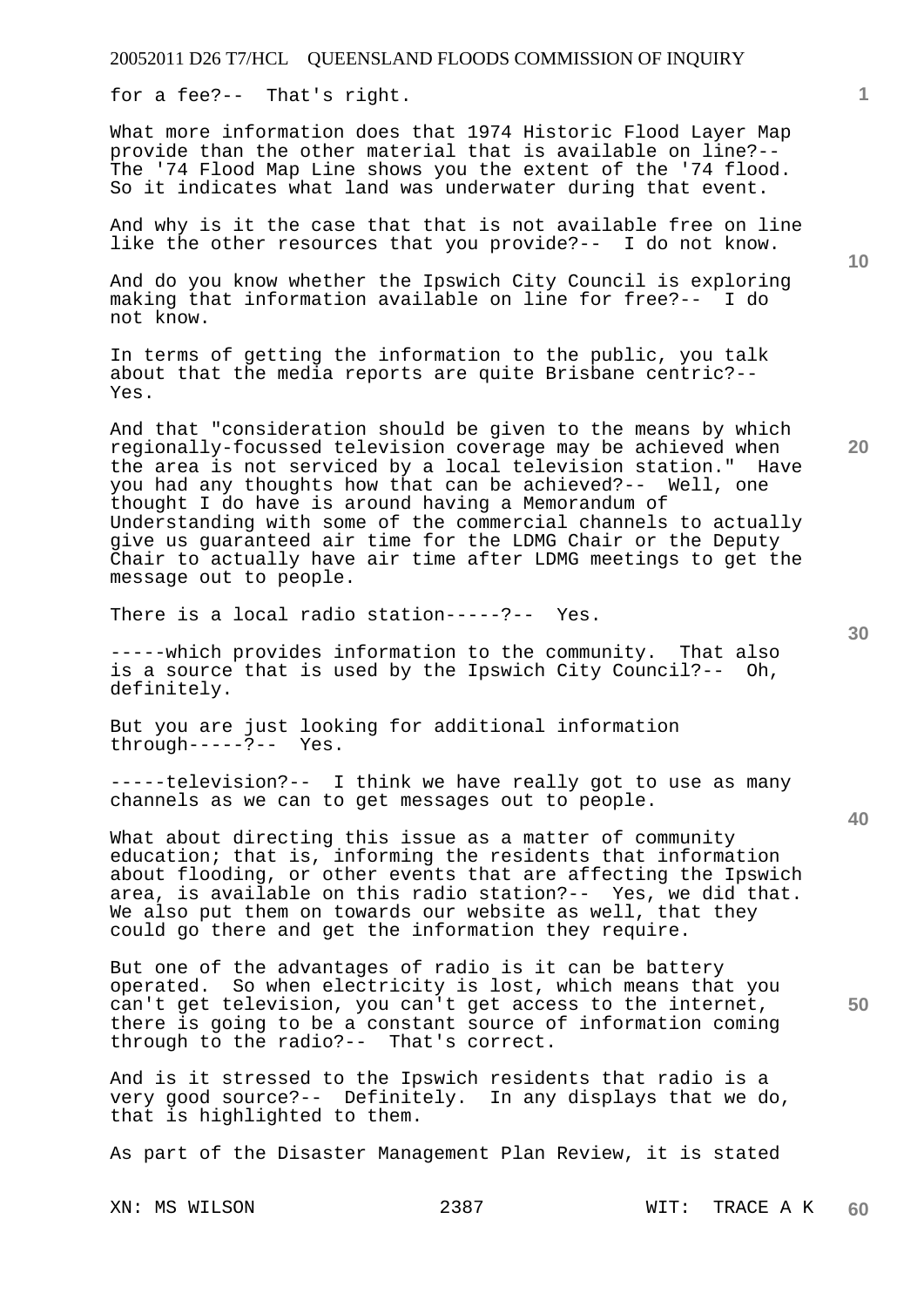for a fee?-- That's right.

What more information does that 1974 Historic Flood Layer Map provide than the other material that is available on line?-- The '74 Flood Map Line shows you the extent of the '74 flood. So it indicates what land was underwater during that event.

And why is it the case that that is not available free on line like the other resources that you provide?-- I do not know.

And do you know whether the Ipswich City Council is exploring making that information available on line for free?-- I do not know.

In terms of getting the information to the public, you talk about that the media reports are quite Brisbane centric?-- Yes.

And that "consideration should be given to the means by which regionally-focussed television coverage may be achieved when the area is not serviced by a local television station." Have you had any thoughts how that can be achieved?-- Well, one thought I do have is around having a Memorandum of Understanding with some of the commercial channels to actually give us guaranteed air time for the LDMG Chair or the Deputy Chair to actually have air time after LDMG meetings to get the message out to people.

There is a local radio station-----?-- Yes.

-----which provides information to the community. That also is a source that is used by the Ipswich City Council?-- Oh, definitely.

But you are just looking for additional information through-----?-- Yes.

-----television?-- I think we have really got to use as many channels as we can to get messages out to people.

What about directing this issue as a matter of community education; that is, informing the residents that information about flooding, or other events that are affecting the Ipswich area, is available on this radio station?-- Yes, we did that. We also put them on towards our website as well, that they could go there and get the information they require.

But one of the advantages of radio is it can be battery operated. So when electricity is lost, which means that you can't get television, you can't get access to the internet, there is going to be a constant source of information coming through to the radio?-- That's correct.

And is it stressed to the Ipswich residents that radio is a very good source?-- Definitely. In any displays that we do, that is highlighted to them.

As part of the Disaster Management Plan Review, it is stated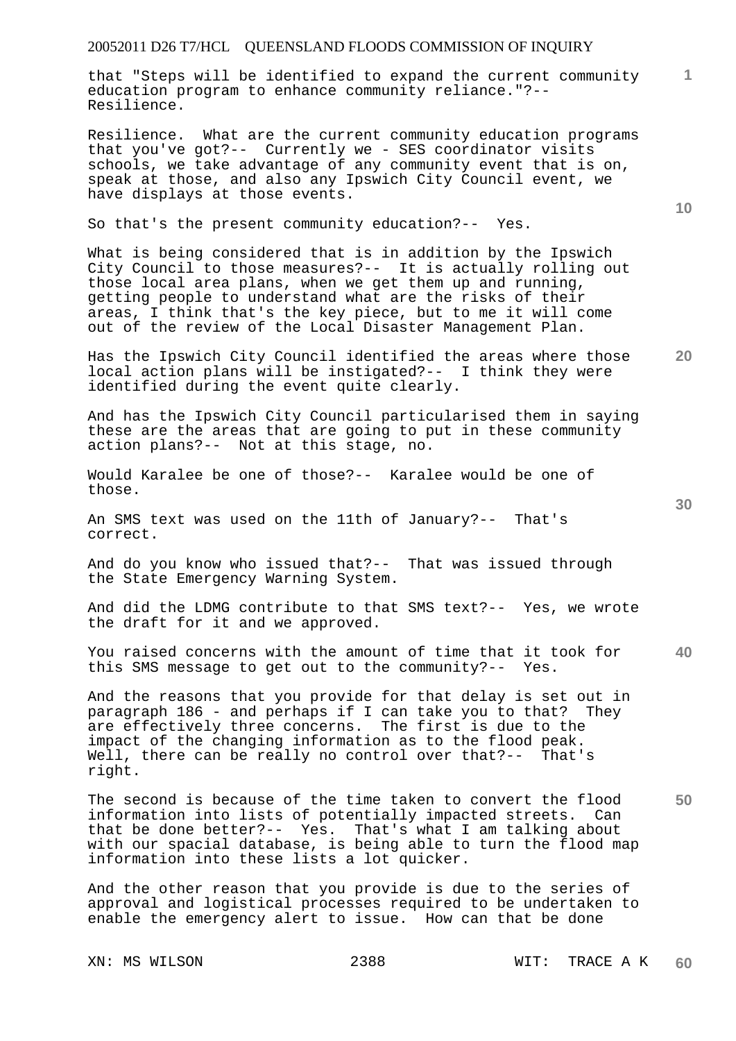that "Steps will be identified to expand the current community education program to enhance community reliance."?-- Resilience.

Resilience. What are the current community education programs that you've got?-- Currently we - SES coordinator visits schools, we take advantage of any community event that is on, speak at those, and also any Ipswich City Council event, we have displays at those events.

So that's the present community education?-- Yes.

What is being considered that is in addition by the Ipswich City Council to those measures?-- It is actually rolling out those local area plans, when we get them up and running, getting people to understand what are the risks of their areas, I think that's the key piece, but to me it will come out of the review of the Local Disaster Management Plan.

Has the Ipswich City Council identified the areas where those local action plans will be instigated?-- I think they were identified during the event quite clearly.

And has the Ipswich City Council particularised them in saying these are the areas that are going to put in these community action plans?-- Not at this stage, no.

Would Karalee be one of those?-- Karalee would be one of those.

An SMS text was used on the 11th of January?-- That's correct.

And do you know who issued that?-- That was issued through the State Emergency Warning System.

And did the LDMG contribute to that SMS text?-- Yes, we wrote the draft for it and we approved.

You raised concerns with the amount of time that it took for this SMS message to get out to the community?-- Yes.

And the reasons that you provide for that delay is set out in paragraph 186 - and perhaps if I can take you to that? They are effectively three concerns. The first is due to the impact of the changing information as to the flood peak. Well, there can be really no control over that?-- That's right.

The second is because of the time taken to convert the flood information into lists of potentially impacted streets. Can that be done better?-- Yes. That's what I am talking about with our spacial database, is being able to turn the flood map information into these lists a lot quicker.

And the other reason that you provide is due to the series of approval and logistical processes required to be undertaken to enable the emergency alert to issue. How can that be done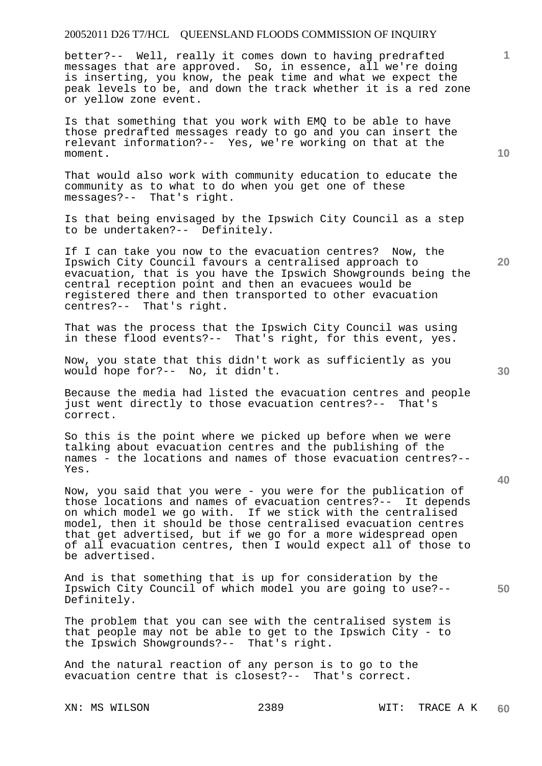better?-- Well, really it comes down to having predrafted messages that are approved. So, in essence, all we're doing is inserting, you know, the peak time and what we expect the peak levels to be, and down the track whether it is a red zone or yellow zone event.

Is that something that you work with EMQ to be able to have those predrafted messages ready to go and you can insert the relevant information?-- Yes, we're working on that at the moment.

That would also work with community education to educate the community as to what to do when you get one of these messages?-- That's right.

Is that being envisaged by the Ipswich City Council as a step to be undertaken?-- Definitely.

If I can take you now to the evacuation centres? Now, the Ipswich City Council favours a centralised approach to evacuation, that is you have the Ipswich Showgrounds being the central reception point and then an evacuees would be registered there and then transported to other evacuation centres?-- That's right.

That was the process that the Ipswich City Council was using in these flood events?-- That's right, for this event, yes.

Now, you state that this didn't work as sufficiently as you would hope for?-- No, it didn't.

Because the media had listed the evacuation centres and people just went directly to those evacuation centres?-- That's correct.

So this is the point where we picked up before when we were talking about evacuation centres and the publishing of the names - the locations and names of those evacuation centres?-- Yes.

Now, you said that you were - you were for the publication of those locations and names of evacuation centres?-- It depends on which model we go with. If we stick with the centralised model, then it should be those centralised evacuation centres that get advertised, but if we go for a more widespread open of all evacuation centres, then I would expect all of those to be advertised.

And is that something that is up for consideration by the Ipswich City Council of which model you are going to use?-- Definitely.

The problem that you can see with the centralised system is that people may not be able to get to the Ipswich City - to the Ipswich Showgrounds?-- That's right.

And the natural reaction of any person is to go to the evacuation centre that is closest?-- That's correct.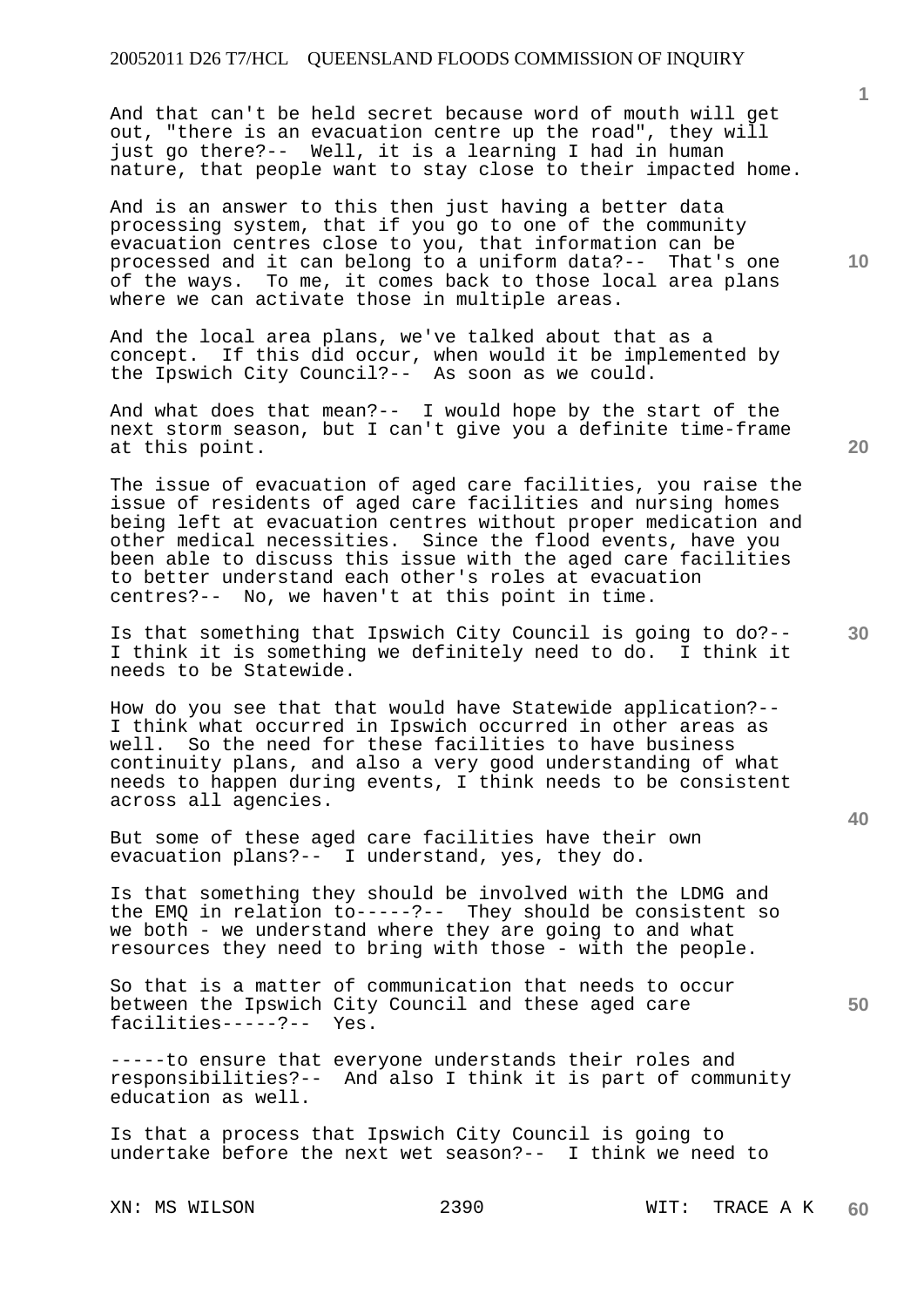And that can't be held secret because word of mouth will get out, "there is an evacuation centre up the road", they will just go there?-- Well, it is a learning I had in human nature, that people want to stay close to their impacted home.

And is an answer to this then just having a better data processing system, that if you go to one of the community evacuation centres close to you, that information can be processed and it can belong to a uniform data?-- That's one of the ways. To me, it comes back to those local area plans where we can activate those in multiple areas.

And the local area plans, we've talked about that as a concept. If this did occur, when would it be implemented by the Ipswich City Council?-- As soon as we could.

And what does that mean?-- I would hope by the start of the next storm season, but I can't give you a definite time-frame at this point.

The issue of evacuation of aged care facilities, you raise the issue of residents of aged care facilities and nursing homes being left at evacuation centres without proper medication and other medical necessities. Since the flood events, have you been able to discuss this issue with the aged care facilities to better understand each other's roles at evacuation centres?-- No, we haven't at this point in time.

Is that something that Ipswich City Council is going to do?-- I think it is something we definitely need to do. I think it needs to be Statewide.

How do you see that that would have Statewide application?-- I think what occurred in Ipswich occurred in other areas as well. So the need for these facilities to have business continuity plans, and also a very good understanding of what needs to happen during events, I think needs to be consistent across all agencies.

But some of these aged care facilities have their own evacuation plans?-- I understand, yes, they do.

Is that something they should be involved with the LDMG and the EMQ in relation to-----?-- They should be consistent so we both - we understand where they are going to and what resources they need to bring with those - with the people.

So that is a matter of communication that needs to occur between the Ipswich City Council and these aged care facilities-----?-- Yes.

-----to ensure that everyone understands their roles and responsibilities?-- And also I think it is part of community education as well.

Is that a process that Ipswich City Council is going to undertake before the next wet season?-- I think we need to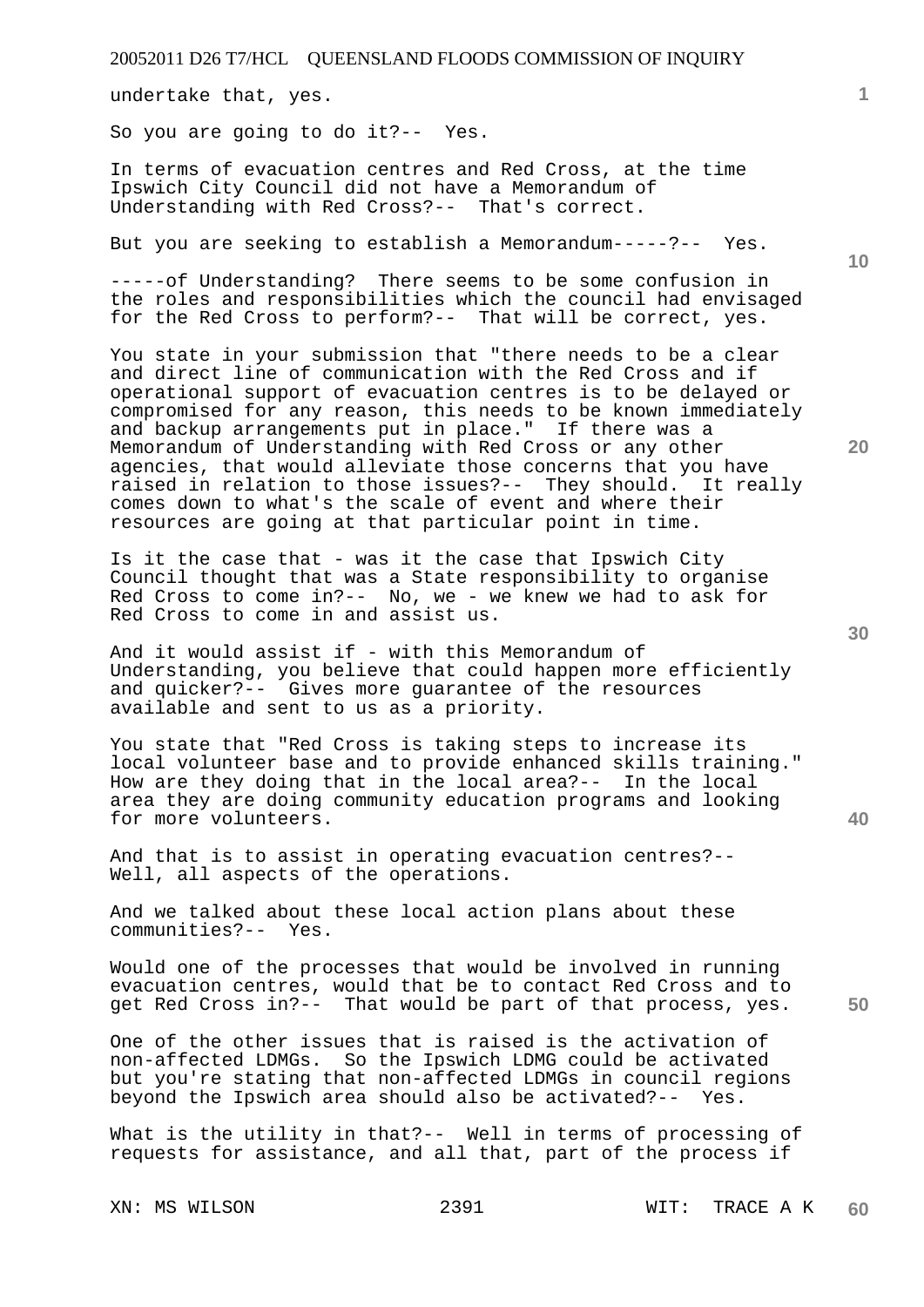undertake that, yes.

So you are going to do it?-- Yes.

In terms of evacuation centres and Red Cross, at the time Ipswich City Council did not have a Memorandum of Understanding with Red Cross?-- That's correct.

But you are seeking to establish a Memorandum-----?-- Yes.

-----of Understanding? There seems to be some confusion in the roles and responsibilities which the council had envisaged for the Red Cross to perform?-- That will be correct, yes.

You state in your submission that "there needs to be a clear and direct line of communication with the Red Cross and if operational support of evacuation centres is to be delayed or compromised for any reason, this needs to be known immediately and backup arrangements put in place." If there was a Memorandum of Understanding with Red Cross or any other agencies, that would alleviate those concerns that you have raised in relation to those issues?-- They should. It really comes down to what's the scale of event and where their resources are going at that particular point in time.

Is it the case that - was it the case that Ipswich City Council thought that was a State responsibility to organise Red Cross to come in?-- No, we - we knew we had to ask for Red Cross to come in and assist us.

And it would assist if - with this Memorandum of Understanding, you believe that could happen more efficiently and quicker?-- Gives more guarantee of the resources available and sent to us as a priority.

You state that "Red Cross is taking steps to increase its local volunteer base and to provide enhanced skills training." How are they doing that in the local area?-- In the local area they are doing community education programs and looking for more volunteers.

And that is to assist in operating evacuation centres?-- Well, all aspects of the operations.

And we talked about these local action plans about these communities?-- Yes.

Would one of the processes that would be involved in running evacuation centres, would that be to contact Red Cross and to get Red Cross in?-- That would be part of that process, yes.

One of the other issues that is raised is the activation of non-affected LDMGs. So the Ipswich LDMG could be activated but you're stating that non-affected LDMGs in council regions beyond the Ipswich area should also be activated?-- Yes.

What is the utility in that?-- Well in terms of processing of requests for assistance, and all that, part of the process if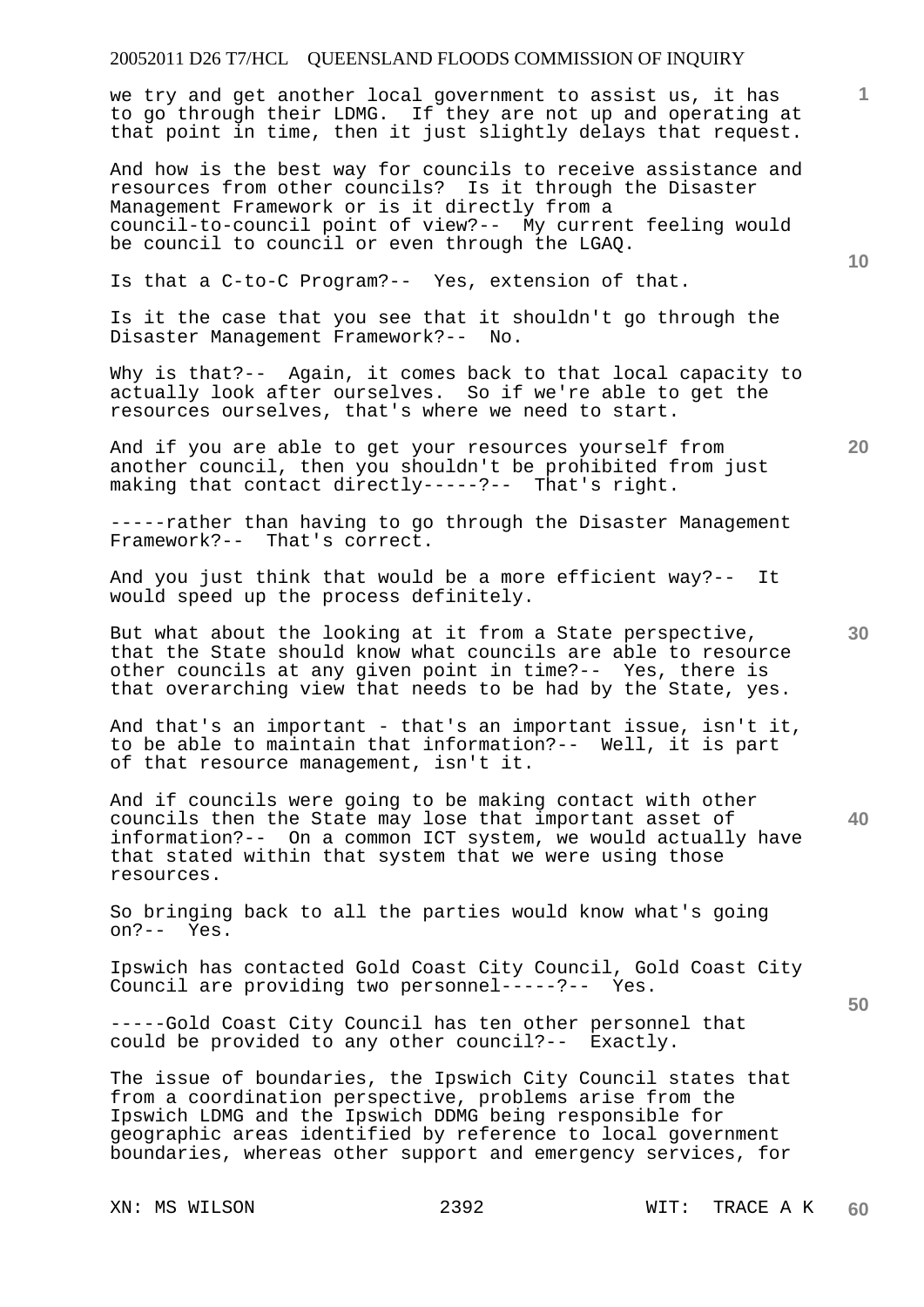we try and get another local government to assist us, it has to go through their LDMG. If they are not up and operating at that point in time, then it just slightly delays that request.

And how is the best way for councils to receive assistance and resources from other councils? Is it through the Disaster Management Framework or is it directly from a council-to-council point of view?-- My current feeling would be council to council or even through the LGAQ.

Is that a C-to-C Program?-- Yes, extension of that.

Is it the case that you see that it shouldn't go through the Disaster Management Framework?-- No.

Why is that?-- Again, it comes back to that local capacity to actually look after ourselves. So if we're able to get the resources ourselves, that's where we need to start.

And if you are able to get your resources yourself from another council, then you shouldn't be prohibited from just making that contact directly-----?-- That's right.

-----rather than having to go through the Disaster Management Framework?-- That's correct.

And you just think that would be a more efficient way?-- It would speed up the process definitely.

But what about the looking at it from a State perspective, that the State should know what councils are able to resource other councils at any given point in time?-- Yes, there is that overarching view that needs to be had by the State, yes.

And that's an important - that's an important issue, isn't it, to be able to maintain that information?-- Well, it is part of that resource management, isn't it.

And if councils were going to be making contact with other councils then the State may lose that important asset of information?-- On a common ICT system, we would actually have that stated within that system that we were using those resources.

So bringing back to all the parties would know what's going on?-- Yes.

Ipswich has contacted Gold Coast City Council, Gold Coast City Council are providing two personnel-----?-- Yes.

-----Gold Coast City Council has ten other personnel that could be provided to any other council?-- Exactly.

The issue of boundaries, the Ipswich City Council states that from a coordination perspective, problems arise from the Ipswich LDMG and the Ipswich DDMG being responsible for geographic areas identified by reference to local government boundaries, whereas other support and emergency services, for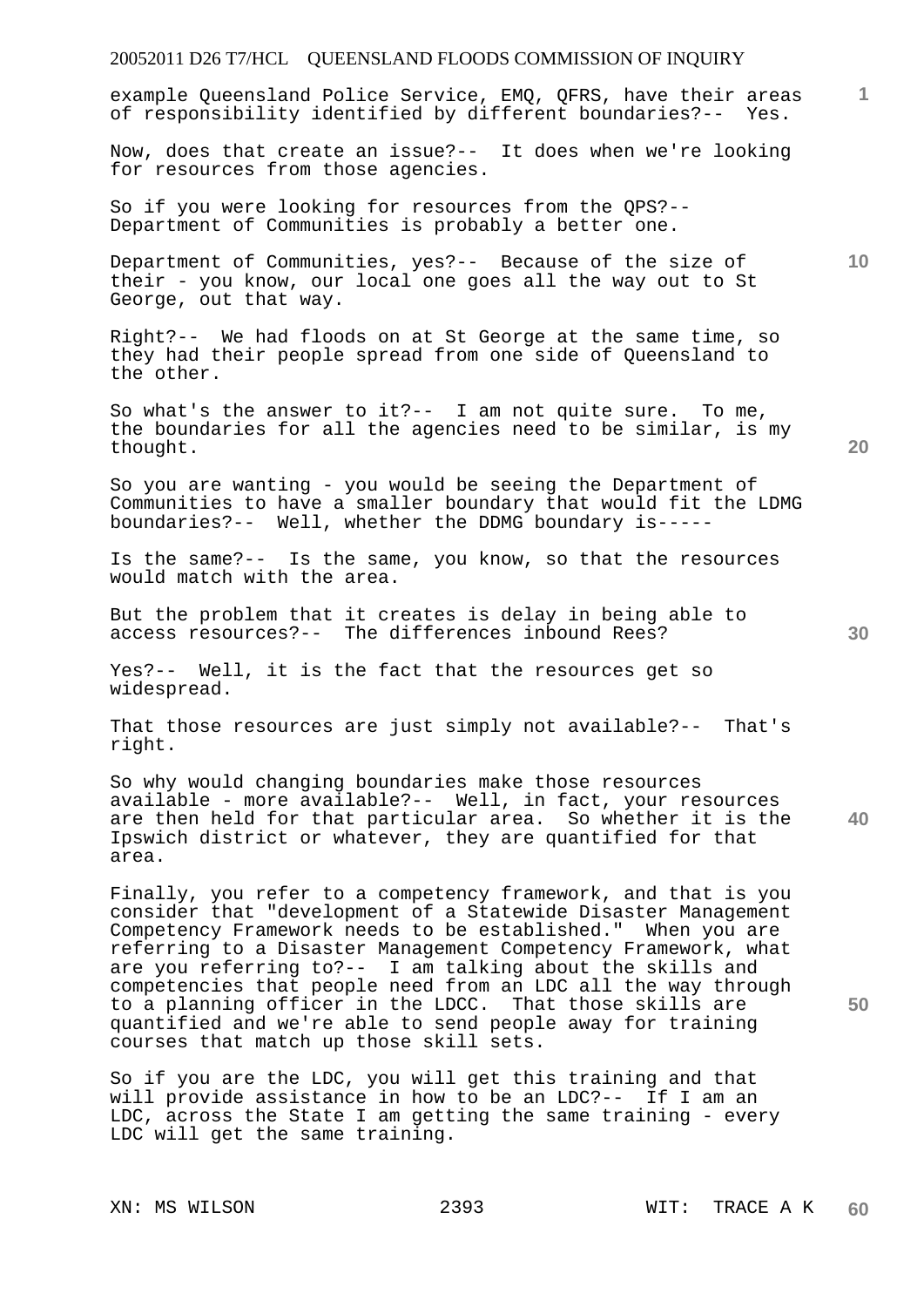example Queensland Police Service, EMQ, QFRS, have their areas of responsibility identified by different boundaries?-- Yes.

Now, does that create an issue?-- It does when we're looking for resources from those agencies.

So if you were looking for resources from the QPS?-- Department of Communities is probably a better one.

Department of Communities, yes?-- Because of the size of their - you know, our local one goes all the way out to St George, out that way.

Right?-- We had floods on at St George at the same time, so they had their people spread from one side of Queensland to the other.

So what's the answer to it?-- I am not quite sure. To me, the boundaries for all the agencies need to be similar, is my thought.

So you are wanting - you would be seeing the Department of Communities to have a smaller boundary that would fit the LDMG boundaries?-- Well, whether the DDMG boundary is-----

Is the same?-- Is the same, you know, so that the resources would match with the area.

But the problem that it creates is delay in being able to access resources?-- The differences inbound Rees?

Yes?-- Well, it is the fact that the resources get so widespread.

That those resources are just simply not available?-- That's right.

So why would changing boundaries make those resources available - more available?-- Well, in fact, your resources are then held for that particular area. So whether it is the Ipswich district or whatever, they are quantified for that area.

Finally, you refer to a competency framework, and that is you consider that "development of a Statewide Disaster Management Competency Framework needs to be established." When you are referring to a Disaster Management Competency Framework, what are you referring to?-- I am talking about the skills and competencies that people need from an LDC all the way through to a planning officer in the LDCC. That those skills are quantified and we're able to send people away for training courses that match up those skill sets.

So if you are the LDC, you will get this training and that will provide assistance in how to be an LDC?-- If I am an LDC, across the State I am getting the same training - every LDC will get the same training.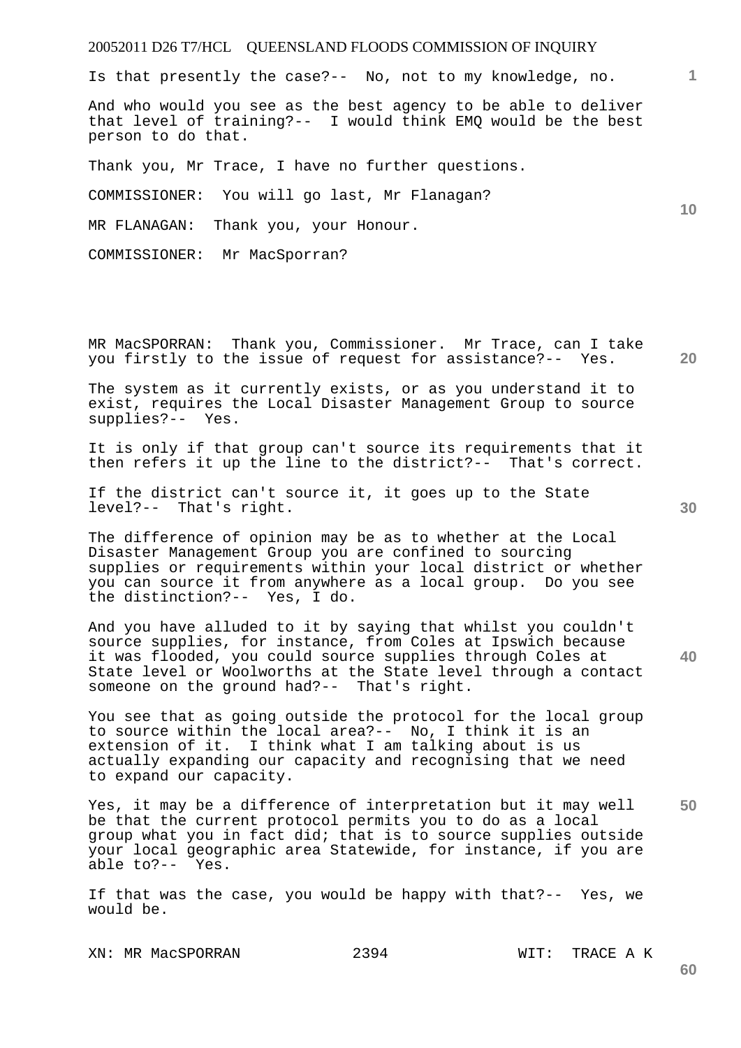Is that presently the case?-- No, not to my knowledge, no.

And who would you see as the best agency to be able to deliver that level of training?-- I would think EMQ would be the best person to do that.

Thank you, Mr Trace, I have no further questions.

COMMISSIONER: You will go last, Mr Flanagan?

MR FLANAGAN: Thank you, your Honour.

COMMISSIONER: Mr MacSporran?

MR MacSPORRAN: Thank you, Commissioner. Mr Trace, can I take you firstly to the issue of request for assistance?-- Yes.

The system as it currently exists, or as you understand it to exist, requires the Local Disaster Management Group to source supplies?-- Yes.

It is only if that group can't source its requirements that it then refers it up the line to the district?-- That's correct.

If the district can't source it, it goes up to the State level?-- That's right.

The difference of opinion may be as to whether at the Local Disaster Management Group you are confined to sourcing supplies or requirements within your local district or whether you can source it from anywhere as a local group. Do you see the distinction?-- Yes, I do.

And you have alluded to it by saying that whilst you couldn't source supplies, for instance, from Coles at Ipswich because it was flooded, you could source supplies through Coles at State level or Woolworths at the State level through a contact someone on the ground had?-- That's right.

You see that as going outside the protocol for the local group to source within the local area?-- No, I think it is an extension of it. I think what I am talking about is us actually expanding our capacity and recognising that we need to expand our capacity.

Yes, it may be a difference of interpretation but it may well be that the current protocol permits you to do as a local group what you in fact did; that is to source supplies outside your local geographic area Statewide, for instance, if you are able to?-- Yes.

If that was the case, you would be happy with that?-- Yes, we would be.

XN: MR MacSPORRAN WIT: TRACE A K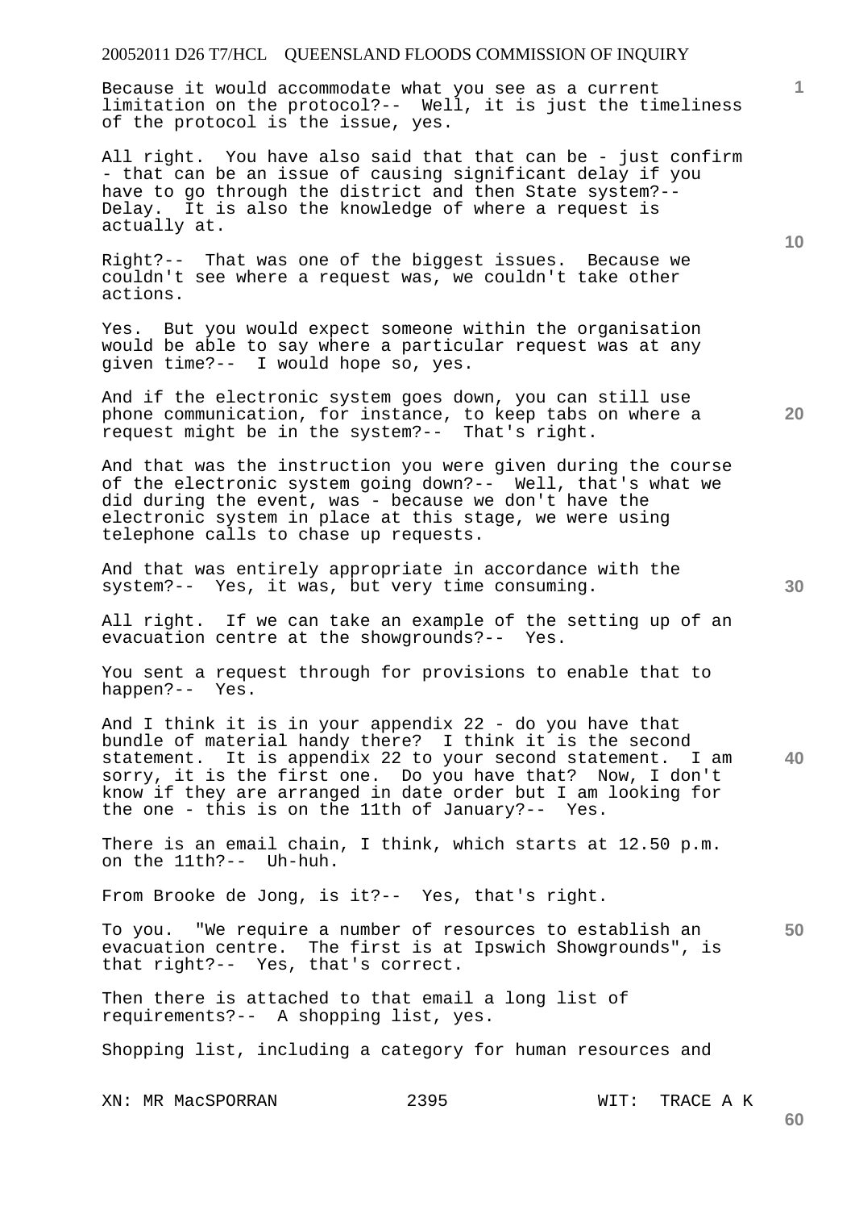Because it would accommodate what you see as a current limitation on the protocol?-- Well, it is just the timeliness of the protocol is the issue, yes.

All right. You have also said that that can be - just confirm - that can be an issue of causing significant delay if you have to go through the district and then State system?-- Delay. It is also the knowledge of where a request is actually at.

Right?-- That was one of the biggest issues. Because we couldn't see where a request was, we couldn't take other actions.

Yes. But you would expect someone within the organisation would be able to say where a particular request was at any given time?-- I would hope so, yes.

And if the electronic system goes down, you can still use phone communication, for instance, to keep tabs on where a request might be in the system?-- That's right.

And that was the instruction you were given during the course of the electronic system going down?-- Well, that's what we did during the event, was - because we don't have the electronic system in place at this stage, we were using telephone calls to chase up requests.

And that was entirely appropriate in accordance with the system?-- Yes, it was, but very time consuming.

All right. If we can take an example of the setting up of an evacuation centre at the showgrounds?-- Yes.

You sent a request through for provisions to enable that to happen?-- Yes.

And I think it is in your appendix 22 - do you have that bundle of material handy there? I think it is the second statement. It is appendix 22 to your second statement. I am sorry, it is the first one. Do you have that? Now, I don't know if they are arranged in date order but I am looking for the one - this is on the 11th of January?-- Yes.

There is an email chain, I think, which starts at 12.50 p.m. on the 11th?-- Uh-huh.

From Brooke de Jong, is it?-- Yes, that's right.

To you. "We require a number of resources to establish an evacuation centre. The first is at Ipswich Showgrounds", is that right?-- Yes, that's correct.

Then there is attached to that email a long list of requirements?-- A shopping list, yes.

Shopping list, including a category for human resources and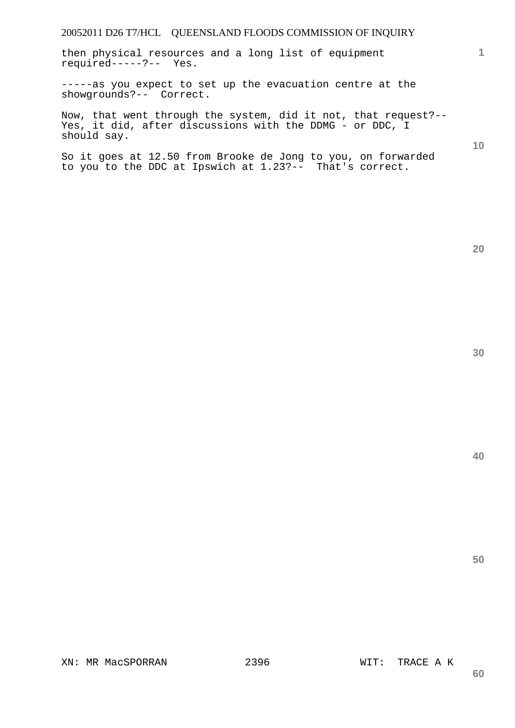then physical resources and a long list of equipment required-----?-- Yes.

-----as you expect to set up the evacuation centre at the showgrounds?-- Correct.

Now, that went through the system, did it not, that request?-- Yes, it did, after discussions with the DDMG - or DDC, I should say.

So it goes at 12.50 from Brooke de Jong to you, on forwarded to you to the DDC at Ipswich at 1.23?-- That's correct.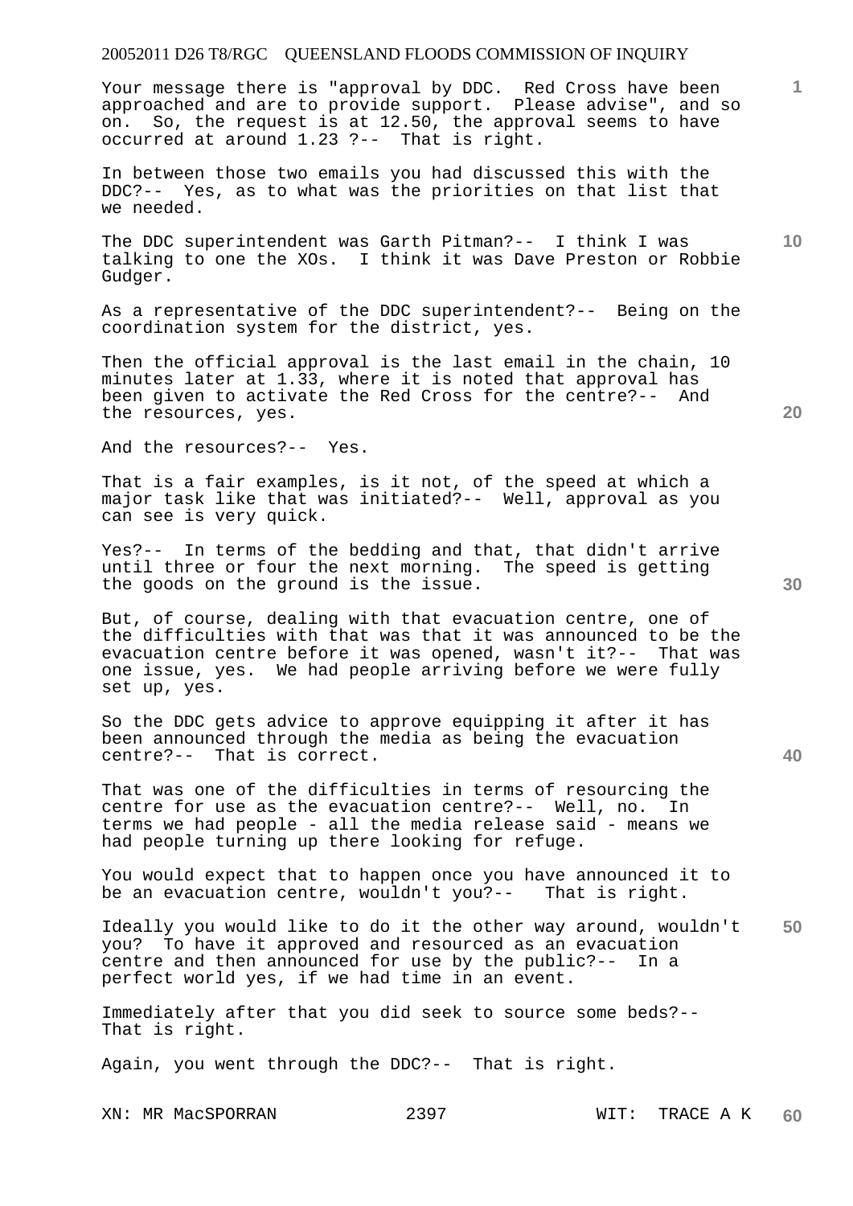Your message there is "approval by DDC. Red Cross have been approached and are to provide support. Please advise", and so on. So, the request is at 12.50, the approval seems to have occurred at around 1.23 ?-- That is right.

In between those two emails you had discussed this with the DDC?-- Yes, as to what was the priorities on that list that we needed.

The DDC superintendent was Garth Pitman?-- I think I was talking to one the XOs. I think it was Dave Preston or Robbie Gudger.

As a representative of the DDC superintendent?-- Being on the coordination system for the district, yes.

Then the official approval is the last email in the chain, 10 minutes later at 1.33, where it is noted that approval has been given to activate the Red Cross for the centre?-- And the resources, yes.

And the resources?-- Yes.

That is a fair examples, is it not, of the speed at which a major task like that was initiated?-- Well, approval as you can see is very quick.

Yes?-- In terms of the bedding and that, that didn't arrive until three or four the next morning. The speed is getting the goods on the ground is the issue.

But, of course, dealing with that evacuation centre, one of the difficulties with that was that it was announced to be the evacuation centre before it was opened, wasn't it?-- That was one issue, yes. We had people arriving before we were fully set up, yes.

So the DDC gets advice to approve equipping it after it has been announced through the media as being the evacuation centre?-- That is correct.

That was one of the difficulties in terms of resourcing the centre for use as the evacuation centre?-- Well, no. In terms we had people - all the media release said - means we had people turning up there looking for refuge.

You would expect that to happen once you have announced it to be an evacuation centre, wouldn't you?-- That is right.

Ideally you would like to do it the other way around, wouldn't you? To have it approved and resourced as an evacuation centre and then announced for use by the public?-- In a perfect world yes, if we had time in an event.

Immediately after that you did seek to source some beds?-- That is right.

Again, you went through the DDC?-- That is right.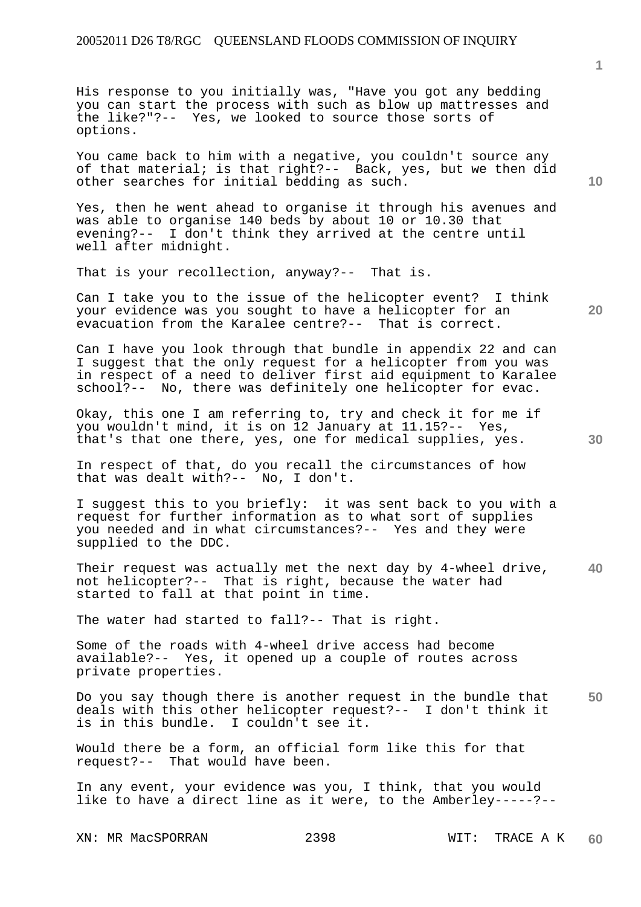His response to you initially was, "Have you got any bedding you can start the process with such as blow up mattresses and the like?"?-- Yes, we looked to source those sorts of options.

You came back to him with a negative, you couldn't source any of that material; is that right?-- Back, yes, but we then did other searches for initial bedding as such.

Yes, then he went ahead to organise it through his avenues and was able to organise 140 beds by about 10 or 10.30 that evening?-- I don't think they arrived at the centre until well after midnight.

That is your recollection, anyway?-- That is.

Can I take you to the issue of the helicopter event? I think your evidence was you sought to have a helicopter for an evacuation from the Karalee centre?-- That is correct.

Can I have you look through that bundle in appendix 22 and can I suggest that the only request for a helicopter from you was in respect of a need to deliver first aid equipment to Karalee school?-- No, there was definitely one helicopter for evac.

Okay, this one I am referring to, try and check it for me if you wouldn't mind, it is on 12 January at 11.15?-- Yes, that's that one there, yes, one for medical supplies, yes.

In respect of that, do you recall the circumstances of how that was dealt with?-- No, I don't.

I suggest this to you briefly: it was sent back to you with a request for further information as to what sort of supplies you needed and in what circumstances?-- Yes and they were supplied to the DDC.

Their request was actually met the next day by 4-wheel drive, not helicopter?-- That is right, because the water had started to fall at that point in time.

The water had started to fall?-- That is right.

Some of the roads with 4-wheel drive access had become available?-- Yes, it opened up a couple of routes across private properties.

Do you say though there is another request in the bundle that deals with this other helicopter request?-- I don't think it is in this bundle. I couldn't see it.

Would there be a form, an official form like this for that request?-- That would have been.

In any event, your evidence was you, I think, that you would like to have a direct line as it were, to the Amberley-----?--

XN: MR MacSPORRAN WIT: TRACE A K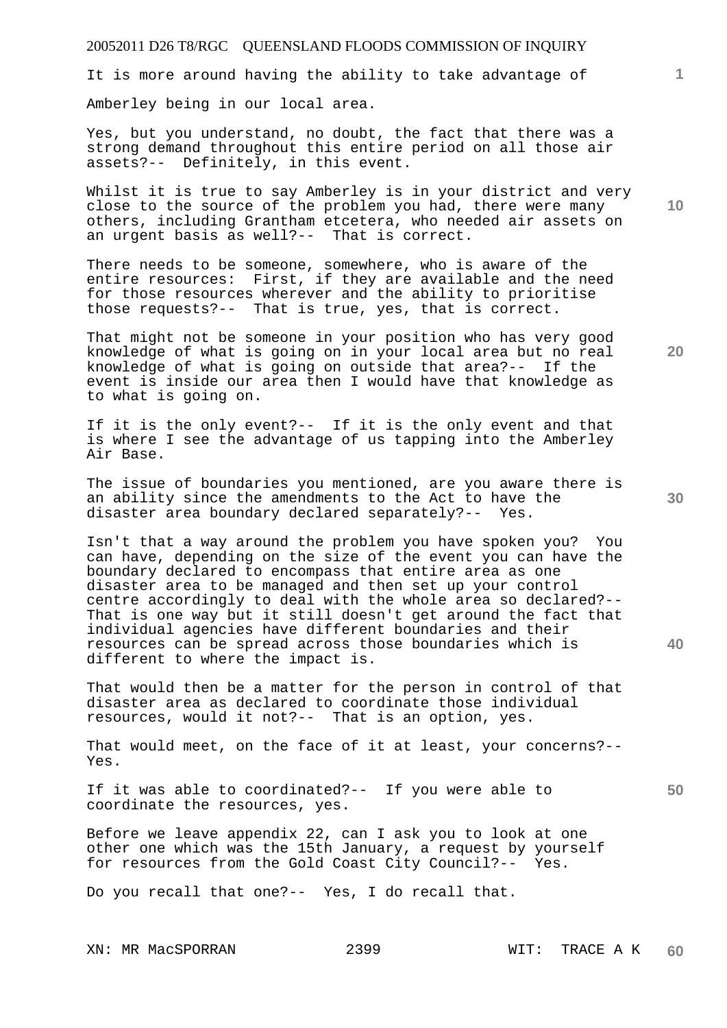It is more around having the ability to take advantage of Amberley being in our local area.

Yes, but you understand, no doubt, the fact that there was a strong demand throughout this entire period on all those air assets?-- Definitely, in this event.

Whilst it is true to say Amberley is in your district and very close to the source of the problem you had, there were many others, including Grantham etcetera, who needed air assets on an urgent basis as well?-- That is correct.

There needs to be someone, somewhere, who is aware of the entire resources: First, if they are available and the need for those resources wherever and the ability to prioritise those requests?-- That is true, yes, that is correct.

That might not be someone in your position who has very good knowledge of what is going on in your local area but no real knowledge of what is going on outside that area?-- If the event is inside our area then I would have that knowledge as to what is going on.

If it is the only event?-- If it is the only event and that is where I see the advantage of us tapping into the Amberley Air Base.

The issue of boundaries you mentioned, are you aware there is an ability since the amendments to the Act to have the disaster area boundary declared separately?-- Yes.

Isn't that a way around the problem you have spoken you? You can have, depending on the size of the event you can have the boundary declared to encompass that entire area as one disaster area to be managed and then set up your control centre accordingly to deal with the whole area so declared?-- That is one way but it still doesn't get around the fact that individual agencies have different boundaries and their resources can be spread across those boundaries which is different to where the impact is.

That would then be a matter for the person in control of that disaster area as declared to coordinate those individual resources, would it not?-- That is an option, yes.

That would meet, on the face of it at least, your concerns?-- Yes.

If it was able to coordinated?-- If you were able to coordinate the resources, yes.

Before we leave appendix 22, can I ask you to look at one other one which was the 15th January, a request by yourself for resources from the Gold Coast City Council?-- Yes.

Do you recall that one?-- Yes, I do recall that.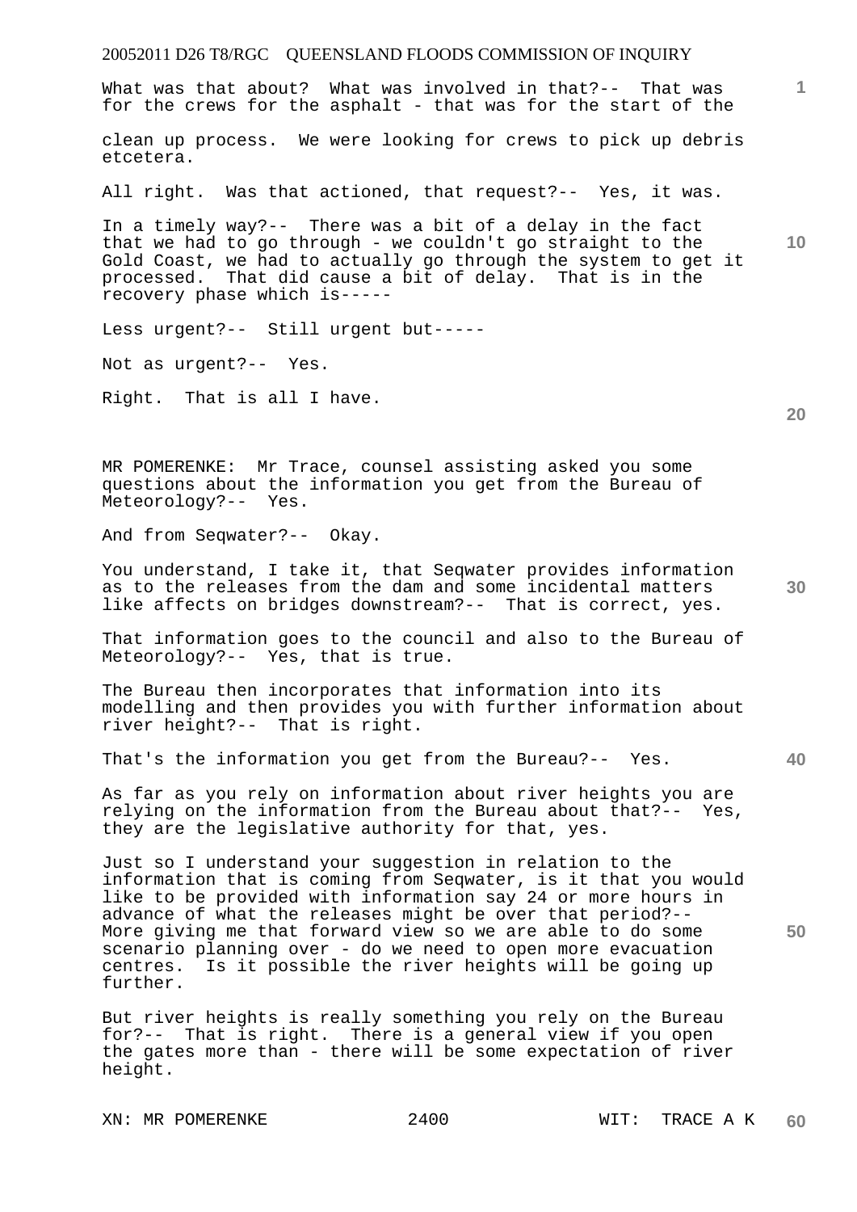What was that about? What was involved in that?-- That was for the crews for the asphalt - that was for the start of the clean up process. We were looking for crews to pick up debris etcetera.

All right. Was that actioned, that request?-- Yes, it was.

In a timely way?-- There was a bit of a delay in the fact that we had to go through - we couldn't go straight to the Gold Coast, we had to actually go through the system to get it processed. That did cause a bit of delay. That is in the recovery phase which is-----

Less urgent?-- Still urgent but-----

Not as urgent?-- Yes.

Right. That is all I have.

MR POMERENKE: Mr Trace, counsel assisting asked you some questions about the information you get from the Bureau of Meteorology?-- Yes.

And from Seqwater?-- Okay.

You understand, I take it, that Seqwater provides information as to the releases from the dam and some incidental matters like affects on bridges downstream?-- That is correct, yes.

That information goes to the council and also to the Bureau of Meteorology?-- Yes, that is true.

The Bureau then incorporates that information into its modelling and then provides you with further information about river height?-- That is right.

That's the information you get from the Bureau?-- Yes.

As far as you rely on information about river heights you are relying on the information from the Bureau about that?-- Yes, they are the legislative authority for that, yes.

Just so I understand your suggestion in relation to the information that is coming from Seqwater, is it that you would like to be provided with information say 24 or more hours in advance of what the releases might be over that period?-- More giving me that forward view so we are able to do some scenario planning over - do we need to open more evacuation centres. Is it possible the river heights will be going up further.

But river heights is really something you rely on the Bureau for?-- That is right. There is a general view if you open the gates more than - there will be some expectation of river height.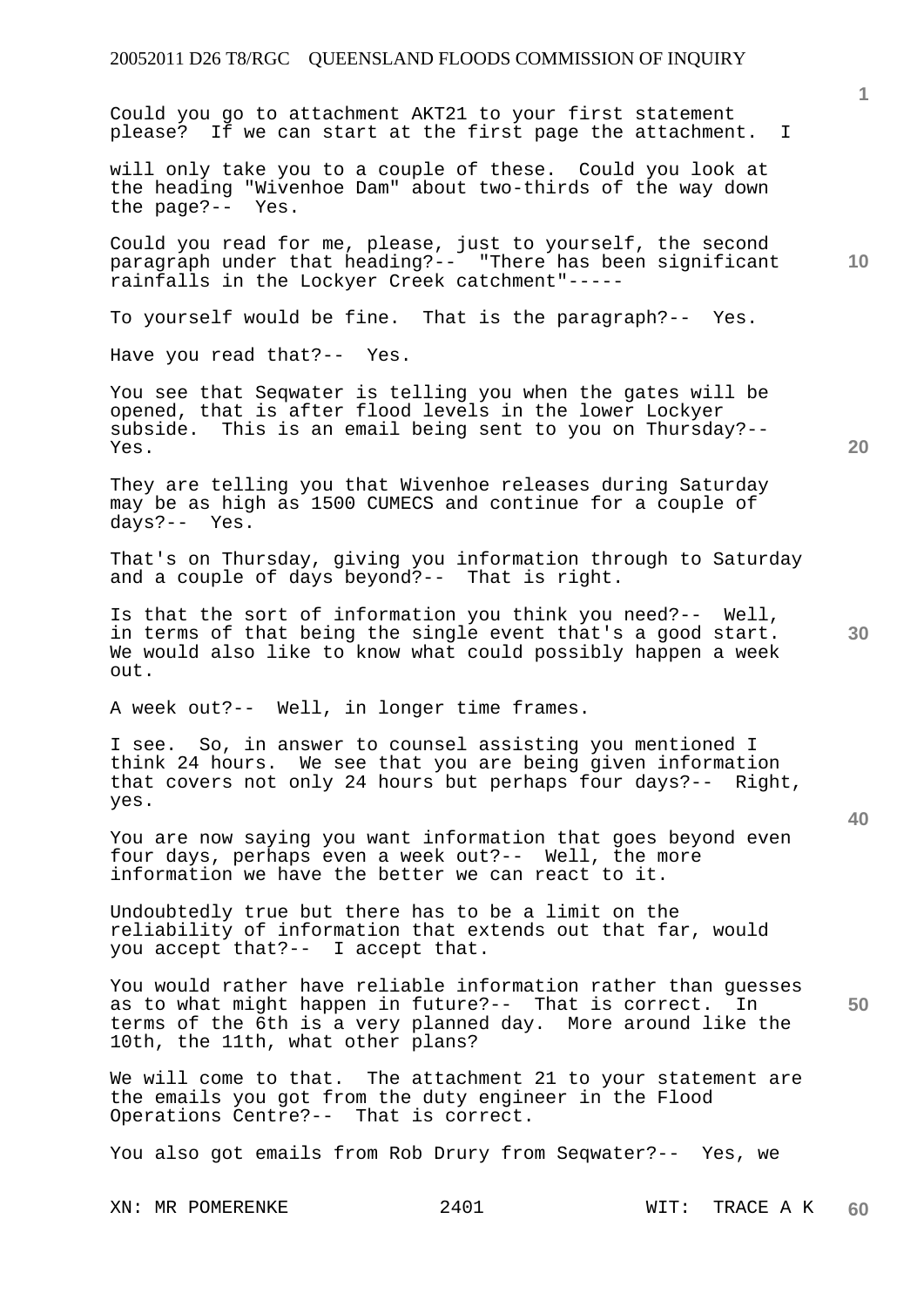Could you go to attachment AKT21 to your first statement please? If we can start at the first page the attachment. I will only take you to a couple of these. Could you look at the heading "Wivenhoe Dam" about two-thirds of the way down the page?-- Yes.

Could you read for me, please, just to yourself, the second paragraph under that heading?-- "There has been significant rainfalls in the Lockyer Creek catchment"-----

To yourself would be fine. That is the paragraph?-- Yes.

Have you read that?-- Yes.

You see that Seqwater is telling you when the gates will be opened, that is after flood levels in the lower Lockyer subside. This is an email being sent to you on Thursday?-- Yes.

They are telling you that Wivenhoe releases during Saturday may be as high as 1500 CUMECS and continue for a couple of days?-- Yes.

That's on Thursday, giving you information through to Saturday and a couple of days beyond?-- That is right.

Is that the sort of information you think you need?-- Well, in terms of that being the single event that's a good start. We would also like to know what could possibly happen a week out.

A week out?-- Well, in longer time frames.

I see. So, in answer to counsel assisting you mentioned I think 24 hours. We see that you are being given information that covers not only 24 hours but perhaps four days?-- Right, yes.

You are now saying you want information that goes beyond even four days, perhaps even a week out?-- Well, the more information we have the better we can react to it.

Undoubtedly true but there has to be a limit on the reliability of information that extends out that far, would you accept that?-- I accept that.

You would rather have reliable information rather than guesses as to what might happen in future?-- That is correct. In terms of the 6th is a very planned day. More around like the 10th, the 11th, what other plans?

We will come to that. The attachment 21 to your statement are the emails you got from the duty engineer in the Flood Operations Centre?-- That is correct.

You also got emails from Rob Drury from Seqwater?-- Yes, we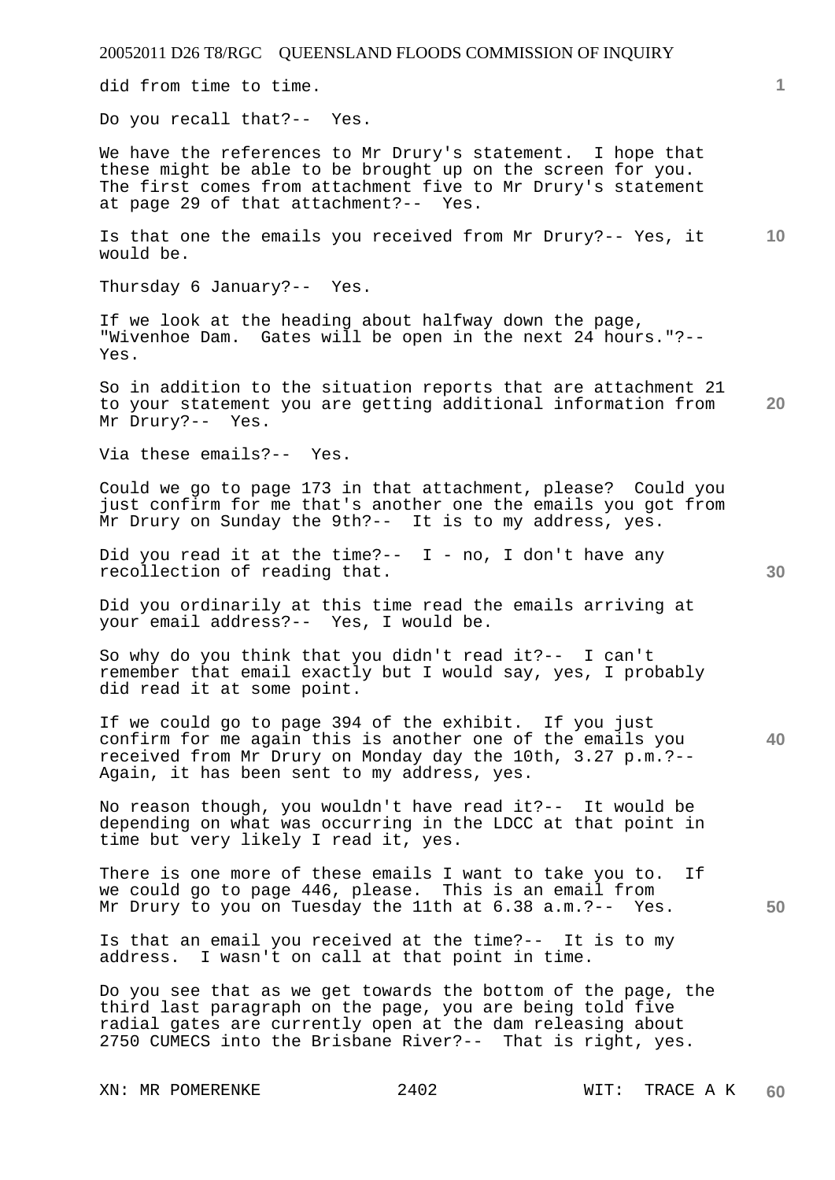did from time to time.

Do you recall that?-- Yes.

We have the references to Mr Drury's statement. I hope that these might be able to be brought up on the screen for you. The first comes from attachment five to Mr Drury's statement at page 29 of that attachment?-- Yes.

Is that one the emails you received from Mr Drury?-- Yes, it would be.

Thursday 6 January?-- Yes.

If we look at the heading about halfway down the page, "Wivenhoe Dam. Gates will be open in the next 24 hours."?-- Yes.

So in addition to the situation reports that are attachment 21 to your statement you are getting additional information from Mr Drury?-- Yes.

Via these emails?-- Yes.

Could we go to page 173 in that attachment, please? Could you just confirm for me that's another one the emails you got from Mr Drury on Sunday the 9th?-- It is to my address, yes.

Did you read it at the time?-- I - no, I don't have any recollection of reading that.

Did you ordinarily at this time read the emails arriving at your email address?-- Yes, I would be.

So why do you think that you didn't read it?-- I can't remember that email exactly but I would say, yes, I probably did read it at some point.

If we could go to page 394 of the exhibit. If you just confirm for me again this is another one of the emails you received from Mr Drury on Monday day the 10th, 3.27 p.m.?-- Again, it has been sent to my address, yes.

No reason though, you wouldn't have read it?-- It would be depending on what was occurring in the LDCC at that point in time but very likely I read it, yes.

There is one more of these emails I want to take you to. If we could go to page 446, please. This is an email from Mr Drury to you on Tuesday the 11th at 6.38 a.m.?-- Yes.

Is that an email you received at the time?-- It is to my address. I wasn't on call at that point in time.

Do you see that as we get towards the bottom of the page, the third last paragraph on the page, you are being told five radial gates are currently open at the dam releasing about 2750 CUMECS into the Brisbane River?-- That is right, yes.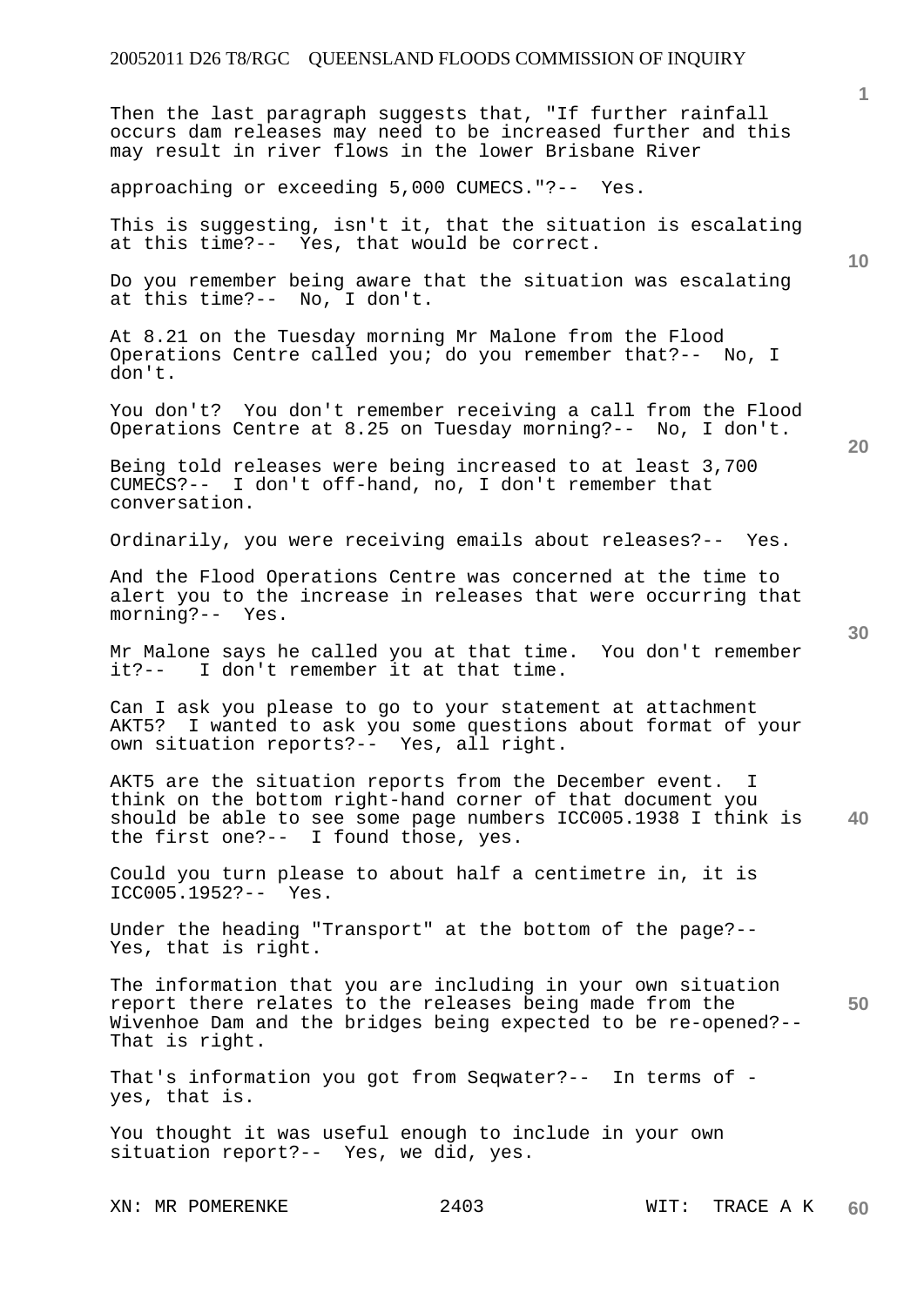Then the last paragraph suggests that, "If further rainfall occurs dam releases may need to be increased further and this may result in river flows in the lower Brisbane River approaching or exceeding 5,000 CUMECS."?-- Yes.

This is suggesting, isn't it, that the situation is escalating at this time?-- Yes, that would be correct.

Do you remember being aware that the situation was escalating at this time?-- No, I don't.

At 8.21 on the Tuesday morning Mr Malone from the Flood Operations Centre called you; do you remember that?-- No, I don't.

You don't? You don't remember receiving a call from the Flood Operations Centre at 8.25 on Tuesday morning?-- No, I don't.

Being told releases were being increased to at least 3,700 CUMECS?-- I don't off-hand, no, I don't remember that conversation.

Ordinarily, you were receiving emails about releases?-- Yes.

And the Flood Operations Centre was concerned at the time to alert you to the increase in releases that were occurring that morning?-- Yes.

Mr Malone says he called you at that time. You don't remember it?-- I don't remember it at that time.

Can I ask you please to go to your statement at attachment AKT5? I wanted to ask you some questions about format of your own situation reports?-- Yes, all right.

AKT5 are the situation reports from the December event. I think on the bottom right-hand corner of that document you should be able to see some page numbers ICC005.1938 I think is the first one?-- I found those, yes.

Could you turn please to about half a centimetre in, it is ICC005.1952?-- Yes.

Under the heading "Transport" at the bottom of the page?-- Yes, that is right.

The information that you are including in your own situation report there relates to the releases being made from the Wivenhoe Dam and the bridges being expected to be re-opened?-- That is right.

That's information you got from Seqwater?-- In terms of - yes, that is.

You thought it was useful enough to include in your own situation report?-- Yes, we did, yes.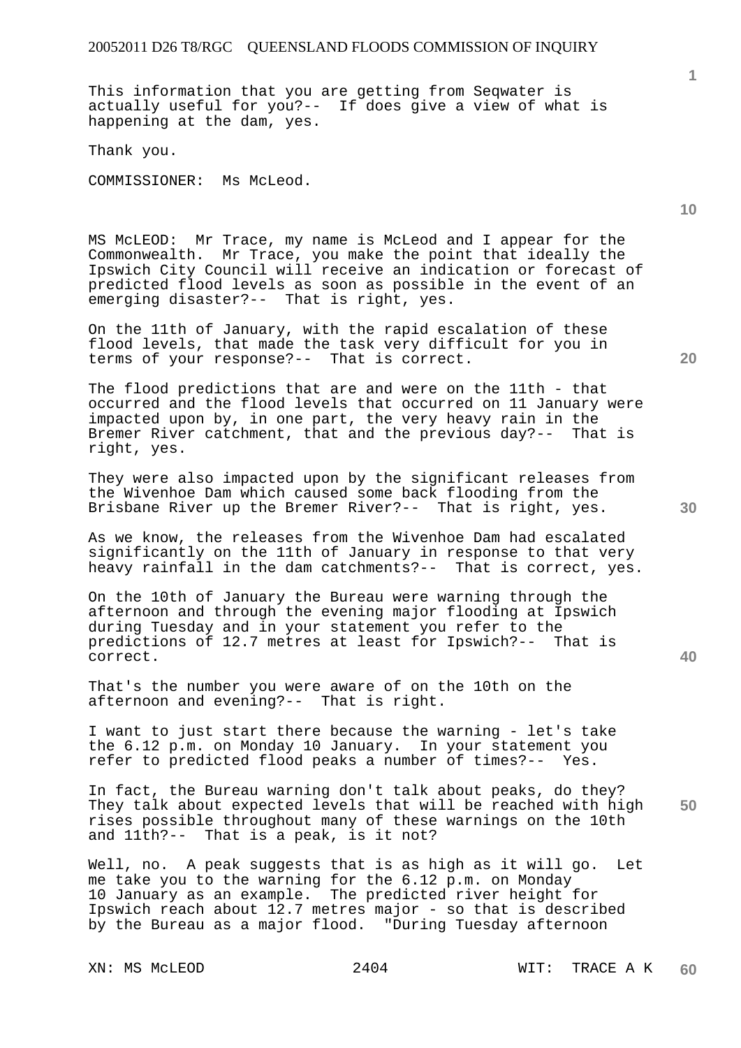This information that you are getting from Seqwater is actually useful for you?-- If does give a view of what is happening at the dam, yes.

Thank you.

COMMISSIONER: Ms McLeod.

MS McLEOD: Mr Trace, my name is McLeod and I appear for the Commonwealth. Mr Trace, you make the point that ideally the Ipswich City Council will receive an indication or forecast of predicted flood levels as soon as possible in the event of an emerging disaster?-- That is right, yes.

On the 11th of January, with the rapid escalation of these flood levels, that made the task very difficult for you in terms of your response?-- That is correct.

The flood predictions that are and were on the 11th - that occurred and the flood levels that occurred on 11 January were impacted upon by, in one part, the very heavy rain in the Bremer River catchment, that and the previous day?-- That is right, yes.

They were also impacted upon by the significant releases from the Wivenhoe Dam which caused some back flooding from the Brisbane River up the Bremer River?-- That is right, yes.

As we know, the releases from the Wivenhoe Dam had escalated significantly on the 11th of January in response to that very heavy rainfall in the dam catchments?-- That is correct, yes.

On the 10th of January the Bureau were warning through the afternoon and through the evening major flooding at Ipswich during Tuesday and in your statement you refer to the predictions of 12.7 metres at least for Ipswich?-- That is correct.

That's the number you were aware of on the 10th on the afternoon and evening?-- That is right.

I want to just start there because the warning - let's take the 6.12 p.m. on Monday 10 January. In your statement you refer to predicted flood peaks a number of times?-- Yes.

In fact, the Bureau warning don't talk about peaks, do they? They talk about expected levels that will be reached with high rises possible throughout many of these warnings on the 10th and 11th?-- That is a peak, is it not?

Well, no. A peak suggests that is as high as it will go. Let me take you to the warning for the 6.12 p.m. on Monday 10 January as an example. The predicted river height for Ipswich reach about 12.7 metres major - so that is described by the Bureau as a major flood. "During Tuesday afternoon

XN: MS McLEOD WIT: TRACE A K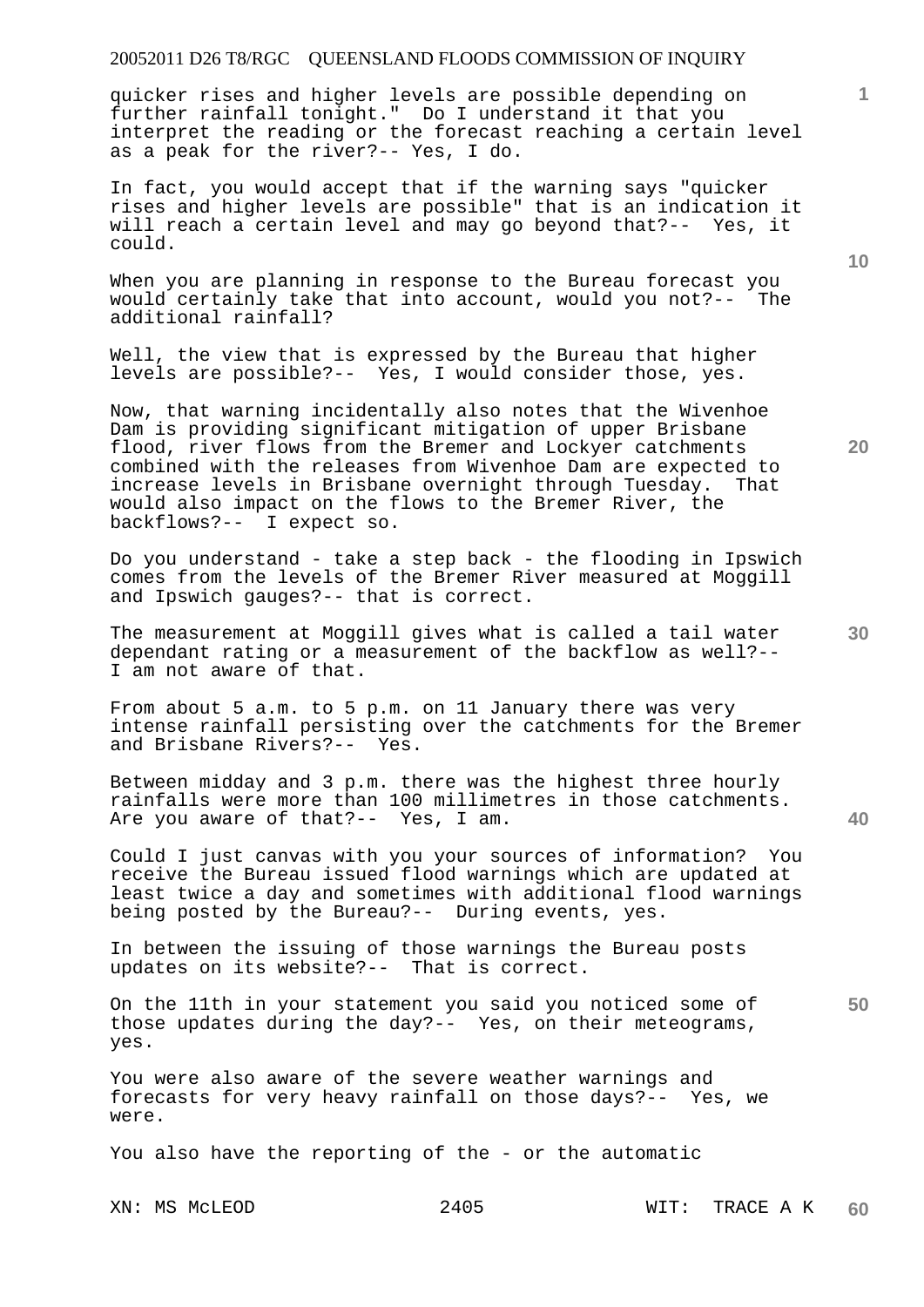quicker rises and higher levels are possible depending on further rainfall tonight." Do I understand it that you interpret the reading or the forecast reaching a certain level as a peak for the river?-- Yes, I do.

In fact, you would accept that if the warning says "quicker rises and higher levels are possible" that is an indication it will reach a certain level and may go beyond that?-- Yes, it could.

When you are planning in response to the Bureau forecast you would certainly take that into account, would you not?-- The additional rainfall?

Well, the view that is expressed by the Bureau that higher levels are possible?-- Yes, I would consider those, yes.

Now, that warning incidentally also notes that the Wivenhoe Dam is providing significant mitigation of upper Brisbane flood, river flows from the Bremer and Lockyer catchments combined with the releases from Wivenhoe Dam are expected to increase levels in Brisbane overnight through Tuesday. That would also impact on the flows to the Bremer River, the backflows?-- I expect so.

Do you understand - take a step back - the flooding in Ipswich comes from the levels of the Bremer River measured at Moggill and Ipswich gauges?-- that is correct.

The measurement at Moggill gives what is called a tail water dependant rating or a measurement of the backflow as well?-- I am not aware of that.

From about 5 a.m. to 5 p.m. on 11 January there was very intense rainfall persisting over the catchments for the Bremer and Brisbane Rivers?-- Yes.

Between midday and 3 p.m. there was the highest three hourly rainfalls were more than 100 millimetres in those catchments. Are you aware of that?-- Yes, I am.

Could I just canvas with you your sources of information? You receive the Bureau issued flood warnings which are updated at least twice a day and sometimes with additional flood warnings being posted by the Bureau?-- During events, yes.

In between the issuing of those warnings the Bureau posts updates on its website?-- That is correct.

On the 11th in your statement you said you noticed some of those updates during the day?-- Yes, on their meteograms, yes.

You were also aware of the severe weather warnings and forecasts for very heavy rainfall on those days?-- Yes, we were.

You also have the reporting of the - or the automatic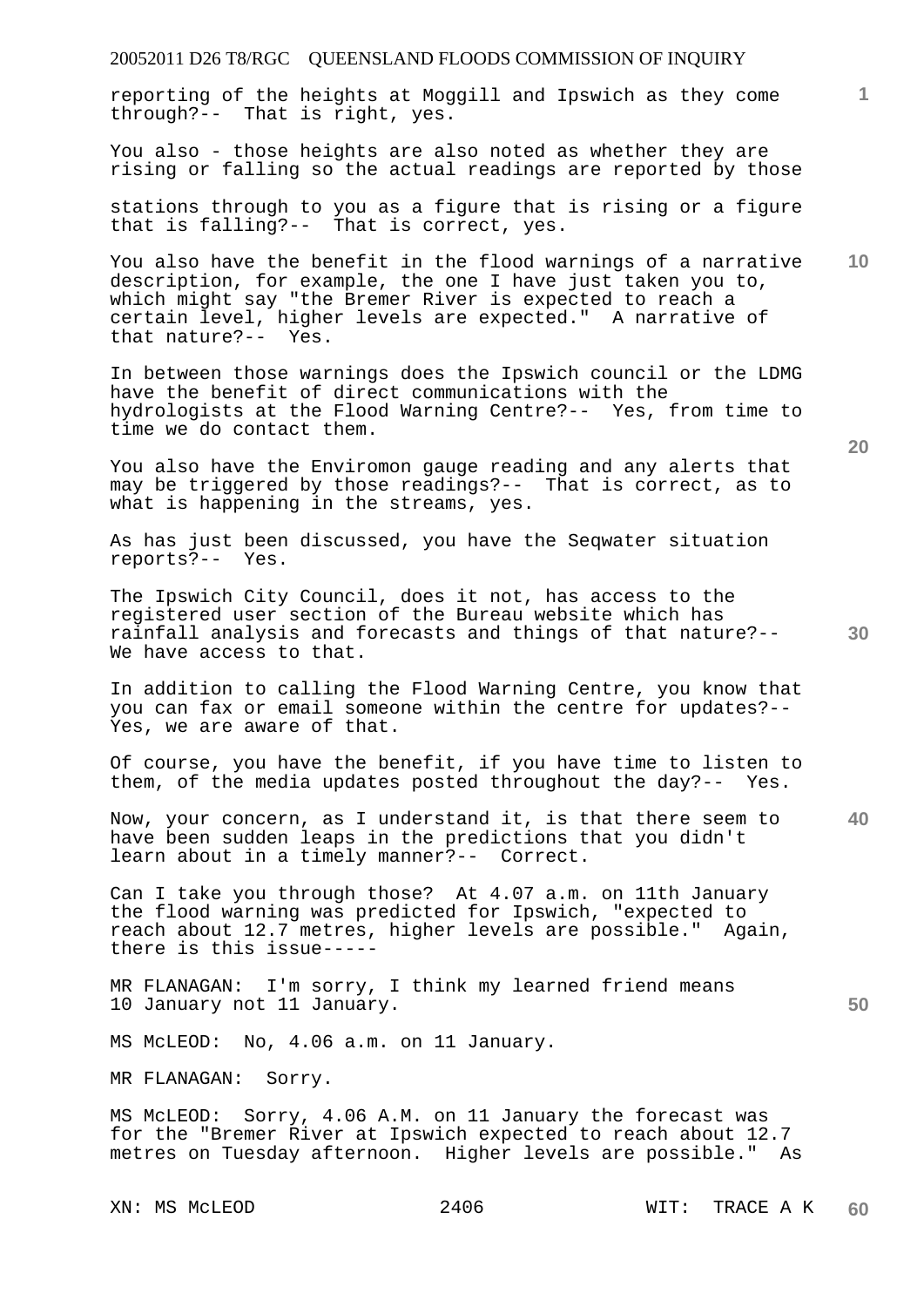reporting of the heights at Moggill and Ipswich as they come through?-- That is right, yes.

You also - those heights are also noted as whether they are rising or falling so the actual readings are reported by those stations through to you as a figure that is rising or a figure that is falling?-- That is correct, yes.

You also have the benefit in the flood warnings of a narrative description, for example, the one I have just taken you to, which might say "the Bremer River is expected to reach a certain level, higher levels are expected." A narrative of that nature?-- Yes.

In between those warnings does the Ipswich council or the LDMG have the benefit of direct communications with the hydrologists at the Flood Warning Centre?-- Yes, from time to time we do contact them.

You also have the Enviromon gauge reading and any alerts that may be triggered by those readings?-- That is correct, as to what is happening in the streams, yes.

As has just been discussed, you have the Seqwater situation reports?-- Yes.

The Ipswich City Council, does it not, has access to the registered user section of the Bureau website which has rainfall analysis and forecasts and things of that nature?-- We have access to that.

In addition to calling the Flood Warning Centre, you know that you can fax or email someone within the centre for updates?-- Yes, we are aware of that.

Of course, you have the benefit, if you have time to listen to them, of the media updates posted throughout the day?-- Yes.

Now, your concern, as I understand it, is that there seem to have been sudden leaps in the predictions that you didn't learn about in a timely manner?-- Correct.

Can I take you through those? At 4.07 a.m. on 11th January the flood warning was predicted for Ipswich, "expected to reach about 12.7 metres, higher levels are possible." Again, there is this issue-----

MR FLANAGAN: I'm sorry, I think my learned friend means 10 January not 11 January.

MS McLEOD: No, 4.06 a.m. on 11 January.

MR FLANAGAN: Sorry.

MS McLEOD: Sorry, 4.06 A.M. on 11 January the forecast was for the "Bremer River at Ipswich expected to reach about 12.7 metres on Tuesday afternoon. Higher levels are possible." As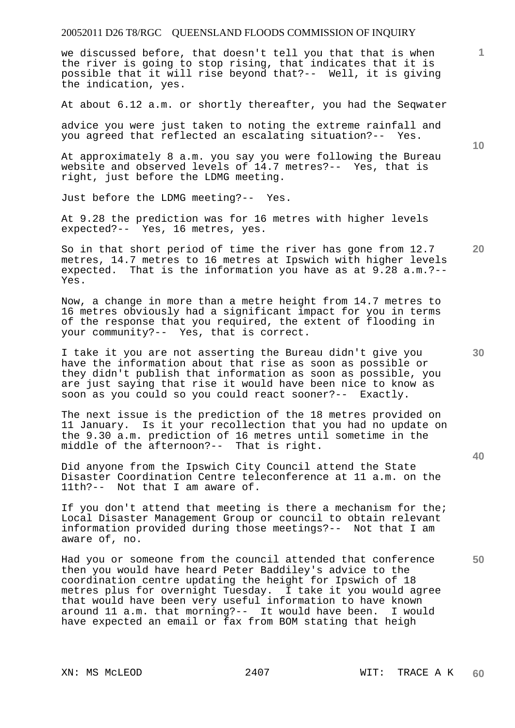we discussed before, that doesn't tell you that that is when the river is going to stop rising, that indicates that it is possible that it will rise beyond that?-- Well, it is giving the indication, yes.

At about 6.12 a.m. or shortly thereafter, you had the Seqwater advice you were just taken to noting the extreme rainfall and you agreed that reflected an escalating situation?-- Yes.

At approximately 8 a.m. you say you were following the Bureau website and observed levels of 14.7 metres?-- Yes, that is right, just before the LDMG meeting.

Just before the LDMG meeting?-- Yes.

At 9.28 the prediction was for 16 metres with higher levels expected?-- Yes, 16 metres, yes.

So in that short period of time the river has gone from 12.7 metres, 14.7 metres to 16 metres at Ipswich with higher levels expected. That is the information you have as at 9.28 a.m.?-- Yes.

Now, a change in more than a metre height from 14.7 metres to 16 metres obviously had a significant impact for you in terms of the response that you required, the extent of flooding in your community?-- Yes, that is correct.

I take it you are not asserting the Bureau didn't give you have the information about that rise as soon as possible or they didn't publish that information as soon as possible, you are just saying that rise it would have been nice to know as soon as you could so you could react sooner?-- Exactly.

The next issue is the prediction of the 18 metres provided on 11 January. Is it your recollection that you had no update on the 9.30 a.m. prediction of 16 metres until sometime in the middle of the afternoon?-- That is right.

Did anyone from the Ipswich City Council attend the State Disaster Coordination Centre teleconference at 11 a.m. on the 11th?-- Not that I am aware of.

If you don't attend that meeting is there a mechanism for the; Local Disaster Management Group or council to obtain relevant information provided during those meetings?-- Not that I am aware of, no.

Had you or someone from the council attended that conference then you would have heard Peter Baddiley's advice to the coordination centre updating the height for Ipswich of 18 metres plus for overnight Tuesday. I take it you would agree that would have been very useful information to have known around 11 a.m. that morning?-- It would have been. I would have expected an email or fax from BOM stating that heigh

XN: MS McLEOD WIT: TRACE A K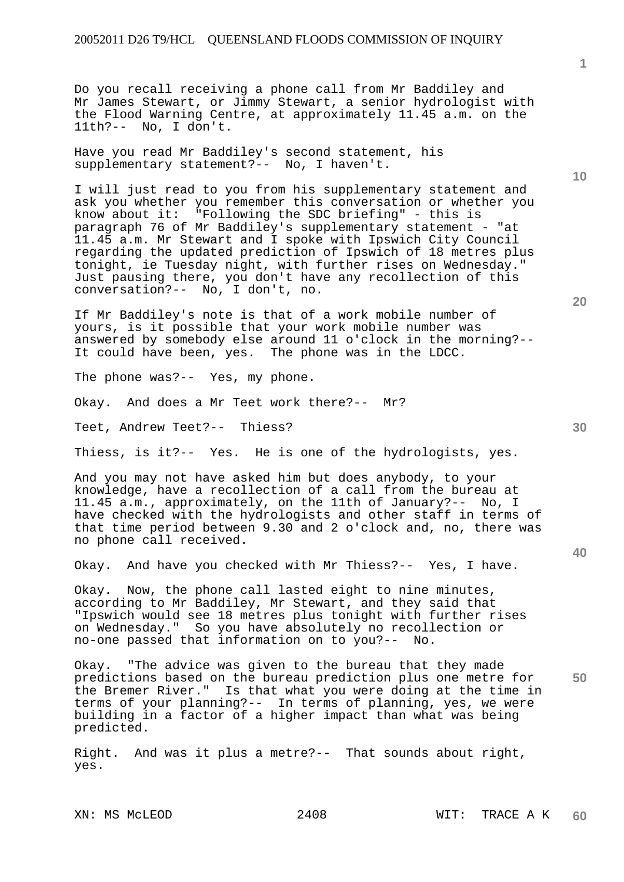Do you recall receiving a phone call from Mr Baddiley and Mr James Stewart, or Jimmy Stewart, a senior hydrologist with the Flood Warning Centre, at approximately 11.45 a.m. on the 11th?-- No, I don't.

Have you read Mr Baddiley's second statement, his supplementary statement?-- No, I haven't.

I will just read to you from his supplementary statement and ask you whether you remember this conversation or whether you know about it: "Following the SDC briefing" - this is paragraph 76 of Mr Baddiley's supplementary statement - "at 11.45 a.m. Mr Stewart and I spoke with Ipswich City Council regarding the updated prediction of Ipswich of 18 metres plus tonight, ie Tuesday night, with further rises on Wednesday." Just pausing there, you don't have any recollection of this conversation?-- No, I don't, no.

If Mr Baddiley's note is that of a work mobile number of yours, is it possible that your work mobile number was answered by somebody else around 11 o'clock in the morning?-- It could have been, yes. The phone was in the LDCC.

The phone was?-- Yes, my phone.

Okay. And does a Mr Teet work there?-- Mr?

Teet, Andrew Teet?-- Thiess?

Thiess, is it?-- Yes. He is one of the hydrologists, yes.

And you may not have asked him but does anybody, to your knowledge, have a recollection of a call from the bureau at 11.45 a.m., approximately, on the 11th of January?-- No, I have checked with the hydrologists and other staff in terms of that time period between 9.30 and 2 o'clock and, no, there was no phone call received.

Okay. And have you checked with Mr Thiess?-- Yes, I have.

Okay. Now, the phone call lasted eight to nine minutes, according to Mr Baddiley, Mr Stewart, and they said that "Ipswich would see 18 metres plus tonight with further rises on Wednesday." So you have absolutely no recollection or no-one passed that information on to you?-- No.

Okay. "The advice was given to the bureau that they made predictions based on the bureau prediction plus one metre for the Bremer River." Is that what you were doing at the time in terms of your planning?-- In terms of planning, yes, we were building in a factor of a higher impact than what was being predicted.

Right. And was it plus a metre?-- That sounds about right, yes.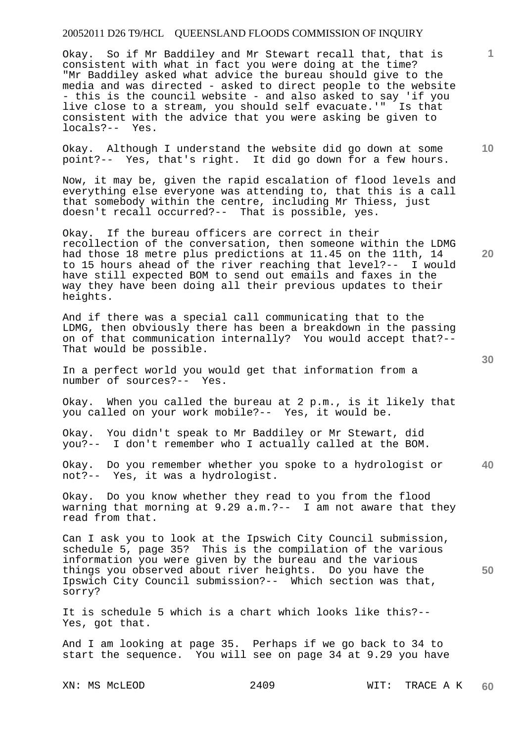Okay. So if Mr Baddiley and Mr Stewart recall that, that is consistent with what in fact you were doing at the time? "Mr Baddiley asked what advice the bureau should give to the media and was directed - asked to direct people to the website - this is the council website - and also asked to say 'if you live close to a stream, you should self evacuate.'" Is that consistent with the advice that you were asking be given to locals?-- Yes.

Okay. Although I understand the website did go down at some point?-- Yes, that's right. It did go down for a few hours.

Now, it may be, given the rapid escalation of flood levels and everything else everyone was attending to, that this is a call that somebody within the centre, including Mr Thiess, just doesn't recall occurred?-- That is possible, yes.

Okay. If the bureau officers are correct in their recollection of the conversation, then someone within the LDMG had those 18 metre plus predictions at 11.45 on the 11th, 14 to 15 hours ahead of the river reaching that level?-- I would have still expected BOM to send out emails and faxes in the way they have been doing all their previous updates to their heights.

And if there was a special call communicating that to the LDMG, then obviously there has been a breakdown in the passing on of that communication internally? You would accept that?-- That would be possible.

In a perfect world you would get that information from a number of sources?-- Yes.

Okay. When you called the bureau at 2 p.m., is it likely that you called on your work mobile?-- Yes, it would be.

Okay. You didn't speak to Mr Baddiley or Mr Stewart, did you?-- I don't remember who I actually called at the BOM.

Okay. Do you remember whether you spoke to a hydrologist or not?-- Yes, it was a hydrologist.

Okay. Do you know whether they read to you from the flood warning that morning at 9.29 a.m.?-- I am not aware that they read from that.

Can I ask you to look at the Ipswich City Council submission, schedule 5, page 35? This is the compilation of the various information you were given by the bureau and the various things you observed about river heights. Do you have the Ipswich City Council submission?-- Which section was that, sorry?

It is schedule 5 which is a chart which looks like this?-- Yes, got that.

And I am looking at page 35. Perhaps if we go back to 34 to start the sequence. You will see on page 34 at 9.29 you have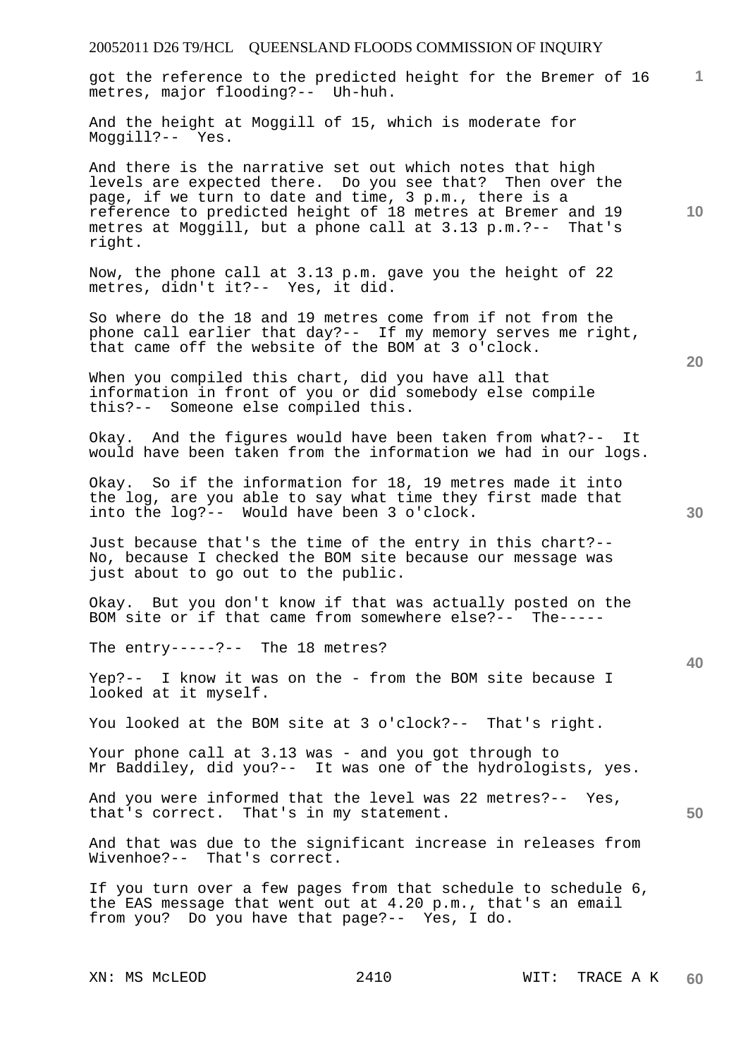got the reference to the predicted height for the Bremer of 16 metres, major flooding?-- Uh-huh.

And the height at Moggill of 15, which is moderate for Moggill?-- Yes.

And there is the narrative set out which notes that high levels are expected there. Do you see that? Then over the page, if we turn to date and time, 3 p.m., there is a reference to predicted height of 18 metres at Bremer and 19 metres at Moggill, but a phone call at 3.13 p.m.?-- That's right.

Now, the phone call at 3.13 p.m. gave you the height of 22 metres, didn't it?-- Yes, it did.

So where do the 18 and 19 metres come from if not from the phone call earlier that day?-- If my memory serves me right, that came off the website of the BOM at 3 o'clock.

When you compiled this chart, did you have all that information in front of you or did somebody else compile this?-- Someone else compiled this.

Okay. And the figures would have been taken from what?-- It would have been taken from the information we had in our logs.

Okay. So if the information for 18, 19 metres made it into the log, are you able to say what time they first made that into the log?-- Would have been 3 o'clock.

Just because that's the time of the entry in this chart?-- No, because I checked the BOM site because our message was just about to go out to the public.

Okay. But you don't know if that was actually posted on the BOM site or if that came from somewhere else?-- The-----

The entry-----?-- The 18 metres?

Yep?-- I know it was on the - from the BOM site because I looked at it myself.

You looked at the BOM site at 3 o'clock?-- That's right.

Your phone call at 3.13 was - and you got through to Mr Baddiley, did you?-- It was one of the hydrologists, yes.

And you were informed that the level was 22 metres?-- Yes, that's correct. That's in my statement.

And that was due to the significant increase in releases from Wivenhoe?-- That's correct.

If you turn over a few pages from that schedule to schedule 6, the EAS message that went out at 4.20 p.m., that's an email from you? Do you have that page?-- Yes, I do.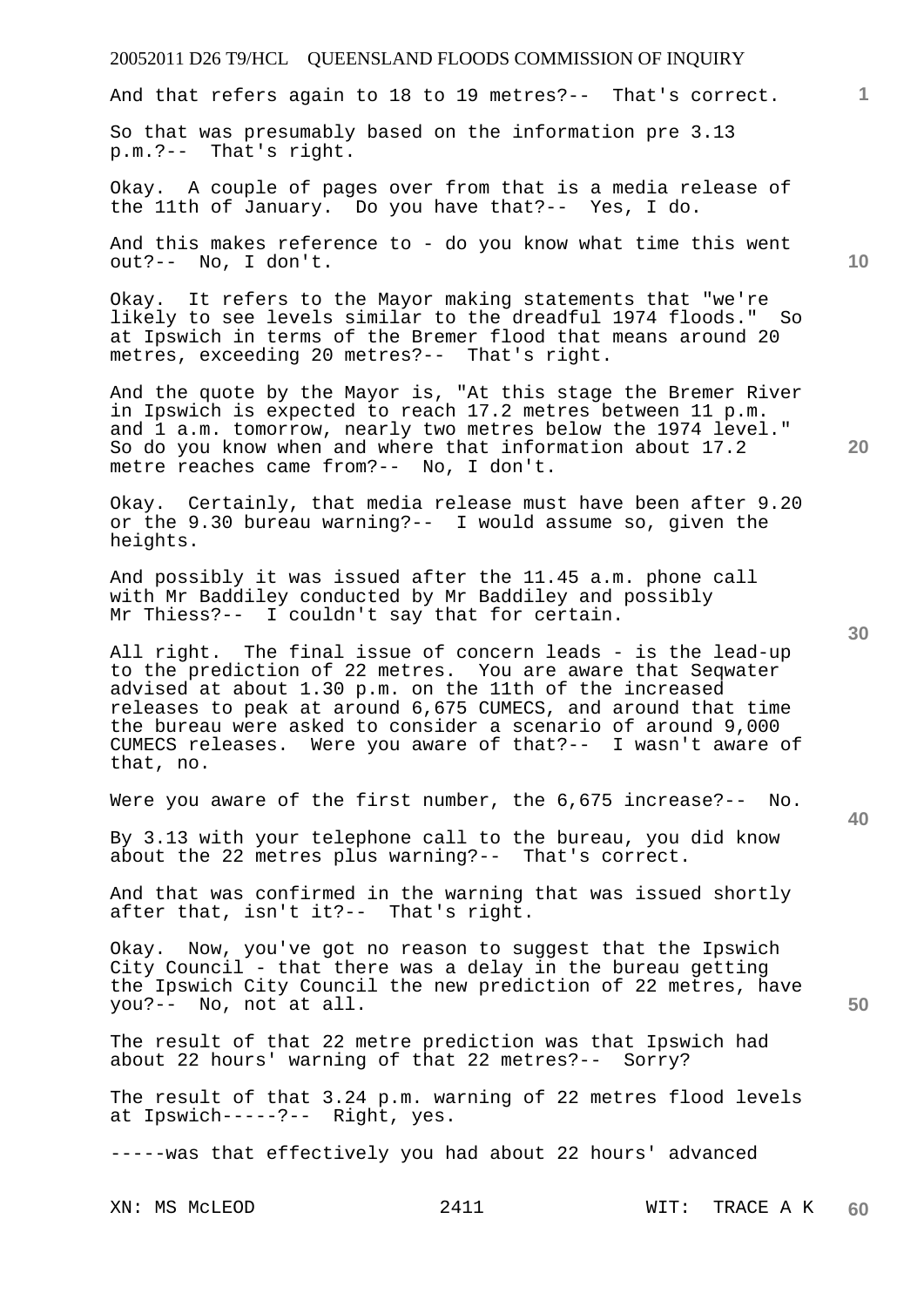And that refers again to 18 to 19 metres?-- That's correct.

So that was presumably based on the information pre 3.13 p.m.?-- That's right.

Okay. A couple of pages over from that is a media release of the 11th of January. Do you have that?-- Yes, I do.

And this makes reference to - do you know what time this went out?-- No, I don't.

Okay. It refers to the Mayor making statements that "we're likely to see levels similar to the dreadful 1974 floods." So at Ipswich in terms of the Bremer flood that means around 20 metres, exceeding 20 metres?-- That's right.

And the quote by the Mayor is, "At this stage the Bremer River in Ipswich is expected to reach 17.2 metres between 11 p.m. and 1 a.m. tomorrow, nearly two metres below the 1974 level." So do you know when and where that information about 17.2 metre reaches came from?-- No, I don't.

Okay. Certainly, that media release must have been after 9.20 or the 9.30 bureau warning?-- I would assume so, given the heights.

And possibly it was issued after the 11.45 a.m. phone call with Mr Baddiley conducted by Mr Baddiley and possibly Mr Thiess?-- I couldn't say that for certain.

All right. The final issue of concern leads - is the lead-up to the prediction of 22 metres. You are aware that Seqwater advised at about 1.30 p.m. on the 11th of the increased releases to peak at around 6,675 CUMECS, and around that time the bureau were asked to consider a scenario of around 9,000 CUMECS releases. Were you aware of that?-- I wasn't aware of that, no.

Were you aware of the first number, the 6,675 increase?-- No.

By 3.13 with your telephone call to the bureau, you did know about the 22 metres plus warning?-- That's correct.

And that was confirmed in the warning that was issued shortly after that, isn't it?-- That's right.

Okay. Now, you've got no reason to suggest that the Ipswich City Council - that there was a delay in the bureau getting the Ipswich City Council the new prediction of 22 metres, have you?-- No, not at all.

The result of that 22 metre prediction was that Ipswich had about 22 hours' warning of that 22 metres?-- Sorry?

The result of that 3.24 p.m. warning of 22 metres flood levels at Ipswich-----?-- Right, yes.

-----was that effectively you had about 22 hours' advanced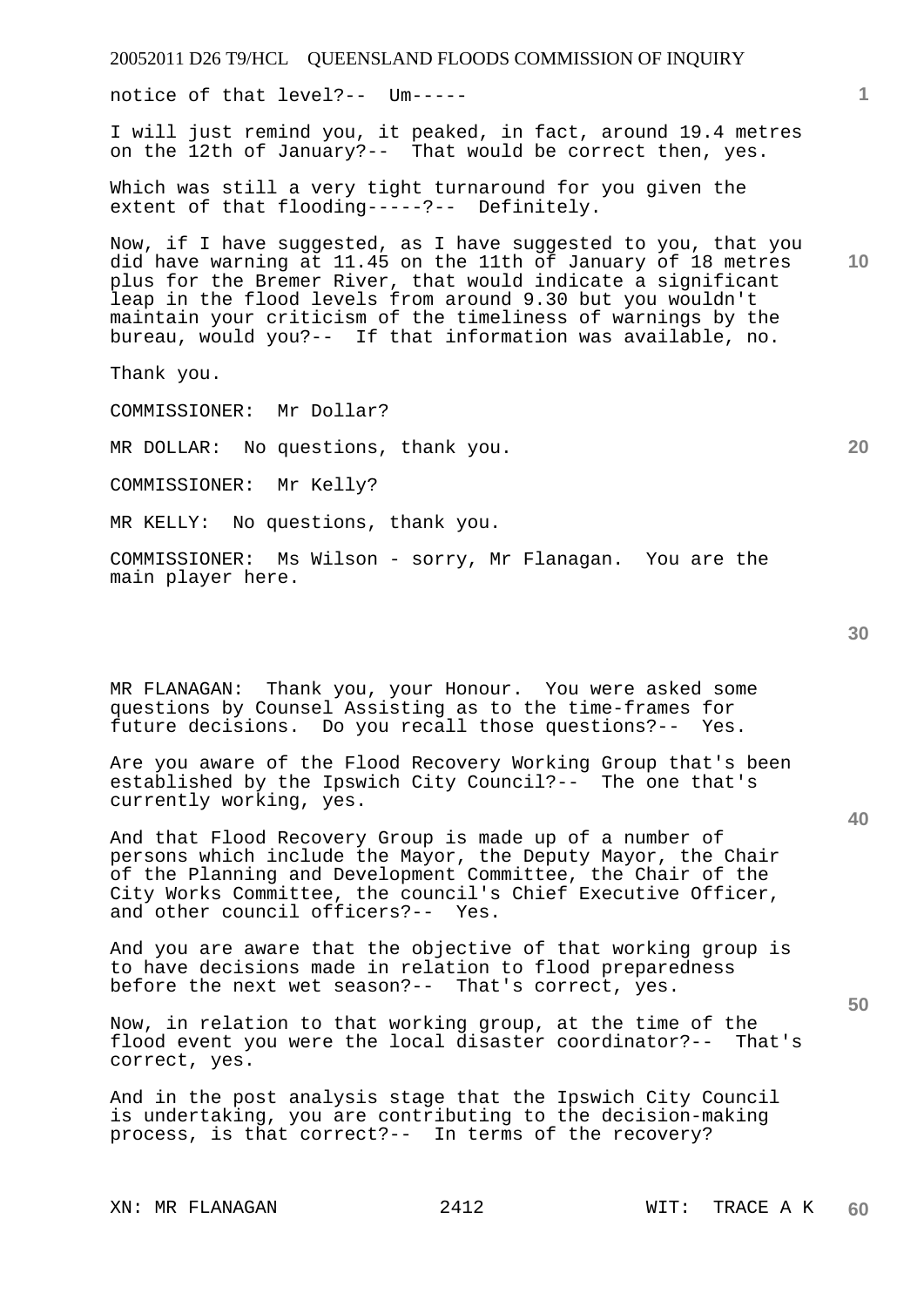notice of that level?-- Um-----

I will just remind you, it peaked, in fact, around 19.4 metres on the 12th of January?-- That would be correct then, yes.

Which was still a very tight turnaround for you given the extent of that flooding-----?-- Definitely.

Now, if I have suggested, as I have suggested to you, that you did have warning at 11.45 on the 11th of January of 18 metres plus for the Bremer River, that would indicate a significant leap in the flood levels from around 9.30 but you wouldn't maintain your criticism of the timeliness of warnings by the bureau, would you?-- If that information was available, no.

Thank you.

COMMISSIONER: Mr Dollar?

MR DOLLAR: No questions, thank you.

COMMISSIONER: Mr Kelly?

MR KELLY: No questions, thank you.

COMMISSIONER: Ms Wilson - sorry, Mr Flanagan. You are the main player here.

MR FLANAGAN: Thank you, your Honour. You were asked some questions by Counsel Assisting as to the time-frames for future decisions. Do you recall those questions?-- Yes.

Are you aware of the Flood Recovery Working Group that's been established by the Ipswich City Council?-- The one that's currently working, yes.

And that Flood Recovery Group is made up of a number of persons which include the Mayor, the Deputy Mayor, the Chair of the Planning and Development Committee, the Chair of the City Works Committee, the council's Chief Executive Officer, and other council officers?-- Yes.

And you are aware that the objective of that working group is to have decisions made in relation to flood preparedness before the next wet season?-- That's correct, yes.

Now, in relation to that working group, at the time of the flood event you were the local disaster coordinator?-- That's correct, yes.

And in the post analysis stage that the Ipswich City Council is undertaking, you are contributing to the decision-making process, is that correct?-- In terms of the recovery?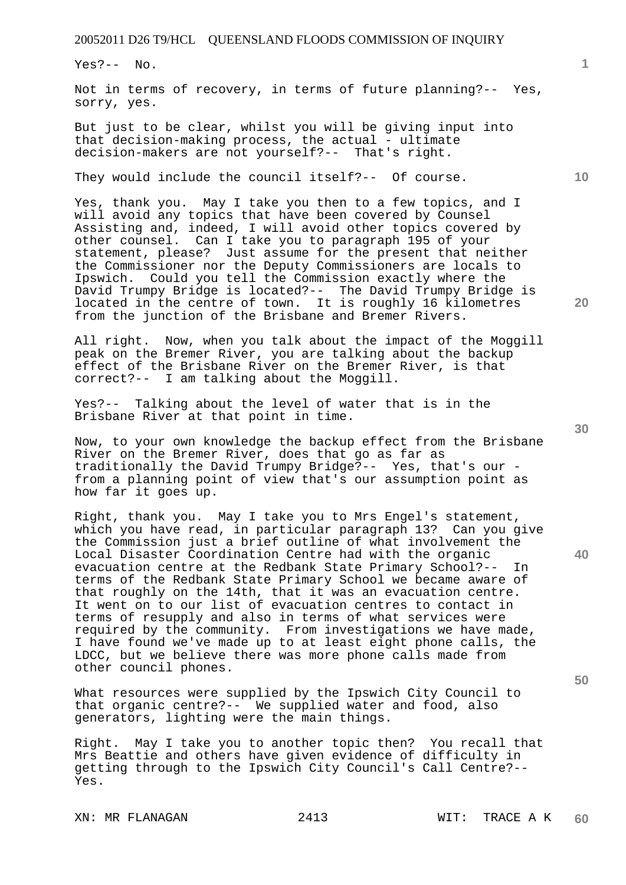Yes?-- No.

Not in terms of recovery, in terms of future planning?-- Yes, sorry, yes.

But just to be clear, whilst you will be giving input into that decision-making process, the actual - ultimate decision-makers are not yourself?-- That's right.

They would include the council itself?-- Of course.

Yes, thank you. May I take you then to a few topics, and I will avoid any topics that have been covered by Counsel Assisting and, indeed, I will avoid other topics covered by other counsel. Can I take you to paragraph 195 of your statement, please? Just assume for the present that neither the Commissioner nor the Deputy Commissioners are locals to Ipswich. Could you tell the Commission exactly where the David Trumpy Bridge is located?-- The David Trumpy Bridge is located in the centre of town. It is roughly 16 kilometres from the junction of the Brisbane and Bremer Rivers.

All right. Now, when you talk about the impact of the Moggill peak on the Bremer River, you are talking about the backup effect of the Brisbane River on the Bremer River, is that correct?-- I am talking about the Moggill.

Yes?-- Talking about the level of water that is in the Brisbane River at that point in time.

Now, to your own knowledge the backup effect from the Brisbane River on the Bremer River, does that go as far as traditionally the David Trumpy Bridge?-- Yes, that's our - from a planning point of view that's our assumption point as how far it goes up.

Right, thank you. May I take you to Mrs Engel's statement, which you have read, in particular paragraph 13? Can you give the Commission just a brief outline of what involvement the Local Disaster Coordination Centre had with the organic evacuation centre at the Redbank State Primary School?-- In terms of the Redbank State Primary School we became aware of that roughly on the 14th, that it was an evacuation centre. It went on to our list of evacuation centres to contact in terms of resupply and also in terms of what services were required by the community. From investigations we have made, I have found we've made up to at least eight phone calls, the LDCC, but we believe there was more phone calls made from other council phones.

What resources were supplied by the Ipswich City Council to that organic centre?-- We supplied water and food, also generators, lighting were the main things.

Right. May I take you to another topic then? You recall that Mrs Beattie and others have given evidence of difficulty in getting through to the Ipswich City Council's Call Centre?-- Yes.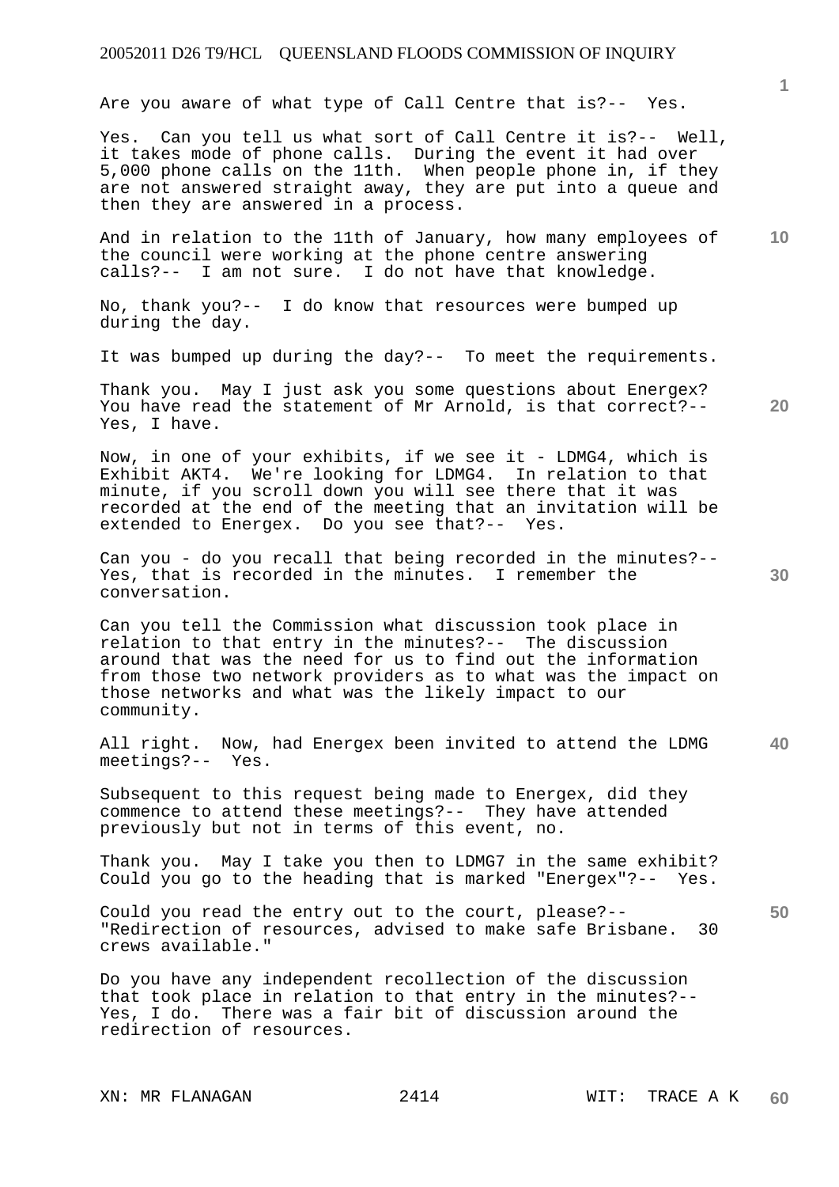Are you aware of what type of Call Centre that is?-- Yes.

Yes. Can you tell us what sort of Call Centre it is?-- Well, it takes mode of phone calls. During the event it had over 5,000 phone calls on the 11th. When people phone in, if they are not answered straight away, they are put into a queue and then they are answered in a process.

And in relation to the 11th of January, how many employees of the council were working at the phone centre answering calls?-- I am not sure. I do not have that knowledge.

No, thank you?-- I do know that resources were bumped up during the day.

It was bumped up during the day?-- To meet the requirements.

Thank you. May I just ask you some questions about Energex? You have read the statement of Mr Arnold, is that correct?-- Yes, I have.

Now, in one of your exhibits, if we see it - LDMG4, which is Exhibit AKT4. We're looking for LDMG4. In relation to that minute, if you scroll down you will see there that it was recorded at the end of the meeting that an invitation will be extended to Energex. Do you see that?-- Yes.

Can you - do you recall that being recorded in the minutes?-- Yes, that is recorded in the minutes. I remember the conversation.

Can you tell the Commission what discussion took place in relation to that entry in the minutes?-- The discussion around that was the need for us to find out the information from those two network providers as to what was the impact on those networks and what was the likely impact to our community.

All right. Now, had Energex been invited to attend the LDMG meetings?-- Yes.

Subsequent to this request being made to Energex, did they commence to attend these meetings?-- They have attended previously but not in terms of this event, no.

Thank you. May I take you then to LDMG7 in the same exhibit? Could you go to the heading that is marked "Energex"?-- Yes.

Could you read the entry out to the court, please?-- "Redirection of resources, advised to make safe Brisbane. 30 crews available."

Do you have any independent recollection of the discussion that took place in relation to that entry in the minutes?-- Yes, I do. There was a fair bit of discussion around the redirection of resources.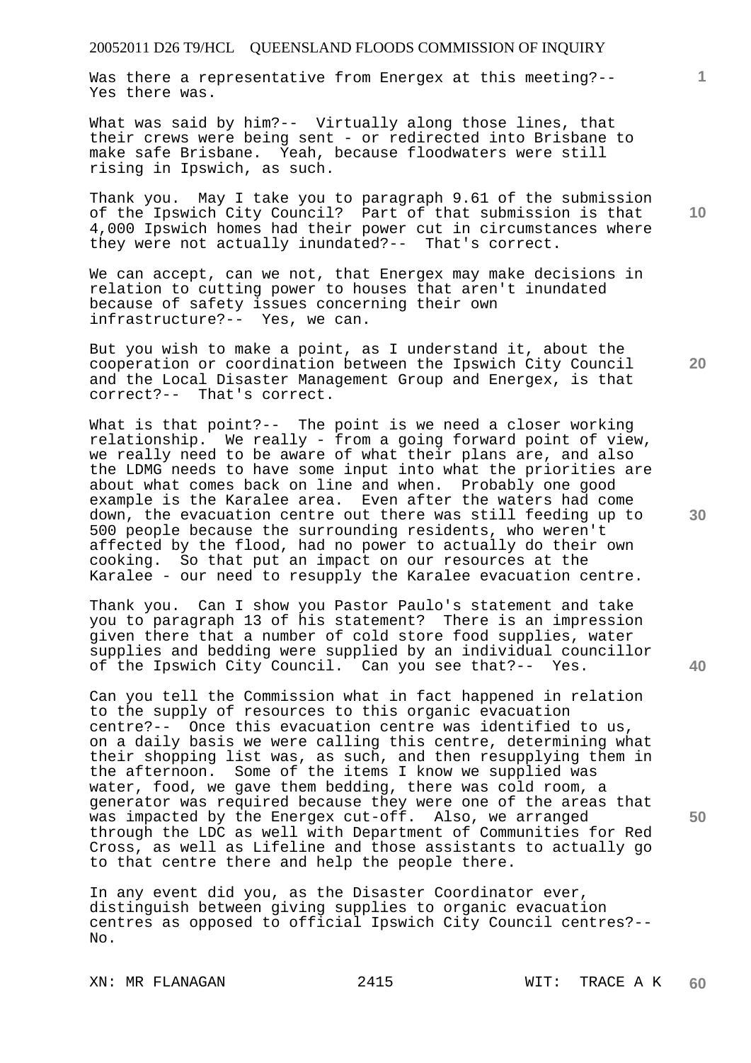Was there a representative from Energex at this meeting?-- Yes there was.

What was said by him?-- Virtually along those lines, that their crews were being sent - or redirected into Brisbane to make safe Brisbane. Yeah, because floodwaters were still rising in Ipswich, as such.

Thank you. May I take you to paragraph 9.61 of the submission of the Ipswich City Council? Part of that submission is that 4,000 Ipswich homes had their power cut in circumstances where they were not actually inundated?-- That's correct.

We can accept, can we not, that Energex may make decisions in relation to cutting power to houses that aren't inundated because of safety issues concerning their own infrastructure?-- Yes, we can.

But you wish to make a point, as I understand it, about the cooperation or coordination between the Ipswich City Council and the Local Disaster Management Group and Energex, is that correct?-- That's correct.

What is that point?-- The point is we need a closer working relationship. We really - from a going forward point of view, we really need to be aware of what their plans are, and also the LDMG needs to have some input into what the priorities are about what comes back on line and when. Probably one good example is the Karalee area. Even after the waters had come down, the evacuation centre out there was still feeding up to 500 people because the surrounding residents, who weren't affected by the flood, had no power to actually do their own cooking. So that put an impact on our resources at the Karalee - our need to resupply the Karalee evacuation centre.

Thank you. Can I show you Pastor Paulo's statement and take you to paragraph 13 of his statement? There is an impression given there that a number of cold store food supplies, water supplies and bedding were supplied by an individual councillor of the Ipswich City Council. Can you see that?-- Yes.

Can you tell the Commission what in fact happened in relation to the supply of resources to this organic evacuation centre?-- Once this evacuation centre was identified to us, on a daily basis we were calling this centre, determining what their shopping list was, as such, and then resupplying them in the afternoon. Some of the items I know we supplied was water, food, we gave them bedding, there was cold room, a generator was required because they were one of the areas that was impacted by the Energex cut-off. Also, we arranged through the LDC as well with Department of Communities for Red Cross, as well as Lifeline and those assistants to actually go to that centre there and help the people there.

In any event did you, as the Disaster Coordinator ever, distinguish between giving supplies to organic evacuation centres as opposed to official Ipswich City Council centres?-- No.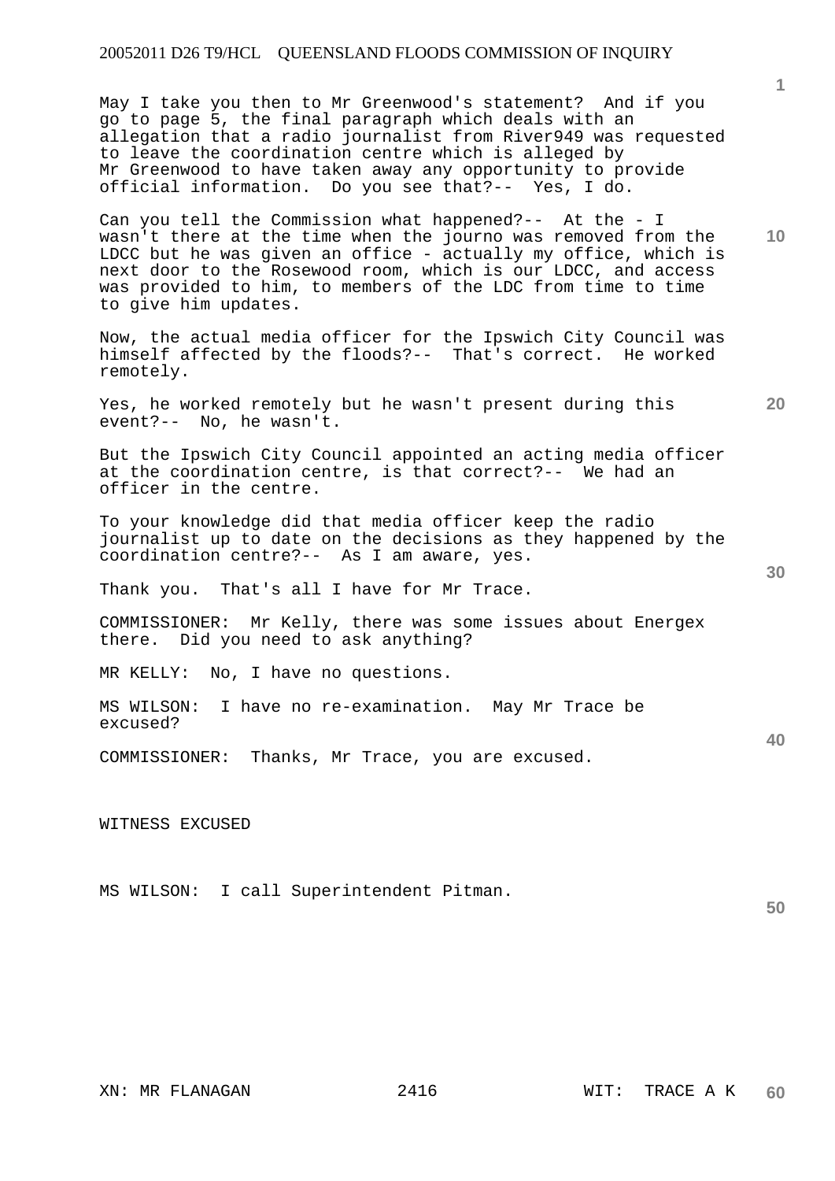May I take you then to Mr Greenwood's statement? And if you go to page 5, the final paragraph which deals with an allegation that a radio journalist from River949 was requested to leave the coordination centre which is alleged by Mr Greenwood to have taken away any opportunity to provide official information. Do you see that?-- Yes, I do.

Can you tell the Commission what happened?-- At the - I wasn't there at the time when the journo was removed from the LDCC but he was given an office - actually my office, which is next door to the Rosewood room, which is our LDCC, and access was provided to him, to members of the LDC from time to time to give him updates.

Now, the actual media officer for the Ipswich City Council was himself affected by the floods?-- That's correct. He worked remotely.

Yes, he worked remotely but he wasn't present during this event?-- No, he wasn't.

But the Ipswich City Council appointed an acting media officer at the coordination centre, is that correct?-- We had an officer in the centre.

To your knowledge did that media officer keep the radio journalist up to date on the decisions as they happened by the coordination centre?-- As I am aware, yes.

Thank you. That's all I have for Mr Trace.

COMMISSIONER: Mr Kelly, there was some issues about Energex there. Did you need to ask anything?

MR KELLY: No, I have no questions.

MS WILSON: I have no re-examination. May Mr Trace be excused?

COMMISSIONER: Thanks, Mr Trace, you are excused.

WITNESS EXCUSED

MS WILSON: I call Superintendent Pitman.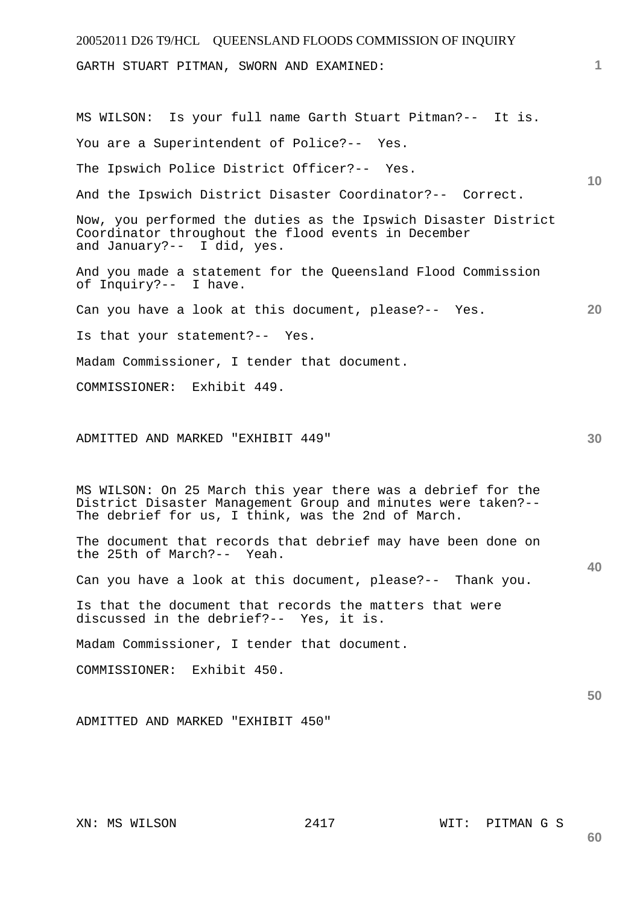GARTH STUART PITMAN, SWORN AND EXAMINED:

MS WILSON: Is your full name Garth Stuart Pitman?-- It is.

You are a Superintendent of Police?-- Yes.

The Ipswich Police District Officer?-- Yes.

And the Ipswich District Disaster Coordinator?-- Correct.

Now, you performed the duties as the Ipswich Disaster District Coordinator throughout the flood events in December and January?-- I did, yes.

And you made a statement for the Queensland Flood Commission of Inquiry?-- I have.

Can you have a look at this document, please?-- Yes.

Is that your statement?-- Yes.

Madam Commissioner, I tender that document.

COMMISSIONER: Exhibit 449.

ADMITTED AND MARKED "EXHIBIT 449"

MS WILSON: On 25 March this year there was a debrief for the District Disaster Management Group and minutes were taken?-- The debrief for us, I think, was the 2nd of March.

The document that records that debrief may have been done on the 25th of March?-- Yeah.

Can you have a look at this document, please?-- Thank you.

Is that the document that records the matters that were discussed in the debrief?-- Yes, it is.

Madam Commissioner, I tender that document.

COMMISSIONER: Exhibit 450.

ADMITTED AND MARKED "EXHIBIT 450"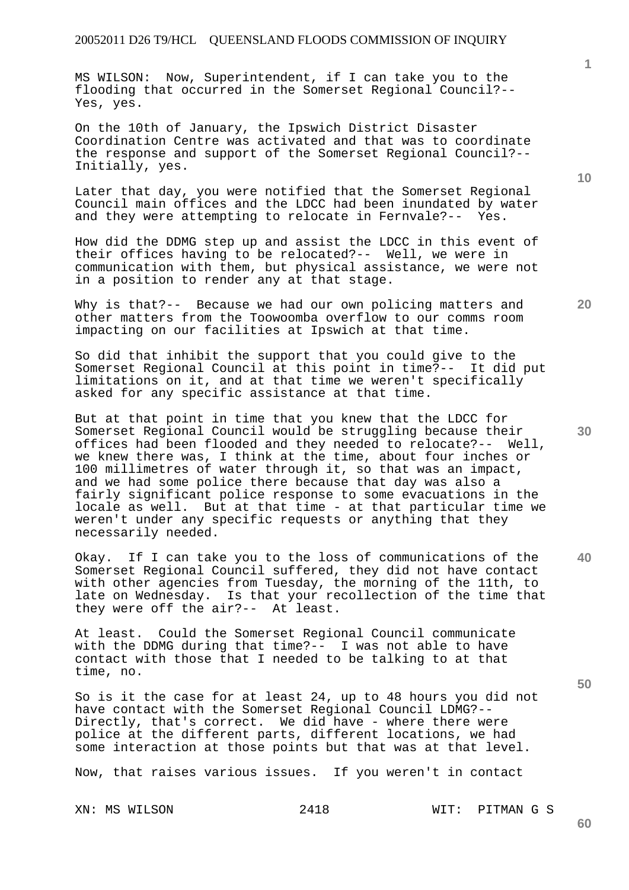MS WILSON: Now, Superintendent, if I can take you to the flooding that occurred in the Somerset Regional Council?-- Yes, yes.

On the 10th of January, the Ipswich District Disaster Coordination Centre was activated and that was to coordinate the response and support of the Somerset Regional Council?-- Initially, yes.

Later that day, you were notified that the Somerset Regional Council main offices and the LDCC had been inundated by water and they were attempting to relocate in Fernvale?-- Yes.

How did the DDMG step up and assist the LDCC in this event of their offices having to be relocated?-- Well, we were in communication with them, but physical assistance, we were not in a position to render any at that stage.

Why is that?-- Because we had our own policing matters and other matters from the Toowoomba overflow to our comms room impacting on our facilities at Ipswich at that time.

So did that inhibit the support that you could give to the Somerset Regional Council at this point in time?-- It did put limitations on it, and at that time we weren't specifically asked for any specific assistance at that time.

But at that point in time that you knew that the LDCC for Somerset Regional Council would be struggling because their offices had been flooded and they needed to relocate?-- Well, we knew there was, I think at the time, about four inches or 100 millimetres of water through it, so that was an impact, and we had some police there because that day was also a fairly significant police response to some evacuations in the locale as well. But at that time - at that particular time we weren't under any specific requests or anything that they necessarily needed.

Okay. If I can take you to the loss of communications of the Somerset Regional Council suffered, they did not have contact with other agencies from Tuesday, the morning of the 11th, to late on Wednesday. Is that your recollection of the time that they were off the air?-- At least.

At least. Could the Somerset Regional Council communicate with the DDMG during that time?-- I was not able to have contact with those that I needed to be talking to at that time, no.

So is it the case for at least 24, up to 48 hours you did not have contact with the Somerset Regional Council LDMG?-- Directly, that's correct. We did have - where there were police at the different parts, different locations, we had some interaction at those points but that was at that level.

Now, that raises various issues. If you weren't in contact

XN: MS WILSON &emsp; WIT: PITMAN G S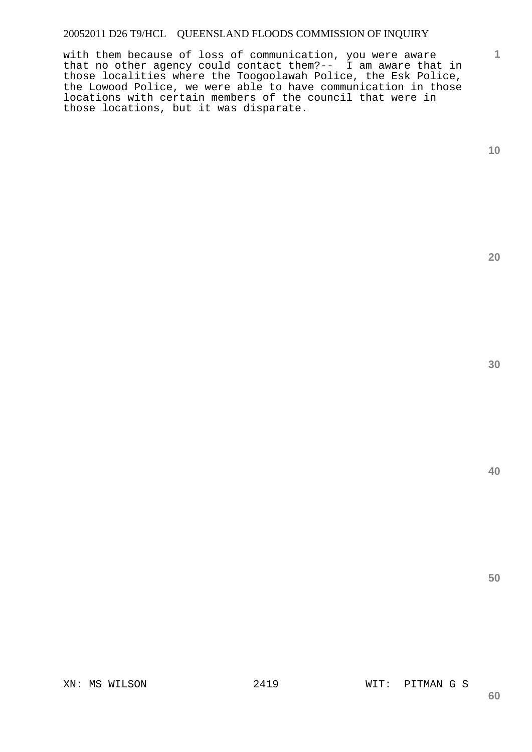with them because of loss of communication, you were aware that no other agency could contact them?-- I am aware that in those localities where the Toogoolawah Police, the Esk Police, the Lowood Police, we were able to have communication in those locations with certain members of the council that were in those locations, but it was disparate.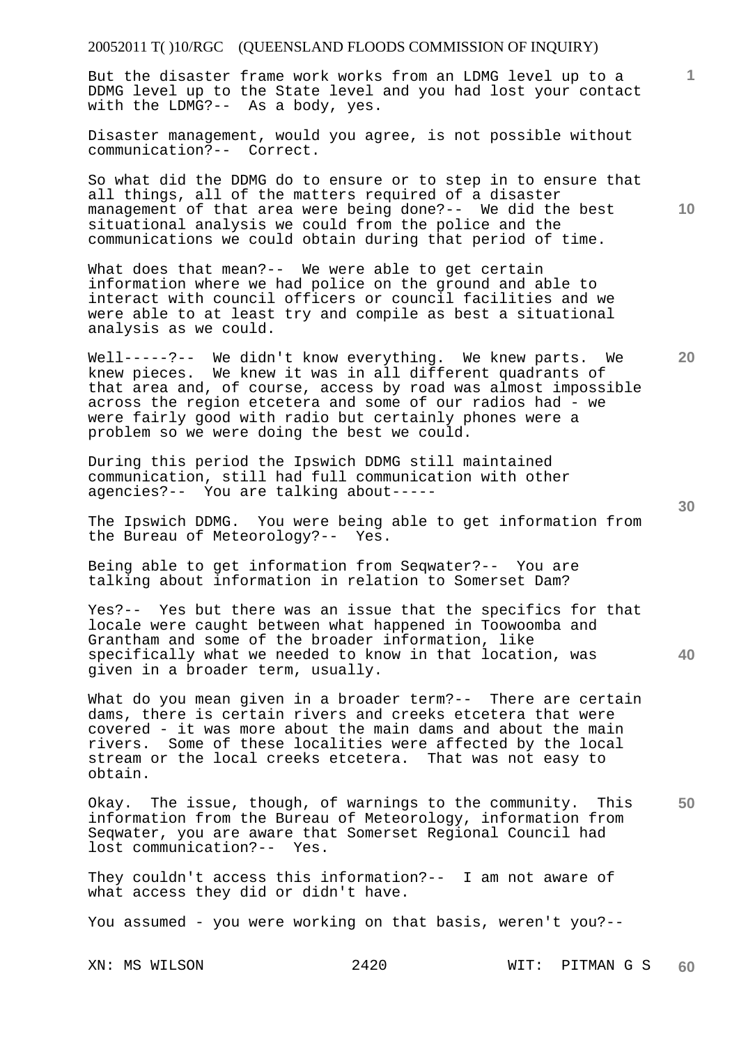But the disaster frame work works from an LDMG level up to a DDMG level up to the State level and you had lost your contact with the LDMG?-- As a body, yes.

Disaster management, would you agree, is not possible without communication?-- Correct.

So what did the DDMG do to ensure or to step in to ensure that all things, all of the matters required of a disaster management of that area were being done?-- We did the best situational analysis we could from the police and the communications we could obtain during that period of time.

What does that mean?-- We were able to get certain information where we had police on the ground and able to interact with council officers or council facilities and we were able to at least try and compile as best a situational analysis as we could.

Well-----?-- We didn't know everything. We knew parts. We knew pieces. We knew it was in all different quadrants of that area and, of course, access by road was almost impossible across the region etcetera and some of our radios had - we were fairly good with radio but certainly phones were a problem so we were doing the best we could.

During this period the Ipswich DDMG still maintained communication, still had full communication with other agencies?-- You are talking about-----

The Ipswich DDMG. You were being able to get information from the Bureau of Meteorology?-- Yes.

Being able to get information from Seqwater?-- You are talking about information in relation to Somerset Dam?

Yes?-- Yes but there was an issue that the specifics for that locale were caught between what happened in Toowoomba and Grantham and some of the broader information, like specifically what we needed to know in that location, was given in a broader term, usually.

What do you mean given in a broader term?-- There are certain dams, there is certain rivers and creeks etcetera that were covered - it was more about the main dams and about the main rivers. Some of these localities were affected by the local stream or the local creeks etcetera. That was not easy to obtain.

Okay. The issue, though, of warnings to the community. This information from the Bureau of Meteorology, information from Seqwater, you are aware that Somerset Regional Council had lost communication?-- Yes.

They couldn't access this information?-- I am not aware of what access they did or didn't have.

You assumed - you were working on that basis, weren't you?--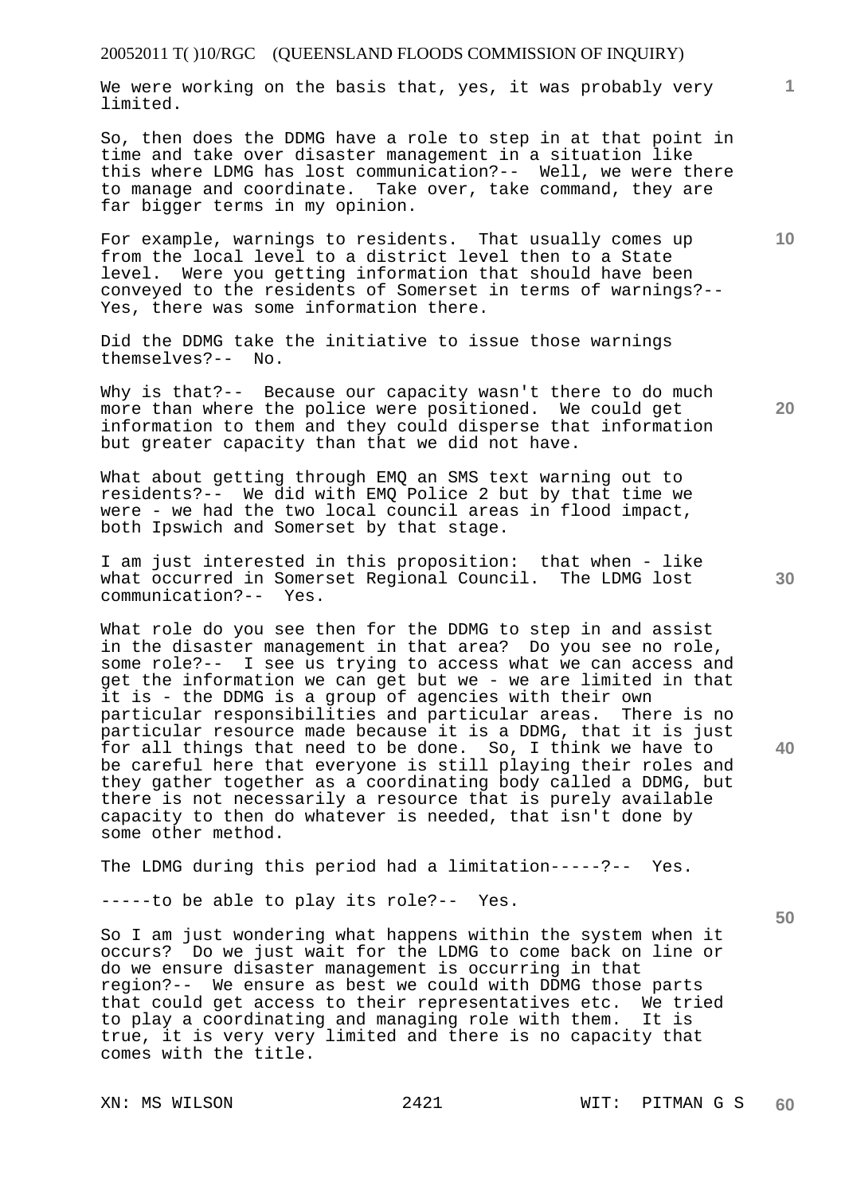We were working on the basis that, yes, it was probably very limited.

So, then does the DDMG have a role to step in at that point in time and take over disaster management in a situation like this where LDMG has lost communication?-- Well, we were there to manage and coordinate. Take over, take command, they are far bigger terms in my opinion.

For example, warnings to residents. That usually comes up from the local level to a district level then to a State level. Were you getting information that should have been conveyed to the residents of Somerset in terms of warnings?-- Yes, there was some information there.

Did the DDMG take the initiative to issue those warnings themselves?-- No.

Why is that?-- Because our capacity wasn't there to do much more than where the police were positioned. We could get information to them and they could disperse that information but greater capacity than that we did not have.

What about getting through EMQ an SMS text warning out to residents?-- We did with EMQ Police 2 but by that time we were - we had the two local council areas in flood impact, both Ipswich and Somerset by that stage.

I am just interested in this proposition: that when - like what occurred in Somerset Regional Council. The LDMG lost communication?-- Yes.

What role do you see then for the DDMG to step in and assist in the disaster management in that area? Do you see no role, some role?-- I see us trying to access what we can access and get the information we can get but we - we are limited in that it is - the DDMG is a group of agencies with their own particular responsibilities and particular areas. There is no particular resource made because it is a DDMG, that it is just for all things that need to be done. So, I think we have to be careful here that everyone is still playing their roles and they gather together as a coordinating body called a DDMG, but there is not necessarily a resource that is purely available capacity to then do whatever is needed, that isn't done by some other method.

The LDMG during this period had a limitation-----?-- Yes.

-----to be able to play its role?-- Yes.

So I am just wondering what happens within the system when it occurs? Do we just wait for the LDMG to come back on line or do we ensure disaster management is occurring in that region?-- We ensure as best we could with DDMG those parts that could get access to their representatives etc. We tried to play a coordinating and managing role with them. It is true, it is very very limited and there is no capacity that comes with the title.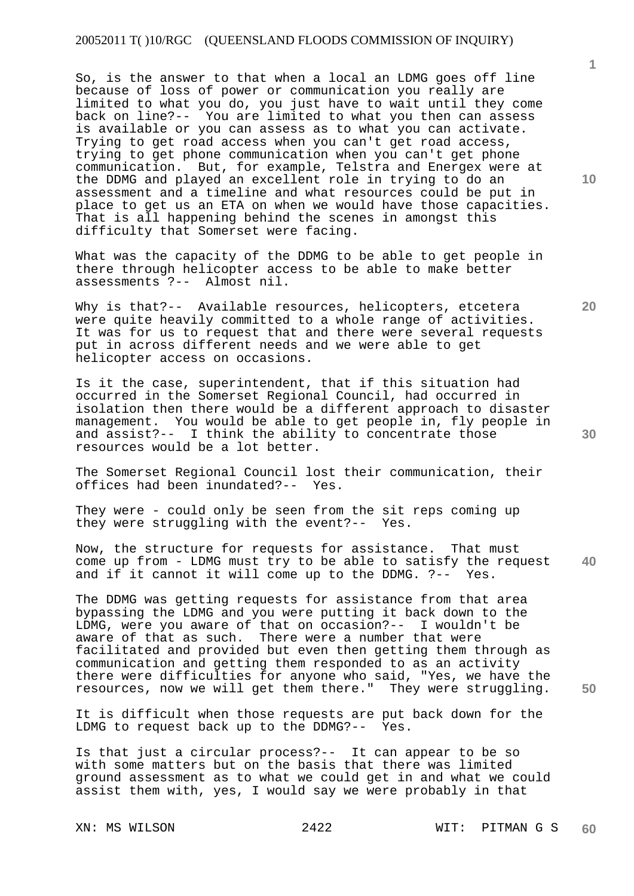So, is the answer to that when a local an LDMG goes off line because of loss of power or communication you really are limited to what you do, you just have to wait until they come back on line?-- You are limited to what you then can assess is available or you can assess as to what you can activate. Trying to get road access when you can't get road access, trying to get phone communication when you can't get phone communication. But, for example, Telstra and Energex were at the DDMG and played an excellent role in trying to do an assessment and a timeline and what resources could be put in place to get us an ETA on when we would have those capacities. That is all happening behind the scenes in amongst this difficulty that Somerset were facing.

What was the capacity of the DDMG to be able to get people in there through helicopter access to be able to make better assessments ?-- Almost nil.

Why is that?-- Available resources, helicopters, etcetera were quite heavily committed to a whole range of activities. It was for us to request that and there were several requests put in across different needs and we were able to get helicopter access on occasions.

Is it the case, superintendent, that if this situation had occurred in the Somerset Regional Council, had occurred in isolation then there would be a different approach to disaster management. You would be able to get people in, fly people in and assist?-- I think the ability to concentrate those resources would be a lot better.

The Somerset Regional Council lost their communication, their offices had been inundated?-- Yes.

They were - could only be seen from the sit reps coming up they were struggling with the event?-- Yes.

Now, the structure for requests for assistance. That must come up from - LDMG must try to be able to satisfy the request and if it cannot it will come up to the DDMG. ?-- Yes.

The DDMG was getting requests for assistance from that area bypassing the LDMG and you were putting it back down to the LDMG, were you aware of that on occasion?-- I wouldn't be aware of that as such. There were a number that were facilitated and provided but even then getting them through as communication and getting them responded to as an activity there were difficulties for anyone who said, "Yes, we have the resources, now we will get them there." They were struggling.

It is difficult when those requests are put back down for the LDMG to request back up to the DDMG?-- Yes.

Is that just a circular process?-- It can appear to be so with some matters but on the basis that there was limited ground assessment as to what we could get in and what we could assist them with, yes, I would say we were probably in that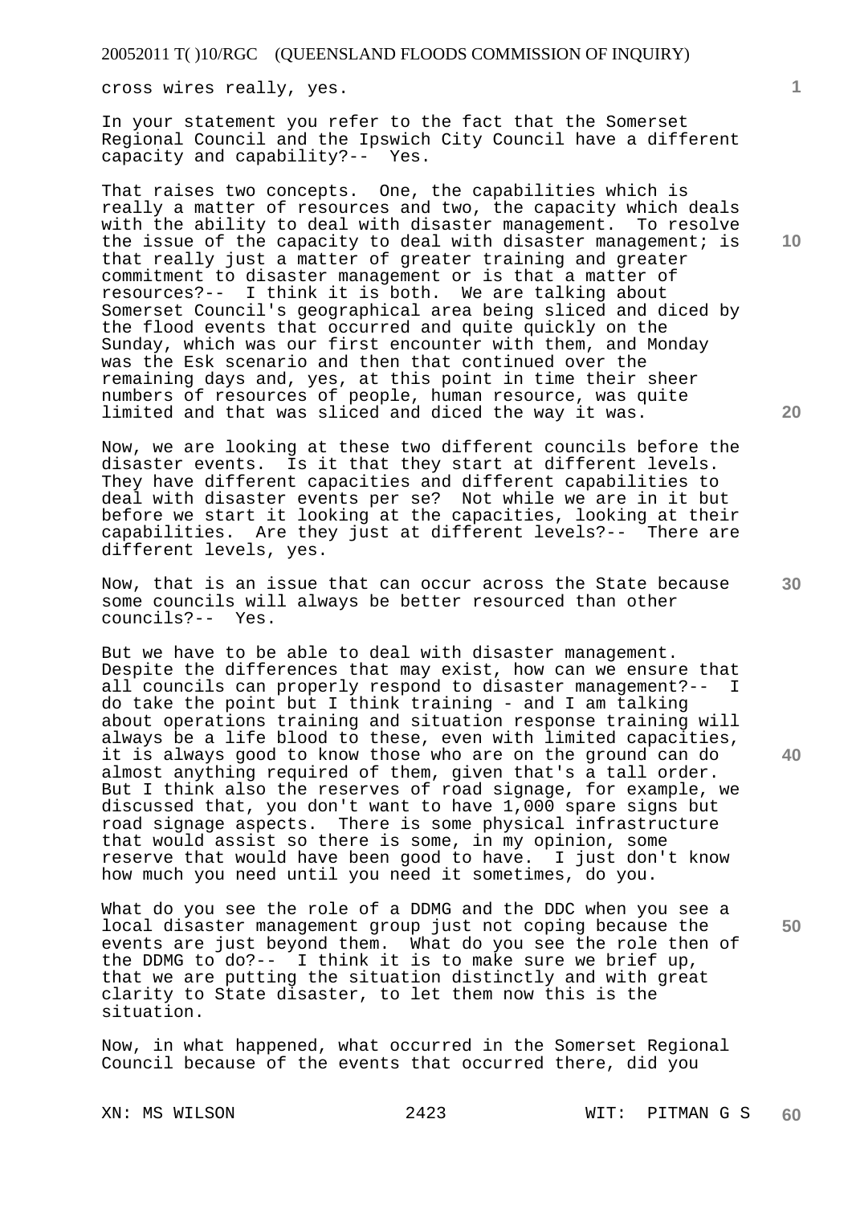cross wires really, yes.

In your statement you refer to the fact that the Somerset Regional Council and the Ipswich City Council have a different capacity and capability?-- Yes.

That raises two concepts. One, the capabilities which is really a matter of resources and two, the capacity which deals with the ability to deal with disaster management. To resolve the issue of the capacity to deal with disaster management; is that really just a matter of greater training and greater commitment to disaster management or is that a matter of resources?-- I think it is both. We are talking about Somerset Council's geographical area being sliced and diced by the flood events that occurred and quite quickly on the Sunday, which was our first encounter with them, and Monday was the Esk scenario and then that continued over the remaining days and, yes, at this point in time their sheer numbers of resources of people, human resource, was quite limited and that was sliced and diced the way it was.

Now, we are looking at these two different councils before the disaster events. Is it that they start at different levels. They have different capacities and different capabilities to deal with disaster events per se? Not while we are in it but before we start it looking at the capacities, looking at their capabilities. Are they just at different levels?-- There are different levels, yes.

Now, that is an issue that can occur across the State because some councils will always be better resourced than other councils?-- Yes.

But we have to be able to deal with disaster management. Despite the differences that may exist, how can we ensure that all councils can properly respond to disaster management?-- I do take the point but I think training - and I am talking about operations training and situation response training will always be a life blood to these, even with limited capacities, it is always good to know those who are on the ground can do almost anything required of them, given that's a tall order. But I think also the reserves of road signage, for example, we discussed that, you don't want to have 1,000 spare signs but road signage aspects. There is some physical infrastructure that would assist so there is some, in my opinion, some reserve that would have been good to have. I just don't know how much you need until you need it sometimes, do you.

What do you see the role of a DDMG and the DDC when you see a local disaster management group just not coping because the events are just beyond them. What do you see the role then of the DDMG to do?-- I think it is to make sure we brief up, that we are putting the situation distinctly and with great clarity to State disaster, to let them now this is the situation.

Now, in what happened, what occurred in the Somerset Regional Council because of the events that occurred there, did you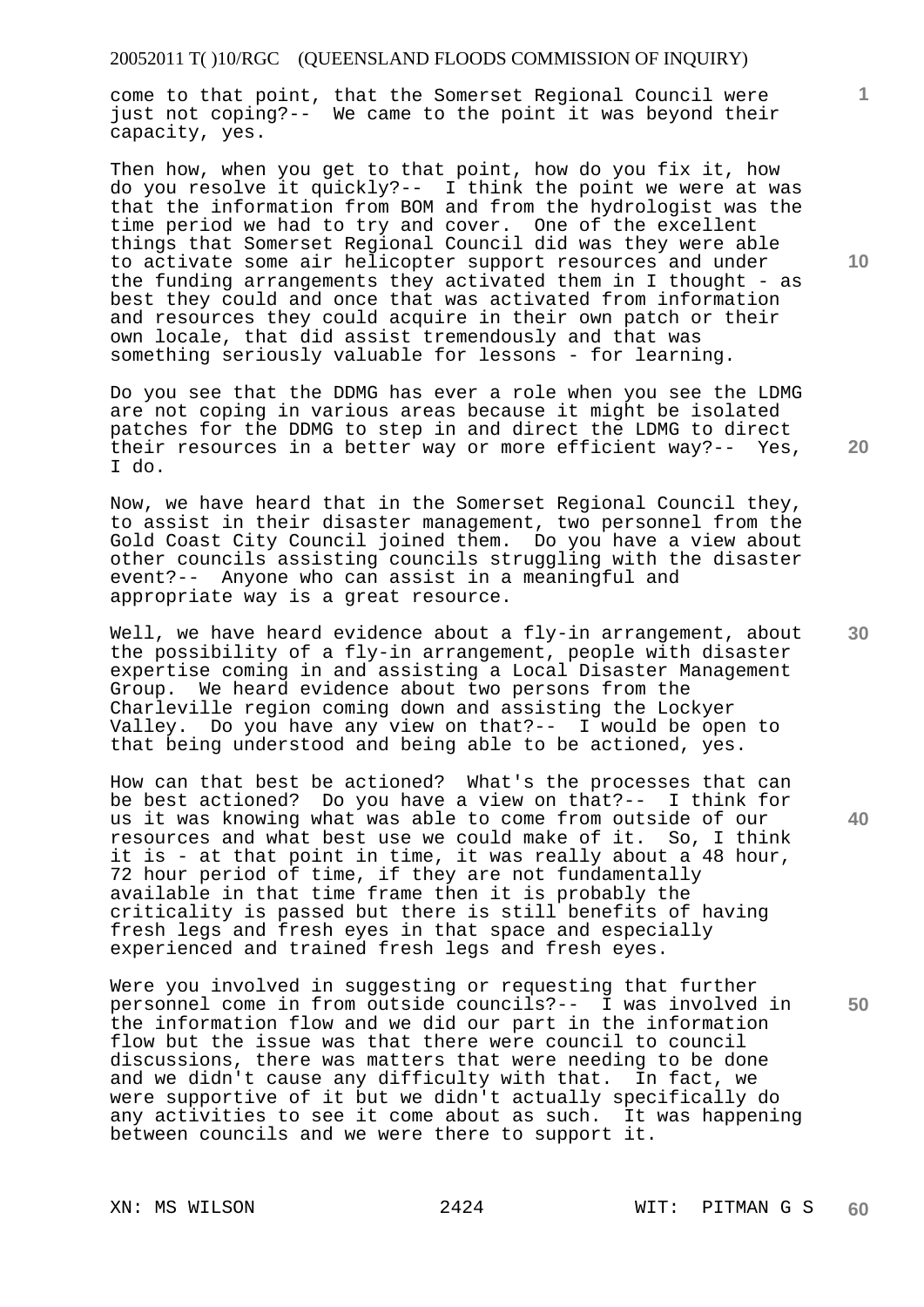come to that point, that the Somerset Regional Council were just not coping?-- We came to the point it was beyond their capacity, yes.

Then how, when you get to that point, how do you fix it, how do you resolve it quickly?-- I think the point we were at was that the information from BOM and from the hydrologist was the time period we had to try and cover. One of the excellent things that Somerset Regional Council did was they were able to activate some air helicopter support resources and under the funding arrangements they activated them in I thought - as best they could and once that was activated from information and resources they could acquire in their own patch or their own locale, that did assist tremendously and that was something seriously valuable for lessons - for learning.

Do you see that the DDMG has ever a role when you see the LDMG are not coping in various areas because it might be isolated patches for the DDMG to step in and direct the LDMG to direct their resources in a better way or more efficient way?-- Yes, I do.

Now, we have heard that in the Somerset Regional Council they, to assist in their disaster management, two personnel from the Gold Coast City Council joined them. Do you have a view about other councils assisting councils struggling with the disaster event?-- Anyone who can assist in a meaningful and appropriate way is a great resource.

Well, we have heard evidence about a fly-in arrangement, about the possibility of a fly-in arrangement, people with disaster expertise coming in and assisting a Local Disaster Management Group. We heard evidence about two persons from the Charleville region coming down and assisting the Lockyer Valley. Do you have any view on that?-- I would be open to that being understood and being able to be actioned, yes.

How can that best be actioned? What's the processes that can be best actioned? Do you have a view on that?-- I think for us it was knowing what was able to come from outside of our resources and what best use we could make of it. So, I think it is - at that point in time, it was really about a 48 hour, 72 hour period of time, if they are not fundamentally available in that time frame then it is probably the criticality is passed but there is still benefits of having fresh legs and fresh eyes in that space and especially experienced and trained fresh legs and fresh eyes.

Were you involved in suggesting or requesting that further personnel come in from outside councils?-- I was involved in the information flow and we did our part in the information flow but the issue was that there were council to council discussions, there was matters that were needing to be done and we didn't cause any difficulty with that. In fact, we were supportive of it but we didn't actually specifically do any activities to see it come about as such. It was happening between councils and we were there to support it.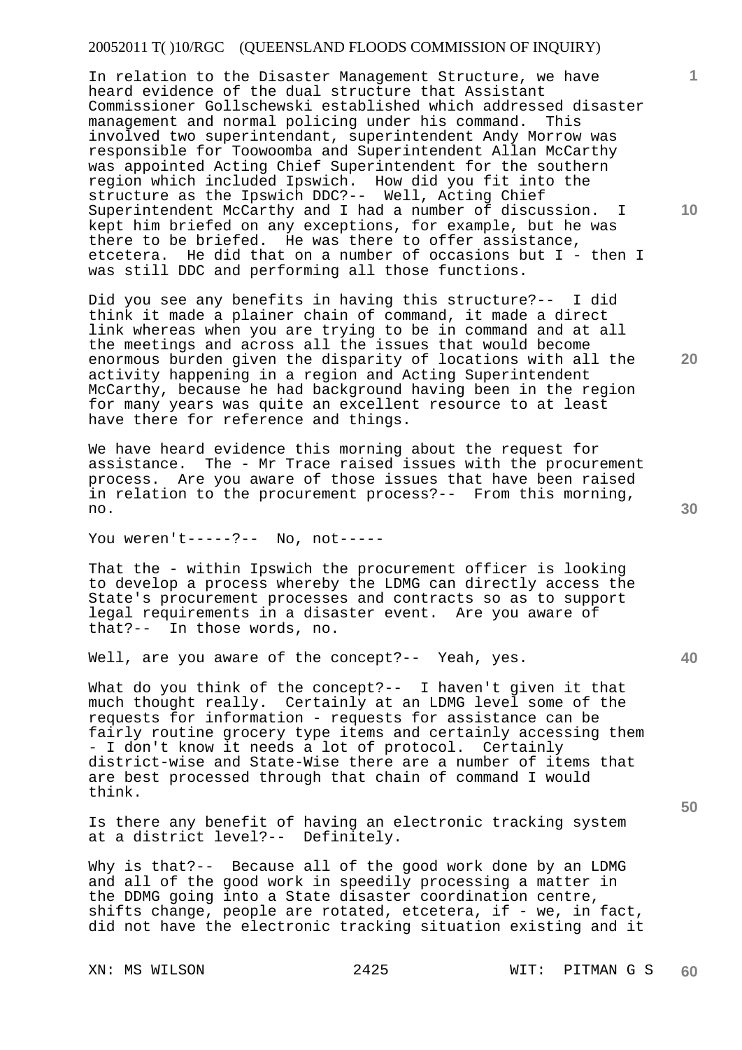In relation to the Disaster Management Structure, we have heard evidence of the dual structure that Assistant Commissioner Gollschewski established which addressed disaster management and normal policing under his command. This involved two superintendant, superintendent Andy Morrow was responsible for Toowoomba and Superintendent Allan McCarthy was appointed Acting Chief Superintendent for the southern region which included Ipswich. How did you fit into the structure as the Ipswich DDC?-- Well, Acting Chief Superintendent McCarthy and I had a number of discussion. I kept him briefed on any exceptions, for example, but he was there to be briefed. He was there to offer assistance, etcetera. He did that on a number of occasions but I - then I was still DDC and performing all those functions.

Did you see any benefits in having this structure?-- I did think it made a plainer chain of command, it made a direct link whereas when you are trying to be in command and at all the meetings and across all the issues that would become enormous burden given the disparity of locations with all the activity happening in a region and Acting Superintendent McCarthy, because he had background having been in the region for many years was quite an excellent resource to at least have there for reference and things.

We have heard evidence this morning about the request for assistance. The - Mr Trace raised issues with the procurement process. Are you aware of those issues that have been raised in relation to the procurement process?-- From this morning, no.

You weren't-----?-- No, not-----

That the - within Ipswich the procurement officer is looking to develop a process whereby the LDMG can directly access the State's procurement processes and contracts so as to support legal requirements in a disaster event. Are you aware of that?-- In those words, no.

Well, are you aware of the concept?-- Yeah, yes.

What do you think of the concept?-- I haven't given it that much thought really. Certainly at an LDMG level some of the requests for information - requests for assistance can be fairly routine grocery type items and certainly accessing them - I don't know it needs a lot of protocol. Certainly district-wise and State-Wise there are a number of items that are best processed through that chain of command I would think.

Is there any benefit of having an electronic tracking system at a district level?-- Definitely.

Why is that?-- Because all of the good work done by an LDMG and all of the good work in speedily processing a matter in the DDMG going into a State disaster coordination centre, shifts change, people are rotated, etcetera, if - we, in fact, did not have the electronic tracking situation existing and it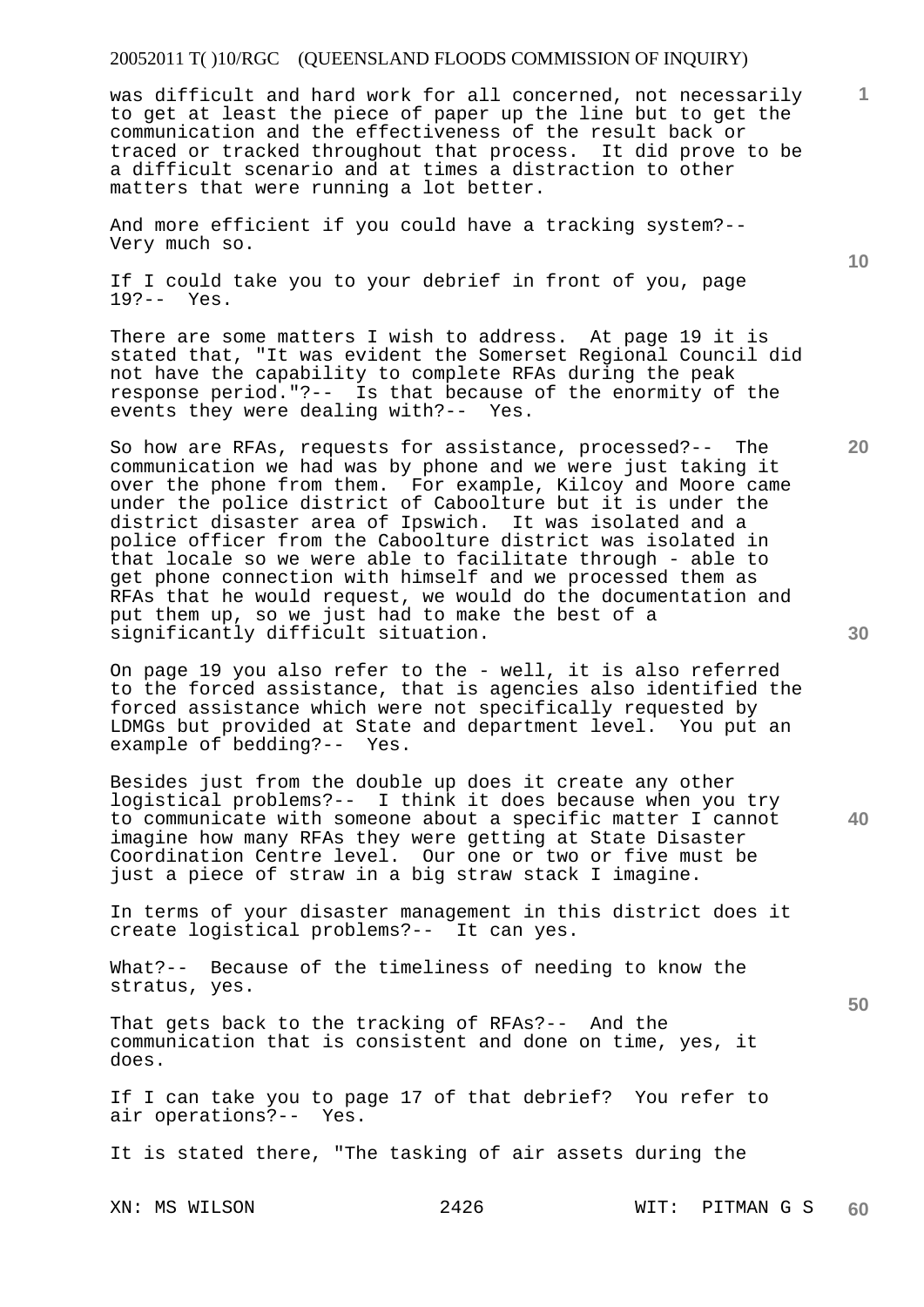was difficult and hard work for all concerned, not necessarily to get at least the piece of paper up the line but to get the communication and the effectiveness of the result back or traced or tracked throughout that process. It did prove to be a difficult scenario and at times a distraction to other matters that were running a lot better.

And more efficient if you could have a tracking system?-- Very much so.

If I could take you to your debrief in front of you, page 19?-- Yes.

There are some matters I wish to address. At page 19 it is stated that, "It was evident the Somerset Regional Council did not have the capability to complete RFAs during the peak response period."?-- Is that because of the enormity of the events they were dealing with?-- Yes.

So how are RFAs, requests for assistance, processed?-- The communication we had was by phone and we were just taking it over the phone from them. For example, Kilcoy and Moore came under the police district of Caboolture but it is under the district disaster area of Ipswich. It was isolated and a police officer from the Caboolture district was isolated in that locale so we were able to facilitate through - able to get phone connection with himself and we processed them as RFAs that he would request, we would do the documentation and put them up, so we just had to make the best of a significantly difficult situation.

On page 19 you also refer to the - well, it is also referred to the forced assistance, that is agencies also identified the forced assistance which were not specifically requested by LDMGs but provided at State and department level. You put an example of bedding?-- Yes.

Besides just from the double up does it create any other logistical problems?-- I think it does because when you try to communicate with someone about a specific matter I cannot imagine how many RFAs they were getting at State Disaster Coordination Centre level. Our one or two or five must be just a piece of straw in a big straw stack I imagine.

In terms of your disaster management in this district does it create logistical problems?-- It can yes.

What?-- Because of the timeliness of needing to know the stratus, yes.

That gets back to the tracking of RFAs?-- And the communication that is consistent and done on time, yes, it does.

If I can take you to page 17 of that debrief? You refer to air operations?-- Yes.

It is stated there, "The tasking of air assets during the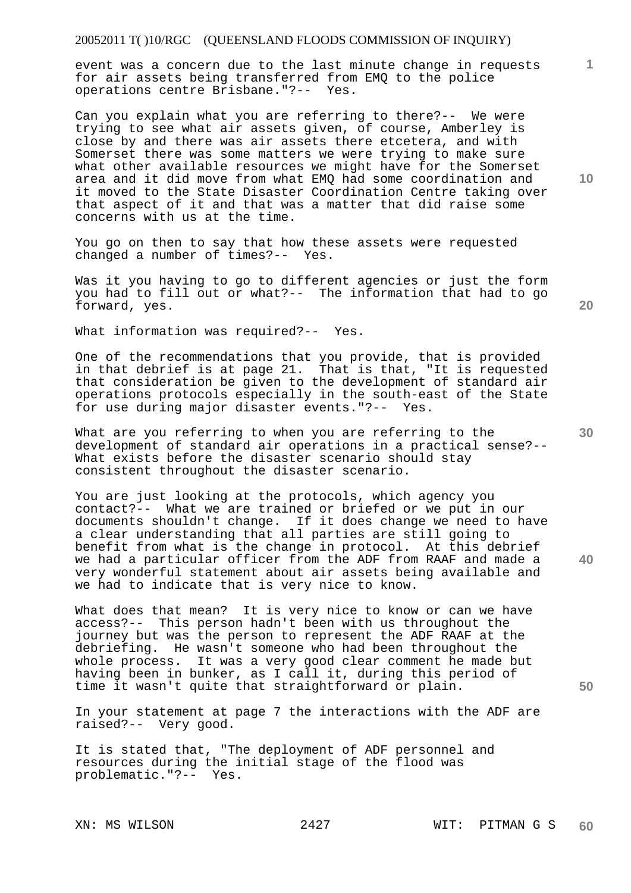event was a concern due to the last minute change in requests for air assets being transferred from EMQ to the police operations centre Brisbane."?-- Yes.

Can you explain what you are referring to there?-- We were trying to see what air assets given, of course, Amberley is close by and there was air assets there etcetera, and with Somerset there was some matters we were trying to make sure what other available resources we might have for the Somerset area and it did move from what EMQ had some coordination and it moved to the State Disaster Coordination Centre taking over that aspect of it and that was a matter that did raise some concerns with us at the time.

You go on then to say that how these assets were requested changed a number of times?-- Yes.

Was it you having to go to different agencies or just the form you had to fill out or what?-- The information that had to go forward, yes.

What information was required?-- Yes.

One of the recommendations that you provide, that is provided in that debrief is at page 21. That is that, "It is requested that consideration be given to the development of standard air operations protocols especially in the south-east of the State for use during major disaster events."?-- Yes.

What are you referring to when you are referring to the development of standard air operations in a practical sense?-- What exists before the disaster scenario should stay consistent throughout the disaster scenario.

You are just looking at the protocols, which agency you contact?-- What we are trained or briefed or we put in our documents shouldn't change. If it does change we need to have a clear understanding that all parties are still going to benefit from what is the change in protocol. At this debrief we had a particular officer from the ADF from RAAF and made a very wonderful statement about air assets being available and we had to indicate that is very nice to know.

What does that mean? It is very nice to know or can we have access?-- This person hadn't been with us throughout the journey but was the person to represent the ADF RAAF at the debriefing. He wasn't someone who had been throughout the whole process. It was a very good clear comment he made but having been in bunker, as I call it, during this period of time it wasn't quite that straightforward or plain.

In your statement at page 7 the interactions with the ADF are raised?-- Very good.

It is stated that, "The deployment of ADF personnel and resources during the initial stage of the flood was problematic."?-- Yes.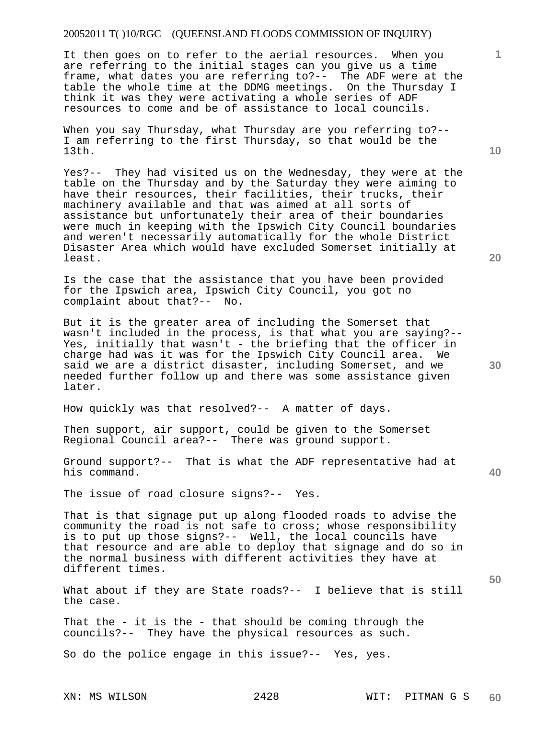It then goes on to refer to the aerial resources. When you are referring to the initial stages can you give us a time frame, what dates you are referring to?-- The ADF were at the table the whole time at the DDMG meetings. On the Thursday I think it was they were activating a whole series of ADF resources to come and be of assistance to local councils.

When you say Thursday, what Thursday are you referring to?-- I am referring to the first Thursday, so that would be the 13th.

Yes?-- They had visited us on the Wednesday, they were at the table on the Thursday and by the Saturday they were aiming to have their resources, their facilities, their trucks, their machinery available and that was aimed at all sorts of assistance but unfortunately their area of their boundaries were much in keeping with the Ipswich City Council boundaries and weren't necessarily automatically for the whole District Disaster Area which would have excluded Somerset initially at least.

Is the case that the assistance that you have been provided for the Ipswich area, Ipswich City Council, you got no complaint about that?-- No.

But it is the greater area of including the Somerset that wasn't included in the process, is that what you are saying?-- Yes, initially that wasn't - the briefing that the officer in charge had was it was for the Ipswich City Council area. We said we are a district disaster, including Somerset, and we needed further follow up and there was some assistance given later.

How quickly was that resolved?-- A matter of days.

Then support, air support, could be given to the Somerset Regional Council area?-- There was ground support.

Ground support?-- That is what the ADF representative had at his command.

The issue of road closure signs?-- Yes.

That is that signage put up along flooded roads to advise the community the road is not safe to cross; whose responsibility is to put up those signs?-- Well, the local councils have that resource and are able to deploy that signage and do so in the normal business with different activities they have at different times.

What about if they are State roads?-- I believe that is still the case.

That the - it is the - that should be coming through the councils?-- They have the physical resources as such.

So do the police engage in this issue?-- Yes, yes.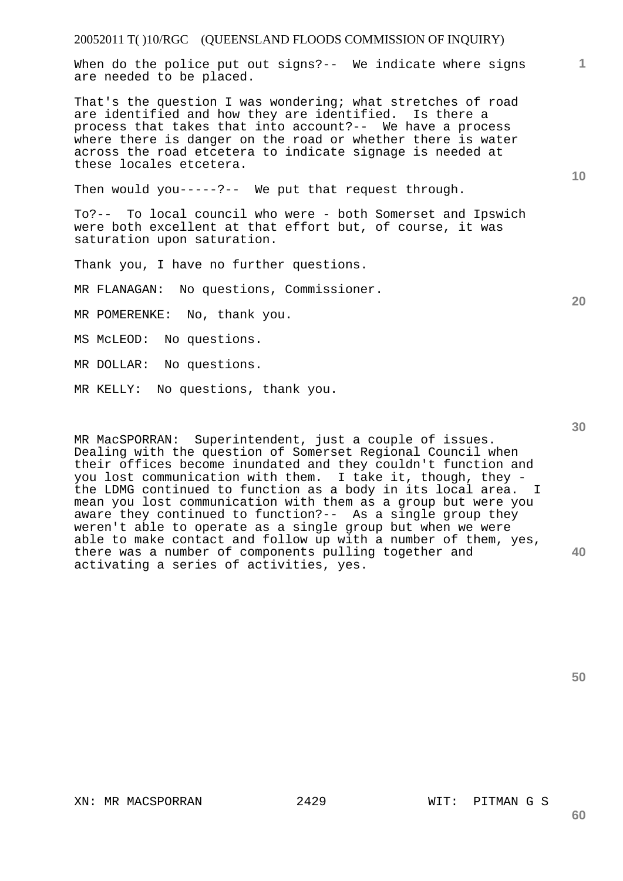When do the police put out signs?-- We indicate where signs are needed to be placed.

That's the question I was wondering; what stretches of road are identified and how they are identified. Is there a process that takes that into account?-- We have a process where there is danger on the road or whether there is water across the road etcetera to indicate signage is needed at these locales etcetera.

Then would you-----?-- We put that request through.

To?-- To local council who were - both Somerset and Ipswich were both excellent at that effort but, of course, it was saturation upon saturation.

Thank you, I have no further questions.

MR FLANAGAN: No questions, Commissioner.

MR POMERENKE: No, thank you.

MS McLEOD: No questions.

MR DOLLAR: No questions.

MR KELLY: No questions, thank you.

MR MacSPORRAN: Superintendent, just a couple of issues. Dealing with the question of Somerset Regional Council when their offices become inundated and they couldn't function and you lost communication with them. I take it, though, they - the LDMG continued to function as a body in its local area. I mean you lost communication with them as a group but were you aware they continued to function?-- As a single group they weren't able to operate as a single group but when we were able to make contact and follow up with a number of them, yes, there was a number of components pulling together and activating a series of activities, yes.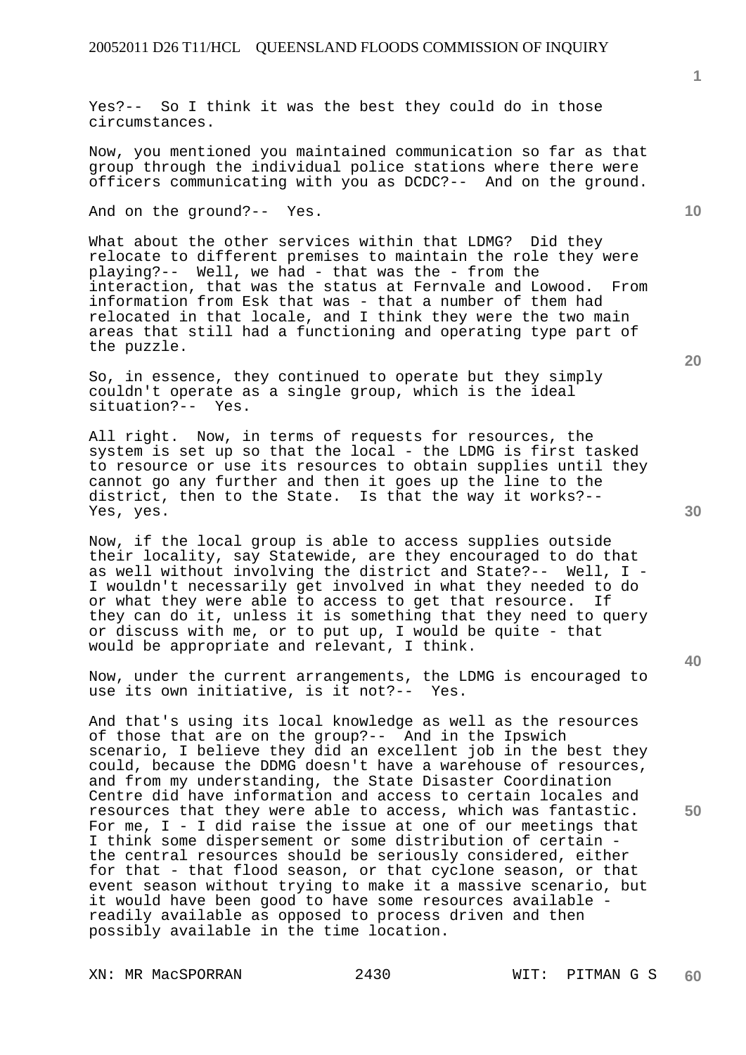Yes?-- So I think it was the best they could do in those circumstances.

Now, you mentioned you maintained communication so far as that group through the individual police stations where there were officers communicating with you as DCDC?-- And on the ground.

And on the ground?-- Yes.

What about the other services within that LDMG? Did they relocate to different premises to maintain the role they were playing?-- Well, we had - that was the - from the interaction, that was the status at Fernvale and Lowood. From information from Esk that was - that a number of them had relocated in that locale, and I think they were the two main areas that still had a functioning and operating type part of the puzzle.

So, in essence, they continued to operate but they simply couldn't operate as a single group, which is the ideal situation?-- Yes.

All right. Now, in terms of requests for resources, the system is set up so that the local - the LDMG is first tasked to resource or use its resources to obtain supplies until they cannot go any further and then it goes up the line to the district, then to the State. Is that the way it works?-- Yes, yes.

Now, if the local group is able to access supplies outside their locality, say Statewide, are they encouraged to do that as well without involving the district and State?-- Well, I - I wouldn't necessarily get involved in what they needed to do or what they were able to access to get that resource. If they can do it, unless it is something that they need to query or discuss with me, or to put up, I would be quite - that would be appropriate and relevant, I think.

Now, under the current arrangements, the LDMG is encouraged to use its own initiative, is it not?-- Yes.

And that's using its local knowledge as well as the resources of those that are on the group?-- And in the Ipswich scenario, I believe they did an excellent job in the best they could, because the DDMG doesn't have a warehouse of resources, and from my understanding, the State Disaster Coordination Centre did have information and access to certain locales and resources that they were able to access, which was fantastic. For me, I - I did raise the issue at one of our meetings that I think some dispersement or some distribution of certain - the central resources should be seriously considered, either for that - that flood season, or that cyclone season, or that event season without trying to make it a massive scenario, but it would have been good to have some resources available - readily available as opposed to process driven and then possibly available in the time location.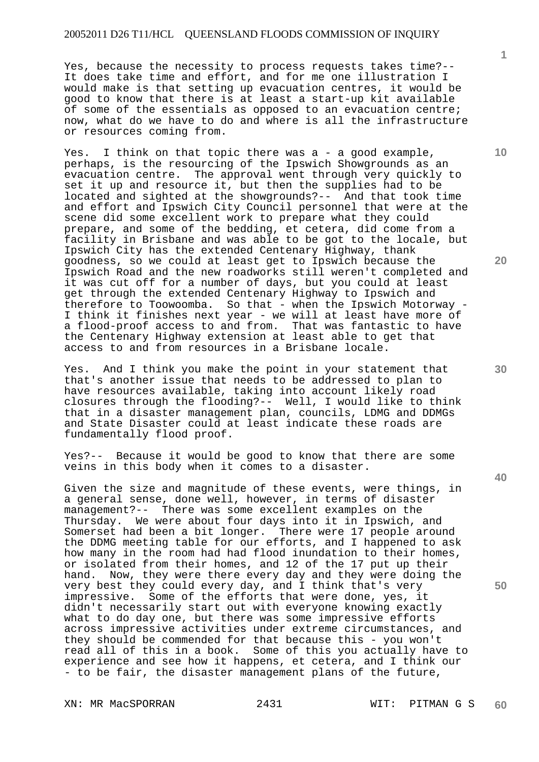Yes, because the necessity to process requests takes time?-- It does take time and effort, and for me one illustration I would make is that setting up evacuation centres, it would be good to know that there is at least a start-up kit available of some of the essentials as opposed to an evacuation centre; now, what do we have to do and where is all the infrastructure or resources coming from.

Yes. I think on that topic there was a - a good example, perhaps, is the resourcing of the Ipswich Showgrounds as an evacuation centre. The approval went through very quickly to set it up and resource it, but then the supplies had to be located and sighted at the showgrounds?-- And that took time and effort and Ipswich City Council personnel that were at the scene did some excellent work to prepare what they could prepare, and some of the bedding, et cetera, did come from a facility in Brisbane and was able to be got to the locale, but Ipswich City has the extended Centenary Highway, thank goodness, so we could at least get to Ipswich because the Ipswich Road and the new roadworks still weren't completed and it was cut off for a number of days, but you could at least get through the extended Centenary Highway to Ipswich and therefore to Toowoomba. So that - when the Ipswich Motorway - I think it finishes next year - we will at least have more of a flood-proof access to and from. That was fantastic to have the Centenary Highway extension at least able to get that access to and from resources in a Brisbane locale.

Yes. And I think you make the point in your statement that that's another issue that needs to be addressed to plan to have resources available, taking into account likely road closures through the flooding?-- Well, I would like to think that in a disaster management plan, councils, LDMG and DDMGs and State Disaster could at least indicate these roads are fundamentally flood proof.

Yes?-- Because it would be good to know that there are some veins in this body when it comes to a disaster.

Given the size and magnitude of these events, were things, in a general sense, done well, however, in terms of disaster management?-- There was some excellent examples on the Thursday. We were about four days into it in Ipswich, and Somerset had been a bit longer. There were 17 people around the DDMG meeting table for our efforts, and I happened to ask how many in the room had had flood inundation to their homes, or isolated from their homes, and 12 of the 17 put up their hand. Now, they were there every day and they were doing the very best they could every day, and I think that's very impressive. Some of the efforts that were done, yes, it didn't necessarily start out with everyone knowing exactly what to do day one, but there was some impressive efforts across impressive activities under extreme circumstances, and they should be commended for that because this - you won't read all of this in a book. Some of this you actually have to experience and see how it happens, et cetera, and I think our - to be fair, the disaster management plans of the future,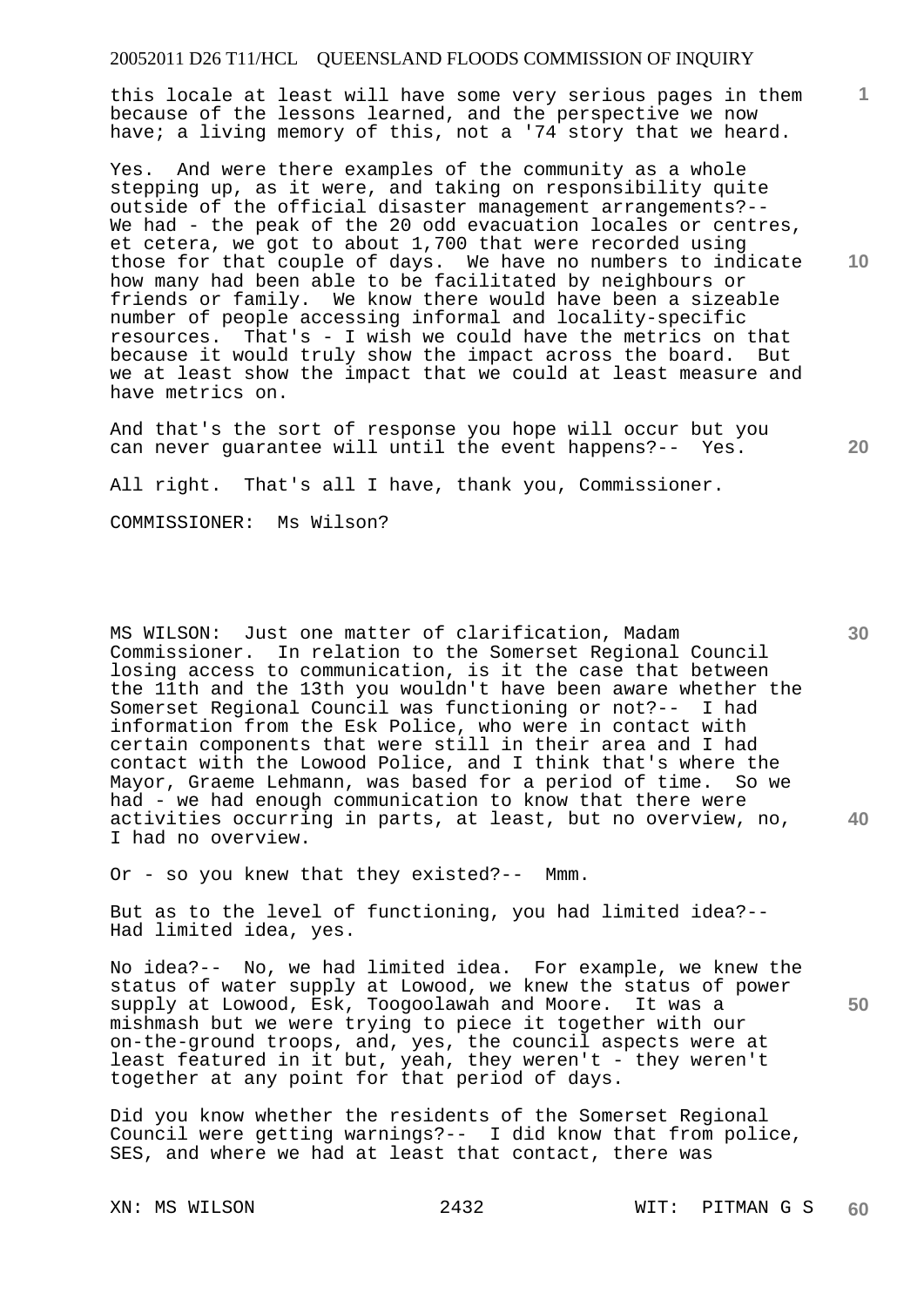this locale at least will have some very serious pages in them because of the lessons learned, and the perspective we now have; a living memory of this, not a '74 story that we heard.

Yes. And were there examples of the community as a whole stepping up, as it were, and taking on responsibility quite outside of the official disaster management arrangements?-- We had - the peak of the 20 odd evacuation locales or centres, et cetera, we got to about 1,700 that were recorded using those for that couple of days. We have no numbers to indicate how many had been able to be facilitated by neighbours or friends or family. We know there would have been a sizeable number of people accessing informal and locality-specific resources. That's - I wish we could have the metrics on that because it would truly show the impact across the board. But we at least show the impact that we could at least measure and have metrics on.

And that's the sort of response you hope will occur but you can never guarantee will until the event happens?-- Yes.

All right. That's all I have, thank you, Commissioner.

COMMISSIONER: Ms Wilson?

MS WILSON: Just one matter of clarification, Madam Commissioner. In relation to the Somerset Regional Council losing access to communication, is it the case that between the 11th and the 13th you wouldn't have been aware whether the Somerset Regional Council was functioning or not?-- I had information from the Esk Police, who were in contact with certain components that were still in their area and I had contact with the Lowood Police, and I think that's where the Mayor, Graeme Lehmann, was based for a period of time. So we had - we had enough communication to know that there were activities occurring in parts, at least, but no overview, no, I had no overview.

Or - so you knew that they existed?-- Mmm.

But as to the level of functioning, you had limited idea?-- Had limited idea, yes.

No idea?-- No, we had limited idea. For example, we knew the status of water supply at Lowood, we knew the status of power supply at Lowood, Esk, Toogoolawah and Moore. It was a mishmash but we were trying to piece it together with our on-the-ground troops, and, yes, the council aspects were at least featured in it but, yeah, they weren't - they weren't together at any point for that period of days.

Did you know whether the residents of the Somerset Regional Council were getting warnings?-- I did know that from police, SES, and where we had at least that contact, there was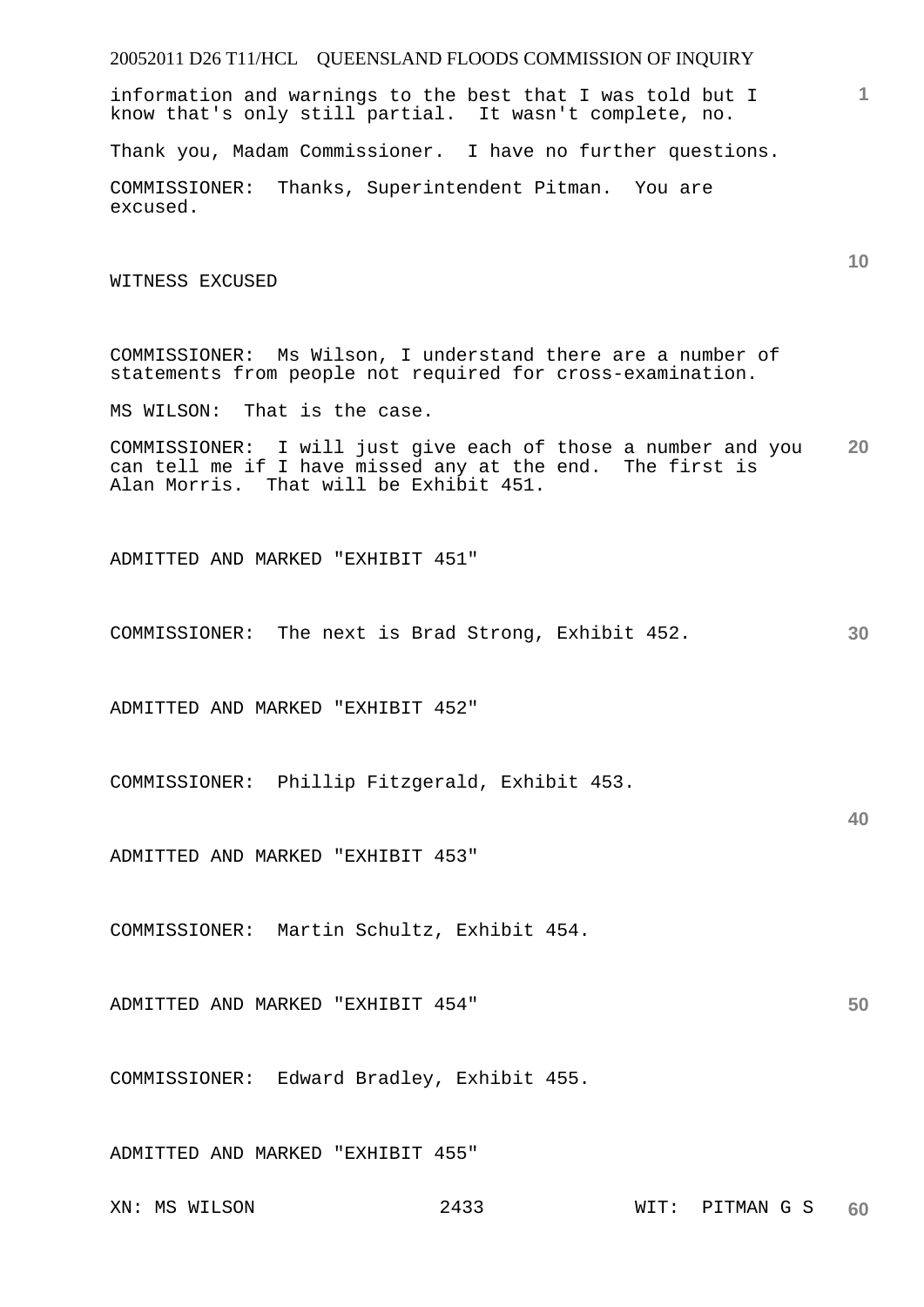information and warnings to the best that I was told but I know that's only still partial. It wasn't complete, no.

Thank you, Madam Commissioner. I have no further questions.

COMMISSIONER: Thanks, Superintendent Pitman. You are excused.

WITNESS EXCUSED

COMMISSIONER: Ms Wilson, I understand there are a number of statements from people not required for cross-examination.

MS WILSON: That is the case.

COMMISSIONER: I will just give each of those a number and you can tell me if I have missed any at the end. The first is Alan Morris. That will be Exhibit 451.

ADMITTED AND MARKED "EXHIBIT 451"

COMMISSIONER: The next is Brad Strong, Exhibit 452.

ADMITTED AND MARKED "EXHIBIT 452"

COMMISSIONER: Phillip Fitzgerald, Exhibit 453.

ADMITTED AND MARKED "EXHIBIT 453"

COMMISSIONER: Martin Schultz, Exhibit 454.

ADMITTED AND MARKED "EXHIBIT 454"

COMMISSIONER: Edward Bradley, Exhibit 455.

ADMITTED AND MARKED "EXHIBIT 455"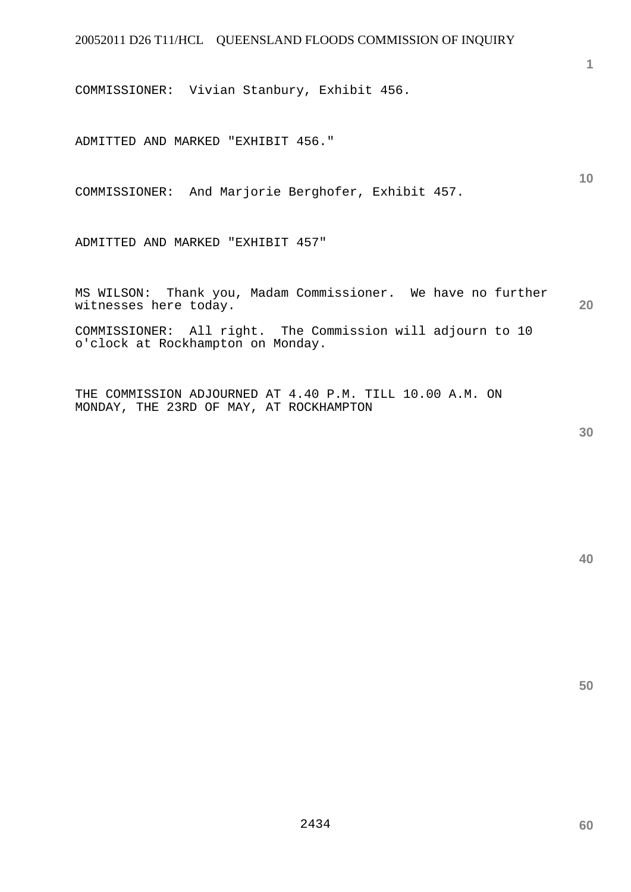COMMISSIONER: Vivian Stanbury, Exhibit 456.

ADMITTED AND MARKED "EXHIBIT 456."

COMMISSIONER: And Marjorie Berghofer, Exhibit 457.

ADMITTED AND MARKED "EXHIBIT 457"

MS WILSON: Thank you, Madam Commissioner. We have no further witnesses here today.

COMMISSIONER: All right. The Commission will adjourn to 10 o'clock at Rockhampton on Monday.

THE COMMISSION ADJOURNED AT 4.40 P.M. TILL 10.00 A.M. ON MONDAY, THE 23RD OF MAY, AT ROCKHAMPTON